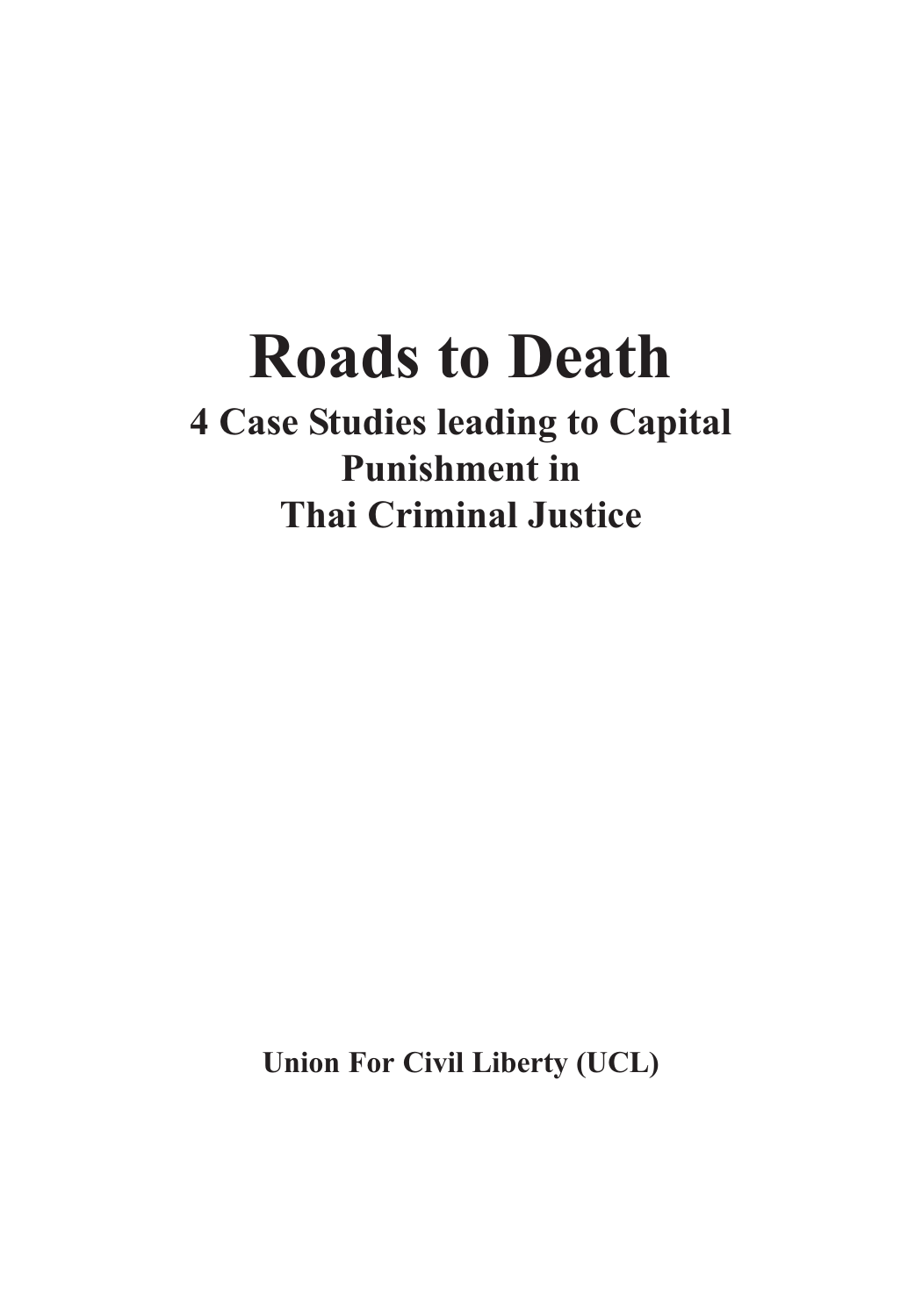# Roads to Death

## 4 Case Studies leading to Capital Punishment in Thai Criminal Justice

**Union For Civil Liberty (UCL)**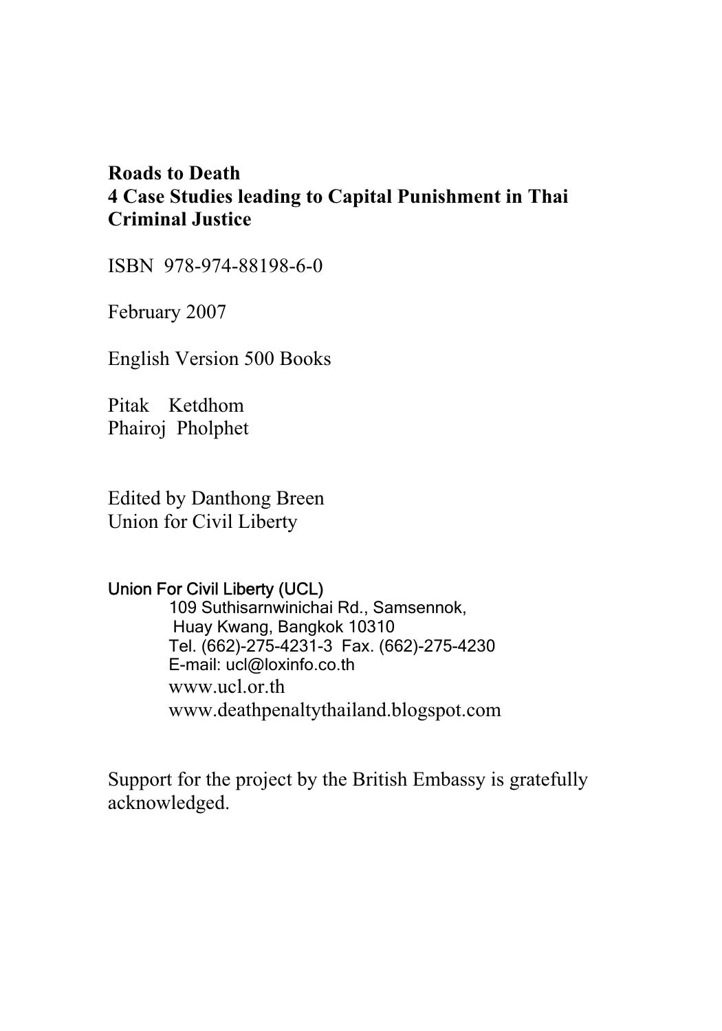**Roads to Death**
**4 Case Studies leading to Capital Punishment in Thai Criminal Justice**

ISBN 978-974-88198-6-0

February 2007

English Version 500 Books

Pitak Ketdhom
Phairoj Pholphet

Edited by Danthong Breen
Union for Civil Liberty

Union For Civil Liberty (UCL)
109 Suthisarnwinichai Rd., Samsennok,
Huay Kwang, Bangkok 10310
Tel. (662)-275-4231-3 Fax. (662)-275-4230
E-mail: ucl@loxinfo.co.th
www.ucl.or.th
www.deathpenaltythailand.blogspot.com

Support for the project by the British Embassy is gratefully acknowledged.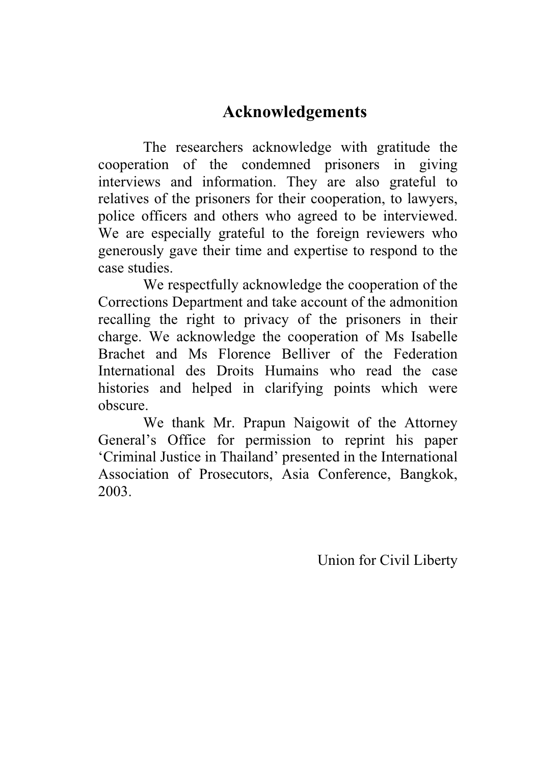# Acknowledgements

The researchers acknowledge with gratitude the cooperation of the condemned prisoners in giving interviews and information. They are also grateful to relatives of the prisoners for their cooperation, to lawyers, police officers and others who agreed to be interviewed. We are especially grateful to the foreign reviewers who generously gave their time and expertise to respond to the case studies.

We respectfully acknowledge the cooperation of the Corrections Department and take account of the admonition recalling the right to privacy of the prisoners in their charge. We acknowledge the cooperation of Ms Isabelle Brachet and Ms Florence Belliver of the Federation International des Droits Humains who read the case histories and helped in clarifying points which were obscure.

We thank Mr. Prapun Naigowit of the Attorney General's Office for permission to reprint his paper 'Criminal Justice in Thailand' presented in the International Association of Prosecutors, Asia Conference, Bangkok, 2003.

Union for Civil Liberty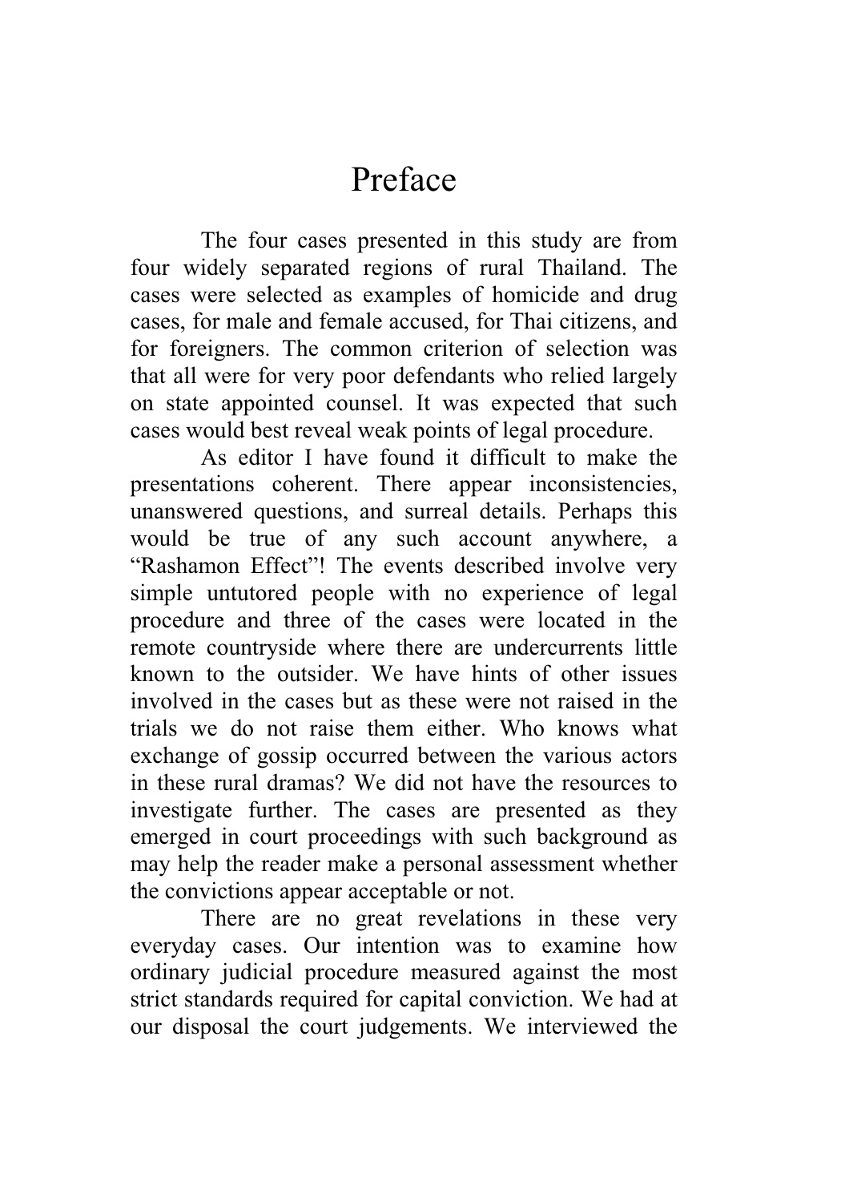# Preface

The four cases presented in this study are from four widely separated regions of rural Thailand. The cases were selected as examples of homicide and drug cases, for male and female accused, for Thai citizens, and for foreigners. The common criterion of selection was that all were for very poor defendants who relied largely on state appointed counsel. It was expected that such cases would best reveal weak points of legal procedure.

As editor I have found it difficult to make the presentations coherent. There appear inconsistencies, unanswered questions, and surreal details. Perhaps this would be true of any such account anywhere, a "Rashamon Effect"! The events described involve very simple untutored people with no experience of legal procedure and three of the cases were located in the remote countryside where there are undercurrents little known to the outsider. We have hints of other issues involved in the cases but as these were not raised in the trials we do not raise them either. Who knows what exchange of gossip occurred between the various actors in these rural dramas? We did not have the resources to investigate further. The cases are presented as they emerged in court proceedings with such background as may help the reader make a personal assessment whether the convictions appear acceptable or not.

There are no great revelations in these very everyday cases. Our intention was to examine how ordinary judicial procedure measured against the most strict standards required for capital conviction. We had at our disposal the court judgements. We interviewed the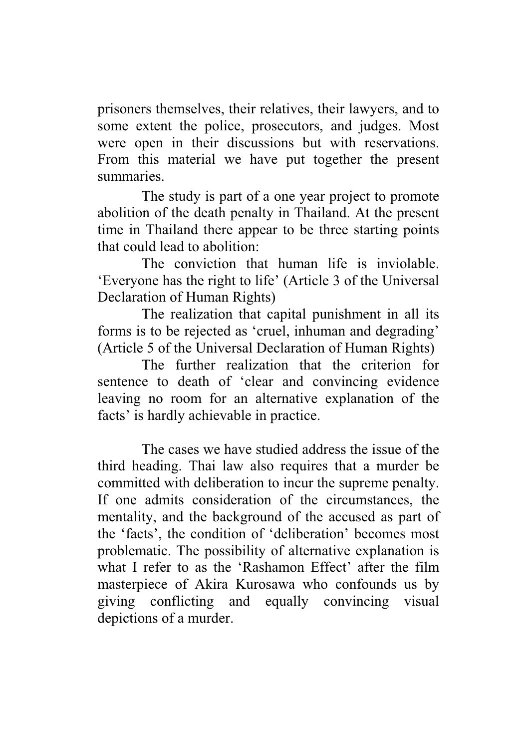prisoners themselves, their relatives, their lawyers, and to some extent the police, prosecutors, and judges. Most were open in their discussions but with reservations. From this material we have put together the present summaries.

The study is part of a one year project to promote abolition of the death penalty in Thailand. At the present time in Thailand there appear to be three starting points that could lead to abolition:

The conviction that human life is inviolable. 'Everyone has the right to life' (Article 3 of the Universal Declaration of Human Rights)

The realization that capital punishment in all its forms is to be rejected as 'cruel, inhuman and degrading' (Article 5 of the Universal Declaration of Human Rights)

The further realization that the criterion for sentence to death of 'clear and convincing evidence leaving no room for an alternative explanation of the facts' is hardly achievable in practice.

The cases we have studied address the issue of the third heading. Thai law also requires that a murder be committed with deliberation to incur the supreme penalty. If one admits consideration of the circumstances, the mentality, and the background of the accused as part of the 'facts', the condition of 'deliberation' becomes most problematic. The possibility of alternative explanation is what I refer to as the 'Rashamon Effect' after the film masterpiece of Akira Kurosawa who confounds us by giving conflicting and equally convincing visual depictions of a murder.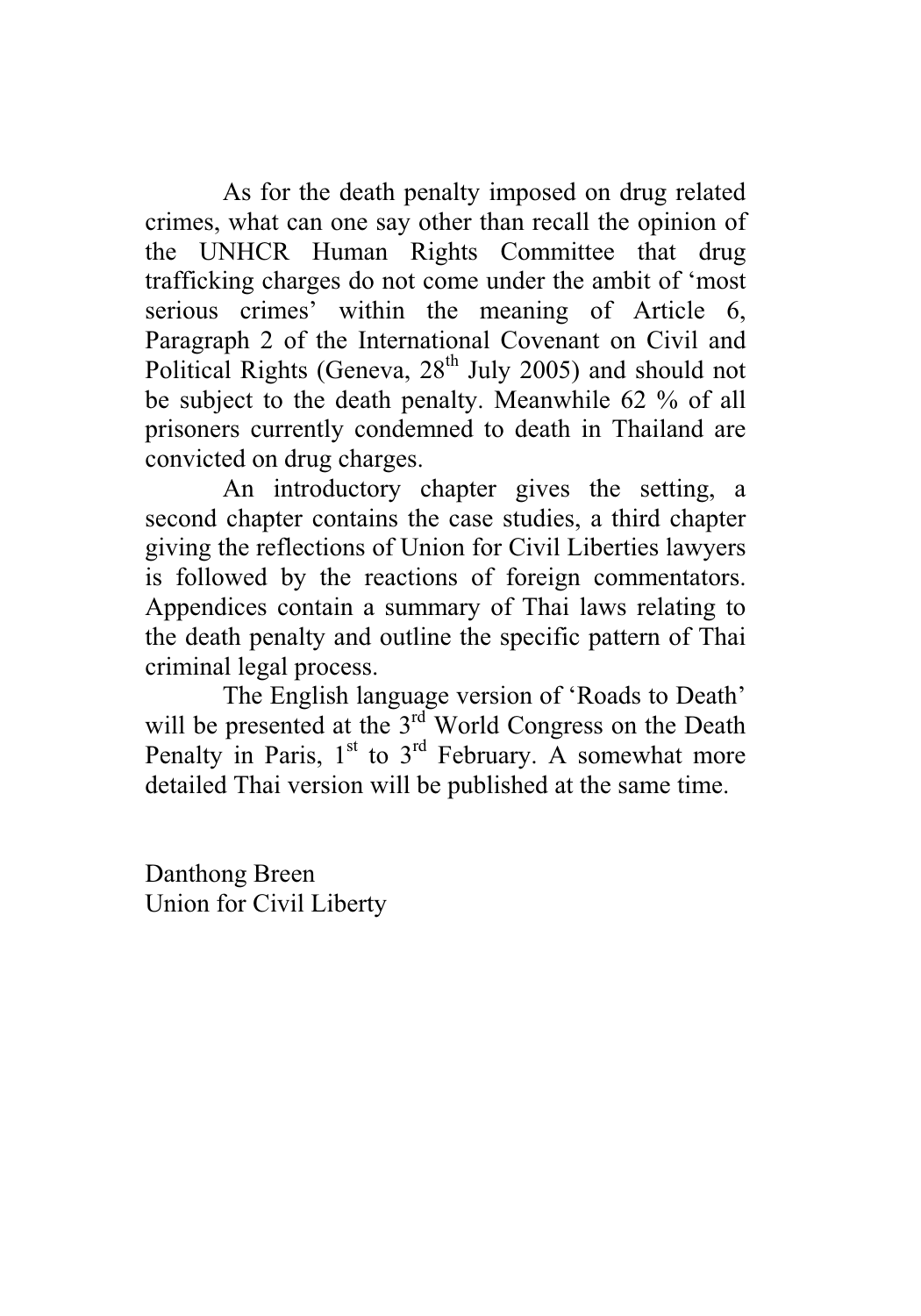As for the death penalty imposed on drug related crimes, what can one say other than recall the opinion of the UNHCR Human Rights Committee that drug trafficking charges do not come under the ambit of 'most serious crimes' within the meaning of Article 6, Paragraph 2 of the International Covenant on Civil and Political Rights (Geneva, 28th July 2005) and should not be subject to the death penalty. Meanwhile 62 % of all prisoners currently condemned to death in Thailand are convicted on drug charges.

An introductory chapter gives the setting, a second chapter contains the case studies, a third chapter giving the reflections of Union for Civil Liberties lawyers is followed by the reactions of foreign commentators. Appendices contain a summary of Thai laws relating to the death penalty and outline the specific pattern of Thai criminal legal process.

The English language version of 'Roads to Death' will be presented at the 3rd World Congress on the Death Penalty in Paris, 1st to 3rd February. A somewhat more detailed Thai version will be published at the same time.

Danthong Breen
Union for Civil Liberty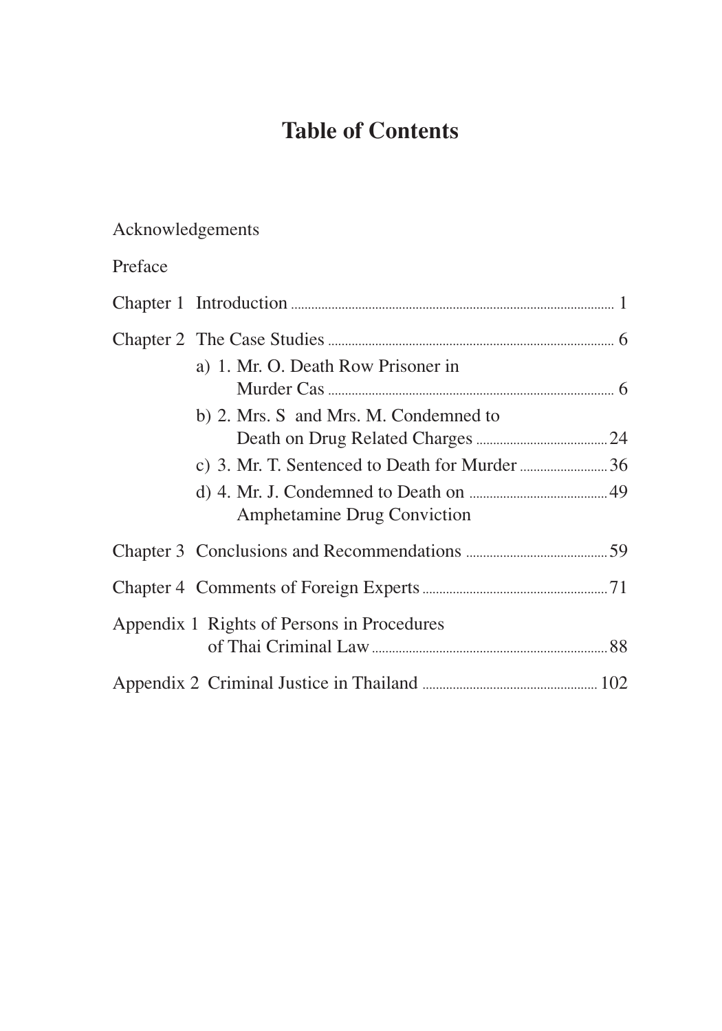# Table of Contents

Acknowledgements

Preface

Chapter 1 Introduction .................................................. 1

Chapter 2 The Case Studies .................................................. 6

- a) 1. Mr. O. Death Row Prisoner in Murder Cas .................................................. 6
- b) 2. Mrs. S and Mrs. M. Condemned to Death on Drug Related Charges .................................................. 24
- c) 3. Mr. T. Sentenced to Death for Murder .................................................. 36
- d) 4. Mr. J. Condemned to Death on .................................................. 49 Amphetamine Drug Conviction

Chapter 3 Conclusions and Recommendations .................................................. 59

Chapter 4 Comments of Foreign Experts .................................................. 71

Appendix 1 Rights of Persons in Procedures of Thai Criminal Law .................................................. 88

Appendix 2 Criminal Justice in Thailand .................................................. 102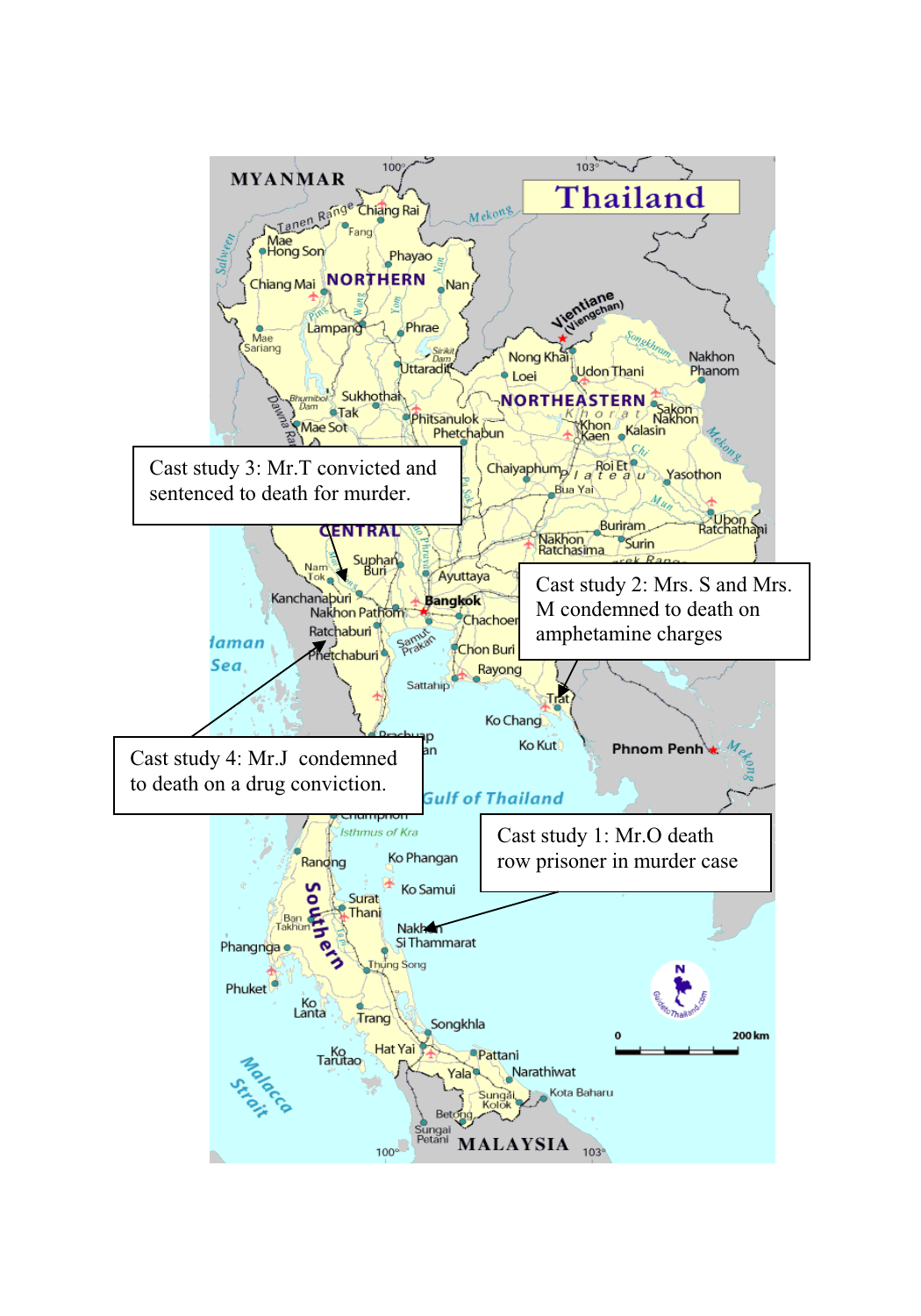Cast study 3: Mr.T convicted and sentenced to death for murder.

Cast study 2: Mrs. S and Mrs. M condemned to death on amphetamine charges

Cast study 4: Mr.J condemned to death on a drug conviction.

Cast study 1: Mr.O death row prisoner in murder case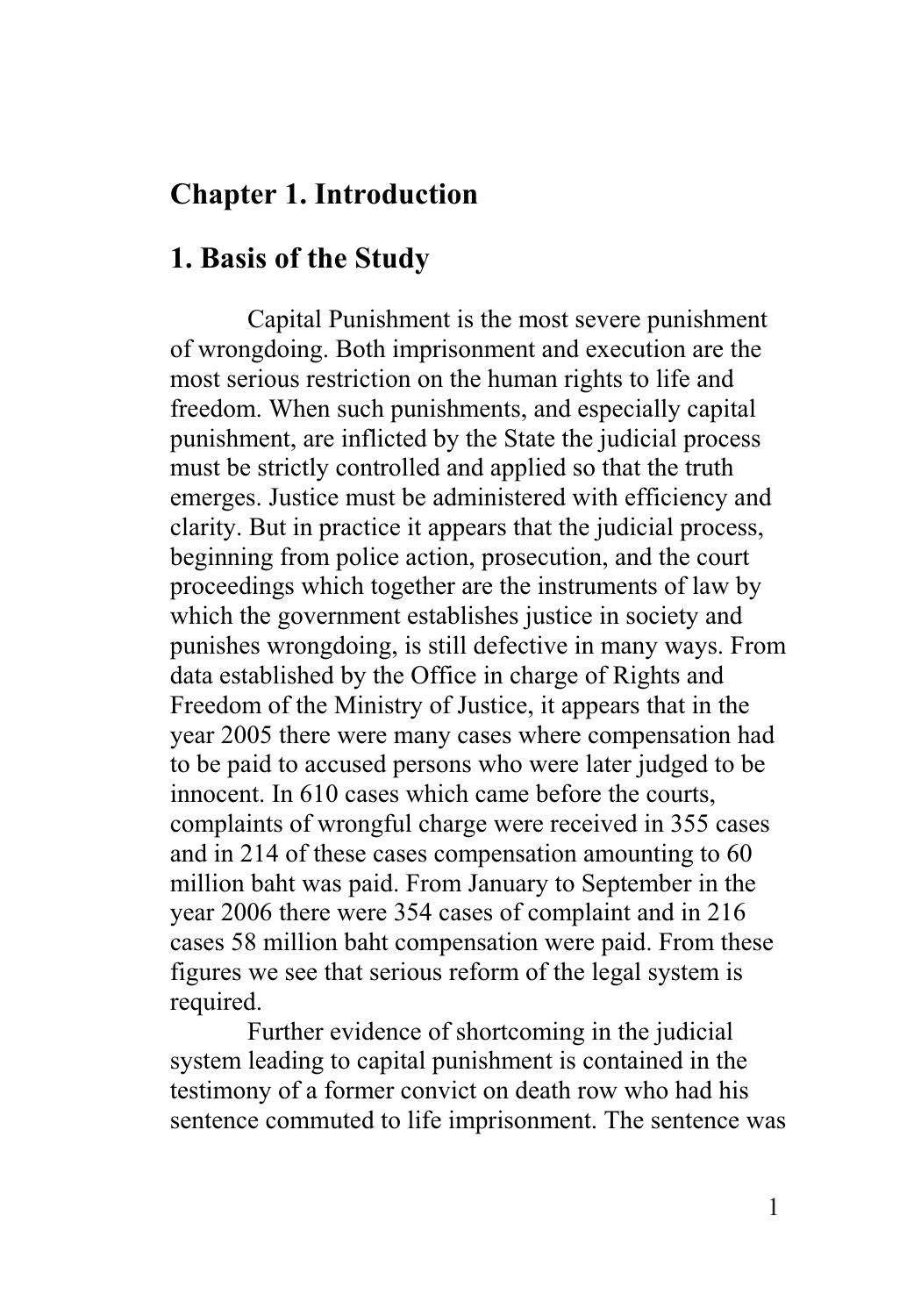# Chapter 1. Introduction

## 1. Basis of the Study

Capital Punishment is the most severe punishment of wrongdoing. Both imprisonment and execution are the most serious restriction on the human rights to life and freedom. When such punishments, and especially capital punishment, are inflicted by the State the judicial process must be strictly controlled and applied so that the truth emerges. Justice must be administered with efficiency and clarity. But in practice it appears that the judicial process, beginning from police action, prosecution, and the court proceedings which together are the instruments of law by which the government establishes justice in society and punishes wrongdoing, is still defective in many ways. From data established by the Office in charge of Rights and Freedom of the Ministry of Justice, it appears that in the year 2005 there were many cases where compensation had to be paid to accused persons who were later judged to be innocent. In 610 cases which came before the courts, complaints of wrongful charge were received in 355 cases and in 214 of these cases compensation amounting to 60 million baht was paid. From January to September in the year 2006 there were 354 cases of complaint and in 216 cases 58 million baht compensation were paid. From these figures we see that serious reform of the legal system is required.

Further evidence of shortcoming in the judicial system leading to capital punishment is contained in the testimony of a former convict on death row who had his sentence commuted to life imprisonment. The sentence was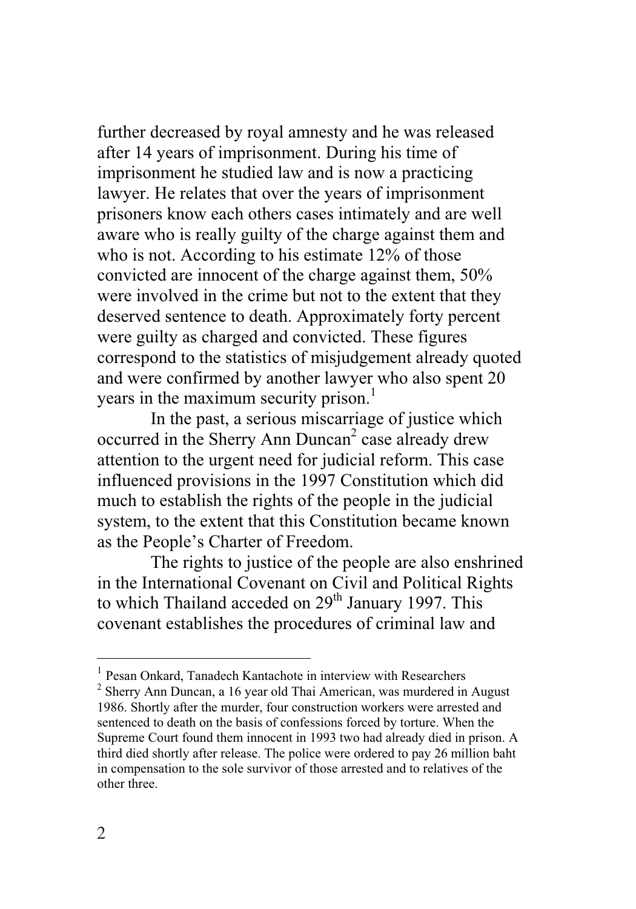further decreased by royal amnesty and he was released after 14 years of imprisonment. During his time of imprisonment he studied law and is now a practicing lawyer. He relates that over the years of imprisonment prisoners know each others cases intimately and are well aware who is really guilty of the charge against them and who is not. According to his estimate 12% of those convicted are innocent of the charge against them, 50% were involved in the crime but not to the extent that they deserved sentence to death. Approximately forty percent were guilty as charged and convicted. These figures correspond to the statistics of misjudgement already quoted and were confirmed by another lawyer who also spent 20 years in the maximum security prison.[1]

In the past, a serious miscarriage of justice which occurred in the Sherry Ann Duncan[2] case already drew attention to the urgent need for judicial reform. This case influenced provisions in the 1997 Constitution which did much to establish the rights of the people in the judicial system, to the extent that this Constitution became known as the People's Charter of Freedom.

The rights to justice of the people are also enshrined in the International Covenant on Civil and Political Rights to which Thailand acceded on 29th January 1997. This covenant establishes the procedures of criminal law and

---

[1] Pesan Onkard, Tanadech Kantachote in interview with Researchers

[2] Sherry Ann Duncan, a 16 year old Thai American, was murdered in August 1986. Shortly after the murder, four construction workers were arrested and sentenced to death on the basis of confessions forced by torture. When the Supreme Court found them innocent in 1993 two had already died in prison. A third died shortly after release. The police were ordered to pay 26 million baht in compensation to the sole survivor of those arrested and to relatives of the other three.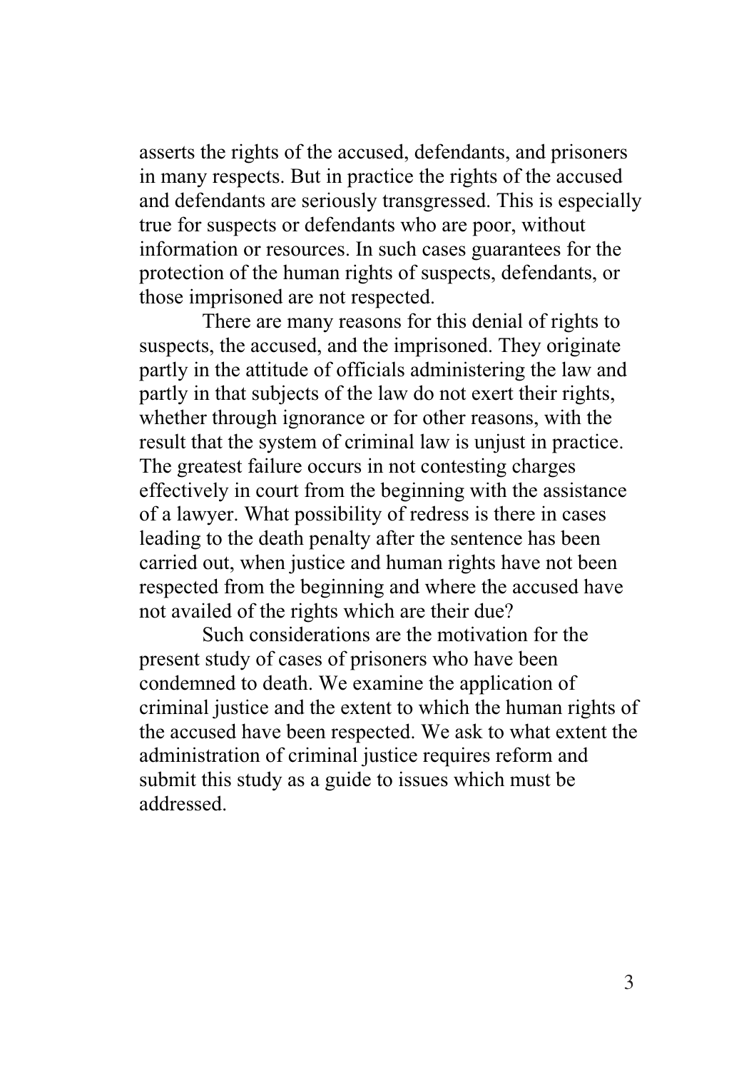asserts the rights of the accused, defendants, and prisoners in many respects. But in practice the rights of the accused and defendants are seriously transgressed. This is especially true for suspects or defendants who are poor, without information or resources. In such cases guarantees for the protection of the human rights of suspects, defendants, or those imprisoned are not respected.

There are many reasons for this denial of rights to suspects, the accused, and the imprisoned. They originate partly in the attitude of officials administering the law and partly in that subjects of the law do not exert their rights, whether through ignorance or for other reasons, with the result that the system of criminal law is unjust in practice. The greatest failure occurs in not contesting charges effectively in court from the beginning with the assistance of a lawyer. What possibility of redress is there in cases leading to the death penalty after the sentence has been carried out, when justice and human rights have not been respected from the beginning and where the accused have not availed of the rights which are their due?

Such considerations are the motivation for the present study of cases of prisoners who have been condemned to death. We examine the application of criminal justice and the extent to which the human rights of the accused have been respected. We ask to what extent the administration of criminal justice requires reform and submit this study as a guide to issues which must be addressed.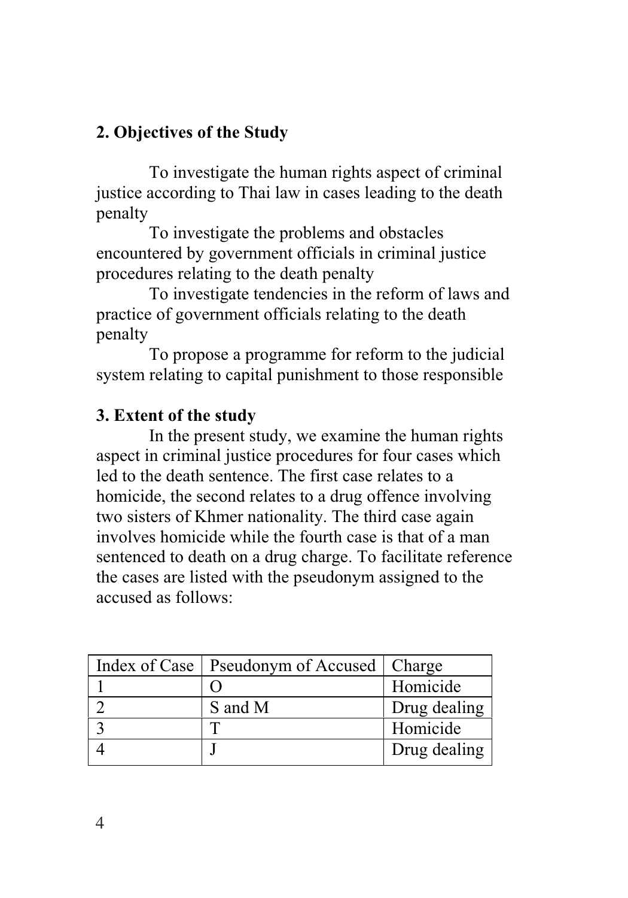## 2. Objectives of the Study

To investigate the human rights aspect of criminal justice according to Thai law in cases leading to the death penalty

To investigate the problems and obstacles encountered by government officials in criminal justice procedures relating to the death penalty

To investigate tendencies in the reform of laws and practice of government officials relating to the death penalty

To propose a programme for reform to the judicial system relating to capital punishment to those responsible

## 3. Extent of the study

In the present study, we examine the human rights aspect in criminal justice procedures for four cases which led to the death sentence. The first case relates to a homicide, the second relates to a drug offence involving two sisters of Khmer nationality. The third case again involves homicide while the fourth case is that of a man sentenced to death on a drug charge. To facilitate reference the cases are listed with the pseudonym assigned to the accused as follows:

| Index of Case | Pseudonym of Accused | Charge |
|---|---|---|
| 1 | O | Homicide |
| 2 | S and M | Drug dealing |
| 3 | T | Homicide |
| 4 | J | Drug dealing |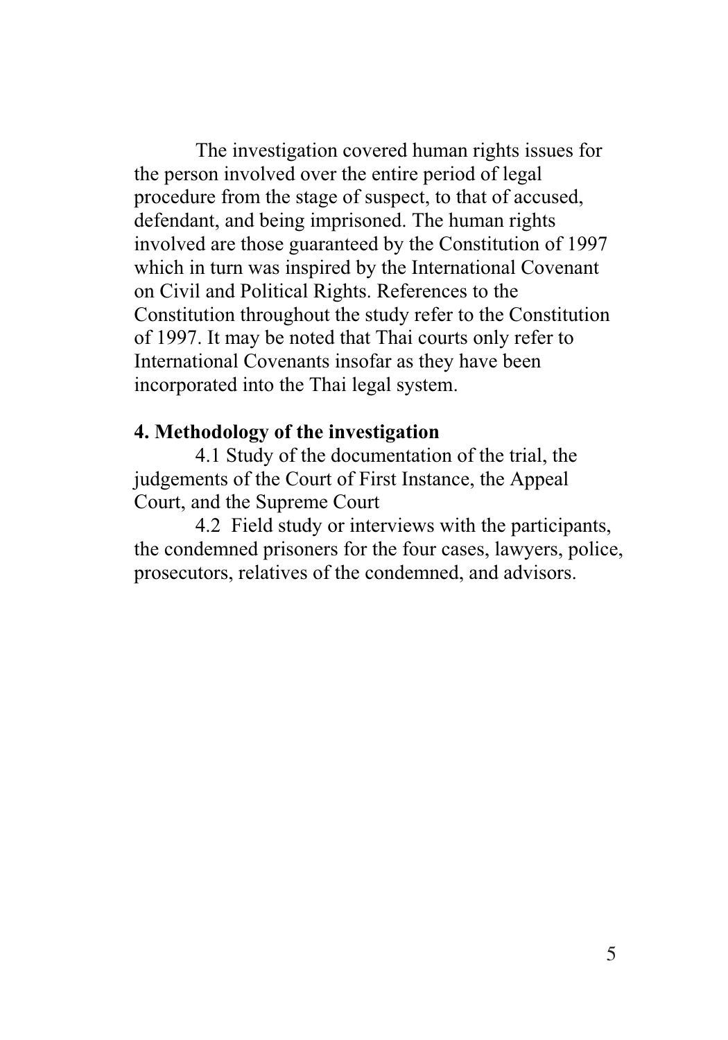The investigation covered human rights issues for the person involved over the entire period of legal procedure from the stage of suspect, to that of accused, defendant, and being imprisoned. The human rights involved are those guaranteed by the Constitution of 1997 which in turn was inspired by the International Covenant on Civil and Political Rights. References to the Constitution throughout the study refer to the Constitution of 1997. It may be noted that Thai courts only refer to International Covenants insofar as they have been incorporated into the Thai legal system.

**4. Methodology of the investigation**

4.1 Study of the documentation of the trial, the judgements of the Court of First Instance, the Appeal Court, and the Supreme Court

4.2 Field study or interviews with the participants, the condemned prisoners for the four cases, lawyers, police, prosecutors, relatives of the condemned, and advisors.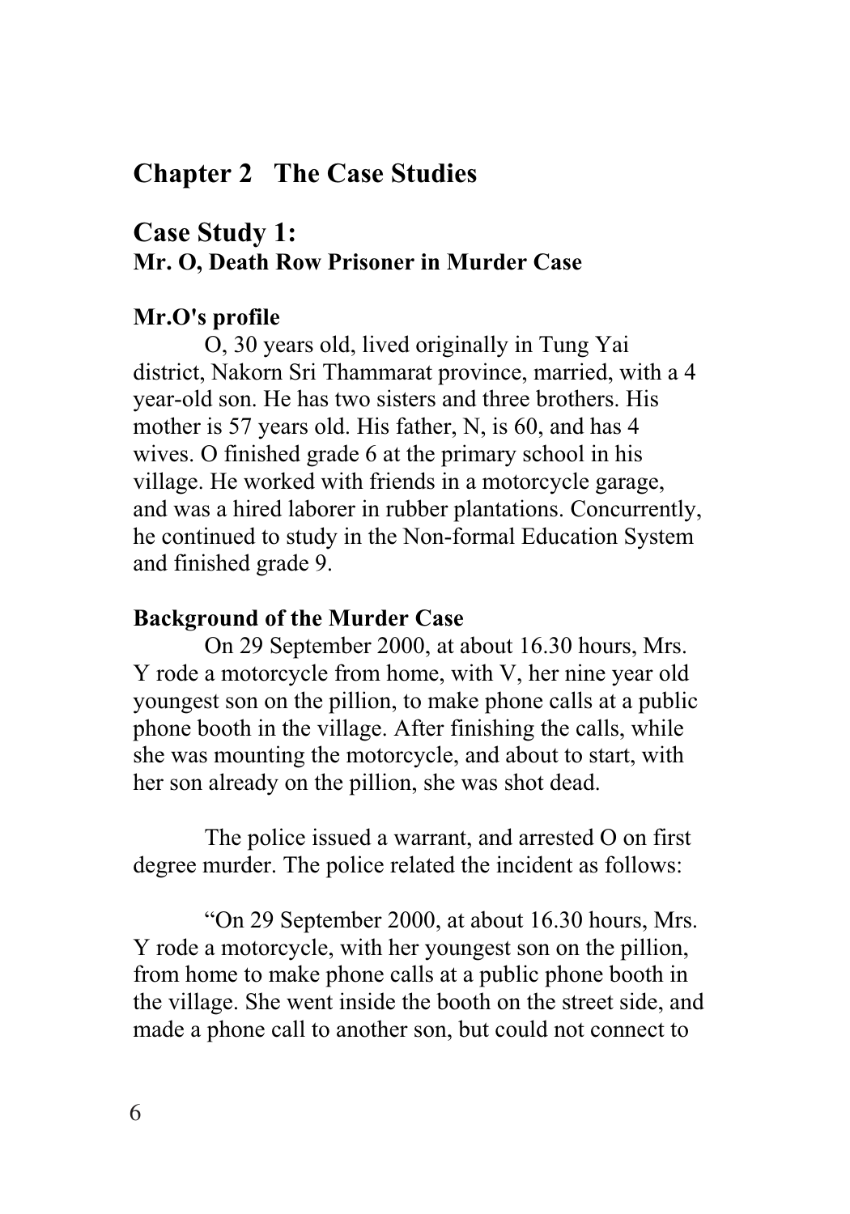# Chapter 2 The Case Studies

## Case Study 1:
### Mr. O, Death Row Prisoner in Murder Case

**Mr.O's profile**

O, 30 years old, lived originally in Tung Yai district, Nakorn Sri Thammarat province, married, with a 4 year-old son. He has two sisters and three brothers. His mother is 57 years old. His father, N, is 60, and has 4 wives. O finished grade 6 at the primary school in his village. He worked with friends in a motorcycle garage, and was a hired laborer in rubber plantations. Concurrently, he continued to study in the Non-formal Education System and finished grade 9.

**Background of the Murder Case**

On 29 September 2000, at about 16.30 hours, Mrs. Y rode a motorcycle from home, with V, her nine year old youngest son on the pillion, to make phone calls at a public phone booth in the village. After finishing the calls, while she was mounting the motorcycle, and about to start, with her son already on the pillion, she was shot dead.

The police issued a warrant, and arrested O on first degree murder. The police related the incident as follows:

"On 29 September 2000, at about 16.30 hours, Mrs. Y rode a motorcycle, with her youngest son on the pillion, from home to make phone calls at a public phone booth in the village. She went inside the booth on the street side, and made a phone call to another son, but could not connect to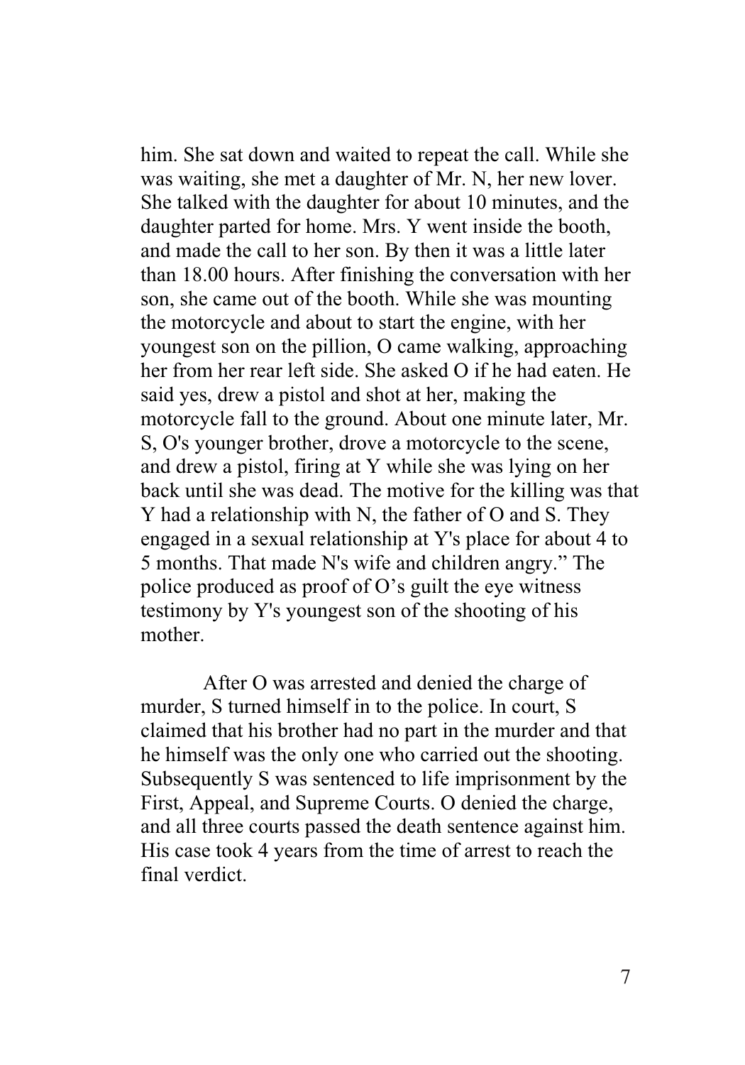him. She sat down and waited to repeat the call. While she was waiting, she met a daughter of Mr. N, her new lover. She talked with the daughter for about 10 minutes, and the daughter parted for home. Mrs. Y went inside the booth, and made the call to her son. By then it was a little later than 18.00 hours. After finishing the conversation with her son, she came out of the booth. While she was mounting the motorcycle and about to start the engine, with her youngest son on the pillion, O came walking, approaching her from her rear left side. She asked O if he had eaten. He said yes, drew a pistol and shot at her, making the motorcycle fall to the ground. About one minute later, Mr. S, O's younger brother, drove a motorcycle to the scene, and drew a pistol, firing at Y while she was lying on her back until she was dead. The motive for the killing was that Y had a relationship with N, the father of O and S. They engaged in a sexual relationship at Y's place for about 4 to 5 months. That made N's wife and children angry." The police produced as proof of O's guilt the eye witness testimony by Y's youngest son of the shooting of his mother.

After O was arrested and denied the charge of murder, S turned himself in to the police. In court, S claimed that his brother had no part in the murder and that he himself was the only one who carried out the shooting. Subsequently S was sentenced to life imprisonment by the First, Appeal, and Supreme Courts. O denied the charge, and all three courts passed the death sentence against him. His case took 4 years from the time of arrest to reach the final verdict.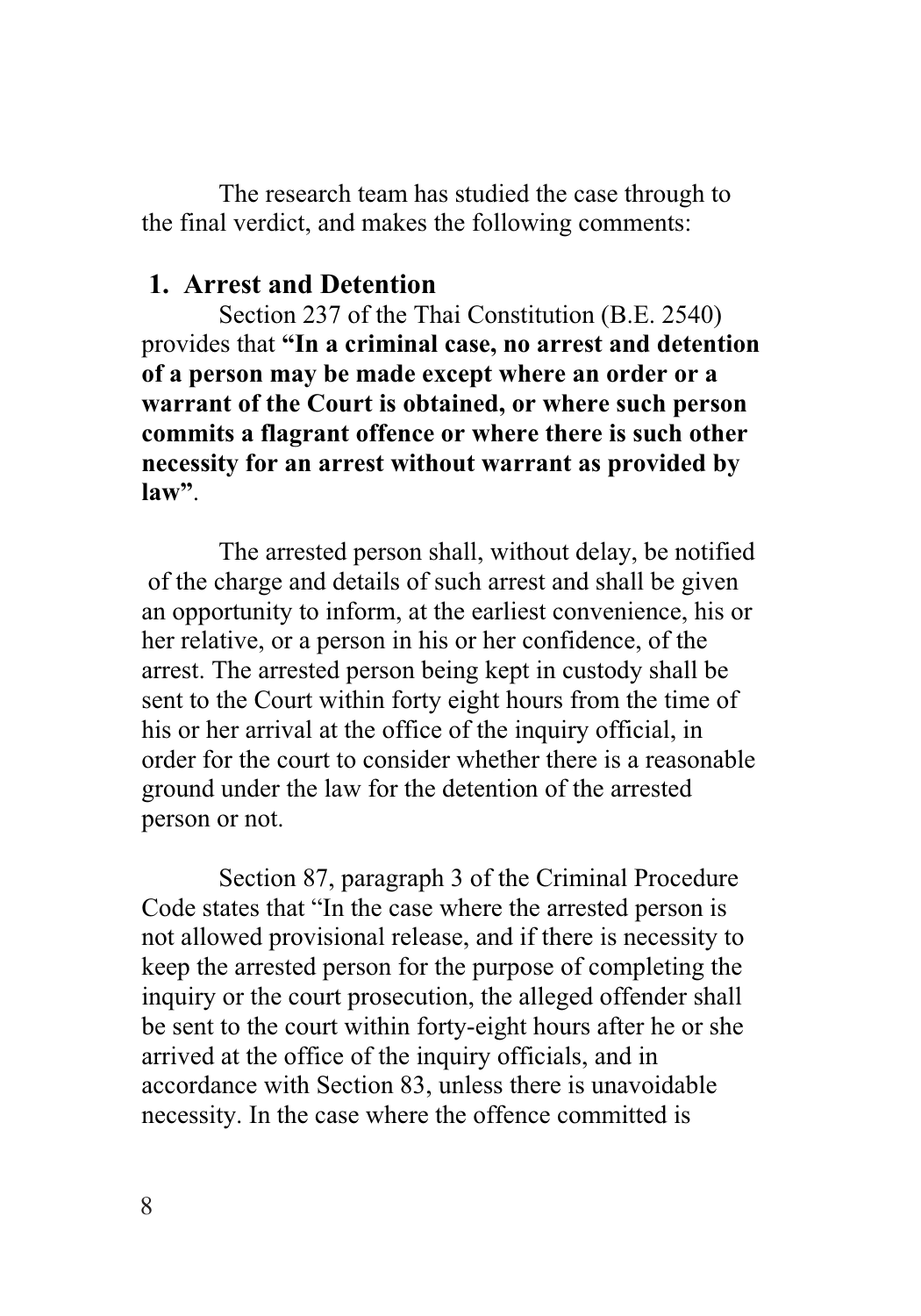The research team has studied the case through to the final verdict, and makes the following comments:

## 1. Arrest and Detention

Section 237 of the Thai Constitution (B.E. 2540) provides that **"In a criminal case, no arrest and detention of a person may be made except where an order or a warrant of the Court is obtained, or where such person commits a flagrant offence or where there is such other necessity for an arrest without warrant as provided by law"**.

The arrested person shall, without delay, be notified of the charge and details of such arrest and shall be given an opportunity to inform, at the earliest convenience, his or her relative, or a person in his or her confidence, of the arrest. The arrested person being kept in custody shall be sent to the Court within forty eight hours from the time of his or her arrival at the office of the inquiry official, in order for the court to consider whether there is a reasonable ground under the law for the detention of the arrested person or not.

Section 87, paragraph 3 of the Criminal Procedure Code states that "In the case where the arrested person is not allowed provisional release, and if there is necessity to keep the arrested person for the purpose of completing the inquiry or the court prosecution, the alleged offender shall be sent to the court within forty-eight hours after he or she arrived at the office of the inquiry officials, and in accordance with Section 83, unless there is unavoidable necessity. In the case where the offence committed is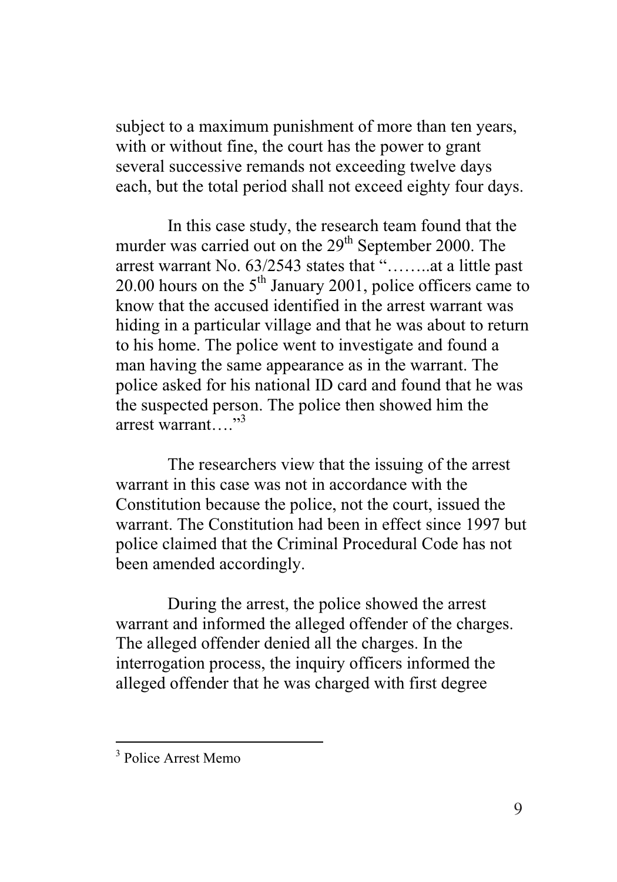subject to a maximum punishment of more than ten years, with or without fine, the court has the power to grant several successive remands not exceeding twelve days each, but the total period shall not exceed eighty four days.

In this case study, the research team found that the murder was carried out on the 29th September 2000. The arrest warrant No. 63/2543 states that "……..at a little past 20.00 hours on the 5th January 2001, police officers came to know that the accused identified in the arrest warrant was hiding in a particular village and that he was about to return to his home. The police went to investigate and found a man having the same appearance as in the warrant. The police asked for his national ID card and found that he was the suspected person. The police then showed him the arrest warrant…."[3]

The researchers view that the issuing of the arrest warrant in this case was not in accordance with the Constitution because the police, not the court, issued the warrant. The Constitution had been in effect since 1997 but police claimed that the Criminal Procedural Code has not been amended accordingly.

During the arrest, the police showed the arrest warrant and informed the alleged offender of the charges. The alleged offender denied all the charges. In the interrogation process, the inquiry officers informed the alleged offender that he was charged with first degree

---

[3] Police Arrest Memo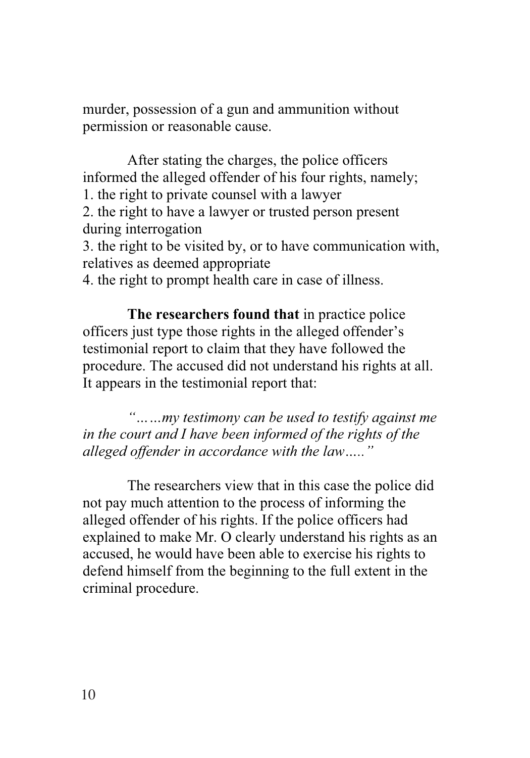murder, possession of a gun and ammunition without permission or reasonable cause.

After stating the charges, the police officers informed the alleged offender of his four rights, namely;

1. the right to private counsel with a lawyer
2. the right to have a lawyer or trusted person present during interrogation
3. the right to be visited by, or to have communication with, relatives as deemed appropriate
4. the right to prompt health care in case of illness.

**The researchers found that** in practice police officers just type those rights in the alleged offender's testimonial report to claim that they have followed the procedure. The accused did not understand his rights at all. It appears in the testimonial report that:

*"……my testimony can be used to testify against me in the court and I have been informed of the rights of the alleged offender in accordance with the law….."*

The researchers view that in this case the police did not pay much attention to the process of informing the alleged offender of his rights. If the police officers had explained to make Mr. O clearly understand his rights as an accused, he would have been able to exercise his rights to defend himself from the beginning to the full extent in the criminal procedure.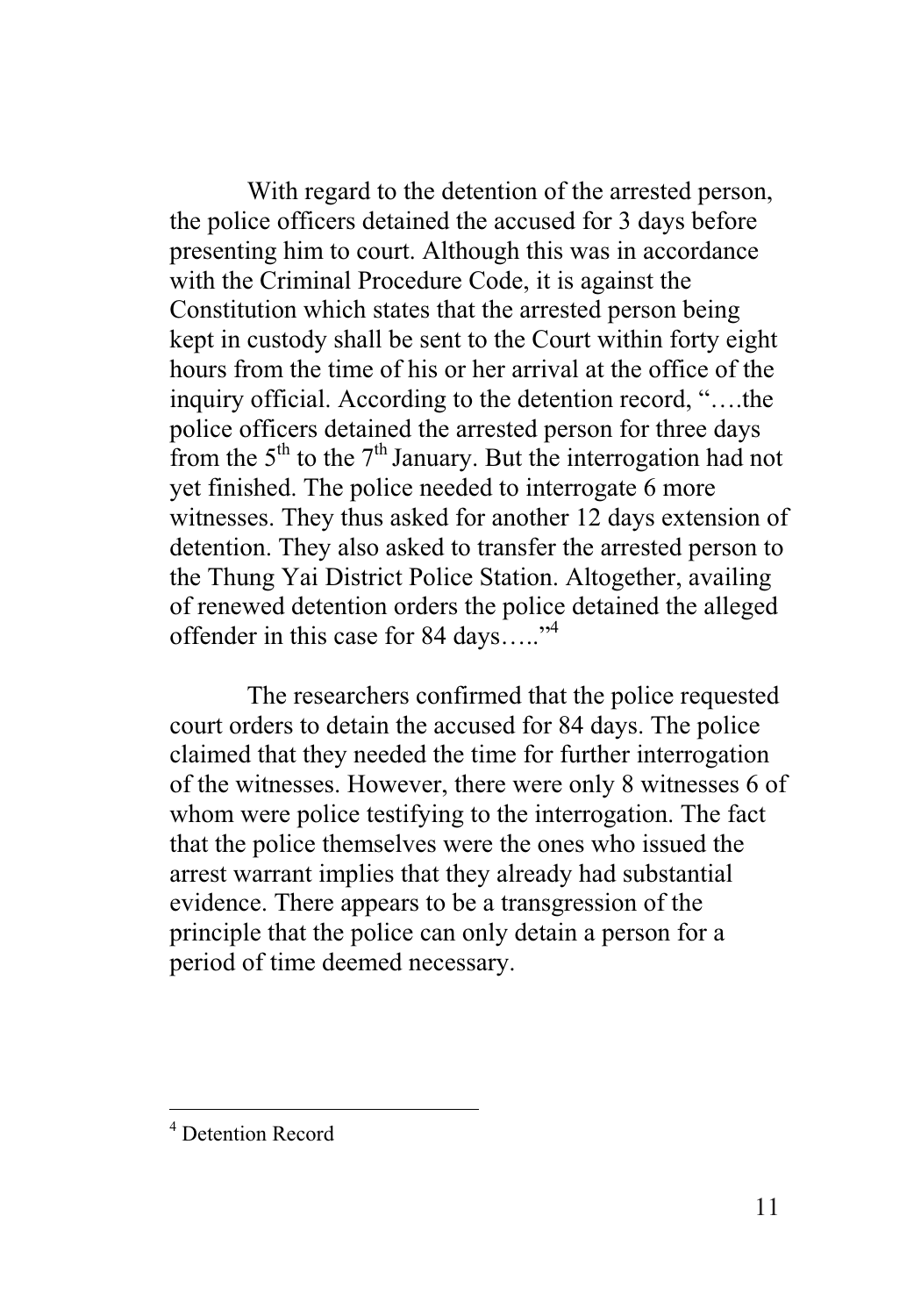With regard to the detention of the arrested person, the police officers detained the accused for 3 days before presenting him to court. Although this was in accordance with the Criminal Procedure Code, it is against the Constitution which states that the arrested person being kept in custody shall be sent to the Court within forty eight hours from the time of his or her arrival at the office of the inquiry official. According to the detention record, "….the police officers detained the arrested person for three days from the 5th to the 7th January. But the interrogation had not yet finished. The police needed to interrogate 6 more witnesses. They thus asked for another 12 days extension of detention. They also asked to transfer the arrested person to the Thung Yai District Police Station. Altogether, availing of renewed detention orders the police detained the alleged offender in this case for 84 days….."[4]

The researchers confirmed that the police requested court orders to detain the accused for 84 days. The police claimed that they needed the time for further interrogation of the witnesses. However, there were only 8 witnesses 6 of whom were police testifying to the interrogation. The fact that the police themselves were the ones who issued the arrest warrant implies that they already had substantial evidence. There appears to be a transgression of the principle that the police can only detain a person for a period of time deemed necessary.

---

[4] Detention Record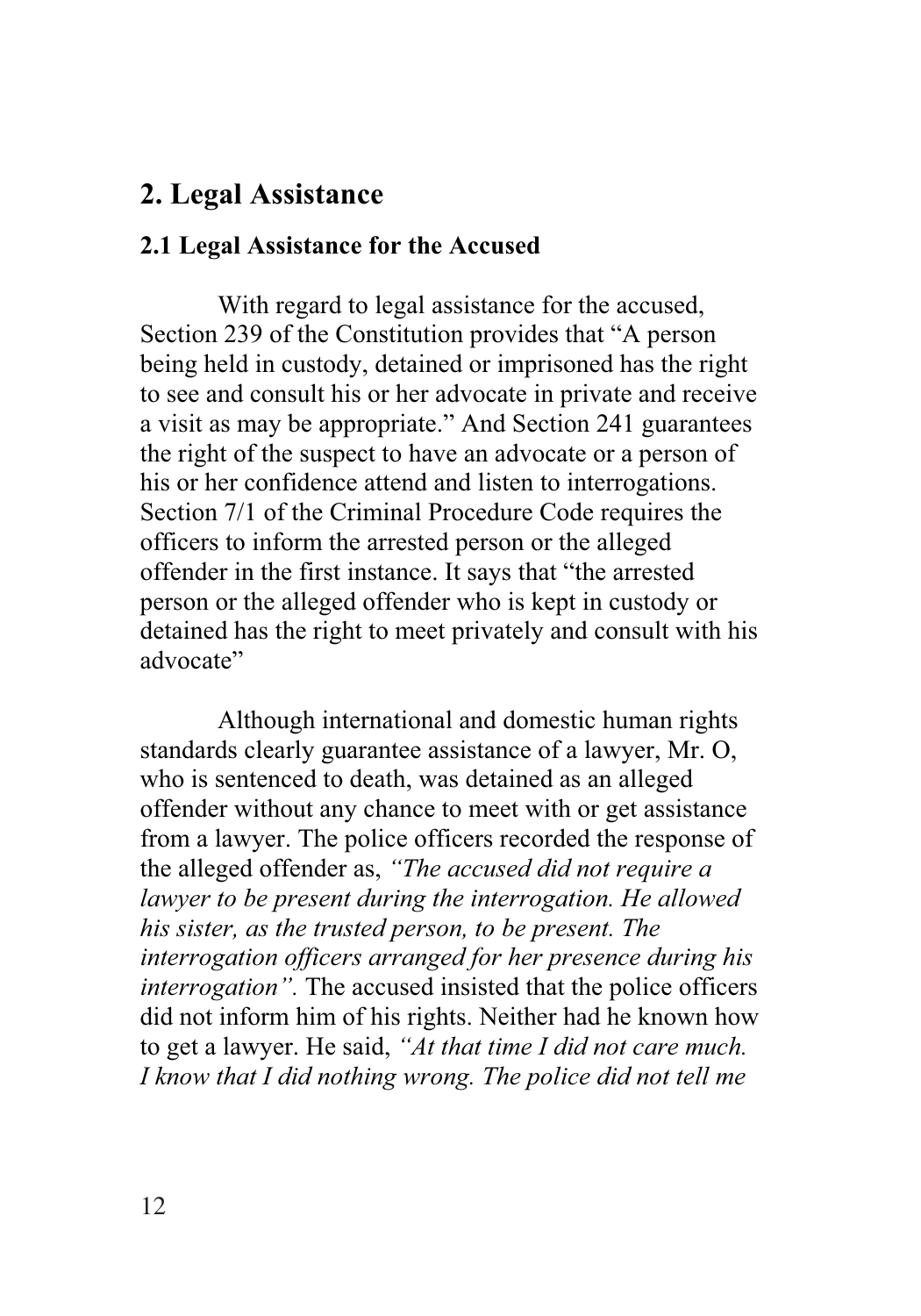## 2. Legal Assistance

### 2.1 Legal Assistance for the Accused

With regard to legal assistance for the accused, Section 239 of the Constitution provides that "A person being held in custody, detained or imprisoned has the right to see and consult his or her advocate in private and receive a visit as may be appropriate." And Section 241 guarantees the right of the suspect to have an advocate or a person of his or her confidence attend and listen to interrogations. Section 7/1 of the Criminal Procedure Code requires the officers to inform the arrested person or the alleged offender in the first instance. It says that "the arrested person or the alleged offender who is kept in custody or detained has the right to meet privately and consult with his advocate"

Although international and domestic human rights standards clearly guarantee assistance of a lawyer, Mr. O, who is sentenced to death, was detained as an alleged offender without any chance to meet with or get assistance from a lawyer. The police officers recorded the response of the alleged offender as, *"The accused did not require a lawyer to be present during the interrogation. He allowed his sister, as the trusted person, to be present. The interrogation officers arranged for her presence during his interrogation".* The accused insisted that the police officers did not inform him of his rights. Neither had he known how to get a lawyer. He said, *"At that time I did not care much. I know that I did nothing wrong. The police did not tell me*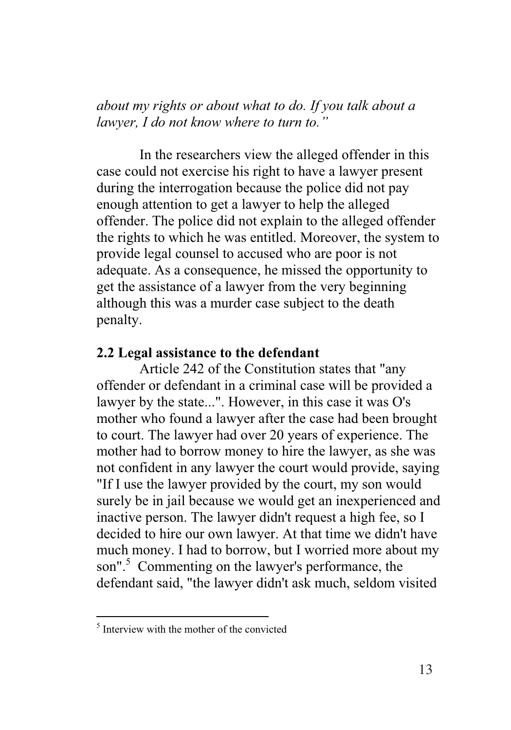*about my rights or about what to do. If you talk about a lawyer, I do not know where to turn to."*

In the researchers view the alleged offender in this case could not exercise his right to have a lawyer present during the interrogation because the police did not pay enough attention to get a lawyer to help the alleged offender. The police did not explain to the alleged offender the rights to which he was entitled. Moreover, the system to provide legal counsel to accused who are poor is not adequate. As a consequence, he missed the opportunity to get the assistance of a lawyer from the very beginning although this was a murder case subject to the death penalty.

**2.2 Legal assistance to the defendant**

Article 242 of the Constitution states that "any offender or defendant in a criminal case will be provided a lawyer by the state...". However, in this case it was O's mother who found a lawyer after the case had been brought to court. The lawyer had over 20 years of experience. The mother had to borrow money to hire the lawyer, as she was not confident in any lawyer the court would provide, saying "If I use the lawyer provided by the court, my son would surely be in jail because we would get an inexperienced and inactive person. The lawyer didn't request a high fee, so I decided to hire our own lawyer. At that time we didn't have much money. I had to borrow, but I worried more about my son".[5] Commenting on the lawyer's performance, the defendant said, "the lawyer didn't ask much, seldom visited

[5] Interview with the mother of the convicted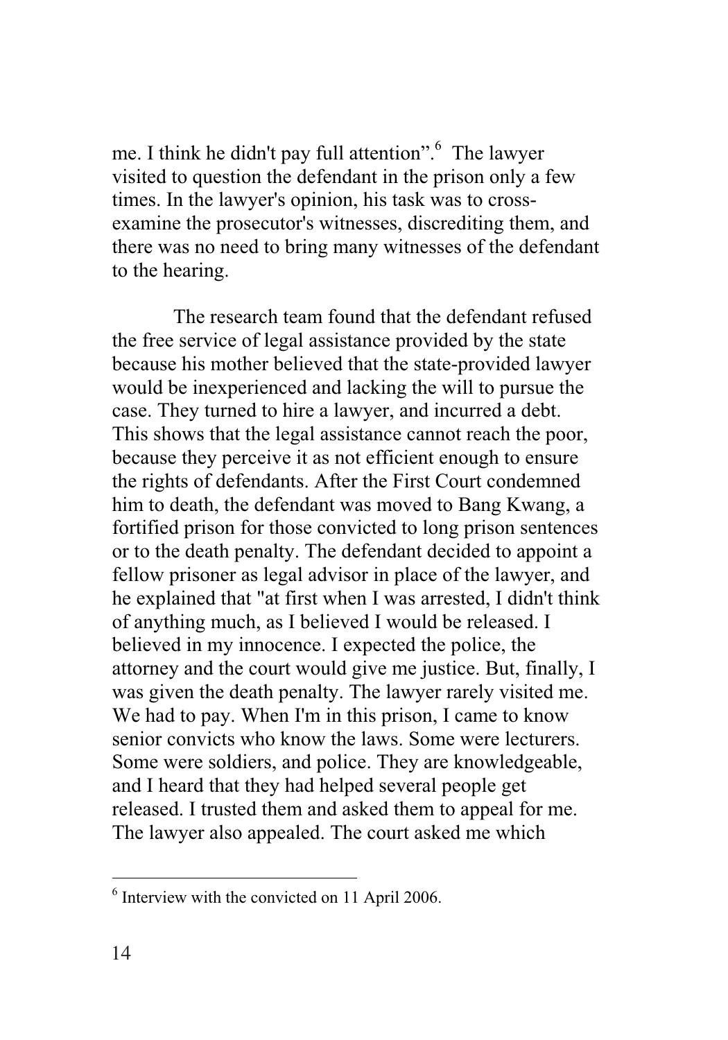me. I think he didn't pay full attention".[6] The lawyer visited to question the defendant in the prison only a few times. In the lawyer's opinion, his task was to cross-examine the prosecutor's witnesses, discrediting them, and there was no need to bring many witnesses of the defendant to the hearing.

The research team found that the defendant refused the free service of legal assistance provided by the state because his mother believed that the state-provided lawyer would be inexperienced and lacking the will to pursue the case. They turned to hire a lawyer, and incurred a debt. This shows that the legal assistance cannot reach the poor, because they perceive it as not efficient enough to ensure the rights of defendants. After the First Court condemned him to death, the defendant was moved to Bang Kwang, a fortified prison for those convicted to long prison sentences or to the death penalty. The defendant decided to appoint a fellow prisoner as legal advisor in place of the lawyer, and he explained that "at first when I was arrested, I didn't think of anything much, as I believed I would be released. I believed in my innocence. I expected the police, the attorney and the court would give me justice. But, finally, I was given the death penalty. The lawyer rarely visited me. We had to pay. When I'm in this prison, I came to know senior convicts who know the laws. Some were lecturers. Some were soldiers, and police. They are knowledgeable, and I heard that they had helped several people get released. I trusted them and asked them to appeal for me. The lawyer also appealed. The court asked me which

---

[6] Interview with the convicted on 11 April 2006.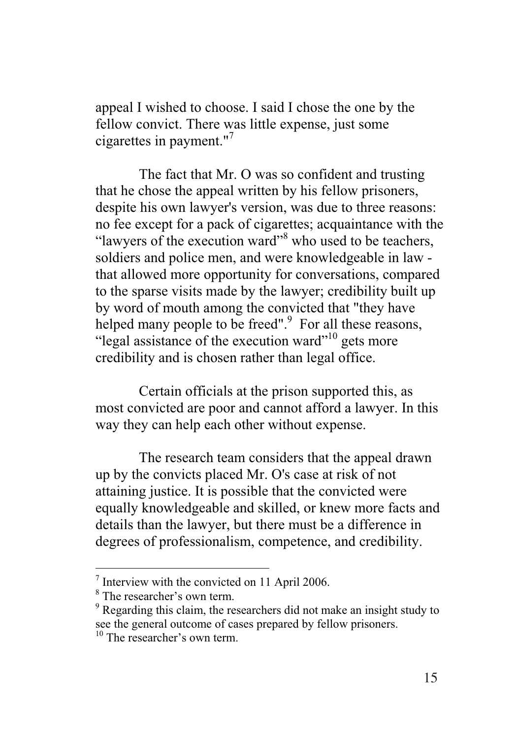appeal I wished to choose. I said I chose the one by the fellow convict. There was little expense, just some cigarettes in payment."[7]

The fact that Mr. O was so confident and trusting that he chose the appeal written by his fellow prisoners, despite his own lawyer's version, was due to three reasons: no fee except for a pack of cigarettes; acquaintance with the “lawyers of the execution ward”[8] who used to be teachers, soldiers and police men, and were knowledgeable in law - that allowed more opportunity for conversations, compared to the sparse visits made by the lawyer; credibility built up by word of mouth among the convicted that "they have helped many people to be freed".[9] For all these reasons, “legal assistance of the execution ward”[10] gets more credibility and is chosen rather than legal office.

Certain officials at the prison supported this, as most convicted are poor and cannot afford a lawyer. In this way they can help each other without expense.

The research team considers that the appeal drawn up by the convicts placed Mr. O's case at risk of not attaining justice. It is possible that the convicted were equally knowledgeable and skilled, or knew more facts and details than the lawyer, but there must be a difference in degrees of professionalism, competence, and credibility.

---

[7] Interview with the convicted on 11 April 2006.

[8] The researcher’s own term.

[9] Regarding this claim, the researchers did not make an insight study to see the general outcome of cases prepared by fellow prisoners.

[10] The researcher’s own term.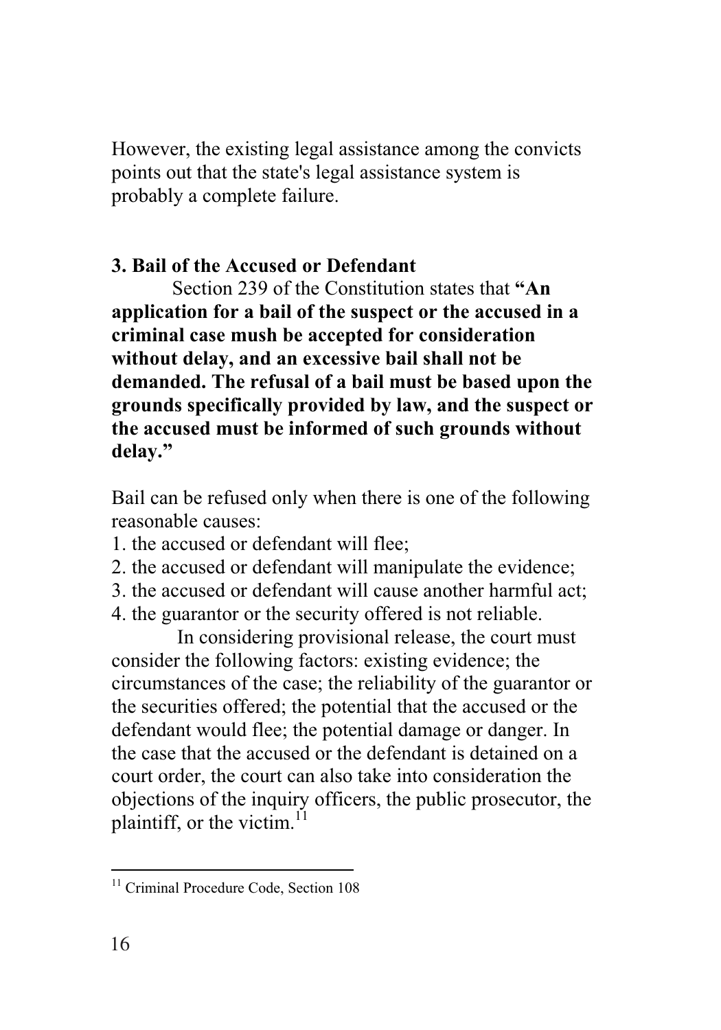However, the existing legal assistance among the convicts points out that the state's legal assistance system is probably a complete failure.

### 3. Bail of the Accused or Defendant

Section 239 of the Constitution states that **"An application for a bail of the suspect or the accused in a criminal case mush be accepted for consideration without delay, and an excessive bail shall not be demanded. The refusal of a bail must be based upon the grounds specifically provided by law, and the suspect or the accused must be informed of such grounds without delay."**

Bail can be refused only when there is one of the following reasonable causes:

1. the accused or defendant will flee;
2. the accused or defendant will manipulate the evidence;
3. the accused or defendant will cause another harmful act;
4. the guarantor or the security offered is not reliable.

In considering provisional release, the court must consider the following factors: existing evidence; the circumstances of the case; the reliability of the guarantor or the securities offered; the potential that the accused or the defendant would flee; the potential damage or danger. In the case that the accused or the defendant is detained on a court order, the court can also take into consideration the objections of the inquiry officers, the public prosecutor, the plaintiff, or the victim.[11]

---

[11] Criminal Procedure Code, Section 108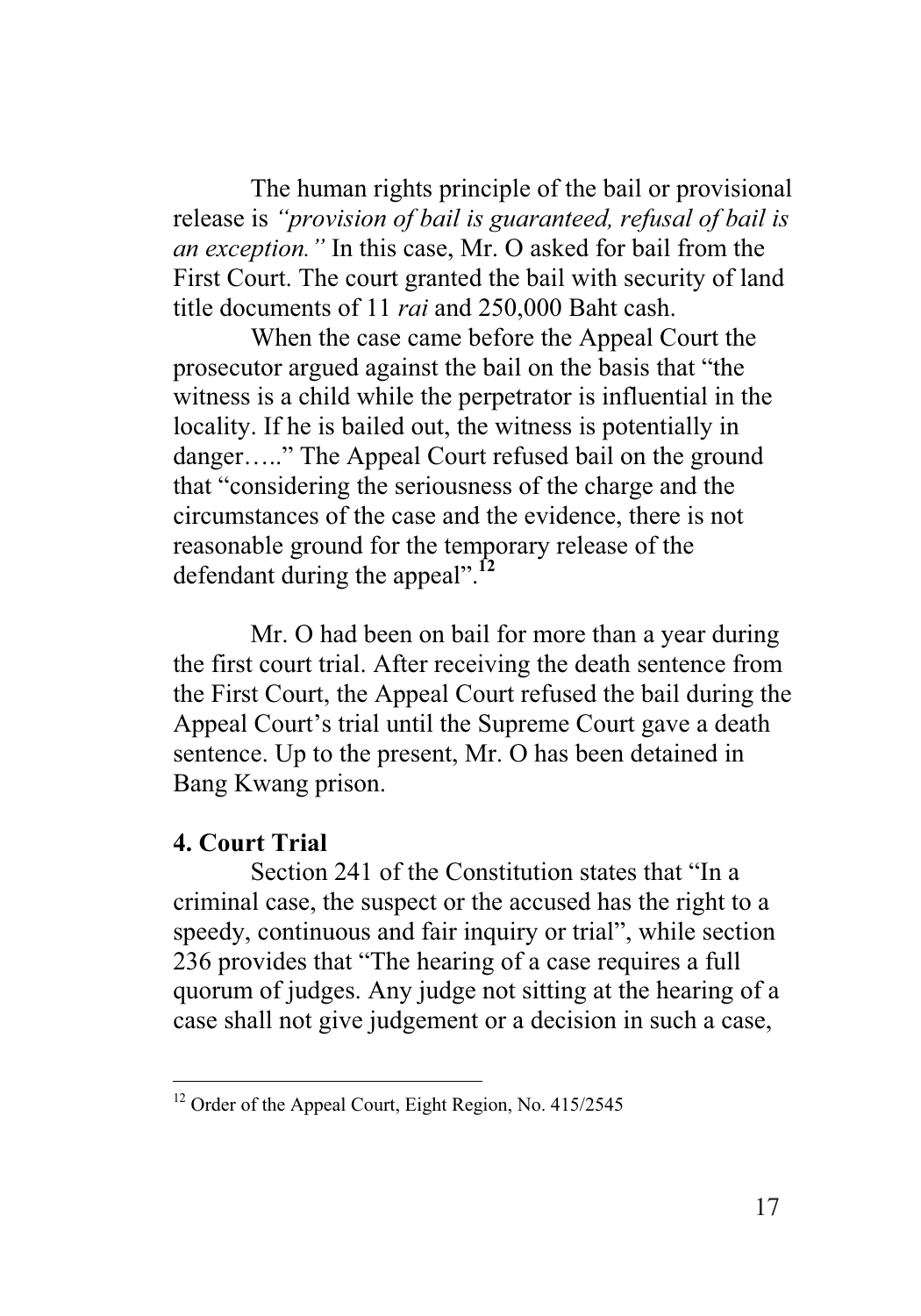The human rights principle of the bail or provisional release is *"provision of bail is guaranteed, refusal of bail is an exception."* In this case, Mr. O asked for bail from the First Court. The court granted the bail with security of land title documents of 11 *rai* and 250,000 Baht cash.

When the case came before the Appeal Court the prosecutor argued against the bail on the basis that "the witness is a child while the perpetrator is influential in the locality. If he is bailed out, the witness is potentially in danger….." The Appeal Court refused bail on the ground that "considering the seriousness of the charge and the circumstances of the case and the evidence, there is not reasonable ground for the temporary release of the defendant during the appeal".[12]

Mr. O had been on bail for more than a year during the first court trial. After receiving the death sentence from the First Court, the Appeal Court refused the bail during the Appeal Court's trial until the Supreme Court gave a death sentence. Up to the present, Mr. O has been detained in Bang Kwang prison.

**4. Court Trial**

Section 241 of the Constitution states that "In a criminal case, the suspect or the accused has the right to a speedy, continuous and fair inquiry or trial", while section 236 provides that "The hearing of a case requires a full quorum of judges. Any judge not sitting at the hearing of a case shall not give judgement or a decision in such a case,

[12] Order of the Appeal Court, Eight Region, No. 415/2545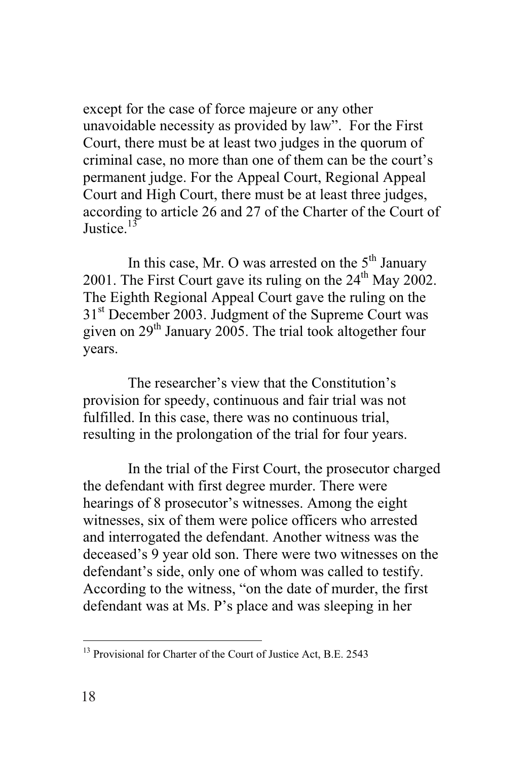except for the case of force majeure or any other unavoidable necessity as provided by law". For the First Court, there must be at least two judges in the quorum of criminal case, no more than one of them can be the court's permanent judge. For the Appeal Court, Regional Appeal Court and High Court, there must be at least three judges, according to article 26 and 27 of the Charter of the Court of Justice.[13]

In this case, Mr. O was arrested on the 5th January 2001. The First Court gave its ruling on the 24th May 2002. The Eighth Regional Appeal Court gave the ruling on the 31st December 2003. Judgment of the Supreme Court was given on 29th January 2005. The trial took altogether four years.

The researcher's view that the Constitution's provision for speedy, continuous and fair trial was not fulfilled. In this case, there was no continuous trial, resulting in the prolongation of the trial for four years.

In the trial of the First Court, the prosecutor charged the defendant with first degree murder. There were hearings of 8 prosecutor's witnesses. Among the eight witnesses, six of them were police officers who arrested and interrogated the defendant. Another witness was the deceased's 9 year old son. There were two witnesses on the defendant's side, only one of whom was called to testify. According to the witness, "on the date of murder, the first defendant was at Ms. P's place and was sleeping in her

---

[13] Provisional for Charter of the Court of Justice Act, B.E. 2543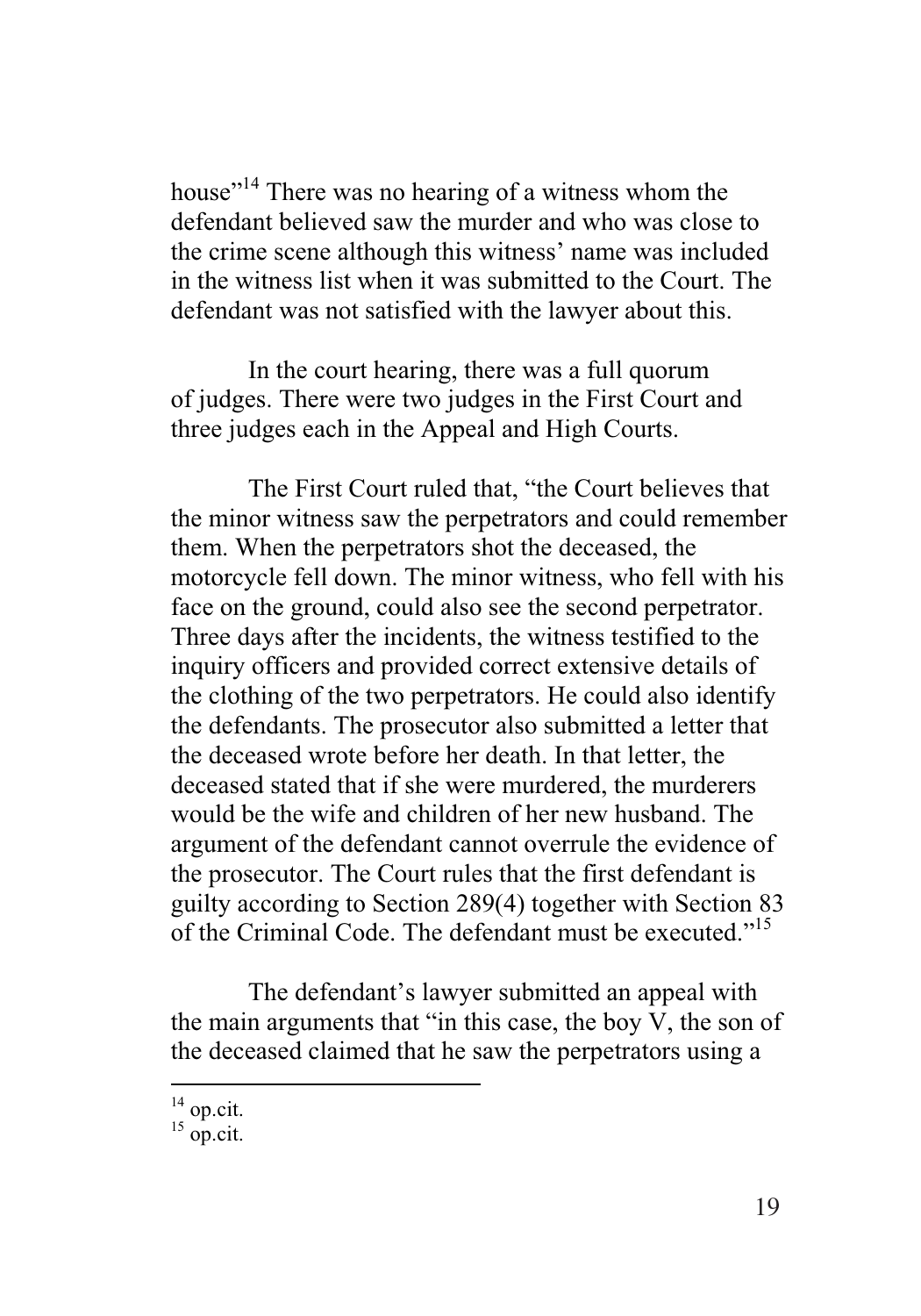house"[14] There was no hearing of a witness whom the defendant believed saw the murder and who was close to the crime scene although this witness' name was included in the witness list when it was submitted to the Court. The defendant was not satisfied with the lawyer about this.

In the court hearing, there was a full quorum of judges. There were two judges in the First Court and three judges each in the Appeal and High Courts.

The First Court ruled that, "the Court believes that the minor witness saw the perpetrators and could remember them. When the perpetrators shot the deceased, the motorcycle fell down. The minor witness, who fell with his face on the ground, could also see the second perpetrator. Three days after the incidents, the witness testified to the inquiry officers and provided correct extensive details of the clothing of the two perpetrators. He could also identify the defendants. The prosecutor also submitted a letter that the deceased wrote before her death. In that letter, the deceased stated that if she were murdered, the murderers would be the wife and children of her new husband. The argument of the defendant cannot overrule the evidence of the prosecutor. The Court rules that the first defendant is guilty according to Section 289(4) together with Section 83 of the Criminal Code. The defendant must be executed."[15]

The defendant's lawyer submitted an appeal with the main arguments that "in this case, the boy V, the son of the deceased claimed that he saw the perpetrators using a

---

[14] op.cit.

[15] op.cit.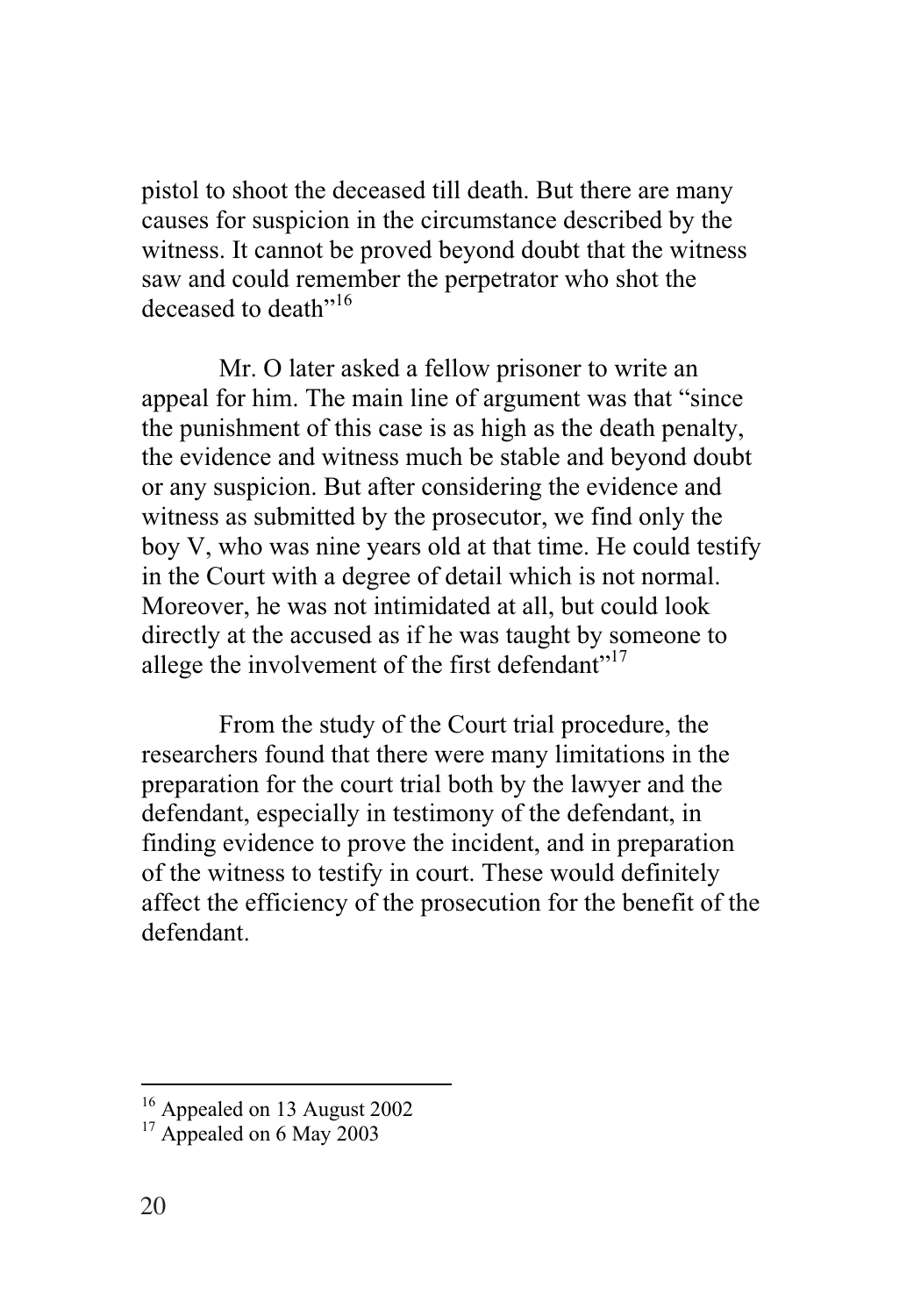pistol to shoot the deceased till death. But there are many causes for suspicion in the circumstance described by the witness. It cannot be proved beyond doubt that the witness saw and could remember the perpetrator who shot the deceased to death"[16]

Mr. O later asked a fellow prisoner to write an appeal for him. The main line of argument was that "since the punishment of this case is as high as the death penalty, the evidence and witness much be stable and beyond doubt or any suspicion. But after considering the evidence and witness as submitted by the prosecutor, we find only the boy V, who was nine years old at that time. He could testify in the Court with a degree of detail which is not normal. Moreover, he was not intimidated at all, but could look directly at the accused as if he was taught by someone to allege the involvement of the first defendant"[17]

From the study of the Court trial procedure, the researchers found that there were many limitations in the preparation for the court trial both by the lawyer and the defendant, especially in testimony of the defendant, in finding evidence to prove the incident, and in preparation of the witness to testify in court. These would definitely affect the efficiency of the prosecution for the benefit of the defendant.

---

[16] Appealed on 13 August 2002

[17] Appealed on 6 May 2003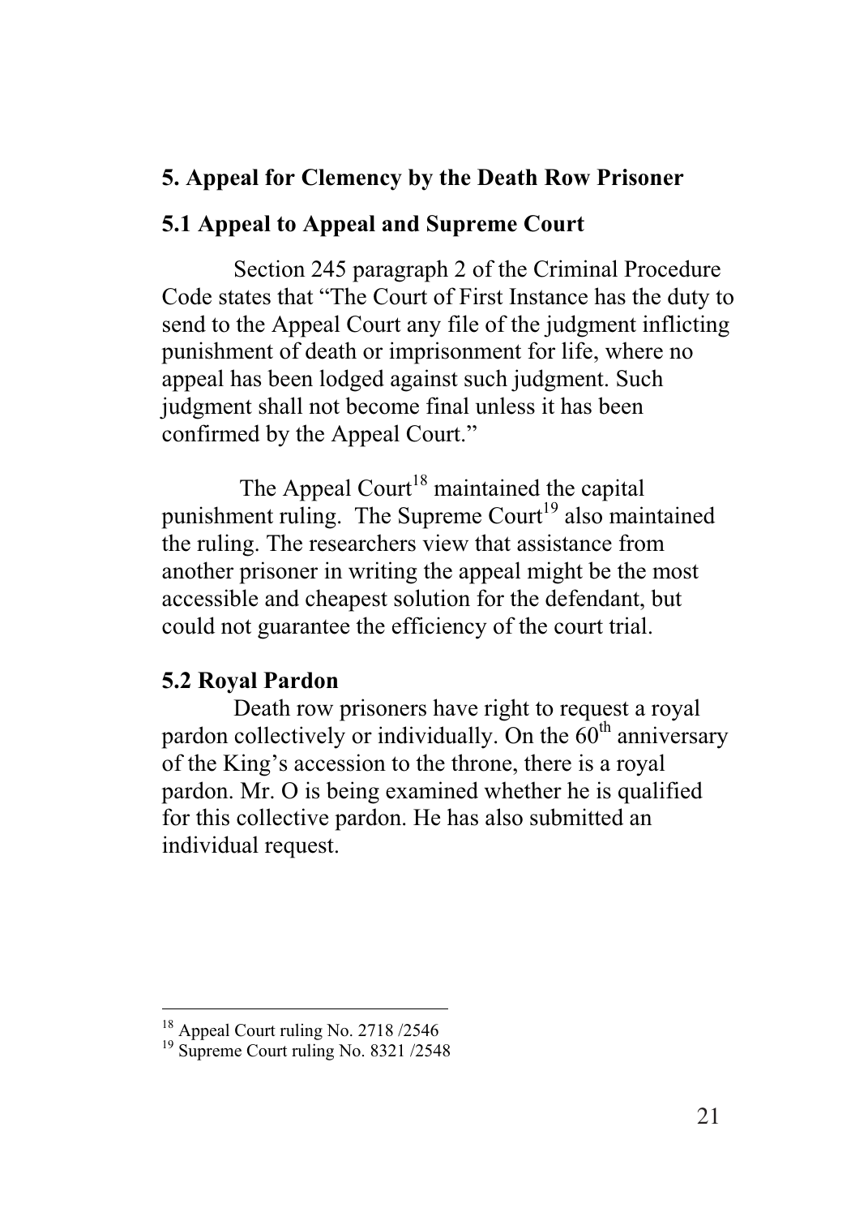## 5. Appeal for Clemency by the Death Row Prisoner

### 5.1 Appeal to Appeal and Supreme Court

Section 245 paragraph 2 of the Criminal Procedure Code states that "The Court of First Instance has the duty to send to the Appeal Court any file of the judgment inflicting punishment of death or imprisonment for life, where no appeal has been lodged against such judgment. Such judgment shall not become final unless it has been confirmed by the Appeal Court."

The Appeal Court[18] maintained the capital punishment ruling. The Supreme Court[19] also maintained the ruling. The researchers view that assistance from another prisoner in writing the appeal might be the most accessible and cheapest solution for the defendant, but could not guarantee the efficiency of the court trial.

### 5.2 Royal Pardon

Death row prisoners have right to request a royal pardon collectively or individually. On the 60th anniversary of the King's accession to the throne, there is a royal pardon. Mr. O is being examined whether he is qualified for this collective pardon. He has also submitted an individual request.

---

[18] Appeal Court ruling No. 2718 /2546

[19] Supreme Court ruling No. 8321 /2548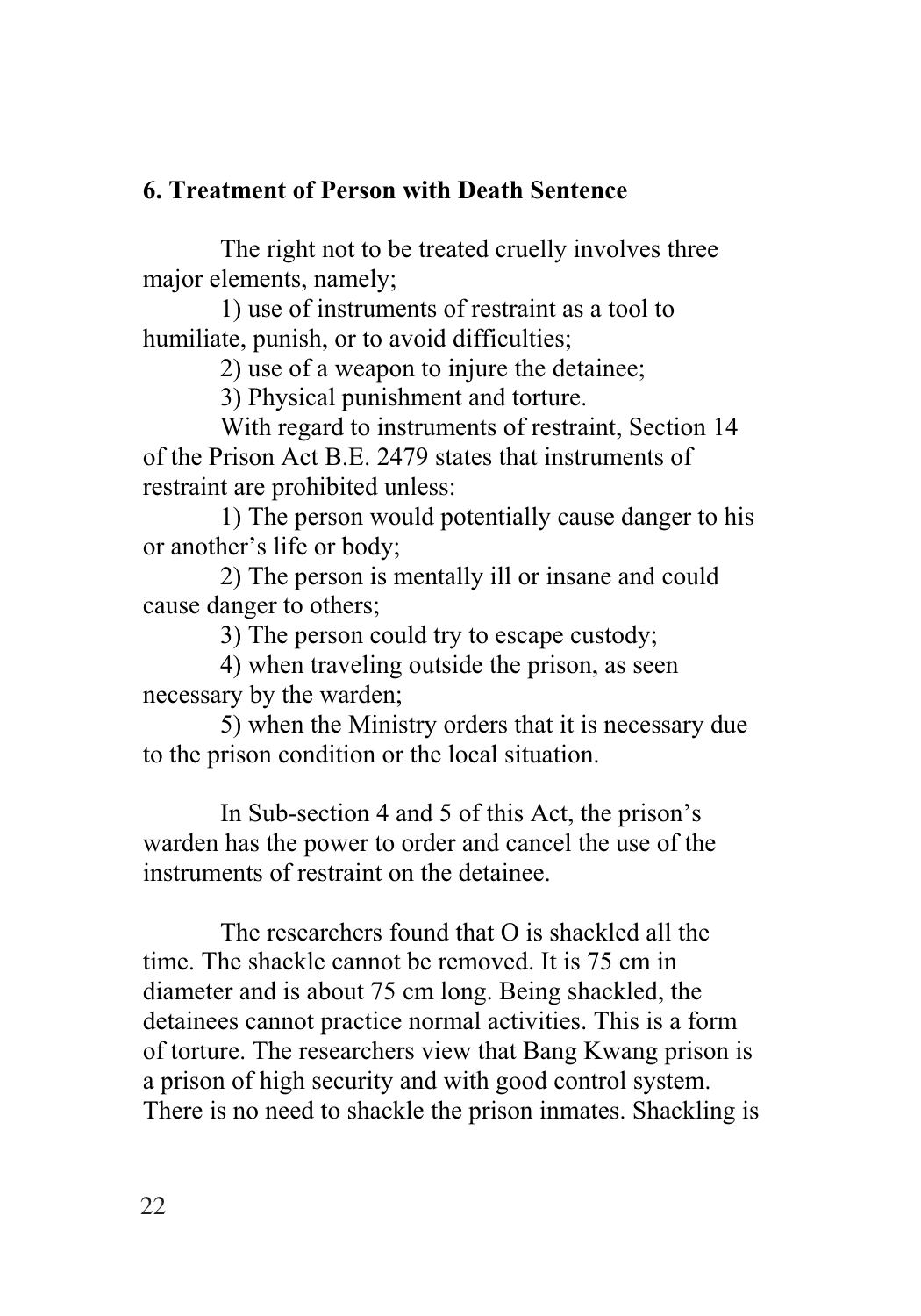## 6. Treatment of Person with Death Sentence

The right not to be treated cruelly involves three major elements, namely;

1) use of instruments of restraint as a tool to humiliate, punish, or to avoid difficulties;

2) use of a weapon to injure the detainee;

3) Physical punishment and torture.

With regard to instruments of restraint, Section 14 of the Prison Act B.E. 2479 states that instruments of restraint are prohibited unless:

1) The person would potentially cause danger to his or another's life or body;

2) The person is mentally ill or insane and could cause danger to others;

3) The person could try to escape custody;

4) when traveling outside the prison, as seen necessary by the warden;

5) when the Ministry orders that it is necessary due to the prison condition or the local situation.

In Sub-section 4 and 5 of this Act, the prison's warden has the power to order and cancel the use of the instruments of restraint on the detainee.

The researchers found that O is shackled all the time. The shackle cannot be removed. It is 75 cm in diameter and is about 75 cm long. Being shackled, the detainees cannot practice normal activities. This is a form of torture. The researchers view that Bang Kwang prison is a prison of high security and with good control system. There is no need to shackle the prison inmates. Shackling is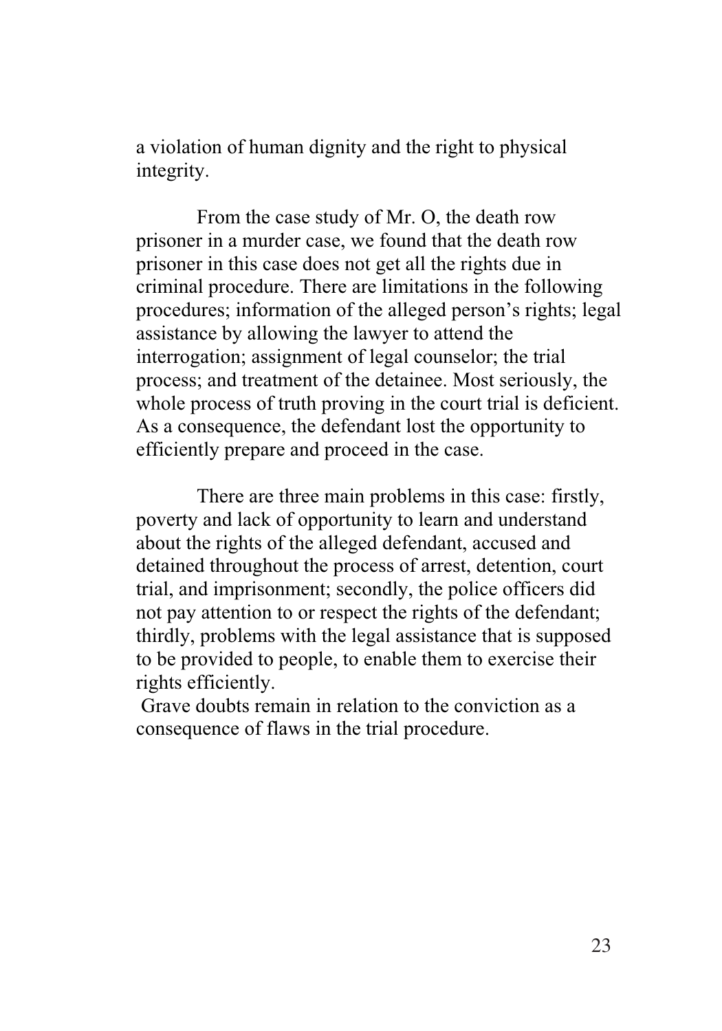a violation of human dignity and the right to physical integrity.

From the case study of Mr. O, the death row prisoner in a murder case, we found that the death row prisoner in this case does not get all the rights due in criminal procedure. There are limitations in the following procedures; information of the alleged person's rights; legal assistance by allowing the lawyer to attend the interrogation; assignment of legal counselor; the trial process; and treatment of the detainee. Most seriously, the whole process of truth proving in the court trial is deficient. As a consequence, the defendant lost the opportunity to efficiently prepare and proceed in the case.

There are three main problems in this case: firstly, poverty and lack of opportunity to learn and understand about the rights of the alleged defendant, accused and detained throughout the process of arrest, detention, court trial, and imprisonment; secondly, the police officers did not pay attention to or respect the rights of the defendant; thirdly, problems with the legal assistance that is supposed to be provided to people, to enable them to exercise their rights efficiently.

Grave doubts remain in relation to the conviction as a consequence of flaws in the trial procedure.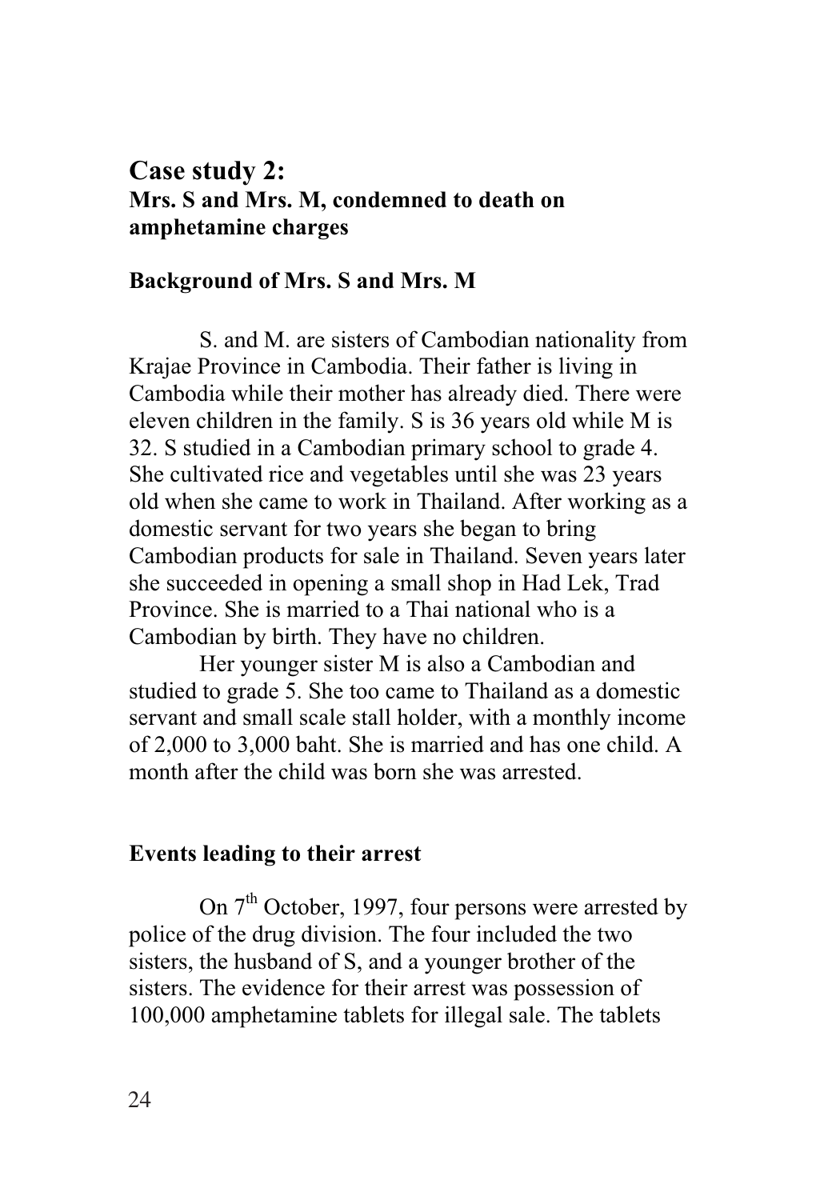## Case study 2:

### Mrs. S and Mrs. M, condemned to death on amphetamine charges

### Background of Mrs. S and Mrs. M

S. and M. are sisters of Cambodian nationality from Krajae Province in Cambodia. Their father is living in Cambodia while their mother has already died. There were eleven children in the family. S is 36 years old while M is 32. S studied in a Cambodian primary school to grade 4. She cultivated rice and vegetables until she was 23 years old when she came to work in Thailand. After working as a domestic servant for two years she began to bring Cambodian products for sale in Thailand. Seven years later she succeeded in opening a small shop in Had Lek, Trad Province. She is married to a Thai national who is a Cambodian by birth. They have no children.

Her younger sister M is also a Cambodian and studied to grade 5. She too came to Thailand as a domestic servant and small scale stall holder, with a monthly income of 2,000 to 3,000 baht. She is married and has one child. A month after the child was born she was arrested.

### Events leading to their arrest

On 7th October, 1997, four persons were arrested by police of the drug division. The four included the two sisters, the husband of S, and a younger brother of the sisters. The evidence for their arrest was possession of 100,000 amphetamine tablets for illegal sale. The tablets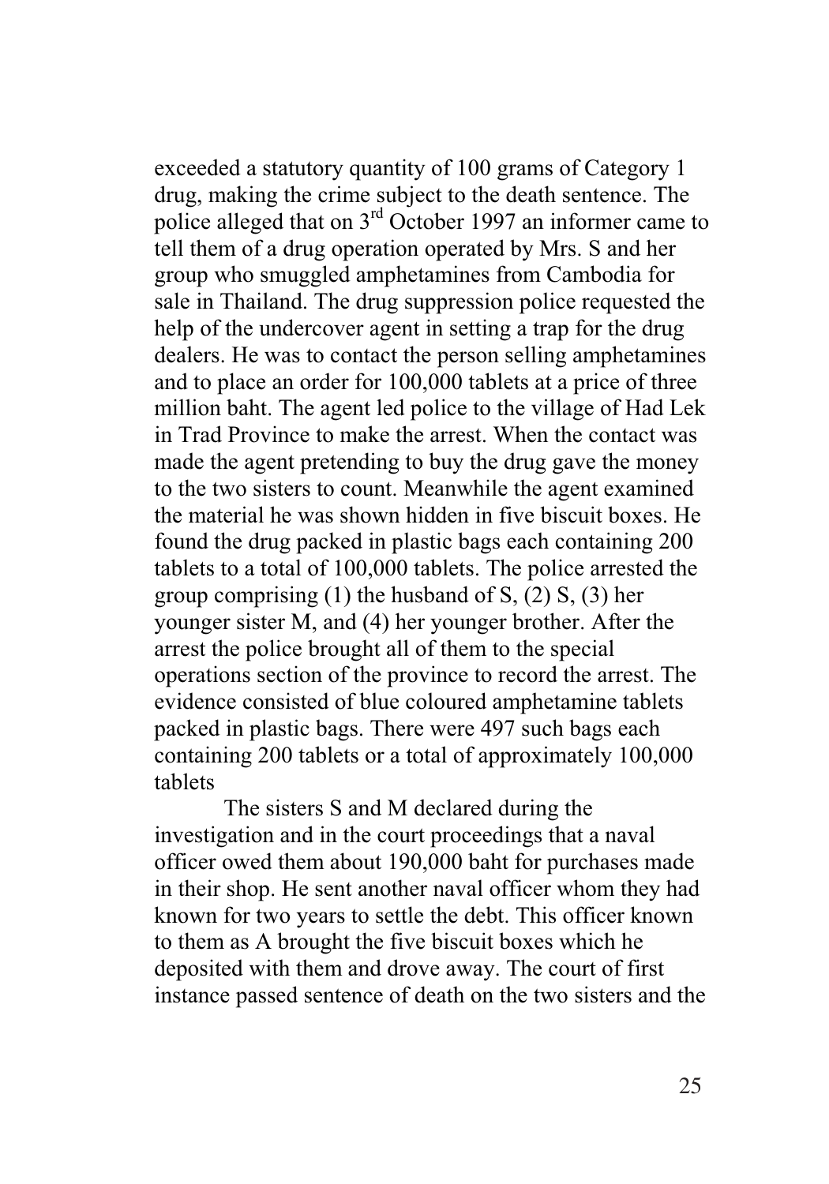exceeded a statutory quantity of 100 grams of Category 1 drug, making the crime subject to the death sentence. The police alleged that on 3rd October 1997 an informer came to tell them of a drug operation operated by Mrs. S and her group who smuggled amphetamines from Cambodia for sale in Thailand. The drug suppression police requested the help of the undercover agent in setting a trap for the drug dealers. He was to contact the person selling amphetamines and to place an order for 100,000 tablets at a price of three million baht. The agent led police to the village of Had Lek in Trad Province to make the arrest. When the contact was made the agent pretending to buy the drug gave the money to the two sisters to count. Meanwhile the agent examined the material he was shown hidden in five biscuit boxes. He found the drug packed in plastic bags each containing 200 tablets to a total of 100,000 tablets. The police arrested the group comprising (1) the husband of S, (2) S, (3) her younger sister M, and (4) her younger brother. After the arrest the police brought all of them to the special operations section of the province to record the arrest. The evidence consisted of blue coloured amphetamine tablets packed in plastic bags. There were 497 such bags each containing 200 tablets or a total of approximately 100,000 tablets

The sisters S and M declared during the investigation and in the court proceedings that a naval officer owed them about 190,000 baht for purchases made in their shop. He sent another naval officer whom they had known for two years to settle the debt. This officer known to them as A brought the five biscuit boxes which he deposited with them and drove away. The court of first instance passed sentence of death on the two sisters and the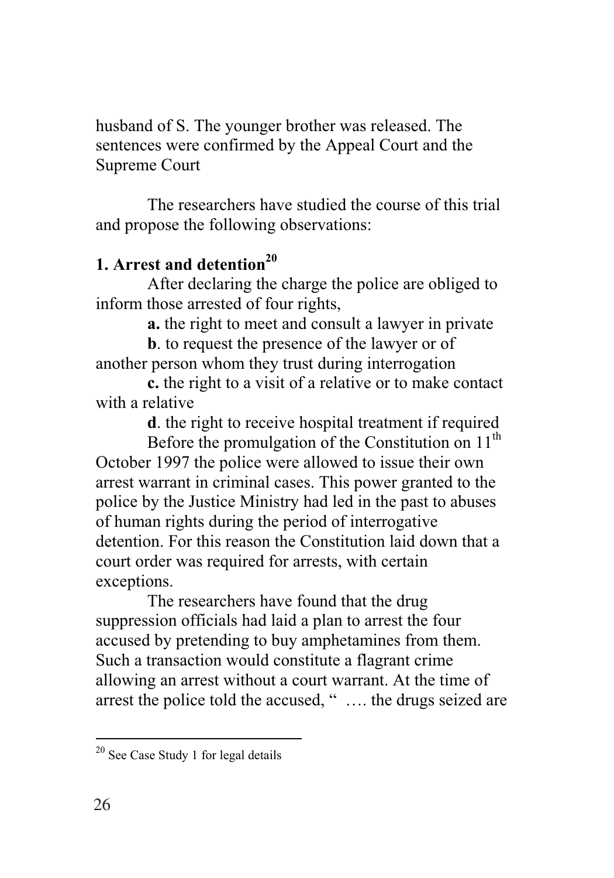husband of S. The younger brother was released. The sentences were confirmed by the Appeal Court and the Supreme Court

The researchers have studied the course of this trial and propose the following observations:

### 1. Arrest and detention[20]

After declaring the charge the police are obliged to inform those arrested of four rights,

**a.** the right to meet and consult a lawyer in private

**b**. to request the presence of the lawyer or of another person whom they trust during interrogation

**c.** the right to a visit of a relative or to make contact with a relative

**d**. the right to receive hospital treatment if required

Before the promulgation of the Constitution on 11th October 1997 the police were allowed to issue their own arrest warrant in criminal cases. This power granted to the police by the Justice Ministry had led in the past to abuses of human rights during the period of interrogative detention. For this reason the Constitution laid down that a court order was required for arrests, with certain exceptions.

The researchers have found that the drug suppression officials had laid a plan to arrest the four accused by pretending to buy amphetamines from them. Such a transaction would constitute a flagrant crime allowing an arrest without a court warrant. At the time of arrest the police told the accused, " …. the drugs seized are

---

[20] See Case Study 1 for legal details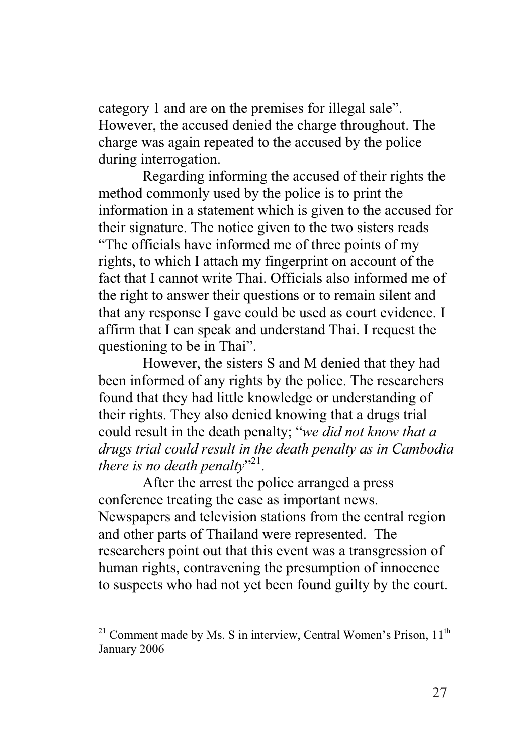category 1 and are on the premises for illegal sale". However, the accused denied the charge throughout. The charge was again repeated to the accused by the police during interrogation.

Regarding informing the accused of their rights the method commonly used by the police is to print the information in a statement which is given to the accused for their signature. The notice given to the two sisters reads "The officials have informed me of three points of my rights, to which I attach my fingerprint on account of the fact that I cannot write Thai. Officials also informed me of the right to answer their questions or to remain silent and that any response I gave could be used as court evidence. I affirm that I can speak and understand Thai. I request the questioning to be in Thai".

However, the sisters S and M denied that they had been informed of any rights by the police. The researchers found that they had little knowledge or understanding of their rights. They also denied knowing that a drugs trial could result in the death penalty; "*we did not know that a drugs trial could result in the death penalty as in Cambodia there is no death penalty*"[21].

After the arrest the police arranged a press conference treating the case as important news. Newspapers and television stations from the central region and other parts of Thailand were represented. The researchers point out that this event was a transgression of human rights, contravening the presumption of innocence to suspects who had not yet been found guilty by the court.

---

[21] Comment made by Ms. S in interview, Central Women's Prison, 11th January 2006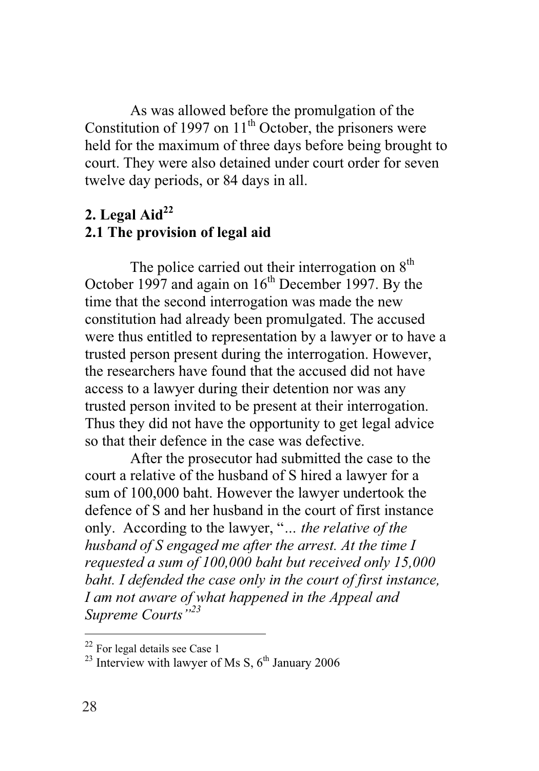As was allowed before the promulgation of the Constitution of 1997 on 11th October, the prisoners were held for the maximum of three days before being brought to court. They were also detained under court order for seven twelve day periods, or 84 days in all.

## 2. Legal Aid[22]

### 2.1 The provision of legal aid

The police carried out their interrogation on 8th October 1997 and again on 16th December 1997. By the time that the second interrogation was made the new constitution had already been promulgated. The accused were thus entitled to representation by a lawyer or to have a trusted person present during the interrogation. However, the researchers have found that the accused did not have access to a lawyer during their detention nor was any trusted person invited to be present at their interrogation. Thus they did not have the opportunity to get legal advice so that their defence in the case was defective.

After the prosecutor had submitted the case to the court a relative of the husband of S hired a lawyer for a sum of 100,000 baht. However the lawyer undertook the defence of S and her husband in the court of first instance only. According to the lawyer, "*... the relative of the husband of S engaged me after the arrest. At the time I requested a sum of 100,000 baht but received only 15,000 baht. I defended the case only in the court of first instance, I am not aware of what happened in the Appeal and Supreme Courts"*[23]

---

[22] For legal details see Case 1

[23] Interview with lawyer of Ms S, 6th January 2006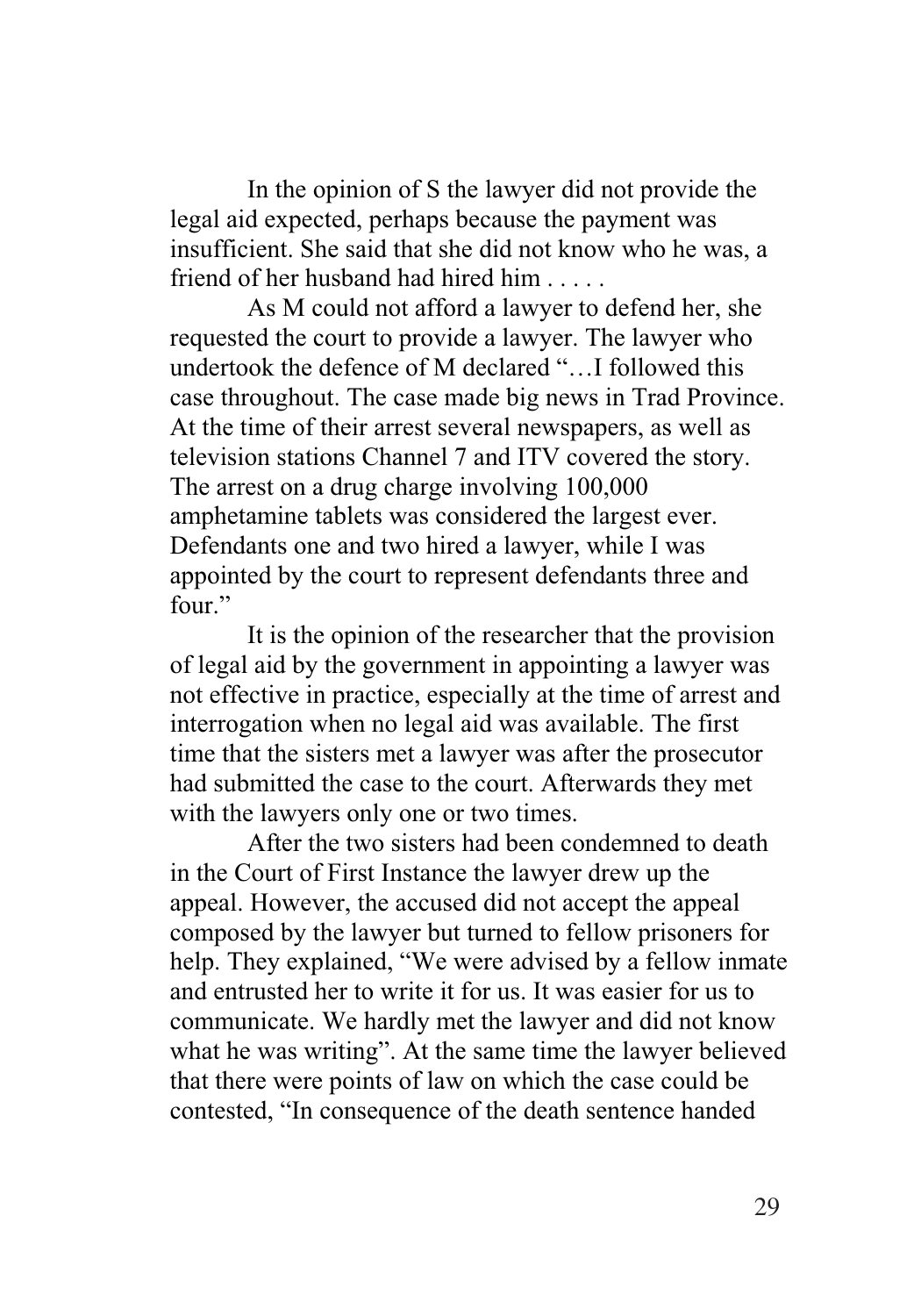In the opinion of S the lawyer did not provide the legal aid expected, perhaps because the payment was insufficient. She said that she did not know who he was, a friend of her husband had hired him . . . . .

As M could not afford a lawyer to defend her, she requested the court to provide a lawyer. The lawyer who undertook the defence of M declared "…I followed this case throughout. The case made big news in Trad Province. At the time of their arrest several newspapers, as well as television stations Channel 7 and ITV covered the story. The arrest on a drug charge involving 100,000 amphetamine tablets was considered the largest ever. Defendants one and two hired a lawyer, while I was appointed by the court to represent defendants three and four."

It is the opinion of the researcher that the provision of legal aid by the government in appointing a lawyer was not effective in practice, especially at the time of arrest and interrogation when no legal aid was available. The first time that the sisters met a lawyer was after the prosecutor had submitted the case to the court. Afterwards they met with the lawyers only one or two times.

After the two sisters had been condemned to death in the Court of First Instance the lawyer drew up the appeal. However, the accused did not accept the appeal composed by the lawyer but turned to fellow prisoners for help. They explained, "We were advised by a fellow inmate and entrusted her to write it for us. It was easier for us to communicate. We hardly met the lawyer and did not know what he was writing". At the same time the lawyer believed that there were points of law on which the case could be contested, "In consequence of the death sentence handed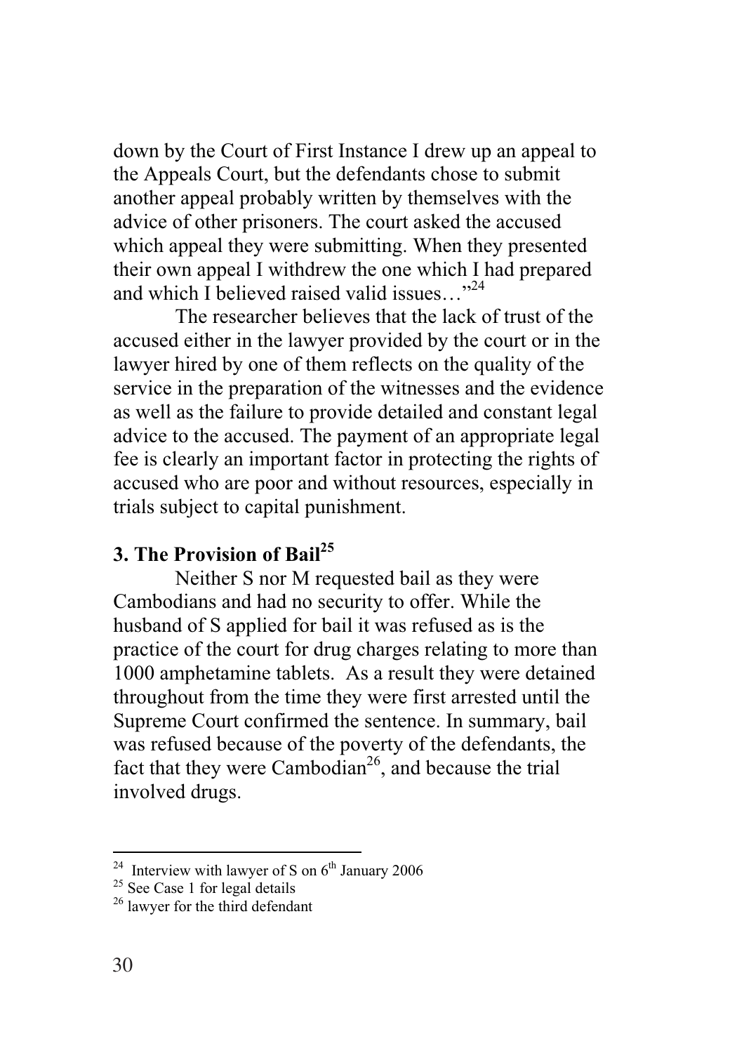down by the Court of First Instance I drew up an appeal to the Appeals Court, but the defendants chose to submit another appeal probably written by themselves with the advice of other prisoners. The court asked the accused which appeal they were submitting. When they presented their own appeal I withdrew the one which I had prepared and which I believed raised valid issues…"[24]

The researcher believes that the lack of trust of the accused either in the lawyer provided by the court or in the lawyer hired by one of them reflects on the quality of the service in the preparation of the witnesses and the evidence as well as the failure to provide detailed and constant legal advice to the accused. The payment of an appropriate legal fee is clearly an important factor in protecting the rights of accused who are poor and without resources, especially in trials subject to capital punishment.

### 3. The Provision of Bail[25]

Neither S nor M requested bail as they were Cambodians and had no security to offer. While the husband of S applied for bail it was refused as is the practice of the court for drug charges relating to more than 1000 amphetamine tablets. As a result they were detained throughout from the time they were first arrested until the Supreme Court confirmed the sentence. In summary, bail was refused because of the poverty of the defendants, the fact that they were Cambodian[26], and because the trial involved drugs.

---

[24] Interview with lawyer of S on 6th January 2006

[25] See Case 1 for legal details

[26] lawyer for the third defendant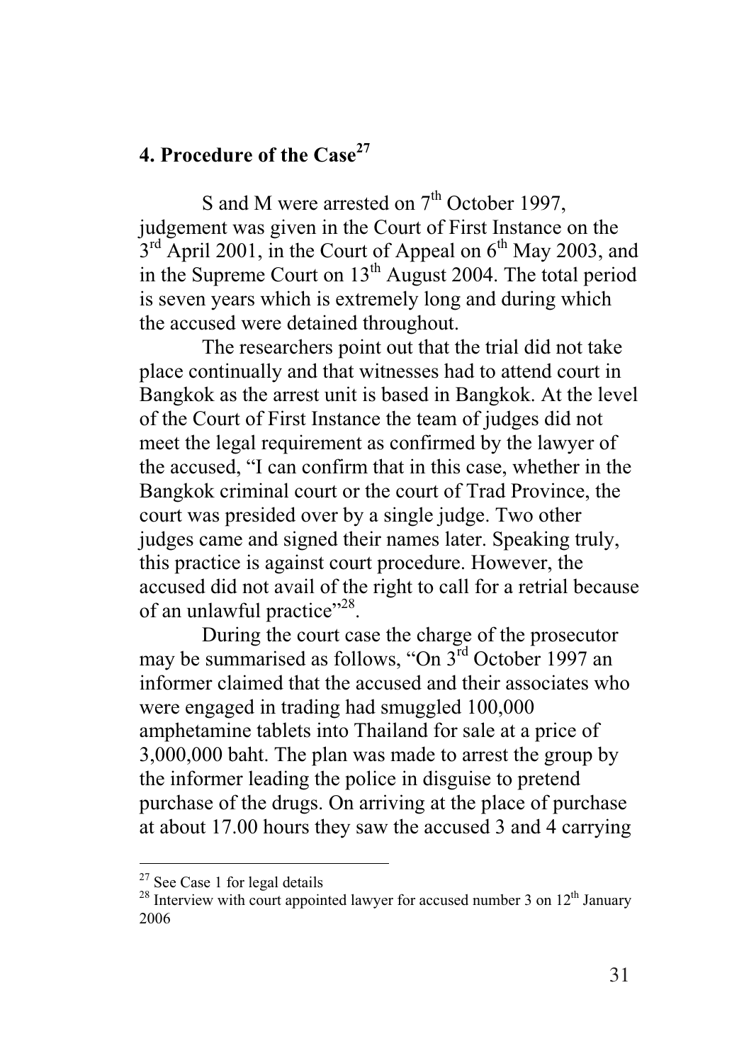## 4. Procedure of the Case[27]

S and M were arrested on 7th October 1997, judgement was given in the Court of First Instance on the 3rd April 2001, in the Court of Appeal on 6th May 2003, and in the Supreme Court on 13th August 2004. The total period is seven years which is extremely long and during which the accused were detained throughout.

The researchers point out that the trial did not take place continually and that witnesses had to attend court in Bangkok as the arrest unit is based in Bangkok. At the level of the Court of First Instance the team of judges did not meet the legal requirement as confirmed by the lawyer of the accused, "I can confirm that in this case, whether in the Bangkok criminal court or the court of Trad Province, the court was presided over by a single judge. Two other judges came and signed their names later. Speaking truly, this practice is against court procedure. However, the accused did not avail of the right to call for a retrial because of an unlawful practice"[28].

During the court case the charge of the prosecutor may be summarised as follows, "On 3rd October 1997 an informer claimed that the accused and their associates who were engaged in trading had smuggled 100,000 amphetamine tablets into Thailand for sale at a price of 3,000,000 baht. The plan was made to arrest the group by the informer leading the police in disguise to pretend purchase of the drugs. On arriving at the place of purchase at about 17.00 hours they saw the accused 3 and 4 carrying

---

[27] See Case 1 for legal details

[28] Interview with court appointed lawyer for accused number 3 on 12th January 2006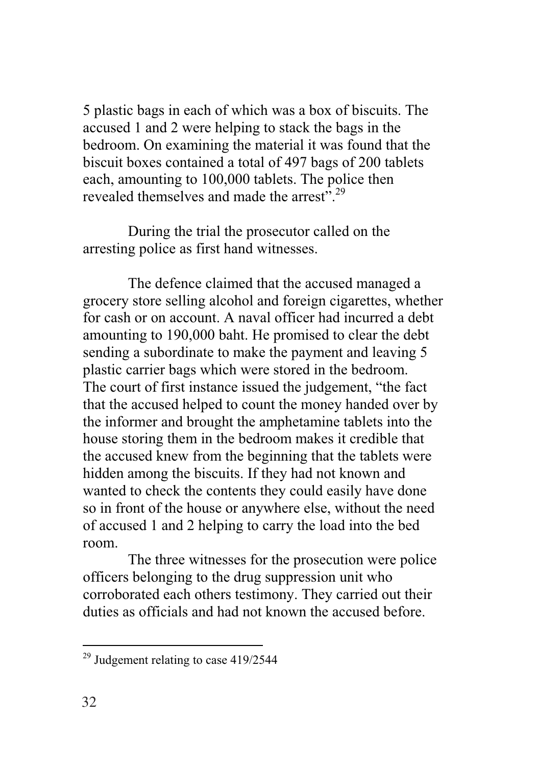5 plastic bags in each of which was a box of biscuits. The accused 1 and 2 were helping to stack the bags in the bedroom. On examining the material it was found that the biscuit boxes contained a total of 497 bags of 200 tablets each, amounting to 100,000 tablets. The police then revealed themselves and made the arrest".[29]

During the trial the prosecutor called on the arresting police as first hand witnesses.

The defence claimed that the accused managed a grocery store selling alcohol and foreign cigarettes, whether for cash or on account. A naval officer had incurred a debt amounting to 190,000 baht. He promised to clear the debt sending a subordinate to make the payment and leaving 5 plastic carrier bags which were stored in the bedroom. The court of first instance issued the judgement, "the fact that the accused helped to count the money handed over by the informer and brought the amphetamine tablets into the house storing them in the bedroom makes it credible that the accused knew from the beginning that the tablets were hidden among the biscuits. If they had not known and wanted to check the contents they could easily have done so in front of the house or anywhere else, without the need of accused 1 and 2 helping to carry the load into the bed room.

The three witnesses for the prosecution were police officers belonging to the drug suppression unit who corroborated each others testimony. They carried out their duties as officials and had not known the accused before.

---

[29] Judgement relating to case 419/2544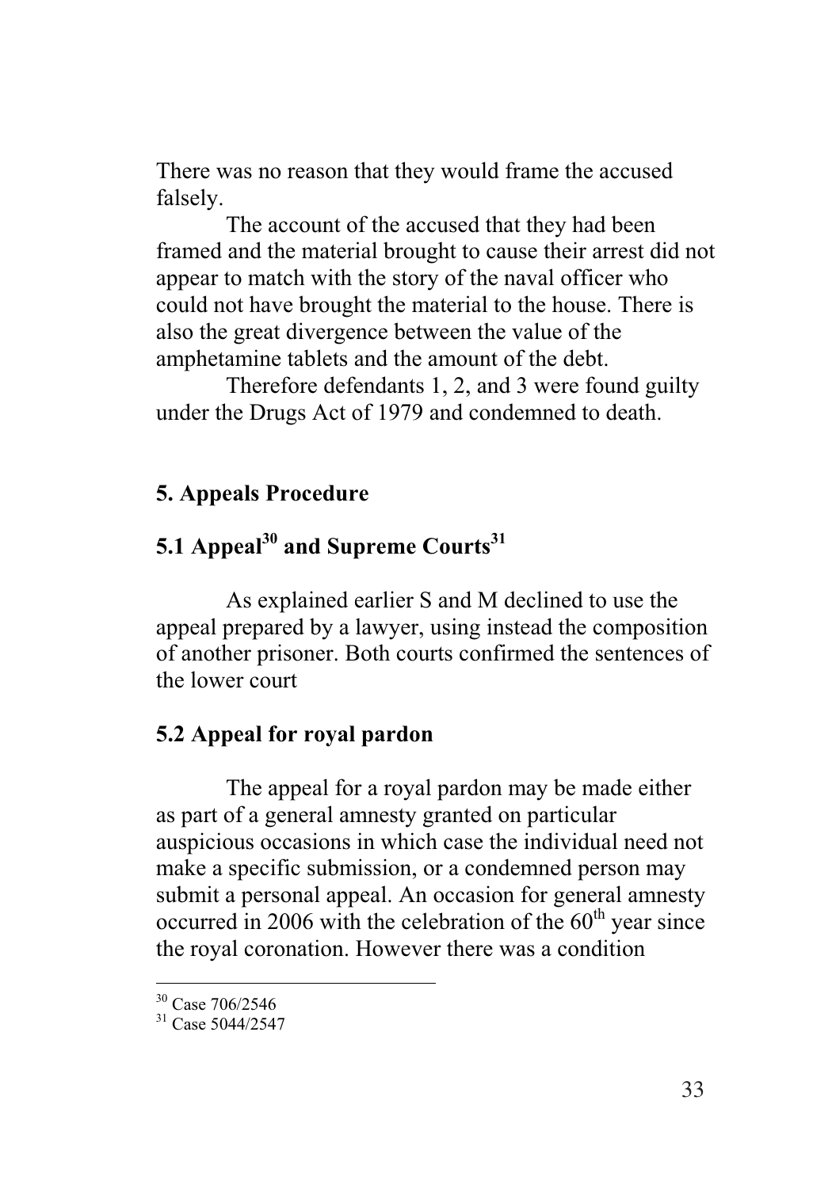There was no reason that they would frame the accused falsely.

The account of the accused that they had been framed and the material brought to cause their arrest did not appear to match with the story of the naval officer who could not have brought the material to the house. There is also the great divergence between the value of the amphetamine tablets and the amount of the debt.

Therefore defendants 1, 2, and 3 were found guilty under the Drugs Act of 1979 and condemned to death.

## 5. Appeals Procedure

### 5.1 Appeal[30] and Supreme Courts[31]

As explained earlier S and M declined to use the appeal prepared by a lawyer, using instead the composition of another prisoner. Both courts confirmed the sentences of the lower court

### 5.2 Appeal for royal pardon

The appeal for a royal pardon may be made either as part of a general amnesty granted on particular auspicious occasions in which case the individual need not make a specific submission, or a condemned person may submit a personal appeal. An occasion for general amnesty occurred in 2006 with the celebration of the 60th year since the royal coronation. However there was a condition

[30] Case 706/2546

[31] Case 5044/2547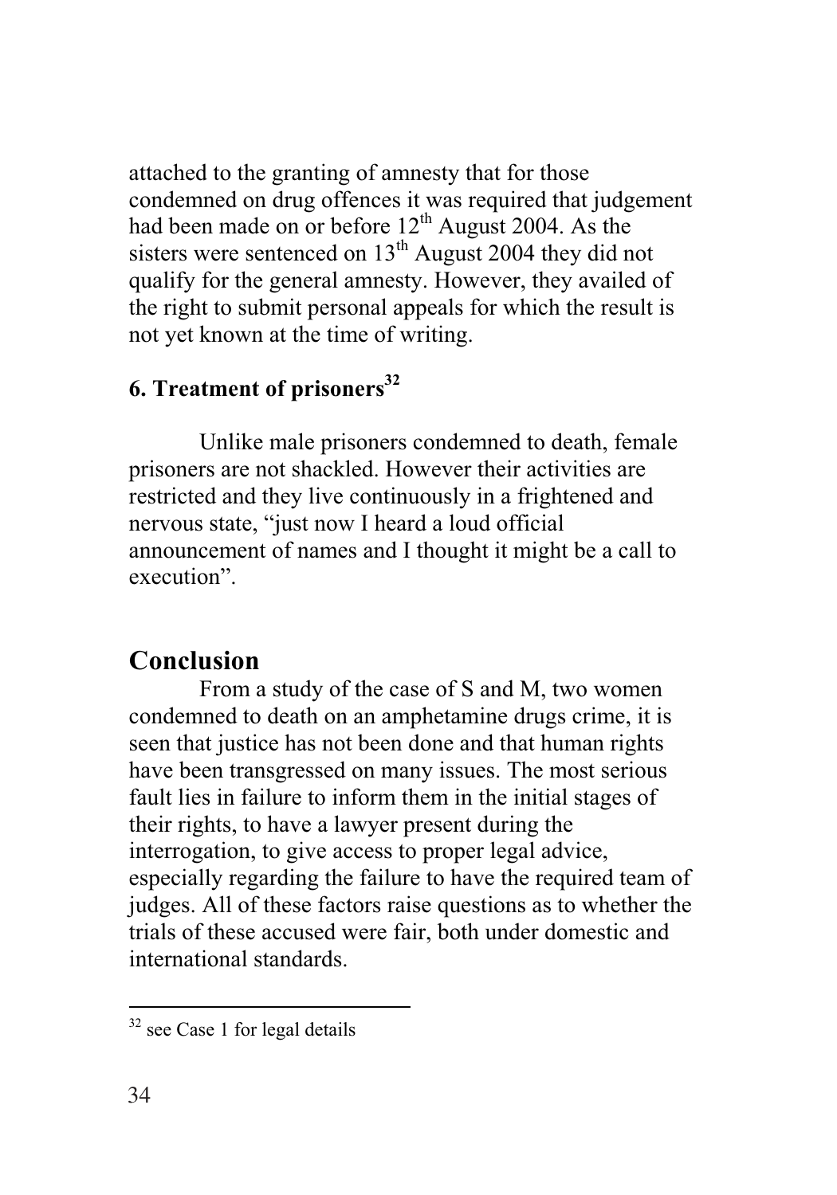attached to the granting of amnesty that for those condemned on drug offences it was required that judgement had been made on or before 12th August 2004. As the sisters were sentenced on 13th August 2004 they did not qualify for the general amnesty. However, they availed of the right to submit personal appeals for which the result is not yet known at the time of writing.

### 6. Treatment of prisoners[32]

Unlike male prisoners condemned to death, female prisoners are not shackled. However their activities are restricted and they live continuously in a frightened and nervous state, "just now I heard a loud official announcement of names and I thought it might be a call to execution".

## Conclusion

From a study of the case of S and M, two women condemned to death on an amphetamine drugs crime, it is seen that justice has not been done and that human rights have been transgressed on many issues. The most serious fault lies in failure to inform them in the initial stages of their rights, to have a lawyer present during the interrogation, to give access to proper legal advice, especially regarding the failure to have the required team of judges. All of these factors raise questions as to whether the trials of these accused were fair, both under domestic and international standards.

---

[32] see Case 1 for legal details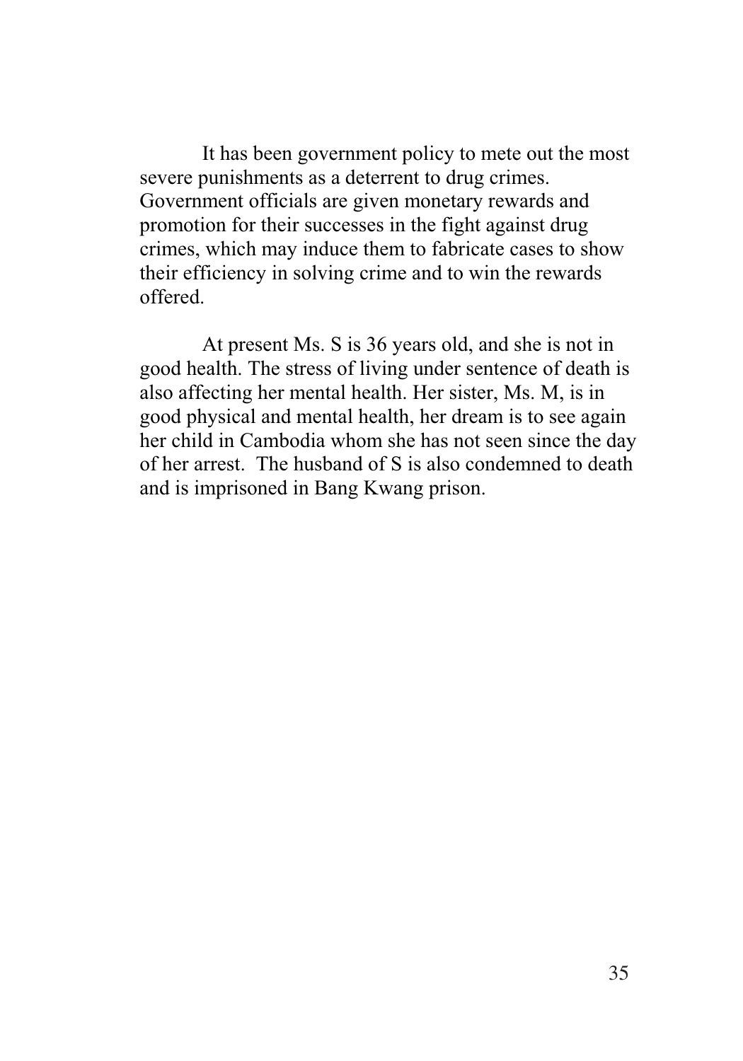It has been government policy to mete out the most severe punishments as a deterrent to drug crimes. Government officials are given monetary rewards and promotion for their successes in the fight against drug crimes, which may induce them to fabricate cases to show their efficiency in solving crime and to win the rewards offered.

At present Ms. S is 36 years old, and she is not in good health. The stress of living under sentence of death is also affecting her mental health. Her sister, Ms. M, is in good physical and mental health, her dream is to see again her child in Cambodia whom she has not seen since the day of her arrest. The husband of S is also condemned to death and is imprisoned in Bang Kwang prison.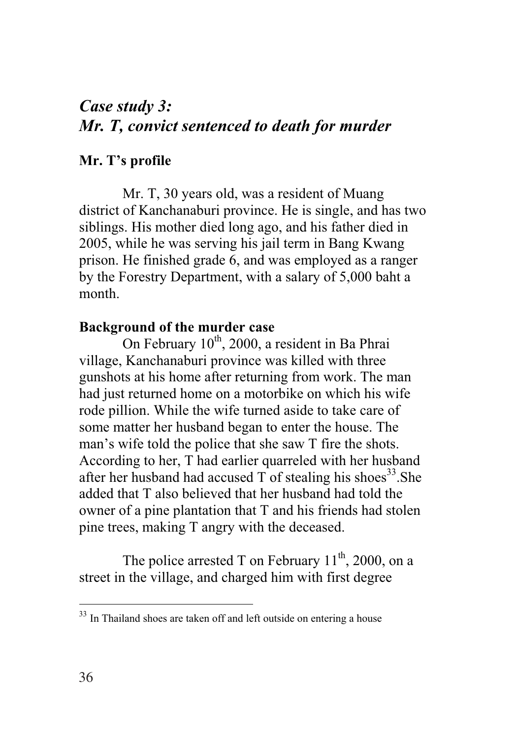## *Case study 3: Mr. T, convict sentenced to death for murder*

### Mr. T's profile

Mr. T, 30 years old, was a resident of Muang district of Kanchanaburi province. He is single, and has two siblings. His mother died long ago, and his father died in 2005, while he was serving his jail term in Bang Kwang prison. He finished grade 6, and was employed as a ranger by the Forestry Department, with a salary of 5,000 baht a month.

### Background of the murder case

On February 10th, 2000, a resident in Ba Phrai village, Kanchanaburi province was killed with three gunshots at his home after returning from work. The man had just returned home on a motorbike on which his wife rode pillion. While the wife turned aside to take care of some matter her husband began to enter the house. The man's wife told the police that she saw T fire the shots. According to her, T had earlier quarreled with her husband after her husband had accused T of stealing his shoes[33].She added that T also believed that her husband had told the owner of a pine plantation that T and his friends had stolen pine trees, making T angry with the deceased.

The police arrested T on February 11th, 2000, on a street in the village, and charged him with first degree

[33] In Thailand shoes are taken off and left outside on entering a house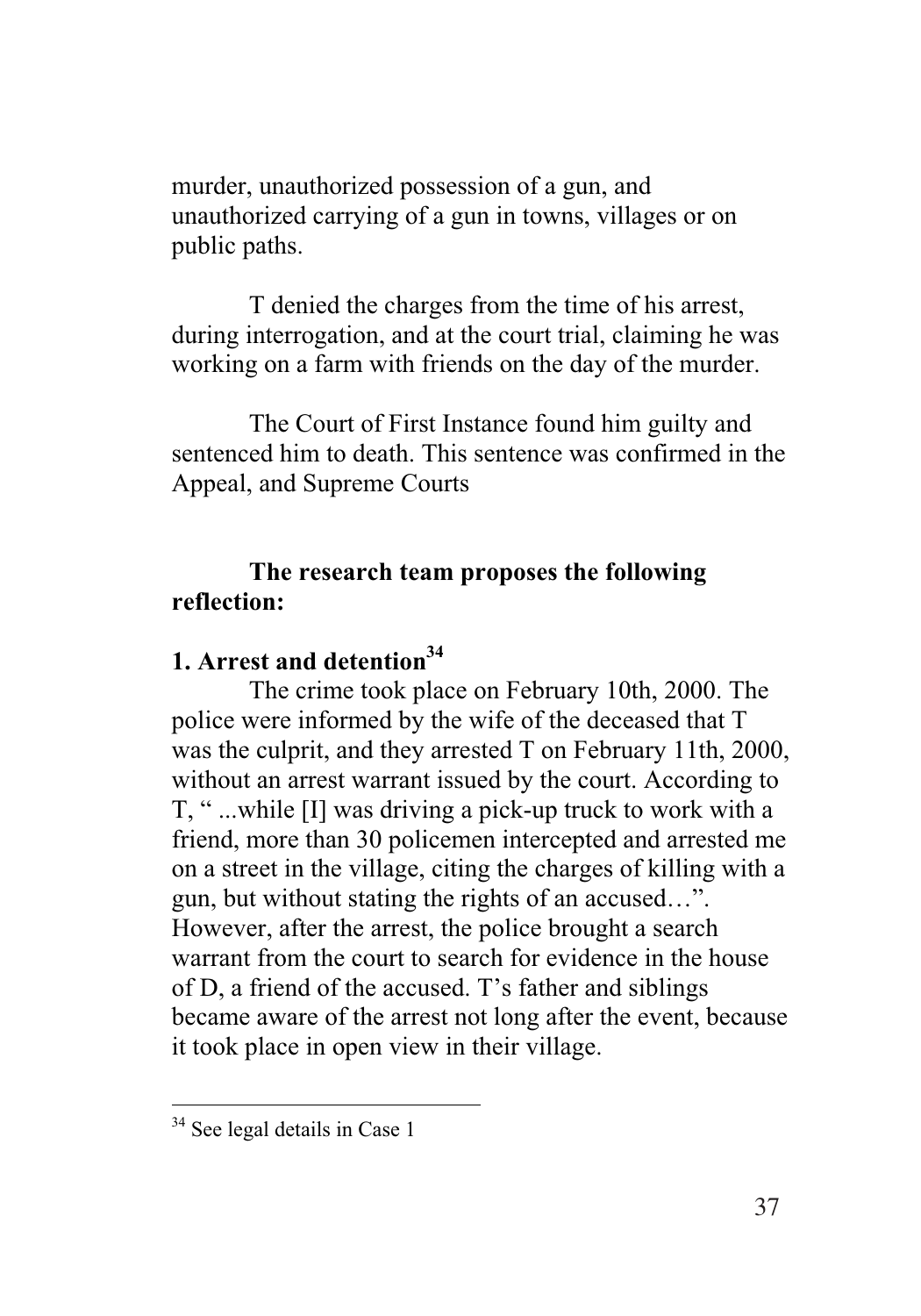murder, unauthorized possession of a gun, and unauthorized carrying of a gun in towns, villages or on public paths.

T denied the charges from the time of his arrest, during interrogation, and at the court trial, claiming he was working on a farm with friends on the day of the murder.

The Court of First Instance found him guilty and sentenced him to death. This sentence was confirmed in the Appeal, and Supreme Courts

**The research team proposes the following reflection:**

### 1. Arrest and detention[34]

The crime took place on February 10th, 2000. The police were informed by the wife of the deceased that T was the culprit, and they arrested T on February 11th, 2000, without an arrest warrant issued by the court. According to T, " ...while [I] was driving a pick-up truck to work with a friend, more than 30 policemen intercepted and arrested me on a street in the village, citing the charges of killing with a gun, but without stating the rights of an accused…". However, after the arrest, the police brought a search warrant from the court to search for evidence in the house of D, a friend of the accused. T's father and siblings became aware of the arrest not long after the event, because it took place in open view in their village.

---

[34] See legal details in Case 1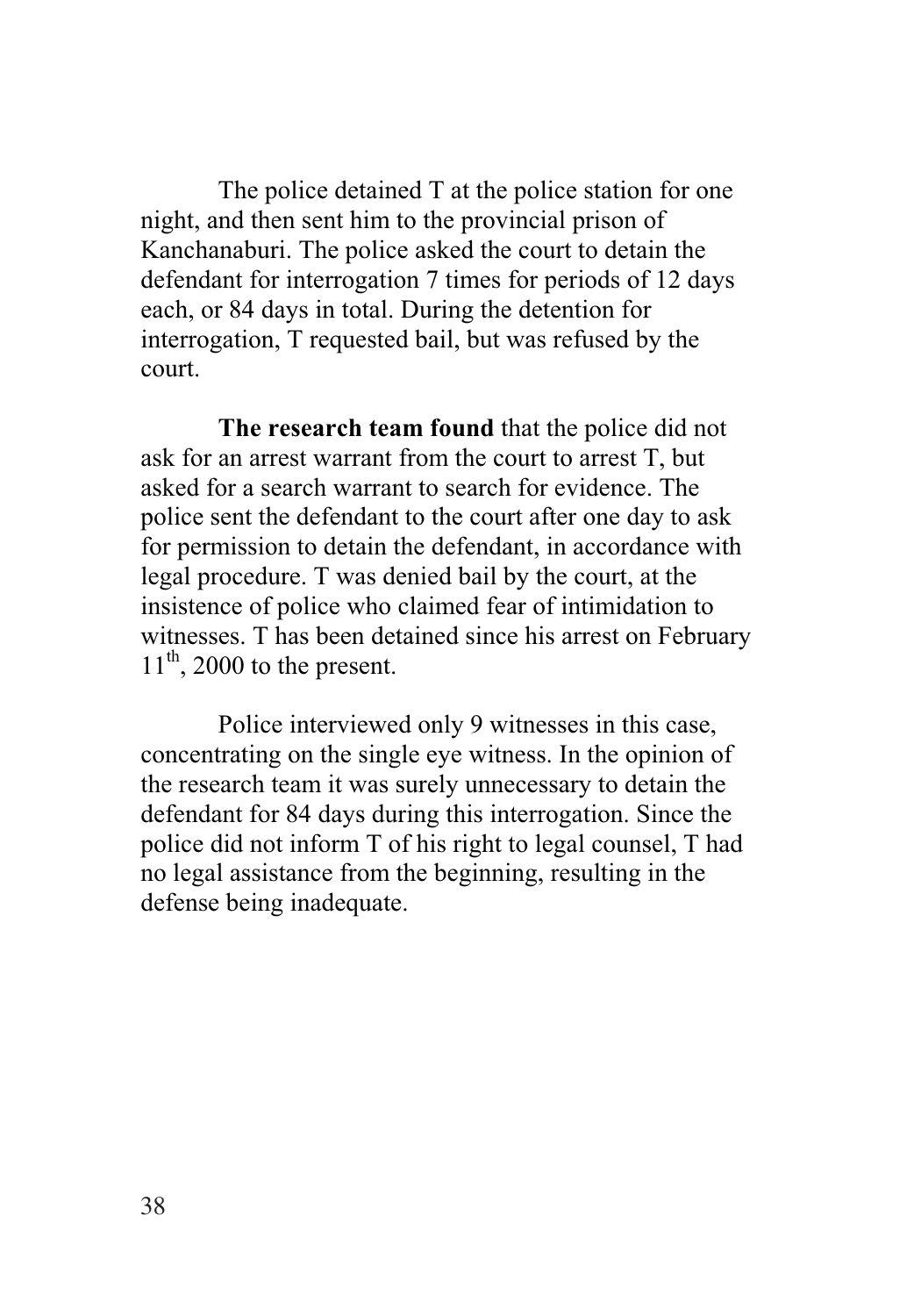The police detained T at the police station for one night, and then sent him to the provincial prison of Kanchanaburi. The police asked the court to detain the defendant for interrogation 7 times for periods of 12 days each, or 84 days in total. During the detention for interrogation, T requested bail, but was refused by the court.

**The research team found** that the police did not ask for an arrest warrant from the court to arrest T, but asked for a search warrant to search for evidence. The police sent the defendant to the court after one day to ask for permission to detain the defendant, in accordance with legal procedure. T was denied bail by the court, at the insistence of police who claimed fear of intimidation to witnesses. T has been detained since his arrest on February 11th, 2000 to the present.

Police interviewed only 9 witnesses in this case, concentrating on the single eye witness. In the opinion of the research team it was surely unnecessary to detain the defendant for 84 days during this interrogation. Since the police did not inform T of his right to legal counsel, T had no legal assistance from the beginning, resulting in the defense being inadequate.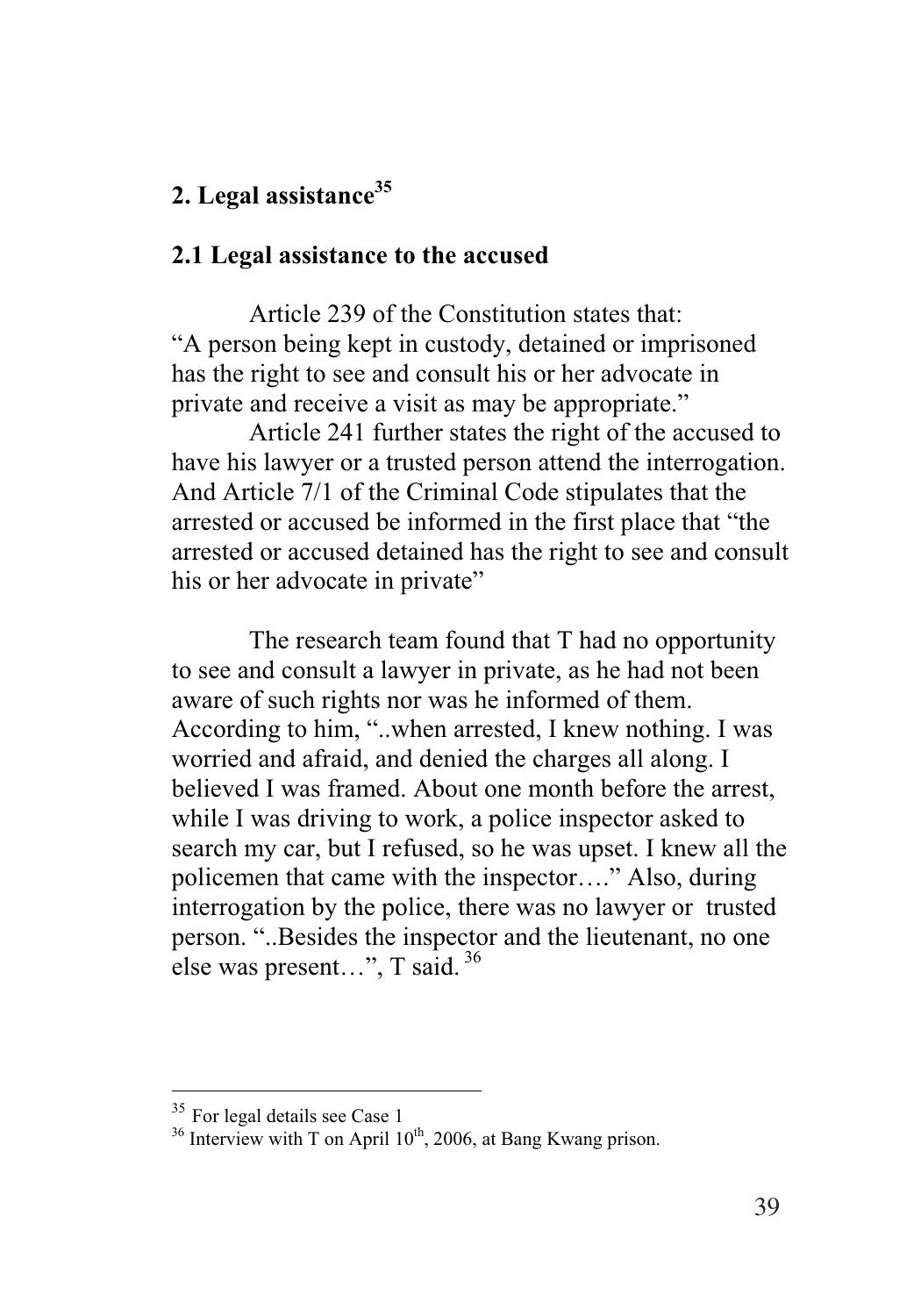## 2. Legal assistance[35]

### 2.1 Legal assistance to the accused

Article 239 of the Constitution states that:
"A person being kept in custody, detained or imprisoned has the right to see and consult his or her advocate in private and receive a visit as may be appropriate."

Article 241 further states the right of the accused to have his lawyer or a trusted person attend the interrogation. And Article 7/1 of the Criminal Code stipulates that the arrested or accused be informed in the first place that "the arrested or accused detained has the right to see and consult his or her advocate in private"

The research team found that T had no opportunity to see and consult a lawyer in private, as he had not been aware of such rights nor was he informed of them. According to him, "..when arrested, I knew nothing. I was worried and afraid, and denied the charges all along. I believed I was framed. About one month before the arrest, while I was driving to work, a police inspector asked to search my car, but I refused, so he was upset. I knew all the policemen that came with the inspector…." Also, during interrogation by the police, there was no lawyer or trusted person. "..Besides the inspector and the lieutenant, no one else was present…", T said.[36]

---

[35] For legal details see Case 1

[36] Interview with T on April 10th, 2006, at Bang Kwang prison.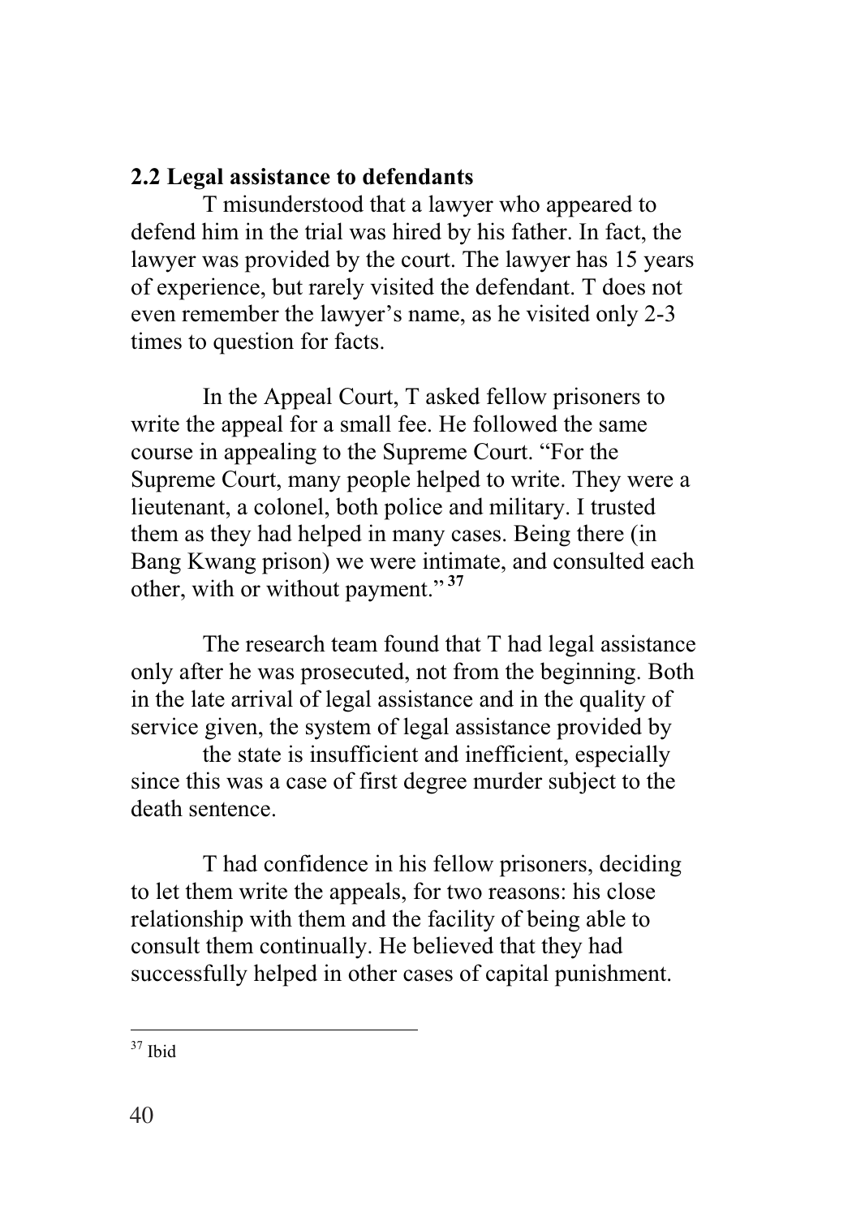## 2.2 Legal assistance to defendants

T misunderstood that a lawyer who appeared to defend him in the trial was hired by his father. In fact, the lawyer was provided by the court. The lawyer has 15 years of experience, but rarely visited the defendant. T does not even remember the lawyer's name, as he visited only 2-3 times to question for facts.

In the Appeal Court, T asked fellow prisoners to write the appeal for a small fee. He followed the same course in appealing to the Supreme Court. "For the Supreme Court, many people helped to write. They were a lieutenant, a colonel, both police and military. I trusted them as they had helped in many cases. Being there (in Bang Kwang prison) we were intimate, and consulted each other, with or without payment." [37]

The research team found that T had legal assistance only after he was prosecuted, not from the beginning. Both in the late arrival of legal assistance and in the quality of service given, the system of legal assistance provided by the state is insufficient and inefficient, especially since this was a case of first degree murder subject to the death sentence.

T had confidence in his fellow prisoners, deciding to let them write the appeals, for two reasons: his close relationship with them and the facility of being able to consult them continually. He believed that they had successfully helped in other cases of capital punishment.

---

[37] Ibid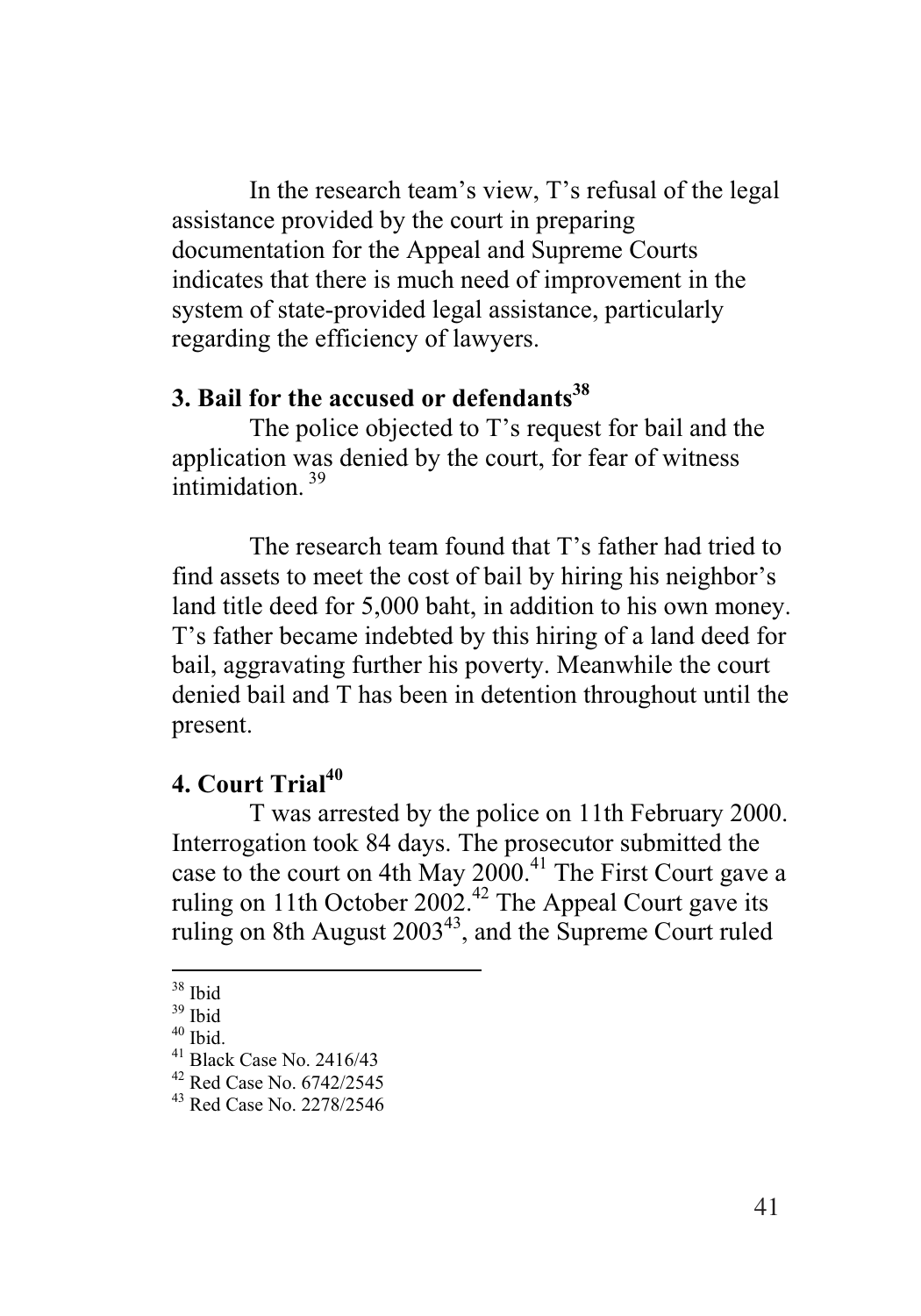In the research team's view, T's refusal of the legal assistance provided by the court in preparing documentation for the Appeal and Supreme Courts indicates that there is much need of improvement in the system of state-provided legal assistance, particularly regarding the efficiency of lawyers.

## 3. Bail for the accused or defendants[38]

The police objected to T's request for bail and the application was denied by the court, for fear of witness intimidation.[39]

The research team found that T's father had tried to find assets to meet the cost of bail by hiring his neighbor's land title deed for 5,000 baht, in addition to his own money. T's father became indebted by this hiring of a land deed for bail, aggravating further his poverty. Meanwhile the court denied bail and T has been in detention throughout until the present.

## 4. Court Trial[40]

T was arrested by the police on 11th February 2000. Interrogation took 84 days. The prosecutor submitted the case to the court on 4th May 2000.[41] The First Court gave a ruling on 11th October 2002.[42] The Appeal Court gave its ruling on 8th August 2003[43], and the Supreme Court ruled

---

[38] Ibid

[39] Ibid

[40] Ibid.

[41] Black Case No. 2416/43

[42] Red Case No. 6742/2545

[43] Red Case No. 2278/2546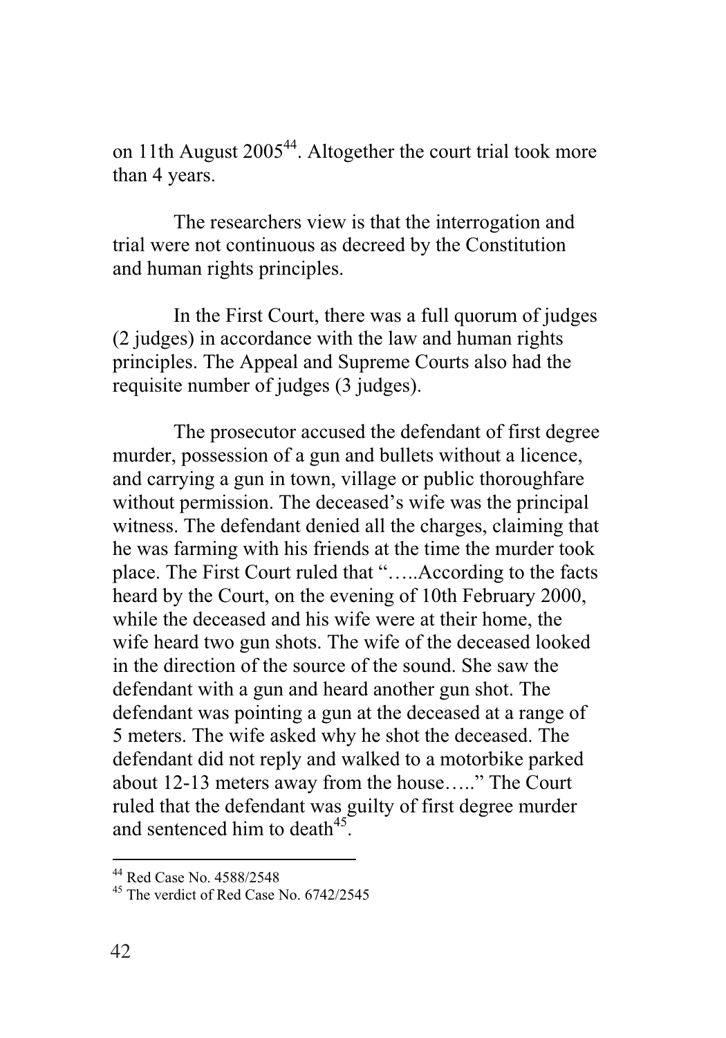on 11th August 2005[44]. Altogether the court trial took more than 4 years.

The researchers view is that the interrogation and trial were not continuous as decreed by the Constitution and human rights principles.

In the First Court, there was a full quorum of judges (2 judges) in accordance with the law and human rights principles. The Appeal and Supreme Courts also had the requisite number of judges (3 judges).

The prosecutor accused the defendant of first degree murder, possession of a gun and bullets without a licence, and carrying a gun in town, village or public thoroughfare without permission. The deceased's wife was the principal witness. The defendant denied all the charges, claiming that he was farming with his friends at the time the murder took place. The First Court ruled that "…..According to the facts heard by the Court, on the evening of 10th February 2000, while the deceased and his wife were at their home, the wife heard two gun shots. The wife of the deceased looked in the direction of the source of the sound. She saw the defendant with a gun and heard another gun shot. The defendant was pointing a gun at the deceased at a range of 5 meters. The wife asked why he shot the deceased. The defendant did not reply and walked to a motorbike parked about 12-13 meters away from the house….." The Court ruled that the defendant was guilty of first degree murder and sentenced him to death[45].

---

[44] Red Case No. 4588/2548

[45] The verdict of Red Case No. 6742/2545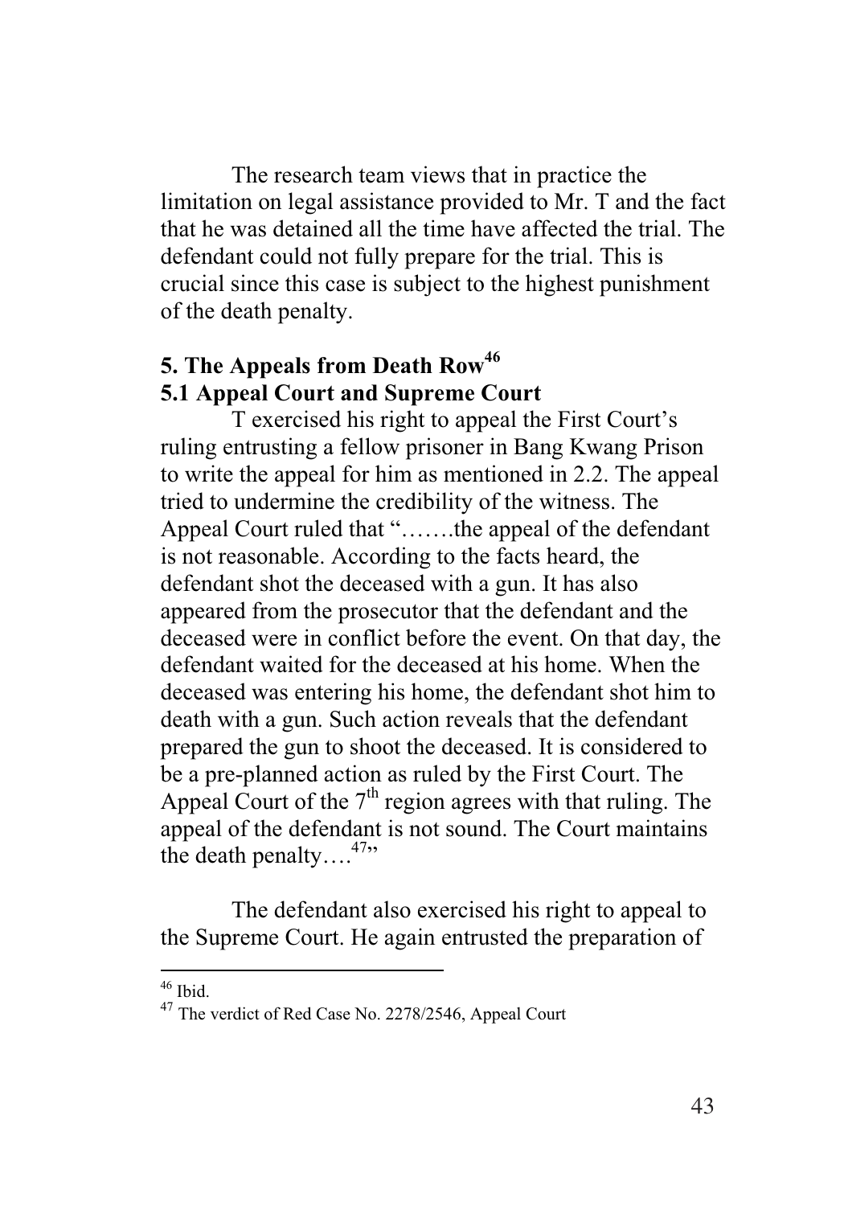The research team views that in practice the limitation on legal assistance provided to Mr. T and the fact that he was detained all the time have affected the trial. The defendant could not fully prepare for the trial. This is crucial since this case is subject to the highest punishment of the death penalty.

## 5. The Appeals from Death Row[46]

### 5.1 Appeal Court and Supreme Court

T exercised his right to appeal the First Court's ruling entrusting a fellow prisoner in Bang Kwang Prison to write the appeal for him as mentioned in 2.2. The appeal tried to undermine the credibility of the witness. The Appeal Court ruled that "…….the appeal of the defendant is not reasonable. According to the facts heard, the defendant shot the deceased with a gun. It has also appeared from the prosecutor that the defendant and the deceased were in conflict before the event. On that day, the defendant waited for the deceased at his home. When the deceased was entering his home, the defendant shot him to death with a gun. Such action reveals that the defendant prepared the gun to shoot the deceased. It is considered to be a pre-planned action as ruled by the First Court. The Appeal Court of the 7th region agrees with that ruling. The appeal of the defendant is not sound. The Court maintains the death penalty….[47]"

The defendant also exercised his right to appeal to the Supreme Court. He again entrusted the preparation of

---

[46] Ibid.

[47] The verdict of Red Case No. 2278/2546, Appeal Court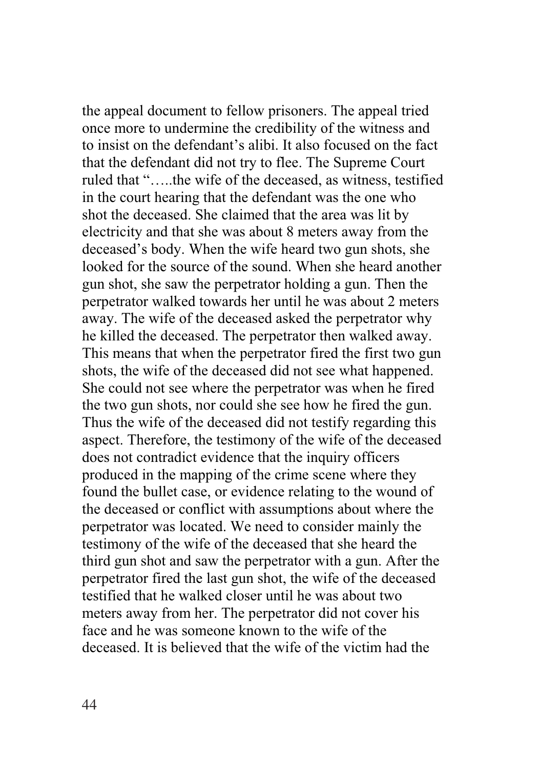the appeal document to fellow prisoners. The appeal tried once more to undermine the credibility of the witness and to insist on the defendant's alibi. It also focused on the fact that the defendant did not try to flee. The Supreme Court ruled that "…..the wife of the deceased, as witness, testified in the court hearing that the defendant was the one who shot the deceased. She claimed that the area was lit by electricity and that she was about 8 meters away from the deceased's body. When the wife heard two gun shots, she looked for the source of the sound. When she heard another gun shot, she saw the perpetrator holding a gun. Then the perpetrator walked towards her until he was about 2 meters away. The wife of the deceased asked the perpetrator why he killed the deceased. The perpetrator then walked away. This means that when the perpetrator fired the first two gun shots, the wife of the deceased did not see what happened. She could not see where the perpetrator was when he fired the two gun shots, nor could she see how he fired the gun. Thus the wife of the deceased did not testify regarding this aspect. Therefore, the testimony of the wife of the deceased does not contradict evidence that the inquiry officers produced in the mapping of the crime scene where they found the bullet case, or evidence relating to the wound of the deceased or conflict with assumptions about where the perpetrator was located. We need to consider mainly the testimony of the wife of the deceased that she heard the third gun shot and saw the perpetrator with a gun. After the perpetrator fired the last gun shot, the wife of the deceased testified that he walked closer until he was about two meters away from her. The perpetrator did not cover his face and he was someone known to the wife of the deceased. It is believed that the wife of the victim had the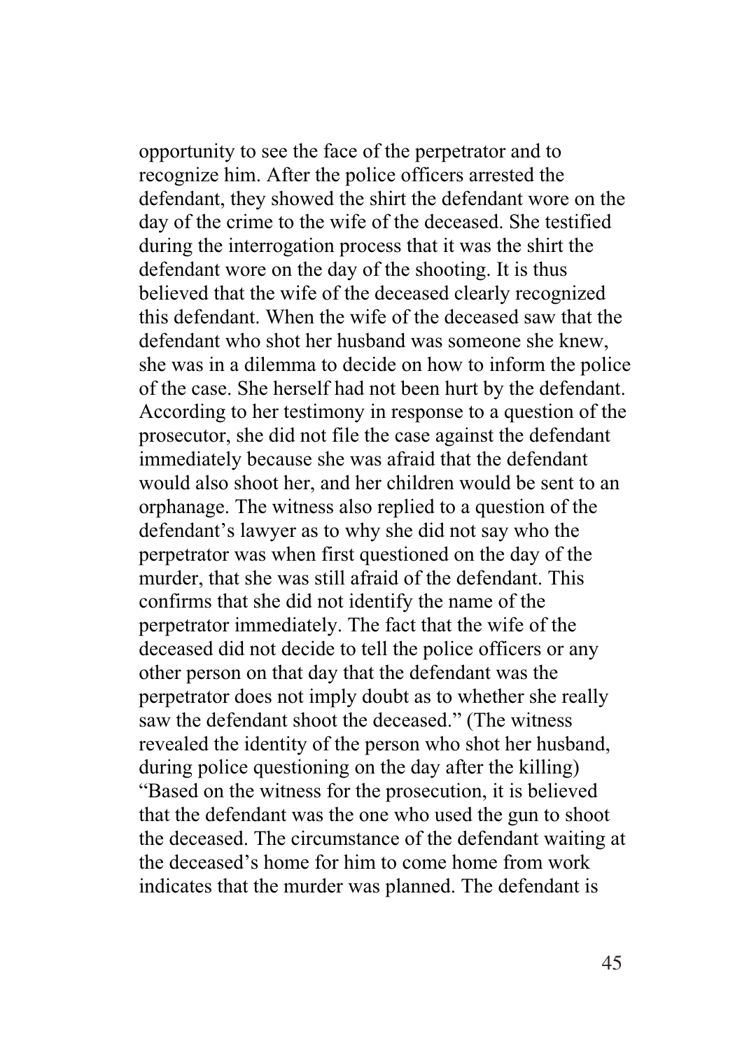opportunity to see the face of the perpetrator and to recognize him. After the police officers arrested the defendant, they showed the shirt the defendant wore on the day of the crime to the wife of the deceased. She testified during the interrogation process that it was the shirt the defendant wore on the day of the shooting. It is thus believed that the wife of the deceased clearly recognized this defendant. When the wife of the deceased saw that the defendant who shot her husband was someone she knew, she was in a dilemma to decide on how to inform the police of the case. She herself had not been hurt by the defendant. According to her testimony in response to a question of the prosecutor, she did not file the case against the defendant immediately because she was afraid that the defendant would also shoot her, and her children would be sent to an orphanage. The witness also replied to a question of the defendant's lawyer as to why she did not say who the perpetrator was when first questioned on the day of the murder, that she was still afraid of the defendant. This confirms that she did not identify the name of the perpetrator immediately. The fact that the wife of the deceased did not decide to tell the police officers or any other person on that day that the defendant was the perpetrator does not imply doubt as to whether she really saw the defendant shoot the deceased." (The witness revealed the identity of the person who shot her husband, during police questioning on the day after the killing) "Based on the witness for the prosecution, it is believed that the defendant was the one who used the gun to shoot the deceased. The circumstance of the defendant waiting at the deceased's home for him to come home from work indicates that the murder was planned. The defendant is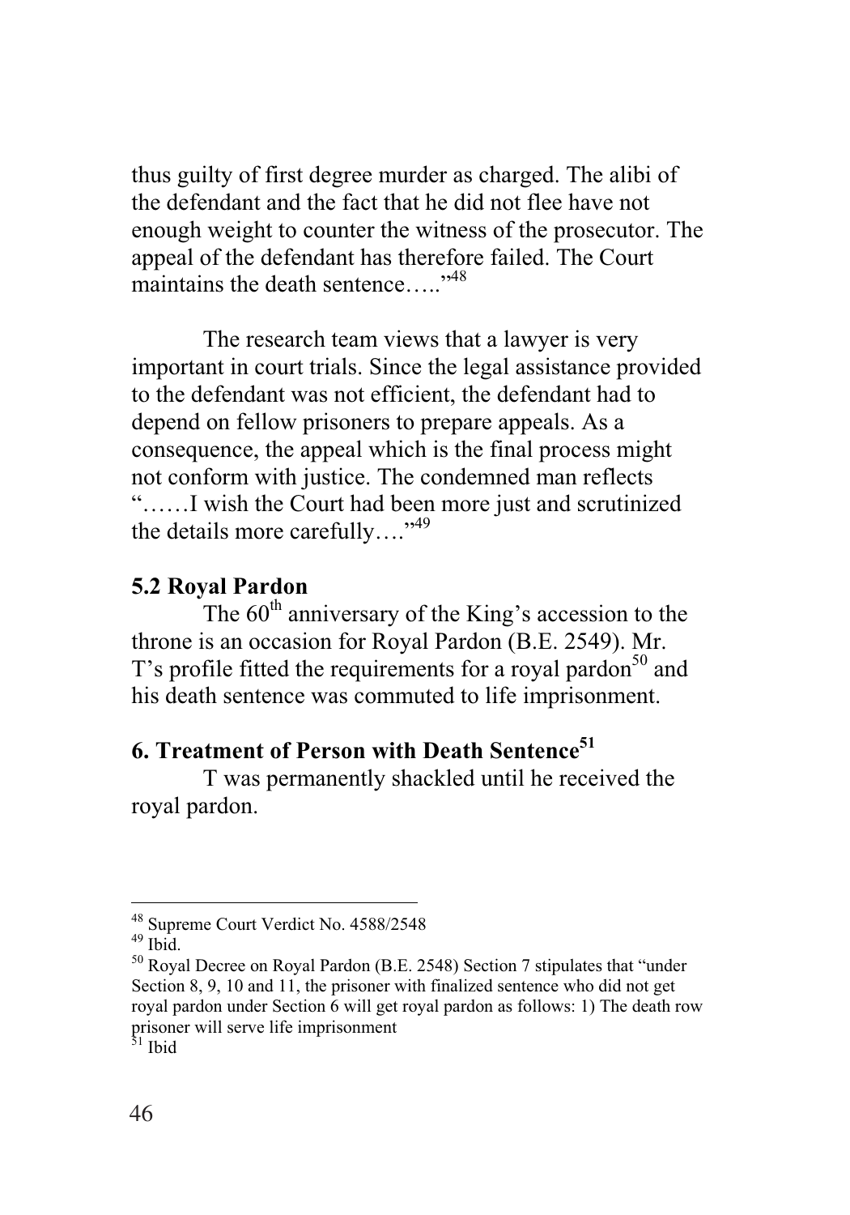thus guilty of first degree murder as charged. The alibi of the defendant and the fact that he did not flee have not enough weight to counter the witness of the prosecutor. The appeal of the defendant has therefore failed. The Court maintains the death sentence….."[48]

The research team views that a lawyer is very important in court trials. Since the legal assistance provided to the defendant was not efficient, the defendant had to depend on fellow prisoners to prepare appeals. As a consequence, the appeal which is the final process might not conform with justice. The condemned man reflects "……I wish the Court had been more just and scrutinized the details more carefully…."[49]

### 5.2 Royal Pardon

The 60th anniversary of the King's accession to the throne is an occasion for Royal Pardon (B.E. 2549). Mr. T's profile fitted the requirements for a royal pardon[50] and his death sentence was commuted to life imprisonment.

## 6. Treatment of Person with Death Sentence[51]

T was permanently shackled until he received the royal pardon.

---

[48] Supreme Court Verdict No. 4588/2548

[49] Ibid.

[50] Royal Decree on Royal Pardon (B.E. 2548) Section 7 stipulates that "under Section 8, 9, 10 and 11, the prisoner with finalized sentence who did not get royal pardon under Section 6 will get royal pardon as follows: 1) The death row prisoner will serve life imprisonment

[51] Ibid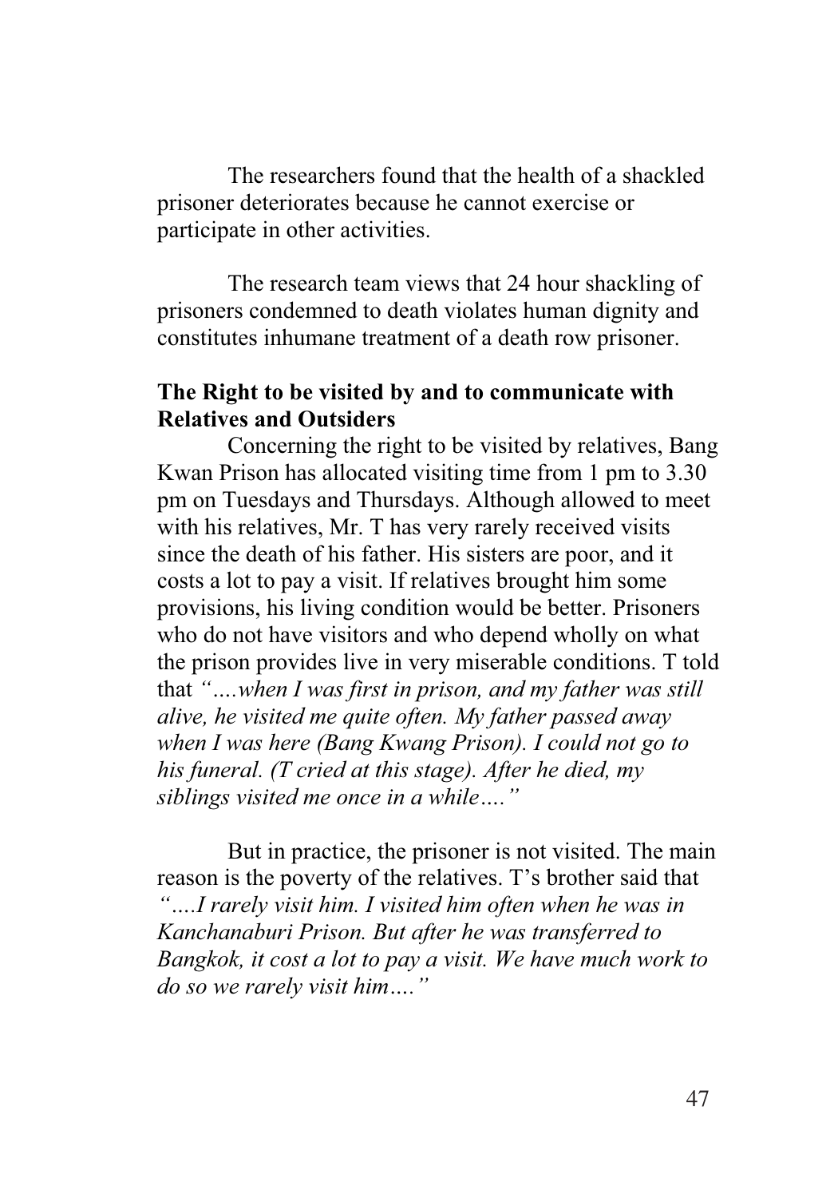The researchers found that the health of a shackled prisoner deteriorates because he cannot exercise or participate in other activities.

The research team views that 24 hour shackling of prisoners condemned to death violates human dignity and constitutes inhumane treatment of a death row prisoner.

**The Right to be visited by and to communicate with Relatives and Outsiders**

Concerning the right to be visited by relatives, Bang Kwan Prison has allocated visiting time from 1 pm to 3.30 pm on Tuesdays and Thursdays. Although allowed to meet with his relatives, Mr. T has very rarely received visits since the death of his father. His sisters are poor, and it costs a lot to pay a visit. If relatives brought him some provisions, his living condition would be better. Prisoners who do not have visitors and who depend wholly on what the prison provides live in very miserable conditions. T told that *"….when I was first in prison, and my father was still alive, he visited me quite often. My father passed away when I was here (Bang Kwang Prison). I could not go to his funeral. (T cried at this stage). After he died, my siblings visited me once in a while…."*

But in practice, the prisoner is not visited. The main reason is the poverty of the relatives. T's brother said that *"….I rarely visit him. I visited him often when he was in Kanchanaburi Prison. But after he was transferred to Bangkok, it cost a lot to pay a visit. We have much work to do so we rarely visit him…."*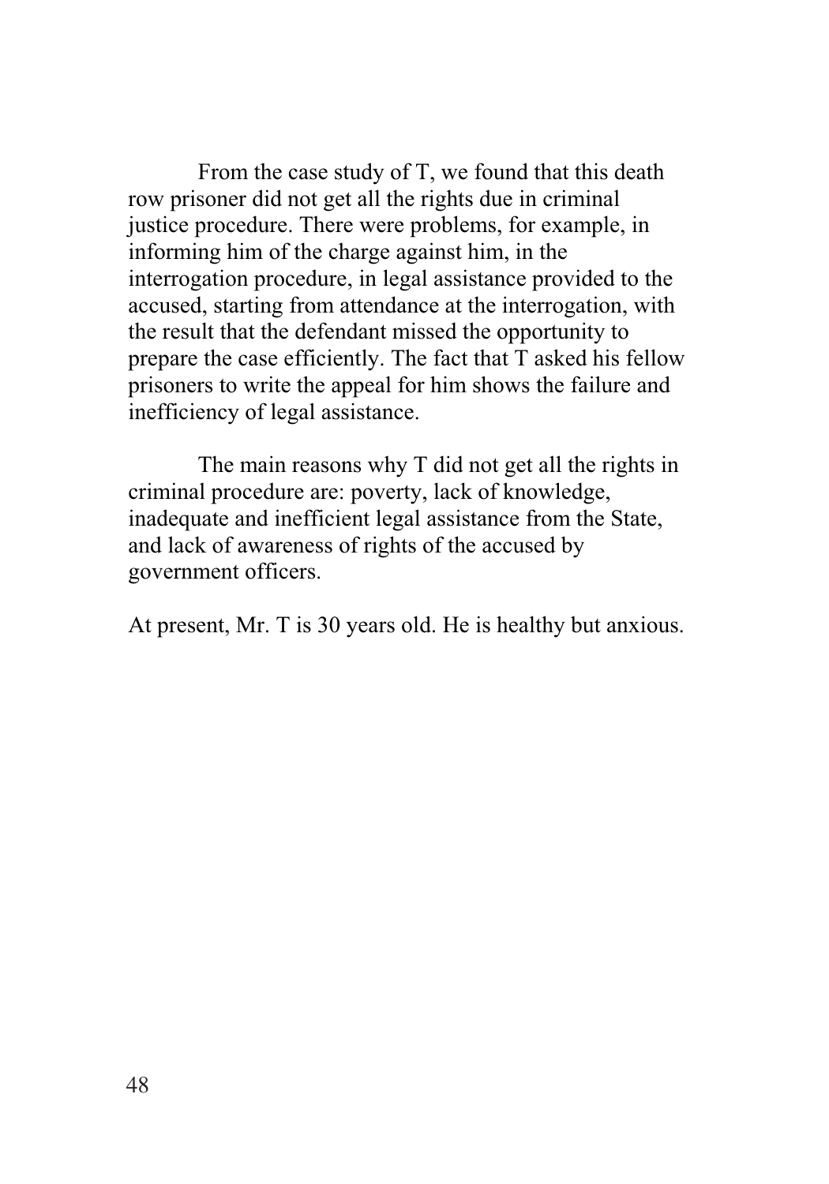From the case study of T, we found that this death row prisoner did not get all the rights due in criminal justice procedure. There were problems, for example, in informing him of the charge against him, in the interrogation procedure, in legal assistance provided to the accused, starting from attendance at the interrogation, with the result that the defendant missed the opportunity to prepare the case efficiently. The fact that T asked his fellow prisoners to write the appeal for him shows the failure and inefficiency of legal assistance.

The main reasons why T did not get all the rights in criminal procedure are: poverty, lack of knowledge, inadequate and inefficient legal assistance from the State, and lack of awareness of rights of the accused by government officers.

At present, Mr. T is 30 years old. He is healthy but anxious.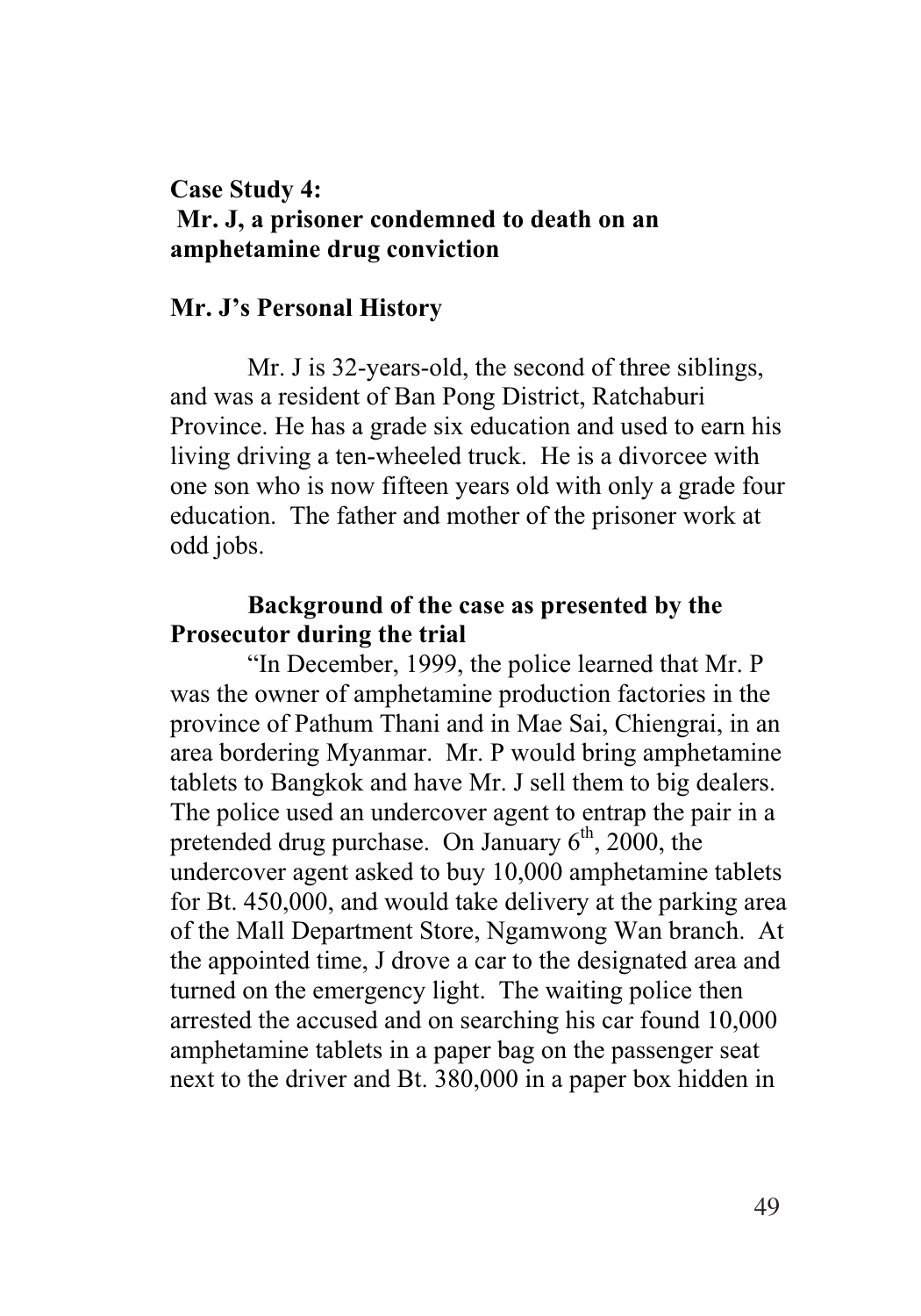**Case Study 4:**
**Mr. J, a prisoner condemned to death on an amphetamine drug conviction**

**Mr. J's Personal History**

Mr. J is 32-years-old, the second of three siblings, and was a resident of Ban Pong District, Ratchaburi Province. He has a grade six education and used to earn his living driving a ten-wheeled truck. He is a divorcee with one son who is now fifteen years old with only a grade four education. The father and mother of the prisoner work at odd jobs.

**Background of the case as presented by the Prosecutor during the trial**

"In December, 1999, the police learned that Mr. P was the owner of amphetamine production factories in the province of Pathum Thani and in Mae Sai, Chiengrai, in an area bordering Myanmar. Mr. P would bring amphetamine tablets to Bangkok and have Mr. J sell them to big dealers. The police used an undercover agent to entrap the pair in a pretended drug purchase. On January 6th, 2000, the undercover agent asked to buy 10,000 amphetamine tablets for Bt. 450,000, and would take delivery at the parking area of the Mall Department Store, Ngamwong Wan branch. At the appointed time, J drove a car to the designated area and turned on the emergency light. The waiting police then arrested the accused and on searching his car found 10,000 amphetamine tablets in a paper bag on the passenger seat next to the driver and Bt. 380,000 in a paper box hidden in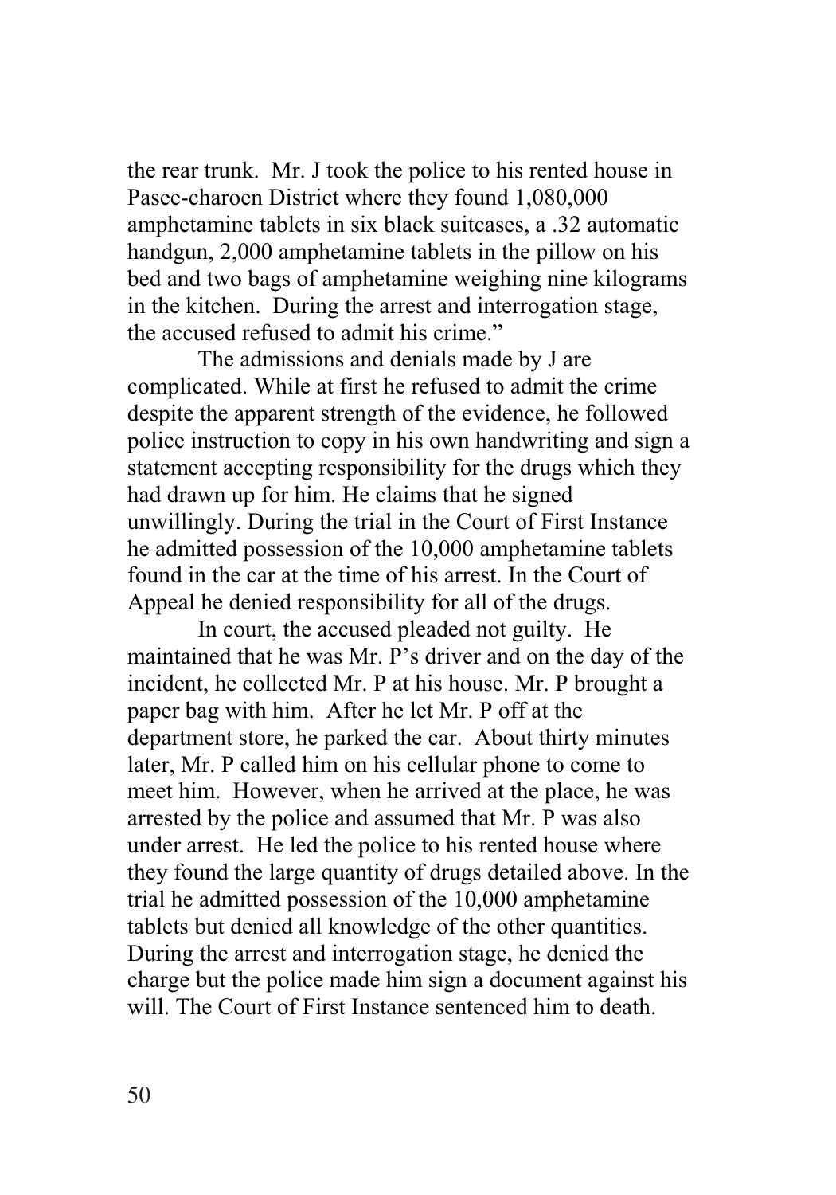the rear trunk. Mr. J took the police to his rented house in Pasee-charoen District where they found 1,080,000 amphetamine tablets in six black suitcases, a .32 automatic handgun, 2,000 amphetamine tablets in the pillow on his bed and two bags of amphetamine weighing nine kilograms in the kitchen. During the arrest and interrogation stage, the accused refused to admit his crime."

The admissions and denials made by J are complicated. While at first he refused to admit the crime despite the apparent strength of the evidence, he followed police instruction to copy in his own handwriting and sign a statement accepting responsibility for the drugs which they had drawn up for him. He claims that he signed unwillingly. During the trial in the Court of First Instance he admitted possession of the 10,000 amphetamine tablets found in the car at the time of his arrest. In the Court of Appeal he denied responsibility for all of the drugs.

In court, the accused pleaded not guilty. He maintained that he was Mr. P's driver and on the day of the incident, he collected Mr. P at his house. Mr. P brought a paper bag with him. After he let Mr. P off at the department store, he parked the car. About thirty minutes later, Mr. P called him on his cellular phone to come to meet him. However, when he arrived at the place, he was arrested by the police and assumed that Mr. P was also under arrest. He led the police to his rented house where they found the large quantity of drugs detailed above. In the trial he admitted possession of the 10,000 amphetamine tablets but denied all knowledge of the other quantities. During the arrest and interrogation stage, he denied the charge but the police made him sign a document against his will. The Court of First Instance sentenced him to death.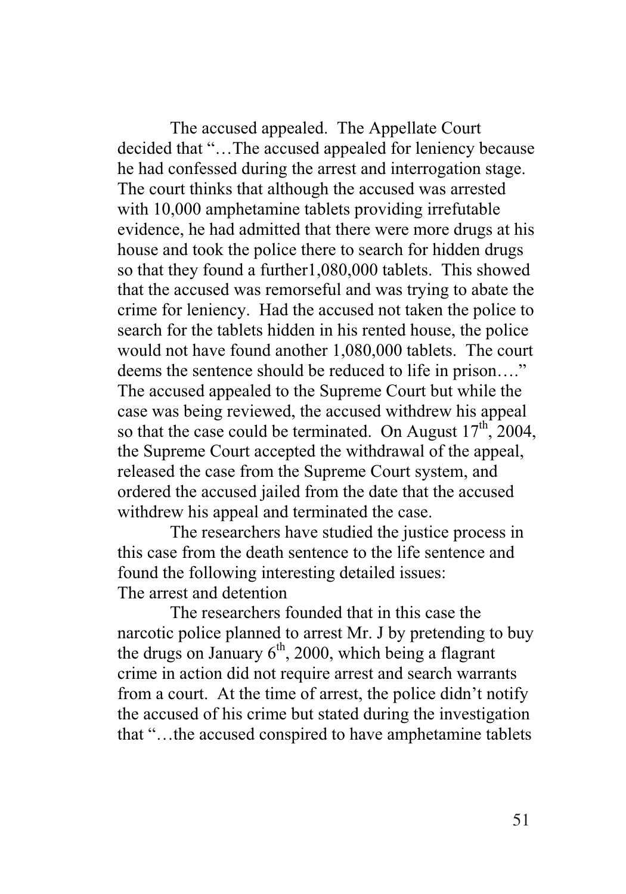The accused appealed. The Appellate Court decided that "…The accused appealed for leniency because he had confessed during the arrest and interrogation stage. The court thinks that although the accused was arrested with 10,000 amphetamine tablets providing irrefutable evidence, he had admitted that there were more drugs at his house and took the police there to search for hidden drugs so that they found a further1,080,000 tablets. This showed that the accused was remorseful and was trying to abate the crime for leniency. Had the accused not taken the police to search for the tablets hidden in his rented house, the police would not have found another 1,080,000 tablets. The court deems the sentence should be reduced to life in prison…." The accused appealed to the Supreme Court but while the case was being reviewed, the accused withdrew his appeal so that the case could be terminated. On August 17th, 2004, the Supreme Court accepted the withdrawal of the appeal, released the case from the Supreme Court system, and ordered the accused jailed from the date that the accused withdrew his appeal and terminated the case.

The researchers have studied the justice process in this case from the death sentence to the life sentence and found the following interesting detailed issues:

### The arrest and detention

The researchers founded that in this case the narcotic police planned to arrest Mr. J by pretending to buy the drugs on January 6th, 2000, which being a flagrant crime in action did not require arrest and search warrants from a court. At the time of arrest, the police didn't notify the accused of his crime but stated during the investigation that "…the accused conspired to have amphetamine tablets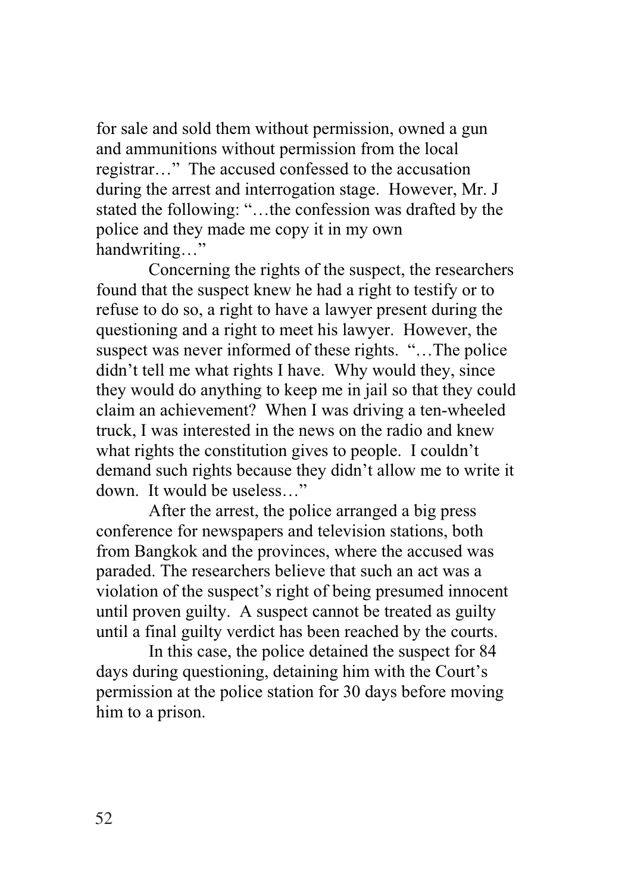for sale and sold them without permission, owned a gun and ammunitions without permission from the local registrar…" The accused confessed to the accusation during the arrest and interrogation stage. However, Mr. J stated the following: "…the confession was drafted by the police and they made me copy it in my own handwriting…"

Concerning the rights of the suspect, the researchers found that the suspect knew he had a right to testify or to refuse to do so, a right to have a lawyer present during the questioning and a right to meet his lawyer. However, the suspect was never informed of these rights. "…The police didn't tell me what rights I have. Why would they, since they would do anything to keep me in jail so that they could claim an achievement? When I was driving a ten-wheeled truck, I was interested in the news on the radio and knew what rights the constitution gives to people. I couldn't demand such rights because they didn't allow me to write it down. It would be useless…"

After the arrest, the police arranged a big press conference for newspapers and television stations, both from Bangkok and the provinces, where the accused was paraded. The researchers believe that such an act was a violation of the suspect's right of being presumed innocent until proven guilty. A suspect cannot be treated as guilty until a final guilty verdict has been reached by the courts.

In this case, the police detained the suspect for 84 days during questioning, detaining him with the Court's permission at the police station for 30 days before moving him to a prison.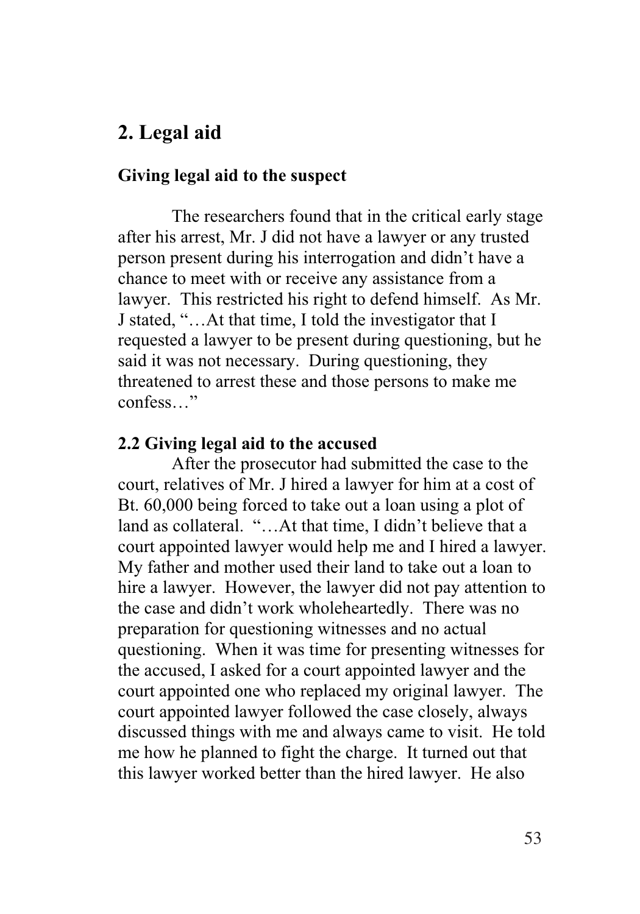## 2. Legal aid

### Giving legal aid to the suspect

The researchers found that in the critical early stage after his arrest, Mr. J did not have a lawyer or any trusted person present during his interrogation and didn't have a chance to meet with or receive any assistance from a lawyer. This restricted his right to defend himself. As Mr. J stated, "…At that time, I told the investigator that I requested a lawyer to be present during questioning, but he said it was not necessary. During questioning, they threatened to arrest these and those persons to make me confess…"

### 2.2 Giving legal aid to the accused

After the prosecutor had submitted the case to the court, relatives of Mr. J hired a lawyer for him at a cost of Bt. 60,000 being forced to take out a loan using a plot of land as collateral. "…At that time, I didn't believe that a court appointed lawyer would help me and I hired a lawyer. My father and mother used their land to take out a loan to hire a lawyer. However, the lawyer did not pay attention to the case and didn't work wholeheartedly. There was no preparation for questioning witnesses and no actual questioning. When it was time for presenting witnesses for the accused, I asked for a court appointed lawyer and the court appointed one who replaced my original lawyer. The court appointed lawyer followed the case closely, always discussed things with me and always came to visit. He told me how he planned to fight the charge. It turned out that this lawyer worked better than the hired lawyer. He also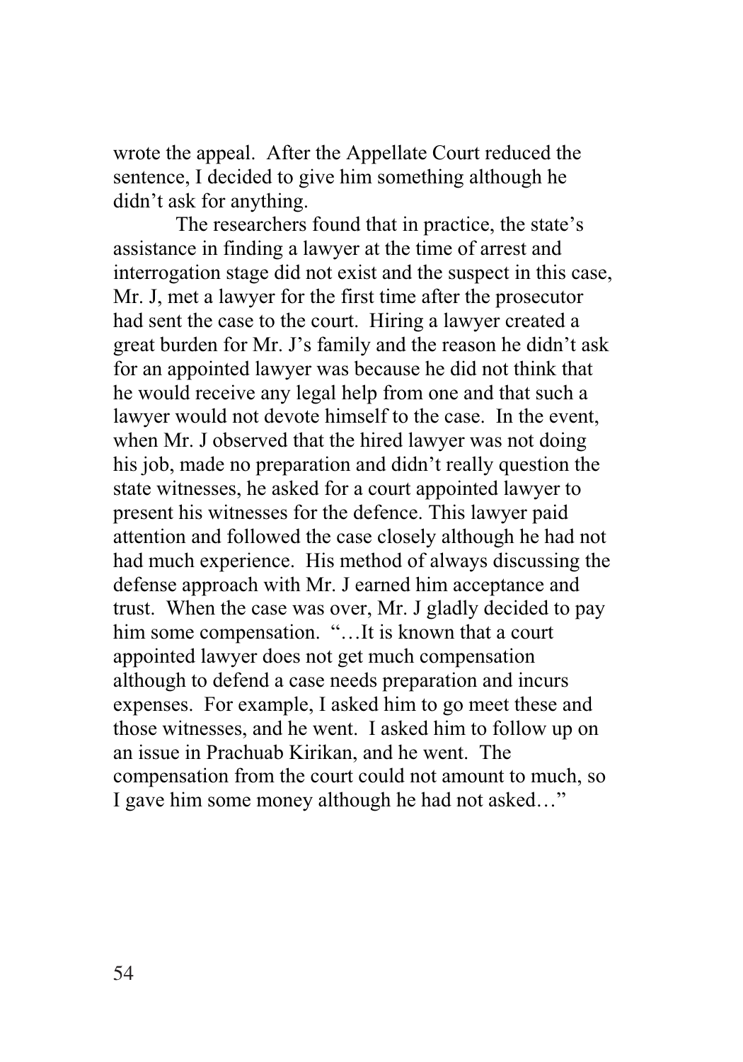wrote the appeal. After the Appellate Court reduced the sentence, I decided to give him something although he didn't ask for anything.

The researchers found that in practice, the state's assistance in finding a lawyer at the time of arrest and interrogation stage did not exist and the suspect in this case, Mr. J, met a lawyer for the first time after the prosecutor had sent the case to the court. Hiring a lawyer created a great burden for Mr. J's family and the reason he didn't ask for an appointed lawyer was because he did not think that he would receive any legal help from one and that such a lawyer would not devote himself to the case. In the event, when Mr. J observed that the hired lawyer was not doing his job, made no preparation and didn't really question the state witnesses, he asked for a court appointed lawyer to present his witnesses for the defence. This lawyer paid attention and followed the case closely although he had not had much experience. His method of always discussing the defense approach with Mr. J earned him acceptance and trust. When the case was over, Mr. J gladly decided to pay him some compensation. "…It is known that a court appointed lawyer does not get much compensation although to defend a case needs preparation and incurs expenses. For example, I asked him to go meet these and those witnesses, and he went. I asked him to follow up on an issue in Prachuab Kirikan, and he went. The compensation from the court could not amount to much, so I gave him some money although he had not asked…"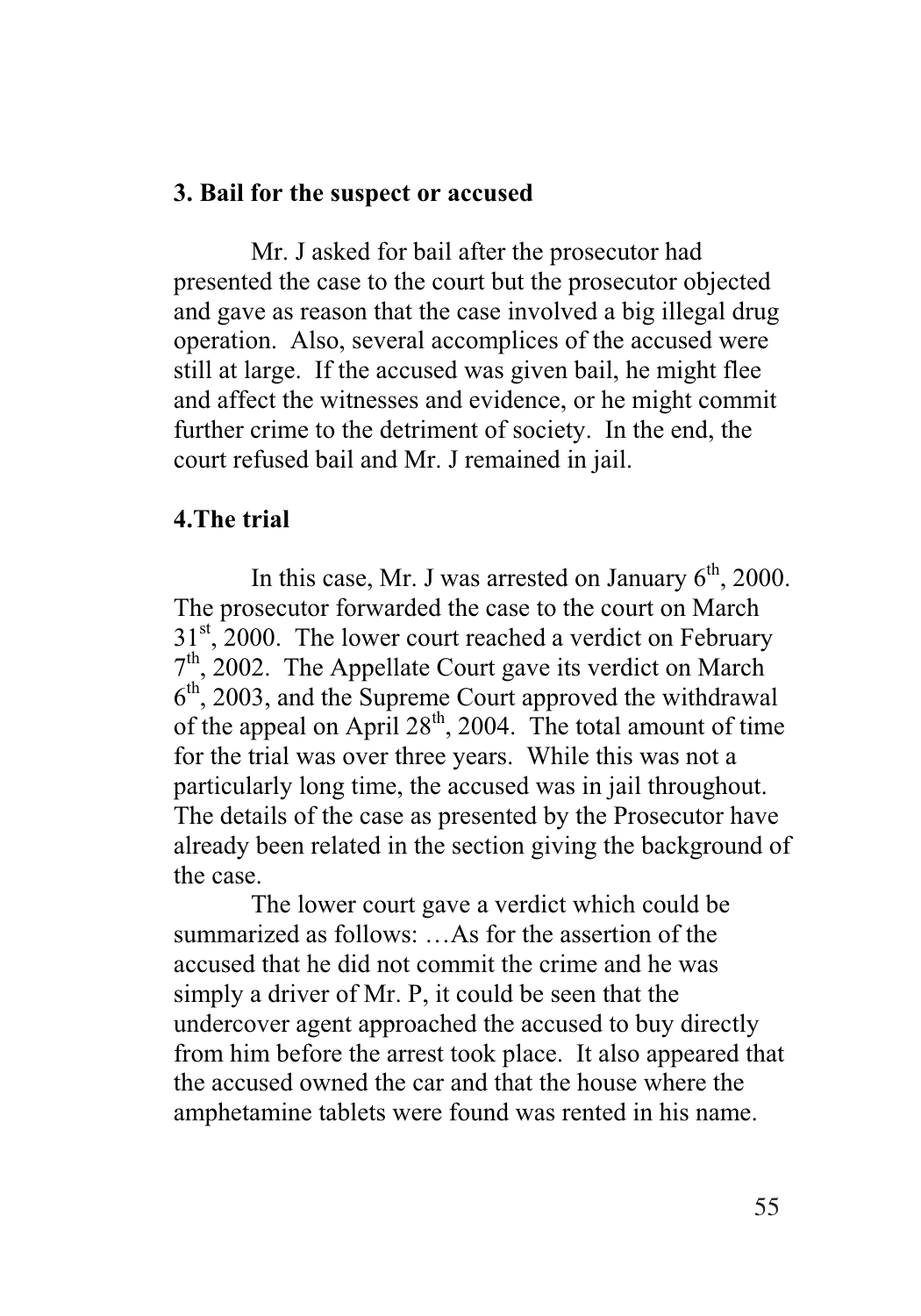### 3. Bail for the suspect or accused

Mr. J asked for bail after the prosecutor had presented the case to the court but the prosecutor objected and gave as reason that the case involved a big illegal drug operation. Also, several accomplices of the accused were still at large. If the accused was given bail, he might flee and affect the witnesses and evidence, or he might commit further crime to the detriment of society. In the end, the court refused bail and Mr. J remained in jail.

### 4.The trial

In this case, Mr. J was arrested on January 6th, 2000. The prosecutor forwarded the case to the court on March 31st, 2000. The lower court reached a verdict on February 7th, 2002. The Appellate Court gave its verdict on March 6th, 2003, and the Supreme Court approved the withdrawal of the appeal on April 28th, 2004. The total amount of time for the trial was over three years. While this was not a particularly long time, the accused was in jail throughout. The details of the case as presented by the Prosecutor have already been related in the section giving the background of the case.

The lower court gave a verdict which could be summarized as follows: …As for the assertion of the accused that he did not commit the crime and he was simply a driver of Mr. P, it could be seen that the undercover agent approached the accused to buy directly from him before the arrest took place. It also appeared that the accused owned the car and that the house where the amphetamine tablets were found was rented in his name.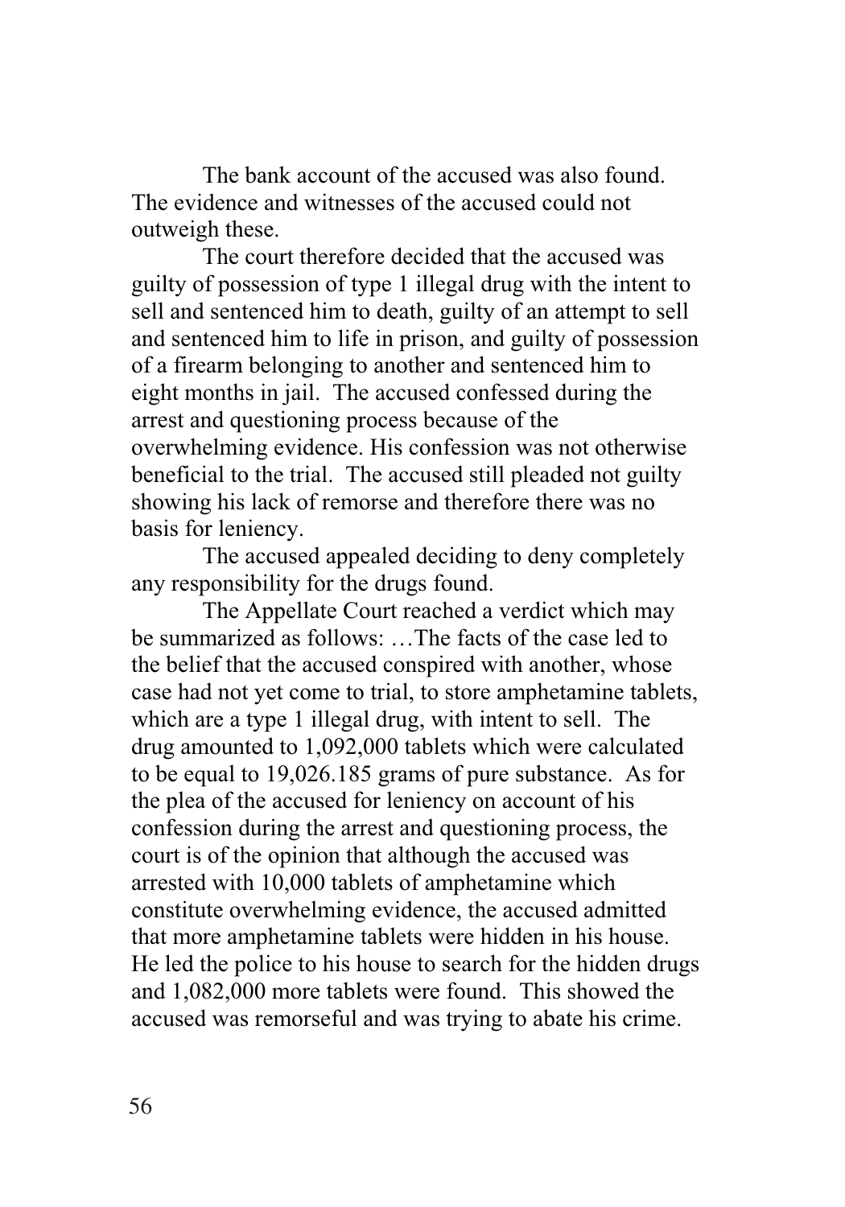The bank account of the accused was also found. The evidence and witnesses of the accused could not outweigh these.

The court therefore decided that the accused was guilty of possession of type 1 illegal drug with the intent to sell and sentenced him to death, guilty of an attempt to sell and sentenced him to life in prison, and guilty of possession of a firearm belonging to another and sentenced him to eight months in jail. The accused confessed during the arrest and questioning process because of the overwhelming evidence. His confession was not otherwise beneficial to the trial. The accused still pleaded not guilty showing his lack of remorse and therefore there was no basis for leniency.

The accused appealed deciding to deny completely any responsibility for the drugs found.

The Appellate Court reached a verdict which may be summarized as follows: …The facts of the case led to the belief that the accused conspired with another, whose case had not yet come to trial, to store amphetamine tablets, which are a type 1 illegal drug, with intent to sell. The drug amounted to 1,092,000 tablets which were calculated to be equal to 19,026.185 grams of pure substance. As for the plea of the accused for leniency on account of his confession during the arrest and questioning process, the court is of the opinion that although the accused was arrested with 10,000 tablets of amphetamine which constitute overwhelming evidence, the accused admitted that more amphetamine tablets were hidden in his house. He led the police to his house to search for the hidden drugs and 1,082,000 more tablets were found. This showed the accused was remorseful and was trying to abate his crime.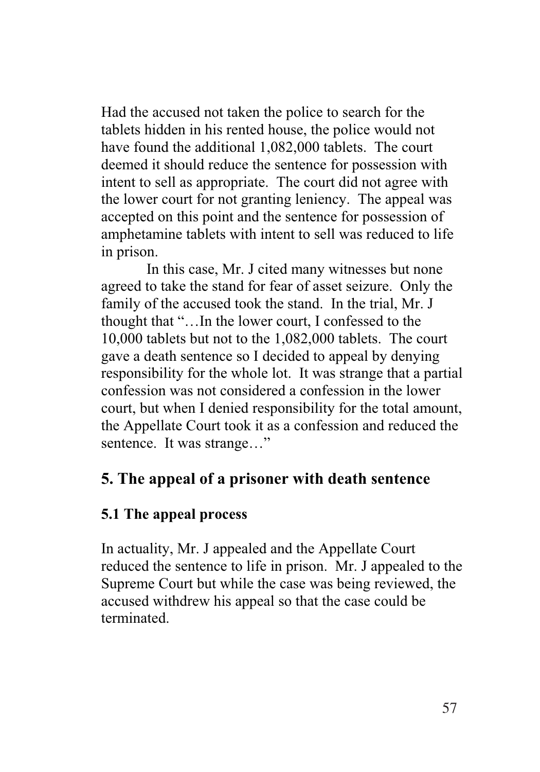Had the accused not taken the police to search for the tablets hidden in his rented house, the police would not have found the additional 1,082,000 tablets. The court deemed it should reduce the sentence for possession with intent to sell as appropriate. The court did not agree with the lower court for not granting leniency. The appeal was accepted on this point and the sentence for possession of amphetamine tablets with intent to sell was reduced to life in prison.

In this case, Mr. J cited many witnesses but none agreed to take the stand for fear of asset seizure. Only the family of the accused took the stand. In the trial, Mr. J thought that "…In the lower court, I confessed to the 10,000 tablets but not to the 1,082,000 tablets. The court gave a death sentence so I decided to appeal by denying responsibility for the whole lot. It was strange that a partial confession was not considered a confession in the lower court, but when I denied responsibility for the total amount, the Appellate Court took it as a confession and reduced the sentence. It was strange…"

## 5. The appeal of a prisoner with death sentence

### 5.1 The appeal process

In actuality, Mr. J appealed and the Appellate Court reduced the sentence to life in prison. Mr. J appealed to the Supreme Court but while the case was being reviewed, the accused withdrew his appeal so that the case could be terminated.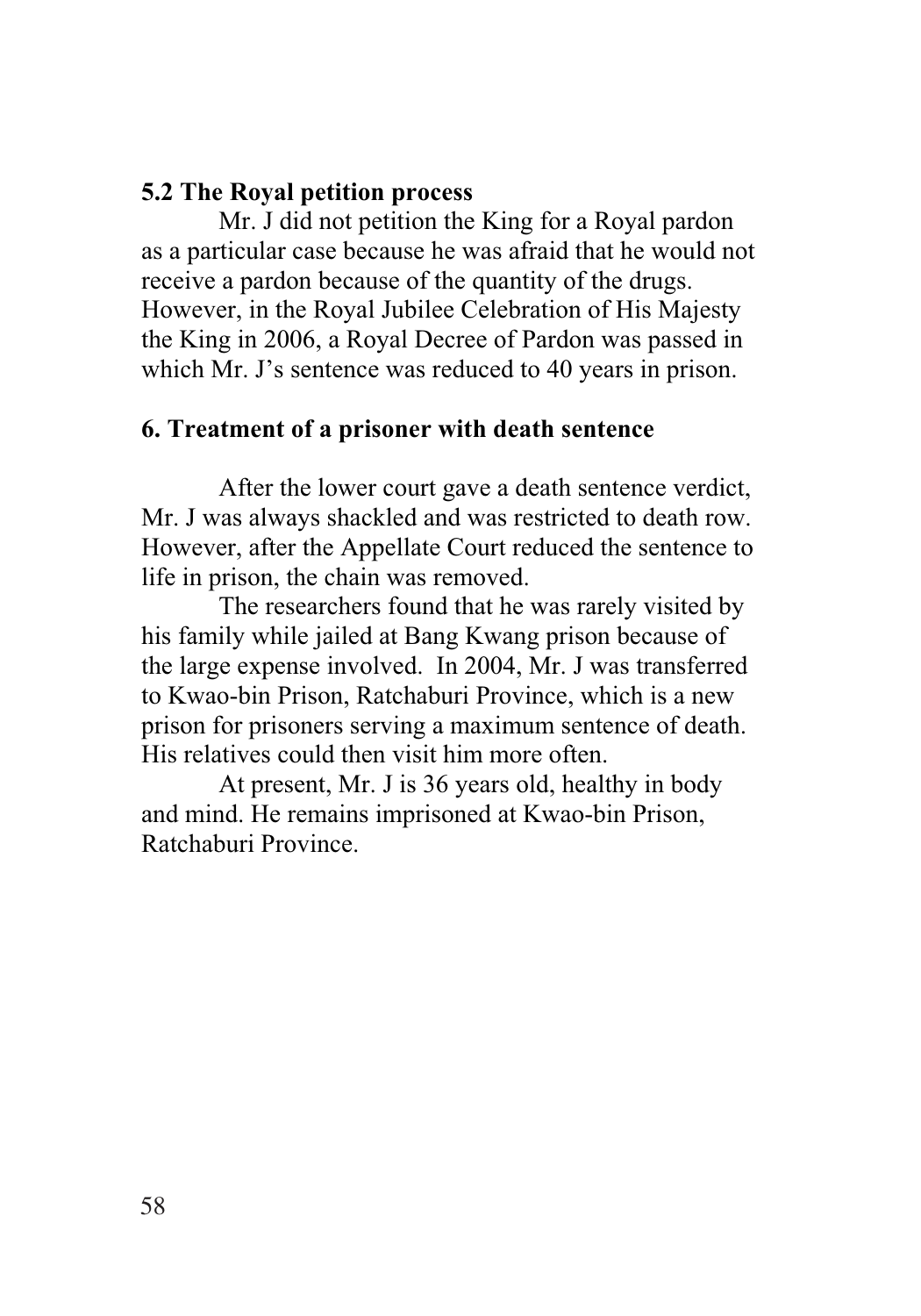### 5.2 The Royal petition process

Mr. J did not petition the King for a Royal pardon as a particular case because he was afraid that he would not receive a pardon because of the quantity of the drugs. However, in the Royal Jubilee Celebration of His Majesty the King in 2006, a Royal Decree of Pardon was passed in which Mr. J's sentence was reduced to 40 years in prison.

## 6. Treatment of a prisoner with death sentence

After the lower court gave a death sentence verdict, Mr. J was always shackled and was restricted to death row. However, after the Appellate Court reduced the sentence to life in prison, the chain was removed.

The researchers found that he was rarely visited by his family while jailed at Bang Kwang prison because of the large expense involved. In 2004, Mr. J was transferred to Kwao-bin Prison, Ratchaburi Province, which is a new prison for prisoners serving a maximum sentence of death. His relatives could then visit him more often.

At present, Mr. J is 36 years old, healthy in body and mind. He remains imprisoned at Kwao-bin Prison, Ratchaburi Province.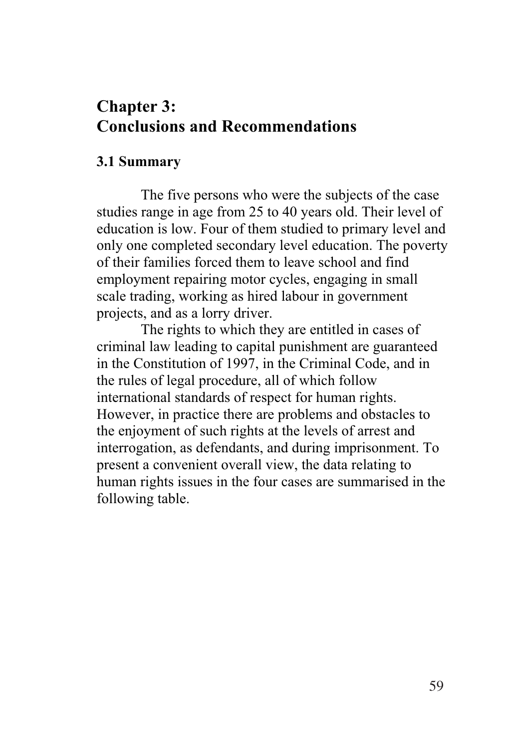# Chapter 3:
# Conclusions and Recommendations

### 3.1 Summary

The five persons who were the subjects of the case studies range in age from 25 to 40 years old. Their level of education is low. Four of them studied to primary level and only one completed secondary level education. The poverty of their families forced them to leave school and find employment repairing motor cycles, engaging in small scale trading, working as hired labour in government projects, and as a lorry driver.

The rights to which they are entitled in cases of criminal law leading to capital punishment are guaranteed in the Constitution of 1997, in the Criminal Code, and in the rules of legal procedure, all of which follow international standards of respect for human rights. However, in practice there are problems and obstacles to the enjoyment of such rights at the levels of arrest and interrogation, as defendants, and during imprisonment. To present a convenient overall view, the data relating to human rights issues in the four cases are summarised in the following table.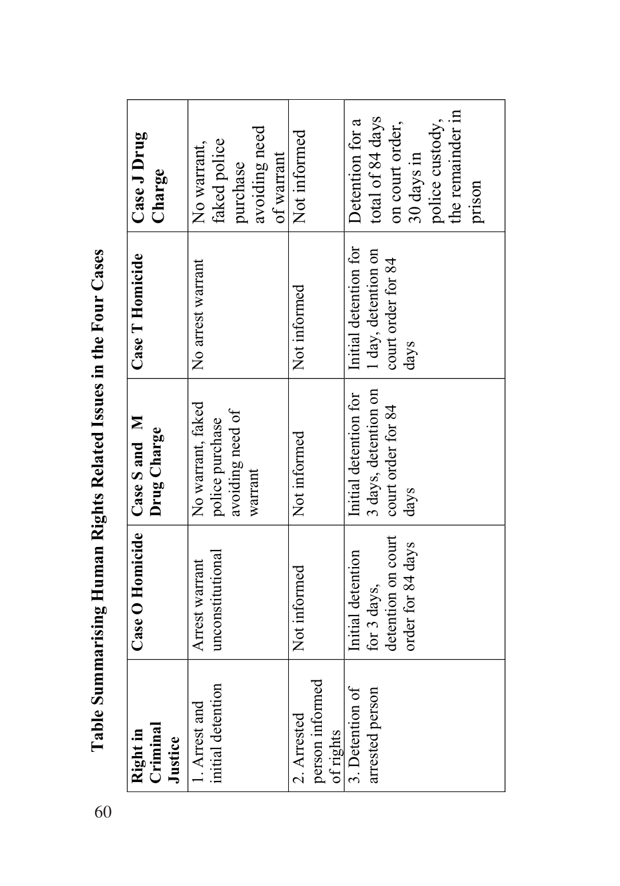## Table Summarising Human Rights Related Issues in the Four Cases

| Right in Criminal Justice | Case O Homicide | Case S and M Drug Charge | Case T Homicide | Case J Drug Charge |
|---|---|---|---|---|
| 1. Arrest and initial detention | Arrest warrant unconstitutional | No warrant, faked police purchase avoiding need of warrant | No arrest warrant | No warrant, faked police purchase avoiding need of warrant |
| 2. Arrested person informed of rights | Not informed | Not informed | Not informed | Not informed |
| 3. Detention of arrested person | Initial detention for 3 days, detention on court order for 84 days | Initial detention for 3 days, detention on court order for 84 days | Initial detention for 1 day, detention on court order for 84 days | Detention for a total of 84 days on court order, 30 days in police custody, the remainder in prison |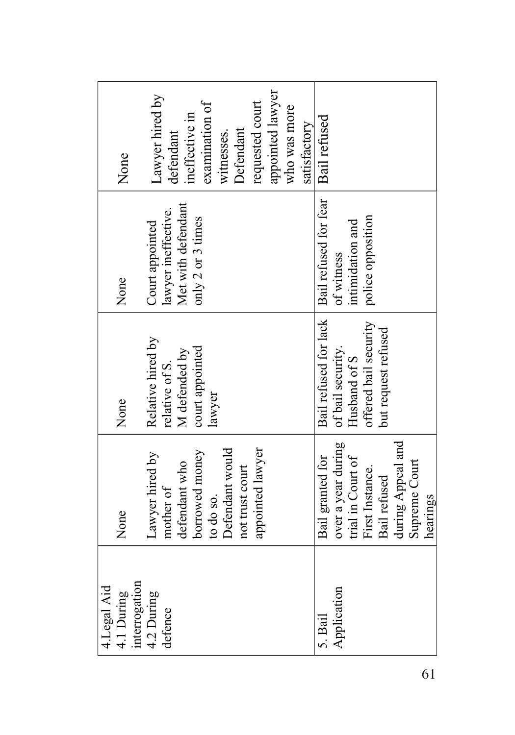| | | | | |
|---|---|---|---|---|
| 4.Legal Aid<br>4.1 During interrogation | None | None | None | None |
| 4.2 During defence | Lawyer hired by mother of defendant who borrowed money to do so. Defendant would not trust court appointed lawyer | Relative hired by relative of S. M defended by court appointed lawyer | Court appointed lawyer ineffective. Met with defendant only 2 or 3 times | Lawyer hired by defendant ineffective in examination of witnesses. Defendant requested court appointed lawyer who was more satisfactory |
| 5. Bail Application | Bail granted for over a year during trial in Court of First Instance. Bail refused during Appeal and Supreme Court hearings | Bail refused for lack of bail security. Husband of S offered bail security but request refused | Bail refused for fear of witness intimidation and police opposition | Bail refused |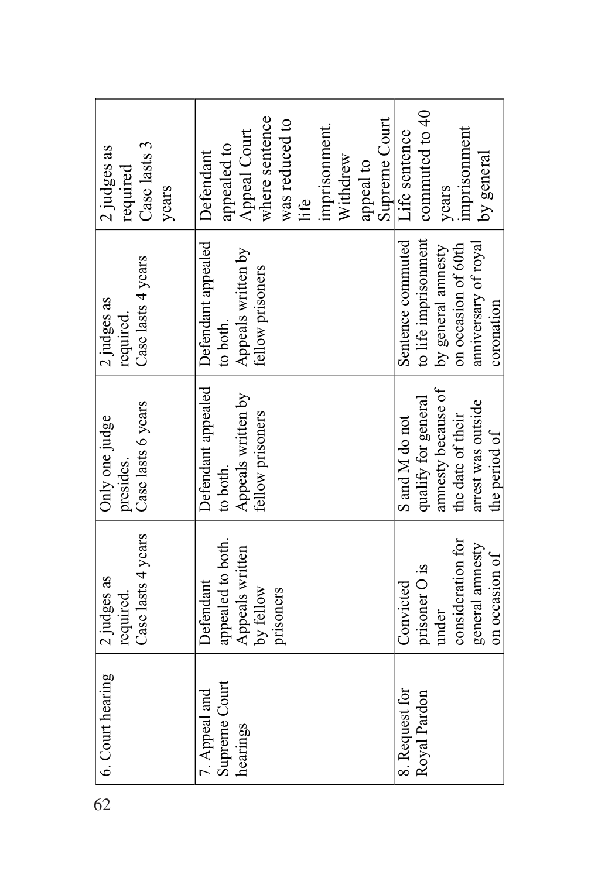| 6. Court hearing | 2 judges as required. Case lasts 4 years | Only one judge presides. Case lasts 6 years | 2 judges as required. Case lasts 4 years | 2 judges as required Case lasts 3 years |
|---|---|---|---|---|
| 7. Appeal and Supreme Court hearings | Defendant appealed to both. Appeals written by fellow prisoners | Defendant appealed to both. Appeals written by fellow prisoners | Defendant appealed to both. Appeals written by fellow prisoners | Defendant appealed to Appeal Court where sentence was reduced to life imprisonment. Withdrew appeal to Supreme Court |
| 8. Request for Royal Pardon | Convicted prisoner O is under consideration for general amnesty on occasion of | S and M do not qualify for general amnesty because of the date of their arrest was outside the period of | Sentence commuted to life imprisonment by general amnesty on occasion of 60th anniversary of royal coronation | Life sentence commuted to 40 years imprisonment by general |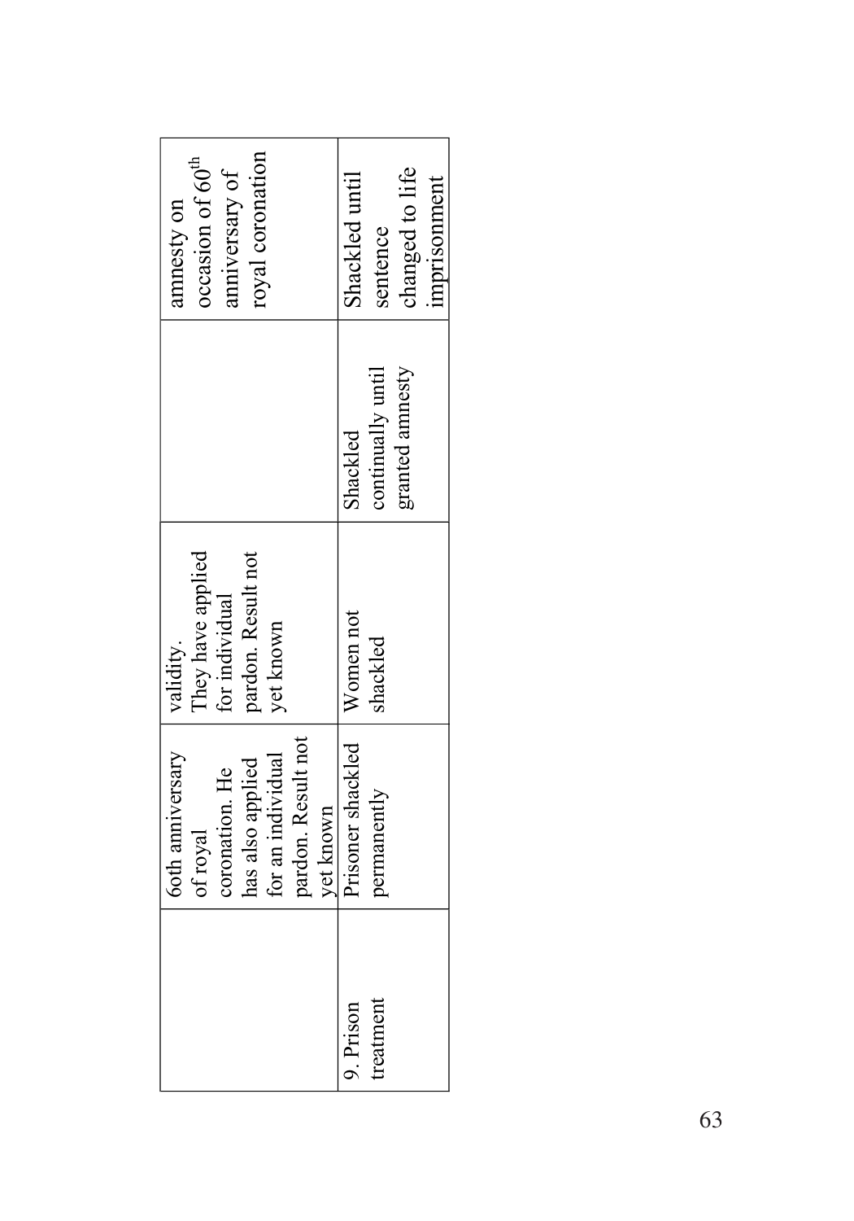|  |  |  |  |  |
|---|---|---|---|---|
|  | 6oth anniversary of royal coronation. He has also applied for an individual pardon. Result not yet known | validity. They have applied for individual pardon. Result not yet known |  | amnesty on occasion of 60th anniversary of royal coronation |
| 9. Prison treatment | Prisoner shackled permanently | Women not shackled | Shackled continually until granted amnesty | Shackled until sentence changed to life imprisonment |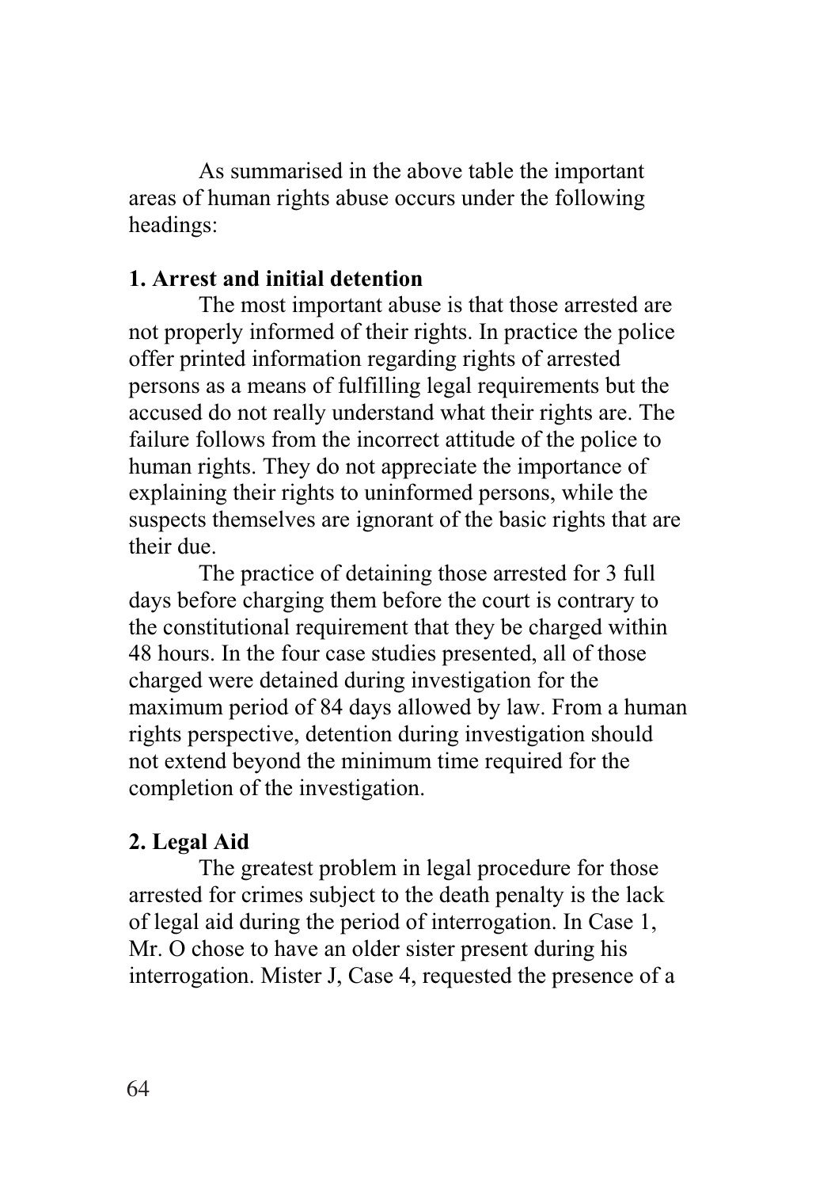As summarised in the above table the important areas of human rights abuse occurs under the following headings:

**1. Arrest and initial detention**

The most important abuse is that those arrested are not properly informed of their rights. In practice the police offer printed information regarding rights of arrested persons as a means of fulfilling legal requirements but the accused do not really understand what their rights are. The failure follows from the incorrect attitude of the police to human rights. They do not appreciate the importance of explaining their rights to uninformed persons, while the suspects themselves are ignorant of the basic rights that are their due.

The practice of detaining those arrested for 3 full days before charging them before the court is contrary to the constitutional requirement that they be charged within 48 hours. In the four case studies presented, all of those charged were detained during investigation for the maximum period of 84 days allowed by law. From a human rights perspective, detention during investigation should not extend beyond the minimum time required for the completion of the investigation.

**2. Legal Aid**

The greatest problem in legal procedure for those arrested for crimes subject to the death penalty is the lack of legal aid during the period of interrogation. In Case 1, Mr. O chose to have an older sister present during his interrogation. Mister J, Case 4, requested the presence of a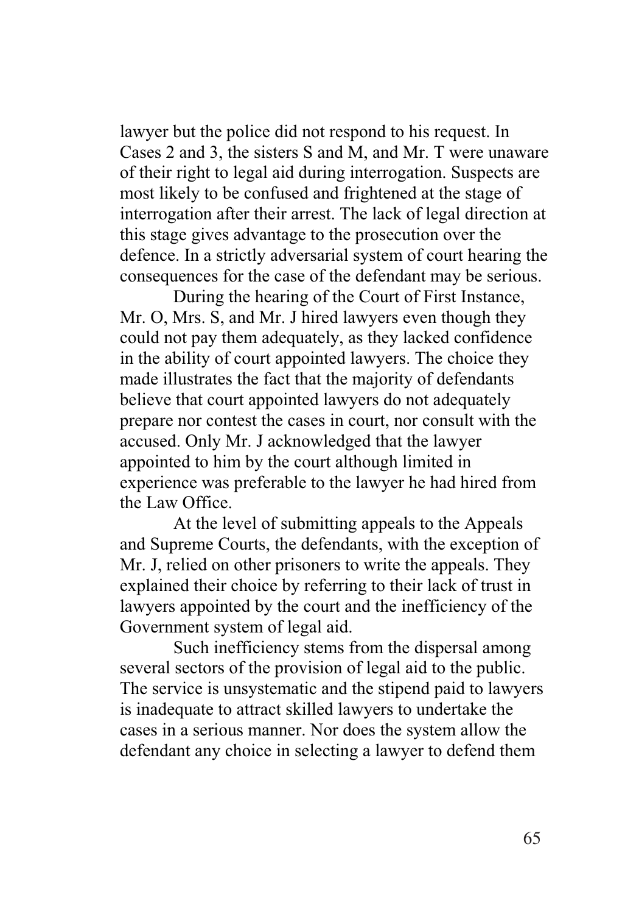lawyer but the police did not respond to his request. In Cases 2 and 3, the sisters S and M, and Mr. T were unaware of their right to legal aid during interrogation. Suspects are most likely to be confused and frightened at the stage of interrogation after their arrest. The lack of legal direction at this stage gives advantage to the prosecution over the defence. In a strictly adversarial system of court hearing the consequences for the case of the defendant may be serious.

During the hearing of the Court of First Instance, Mr. O, Mrs. S, and Mr. J hired lawyers even though they could not pay them adequately, as they lacked confidence in the ability of court appointed lawyers. The choice they made illustrates the fact that the majority of defendants believe that court appointed lawyers do not adequately prepare nor contest the cases in court, nor consult with the accused. Only Mr. J acknowledged that the lawyer appointed to him by the court although limited in experience was preferable to the lawyer he had hired from the Law Office.

At the level of submitting appeals to the Appeals and Supreme Courts, the defendants, with the exception of Mr. J, relied on other prisoners to write the appeals. They explained their choice by referring to their lack of trust in lawyers appointed by the court and the inefficiency of the Government system of legal aid.

Such inefficiency stems from the dispersal among several sectors of the provision of legal aid to the public. The service is unsystematic and the stipend paid to lawyers is inadequate to attract skilled lawyers to undertake the cases in a serious manner. Nor does the system allow the defendant any choice in selecting a lawyer to defend them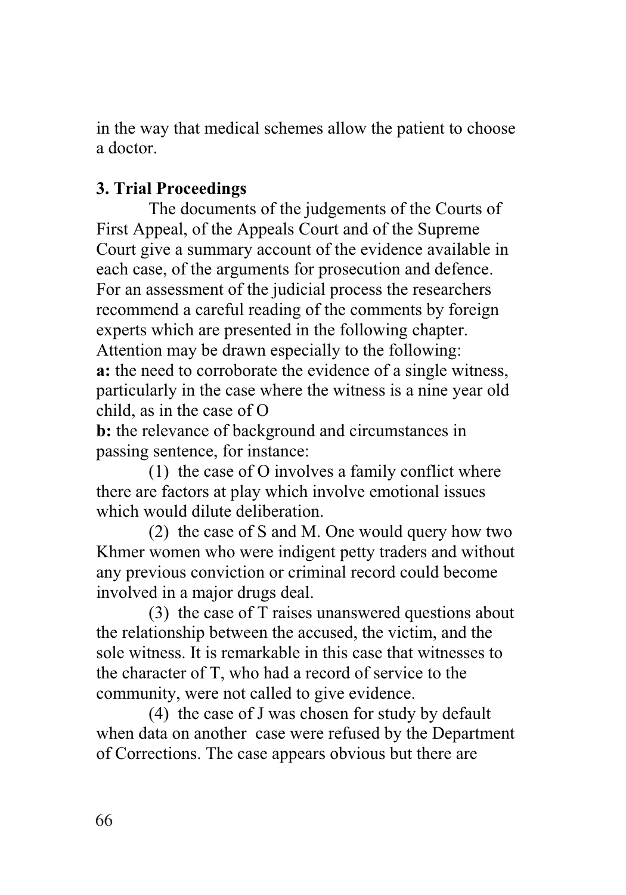in the way that medical schemes allow the patient to choose a doctor.

### 3. Trial Proceedings

The documents of the judgements of the Courts of First Appeal, of the Appeals Court and of the Supreme Court give a summary account of the evidence available in each case, of the arguments for prosecution and defence. For an assessment of the judicial process the researchers recommend a careful reading of the comments by foreign experts which are presented in the following chapter. Attention may be drawn especially to the following:

**a:** the need to corroborate the evidence of a single witness, particularly in the case where the witness is a nine year old child, as in the case of O

**b:** the relevance of background and circumstances in passing sentence, for instance:

(1) the case of O involves a family conflict where there are factors at play which involve emotional issues which would dilute deliberation.

(2) the case of S and M. One would query how two Khmer women who were indigent petty traders and without any previous conviction or criminal record could become involved in a major drugs deal.

(3) the case of T raises unanswered questions about the relationship between the accused, the victim, and the sole witness. It is remarkable in this case that witnesses to the character of T, who had a record of service to the community, were not called to give evidence.

(4) the case of J was chosen for study by default when data on another case were refused by the Department of Corrections. The case appears obvious but there are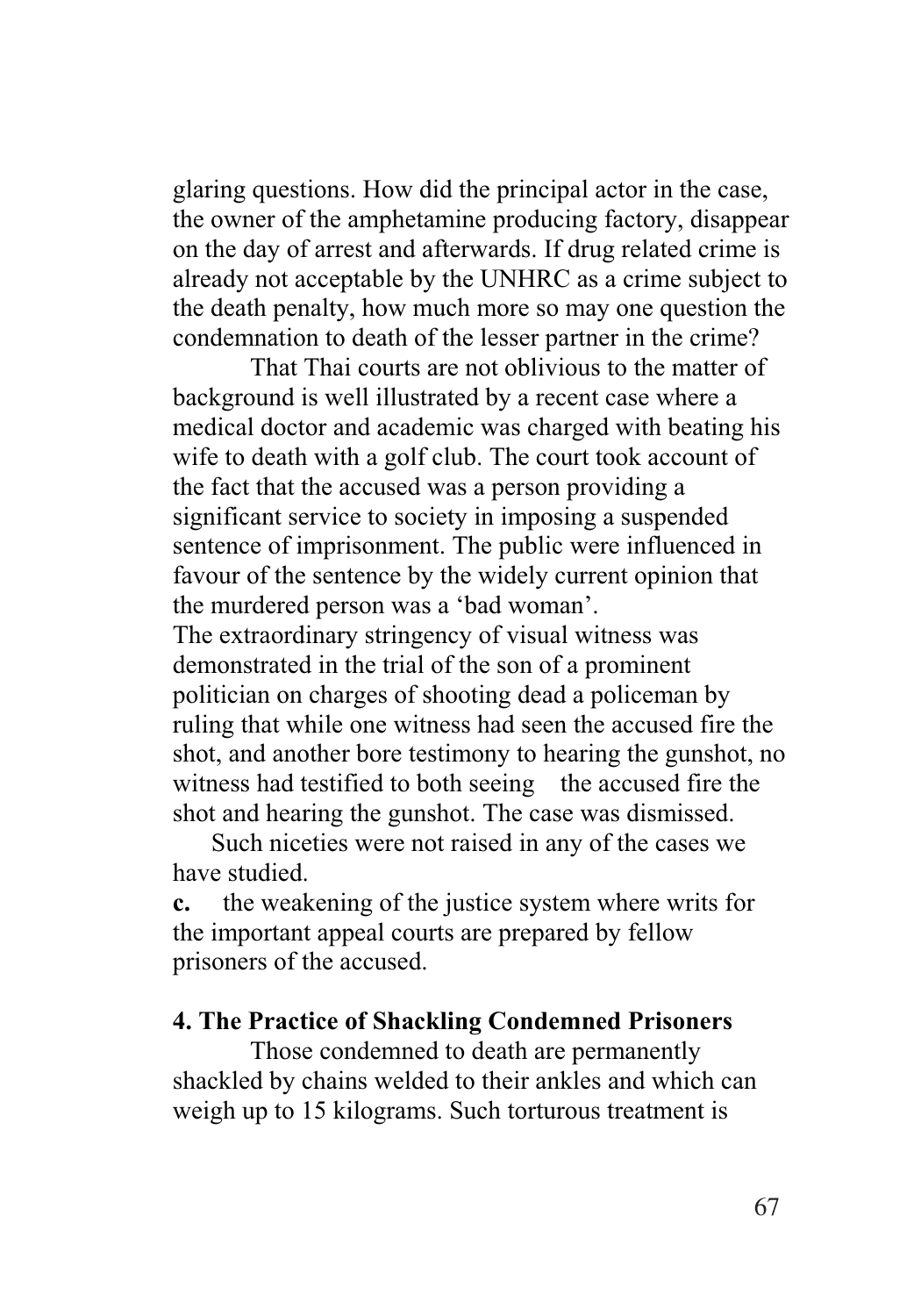glaring questions. How did the principal actor in the case, the owner of the amphetamine producing factory, disappear on the day of arrest and afterwards. If drug related crime is already not acceptable by the UNHRC as a crime subject to the death penalty, how much more so may one question the condemnation to death of the lesser partner in the crime?

That Thai courts are not oblivious to the matter of background is well illustrated by a recent case where a medical doctor and academic was charged with beating his wife to death with a golf club. The court took account of the fact that the accused was a person providing a significant service to society in imposing a suspended sentence of imprisonment. The public were influenced in favour of the sentence by the widely current opinion that the murdered person was a 'bad woman'.

The extraordinary stringency of visual witness was demonstrated in the trial of the son of a prominent politician on charges of shooting dead a policeman by ruling that while one witness had seen the accused fire the shot, and another bore testimony to hearing the gunshot, no witness had testified to both seeing the accused fire the shot and hearing the gunshot. The case was dismissed.

Such niceties were not raised in any of the cases we have studied.

**c.** the weakening of the justice system where writs for the important appeal courts are prepared by fellow prisoners of the accused.

**4. The Practice of Shackling Condemned Prisoners**

Those condemned to death are permanently shackled by chains welded to their ankles and which can weigh up to 15 kilograms. Such torturous treatment is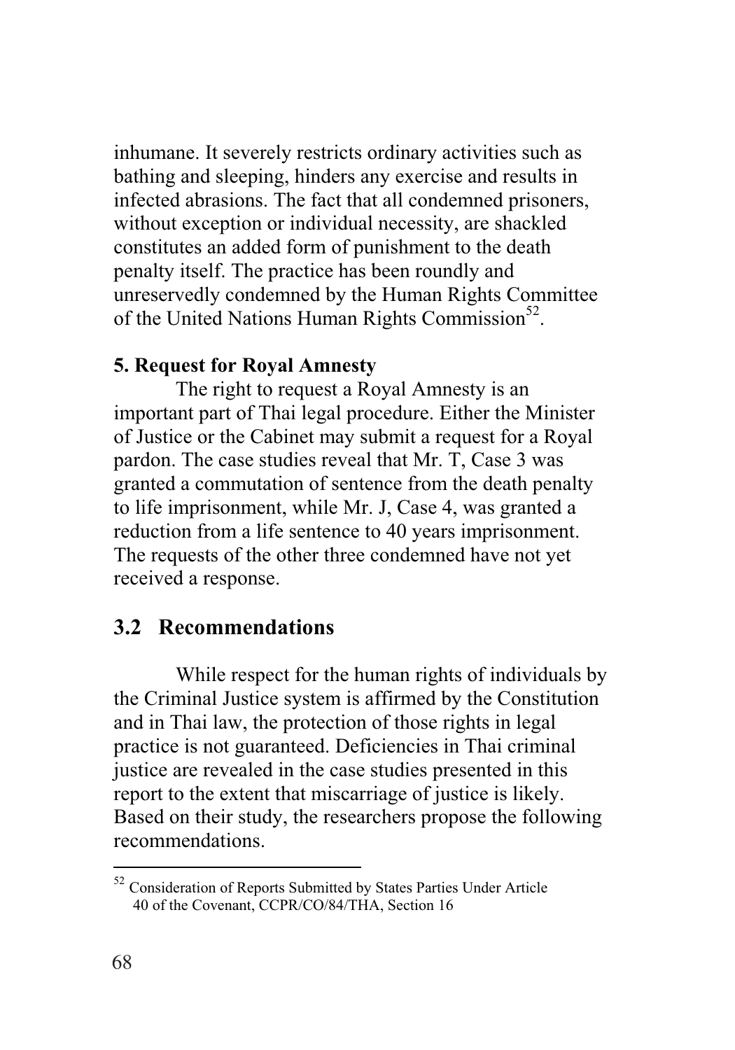inhumane. It severely restricts ordinary activities such as bathing and sleeping, hinders any exercise and results in infected abrasions. The fact that all condemned prisoners, without exception or individual necessity, are shackled constitutes an added form of punishment to the death penalty itself. The practice has been roundly and unreservedly condemned by the Human Rights Committee of the United Nations Human Rights Commission[52].

**5. Request for Royal Amnesty**

The right to request a Royal Amnesty is an important part of Thai legal procedure. Either the Minister of Justice or the Cabinet may submit a request for a Royal pardon. The case studies reveal that Mr. T, Case 3 was granted a commutation of sentence from the death penalty to life imprisonment, while Mr. J, Case 4, was granted a reduction from a life sentence to 40 years imprisonment. The requests of the other three condemned have not yet received a response.

## 3.2 Recommendations

While respect for the human rights of individuals by the Criminal Justice system is affirmed by the Constitution and in Thai law, the protection of those rights in legal practice is not guaranteed. Deficiencies in Thai criminal justice are revealed in the case studies presented in this report to the extent that miscarriage of justice is likely. Based on their study, the researchers propose the following recommendations.

---

[52] Consideration of Reports Submitted by States Parties Under Article 40 of the Covenant, CCPR/CO/84/THA, Section 16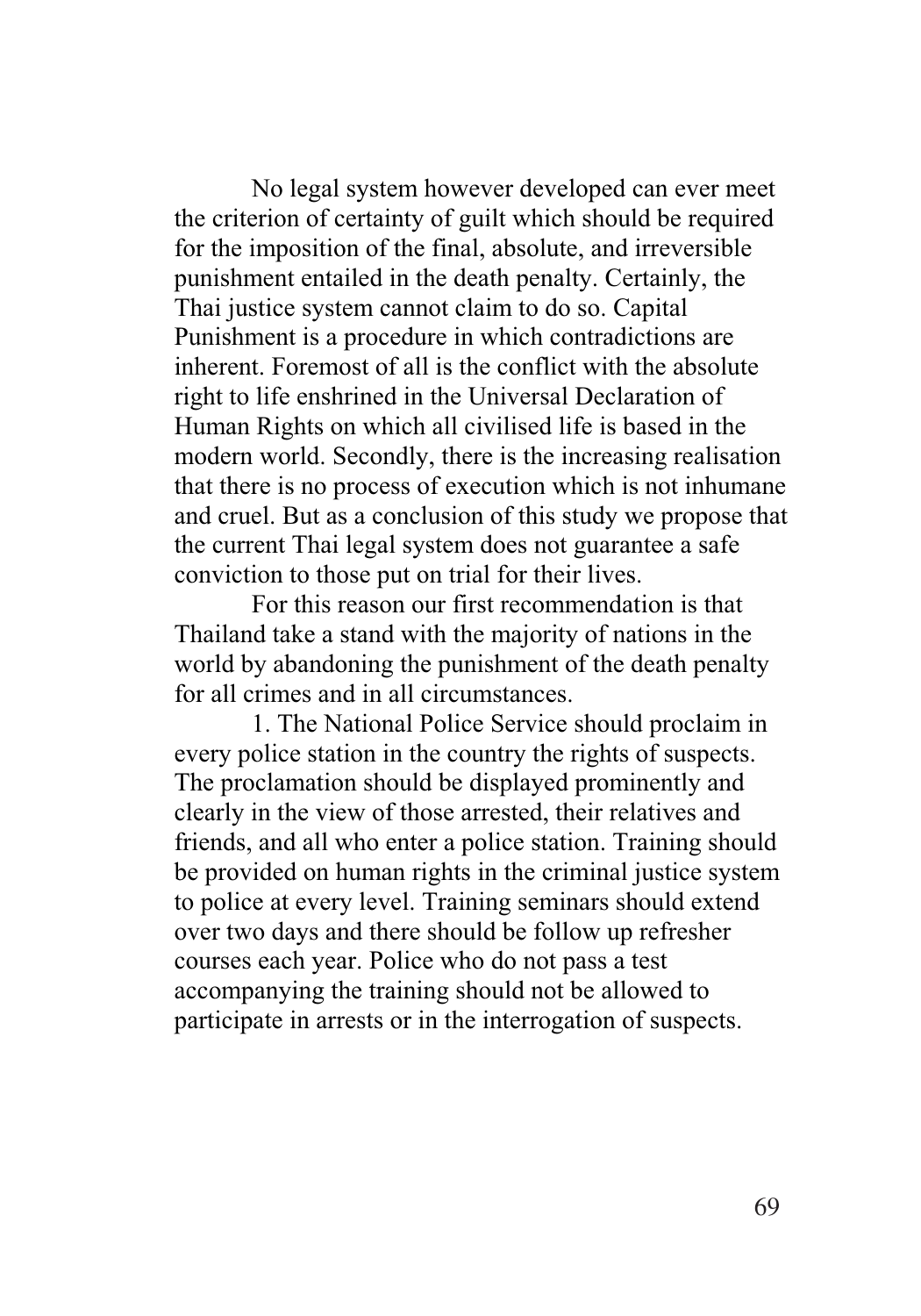No legal system however developed can ever meet the criterion of certainty of guilt which should be required for the imposition of the final, absolute, and irreversible punishment entailed in the death penalty. Certainly, the Thai justice system cannot claim to do so. Capital Punishment is a procedure in which contradictions are inherent. Foremost of all is the conflict with the absolute right to life enshrined in the Universal Declaration of Human Rights on which all civilised life is based in the modern world. Secondly, there is the increasing realisation that there is no process of execution which is not inhumane and cruel. But as a conclusion of this study we propose that the current Thai legal system does not guarantee a safe conviction to those put on trial for their lives.

For this reason our first recommendation is that Thailand take a stand with the majority of nations in the world by abandoning the punishment of the death penalty for all crimes and in all circumstances.

1. The National Police Service should proclaim in every police station in the country the rights of suspects. The proclamation should be displayed prominently and clearly in the view of those arrested, their relatives and friends, and all who enter a police station. Training should be provided on human rights in the criminal justice system to police at every level. Training seminars should extend over two days and there should be follow up refresher courses each year. Police who do not pass a test accompanying the training should not be allowed to participate in arrests or in the interrogation of suspects.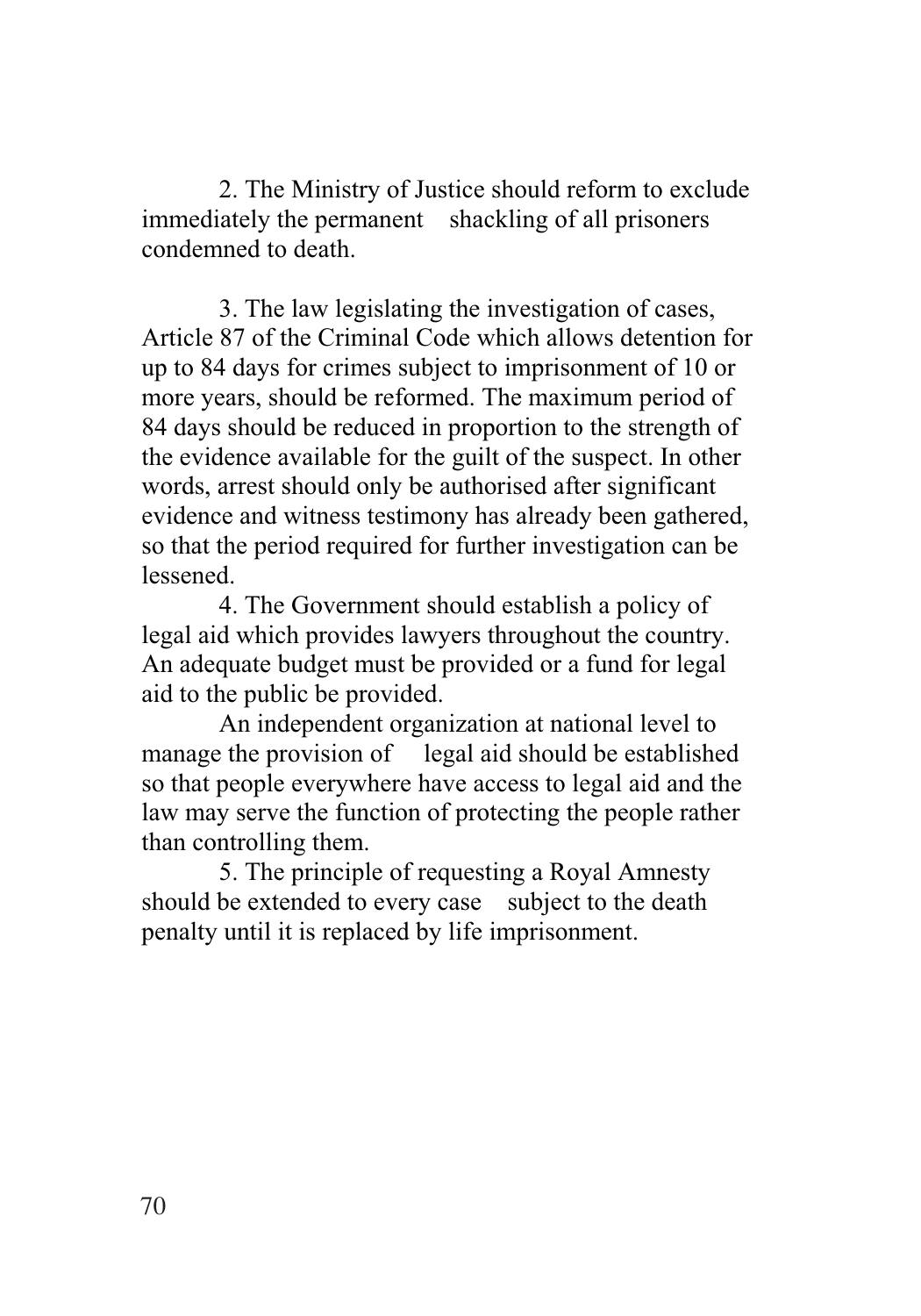2. The Ministry of Justice should reform to exclude immediately the permanent shackling of all prisoners condemned to death.

3. The law legislating the investigation of cases, Article 87 of the Criminal Code which allows detention for up to 84 days for crimes subject to imprisonment of 10 or more years, should be reformed. The maximum period of 84 days should be reduced in proportion to the strength of the evidence available for the guilt of the suspect. In other words, arrest should only be authorised after significant evidence and witness testimony has already been gathered, so that the period required for further investigation can be lessened.

4. The Government should establish a policy of legal aid which provides lawyers throughout the country. An adequate budget must be provided or a fund for legal aid to the public be provided.

An independent organization at national level to manage the provision of legal aid should be established so that people everywhere have access to legal aid and the law may serve the function of protecting the people rather than controlling them.

5. The principle of requesting a Royal Amnesty should be extended to every case subject to the death penalty until it is replaced by life imprisonment.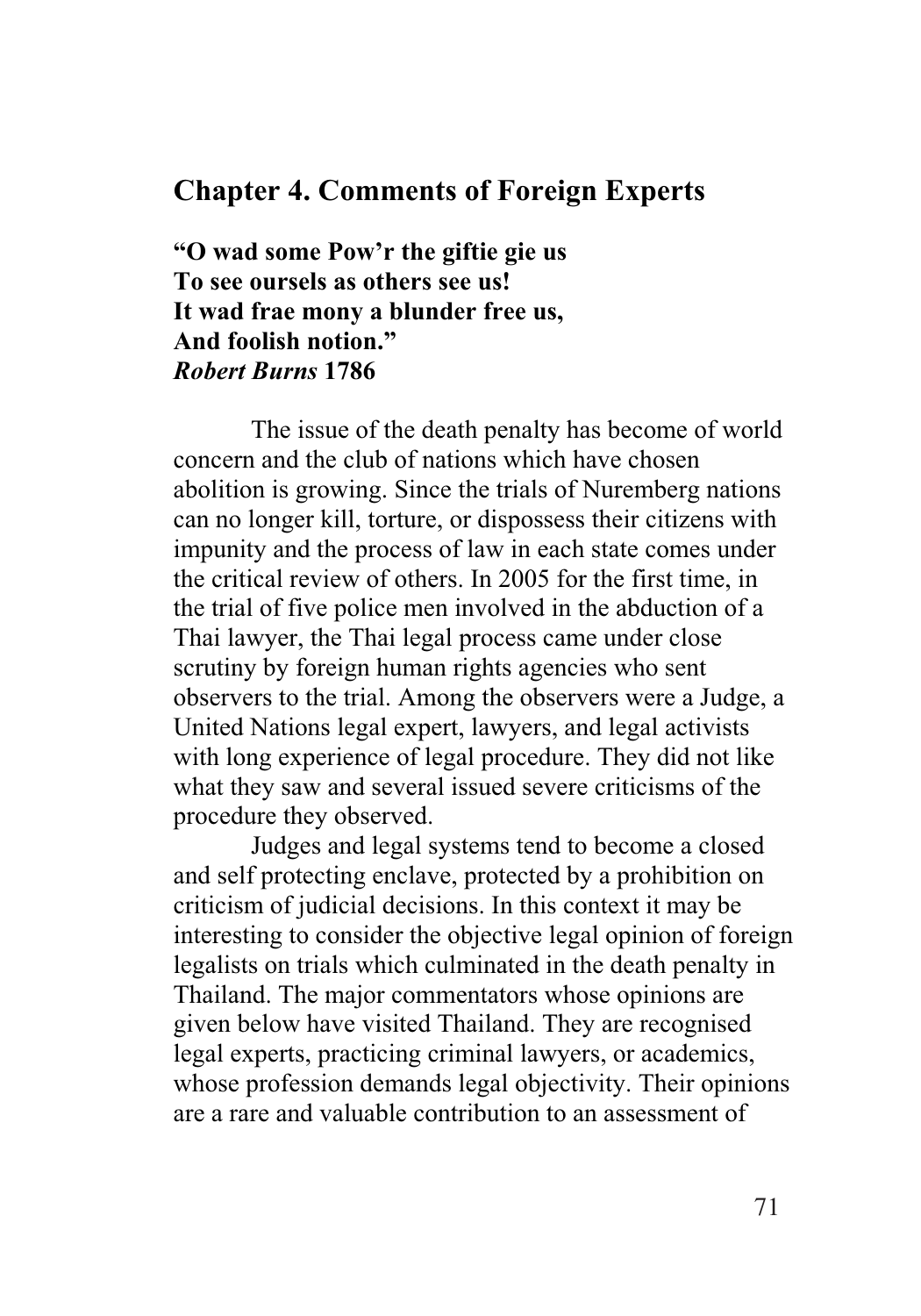## Chapter 4. Comments of Foreign Experts

**"O wad some Pow'r the giftie gie us**
**To see oursels as others see us!**
**It wad frae mony a blunder free us,**
**And foolish notion."**
***Robert Burns* 1786**

The issue of the death penalty has become of world concern and the club of nations which have chosen abolition is growing. Since the trials of Nuremberg nations can no longer kill, torture, or dispossess their citizens with impunity and the process of law in each state comes under the critical review of others. In 2005 for the first time, in the trial of five police men involved in the abduction of a Thai lawyer, the Thai legal process came under close scrutiny by foreign human rights agencies who sent observers to the trial. Among the observers were a Judge, a United Nations legal expert, lawyers, and legal activists with long experience of legal procedure. They did not like what they saw and several issued severe criticisms of the procedure they observed.

Judges and legal systems tend to become a closed and self protecting enclave, protected by a prohibition on criticism of judicial decisions. In this context it may be interesting to consider the objective legal opinion of foreign legalists on trials which culminated in the death penalty in Thailand. The major commentators whose opinions are given below have visited Thailand. They are recognised legal experts, practicing criminal lawyers, or academics, whose profession demands legal objectivity. Their opinions are a rare and valuable contribution to an assessment of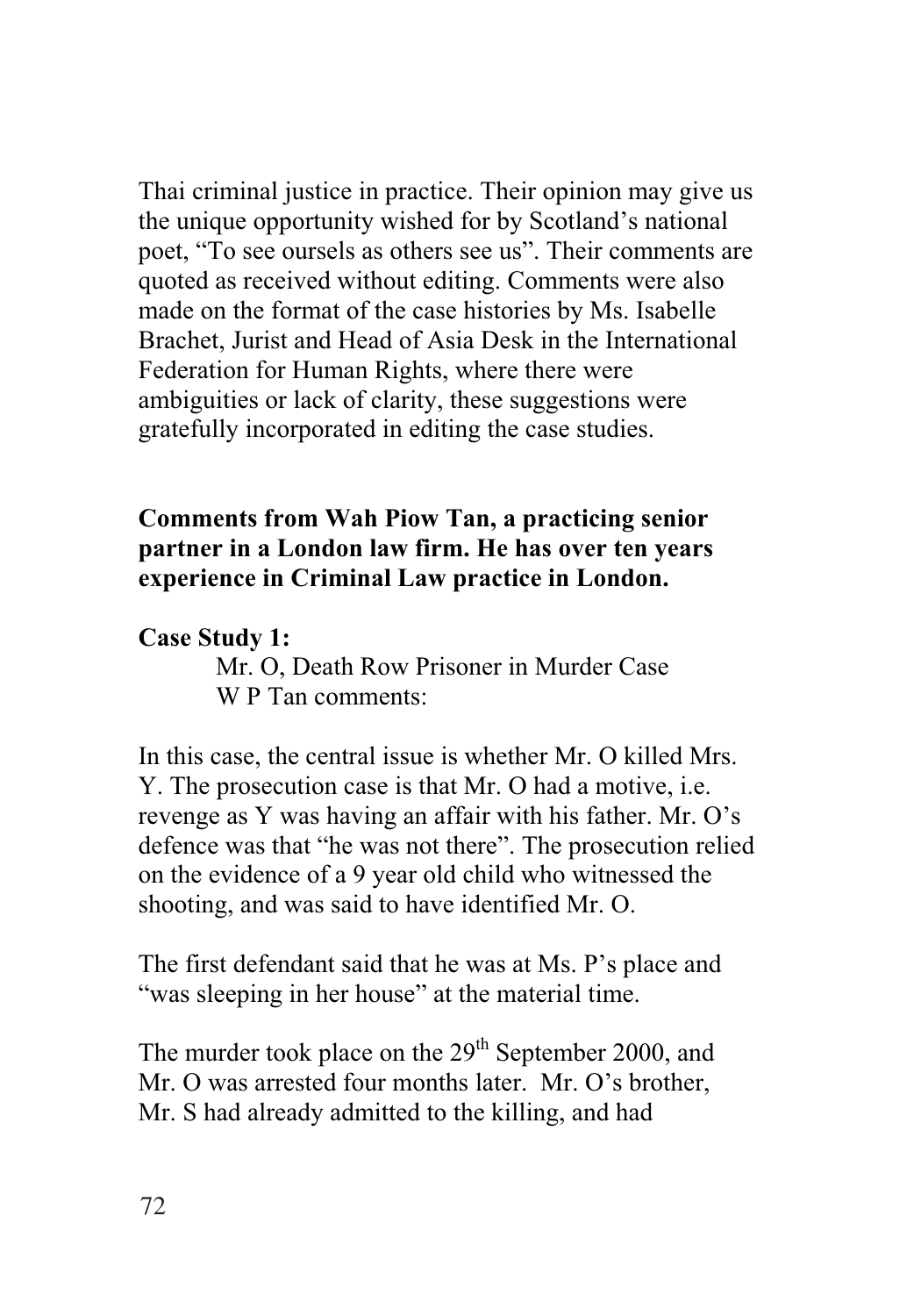Thai criminal justice in practice. Their opinion may give us the unique opportunity wished for by Scotland's national poet, "To see oursels as others see us". Their comments are quoted as received without editing. Comments were also made on the format of the case histories by Ms. Isabelle Brachet, Jurist and Head of Asia Desk in the International Federation for Human Rights, where there were ambiguities or lack of clarity, these suggestions were gratefully incorporated in editing the case studies.

**Comments from Wah Piow Tan, a practicing senior partner in a London law firm. He has over ten years experience in Criminal Law practice in London.**

**Case Study 1:**

Mr. O, Death Row Prisoner in Murder Case
W P Tan comments:

In this case, the central issue is whether Mr. O killed Mrs. Y. The prosecution case is that Mr. O had a motive, i.e. revenge as Y was having an affair with his father. Mr. O's defence was that "he was not there". The prosecution relied on the evidence of a 9 year old child who witnessed the shooting, and was said to have identified Mr. O.

The first defendant said that he was at Ms. P's place and "was sleeping in her house" at the material time.

The murder took place on the 29th September 2000, and Mr. O was arrested four months later. Mr. O's brother, Mr. S had already admitted to the killing, and had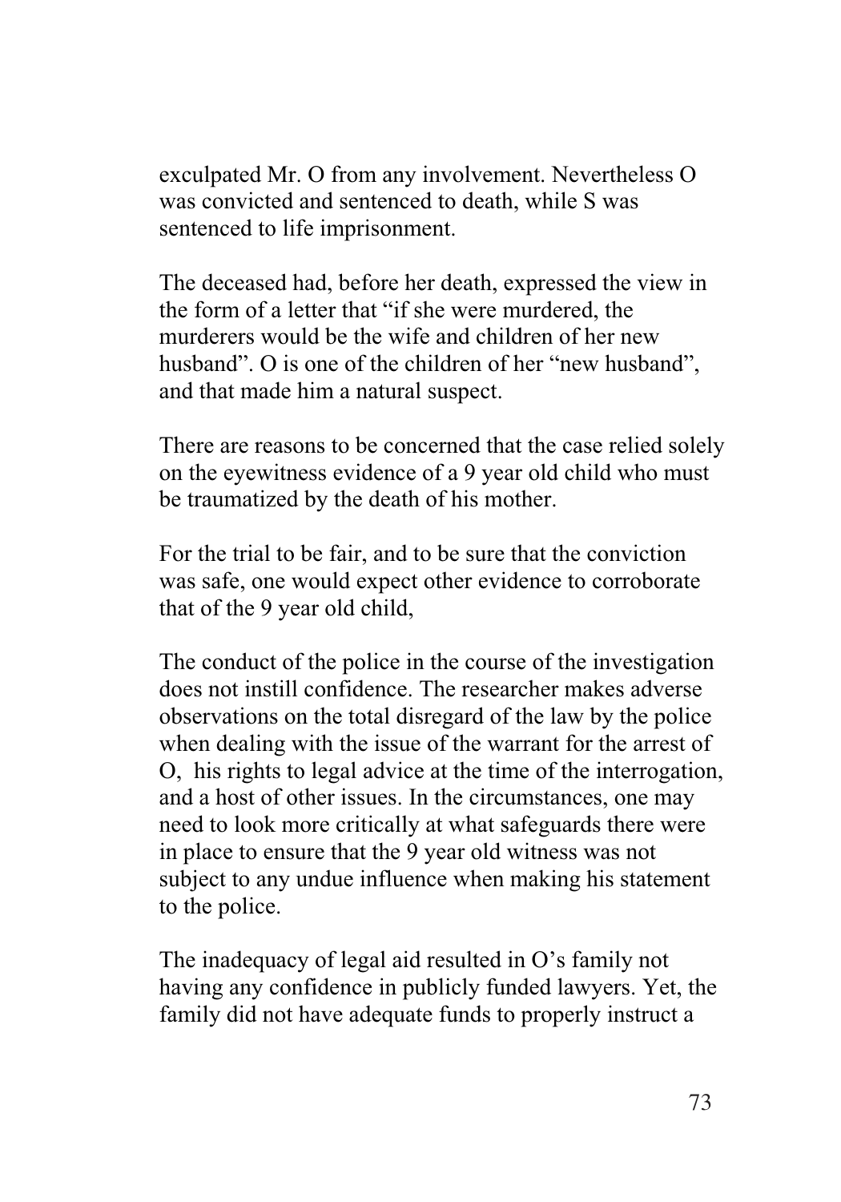exculpated Mr. O from any involvement. Nevertheless O was convicted and sentenced to death, while S was sentenced to life imprisonment.

The deceased had, before her death, expressed the view in the form of a letter that "if she were murdered, the murderers would be the wife and children of her new husband". O is one of the children of her "new husband", and that made him a natural suspect.

There are reasons to be concerned that the case relied solely on the eyewitness evidence of a 9 year old child who must be traumatized by the death of his mother.

For the trial to be fair, and to be sure that the conviction was safe, one would expect other evidence to corroborate that of the 9 year old child,

The conduct of the police in the course of the investigation does not instill confidence. The researcher makes adverse observations on the total disregard of the law by the police when dealing with the issue of the warrant for the arrest of O, his rights to legal advice at the time of the interrogation, and a host of other issues. In the circumstances, one may need to look more critically at what safeguards there were in place to ensure that the 9 year old witness was not subject to any undue influence when making his statement to the police.

The inadequacy of legal aid resulted in O's family not having any confidence in publicly funded lawyers. Yet, the family did not have adequate funds to properly instruct a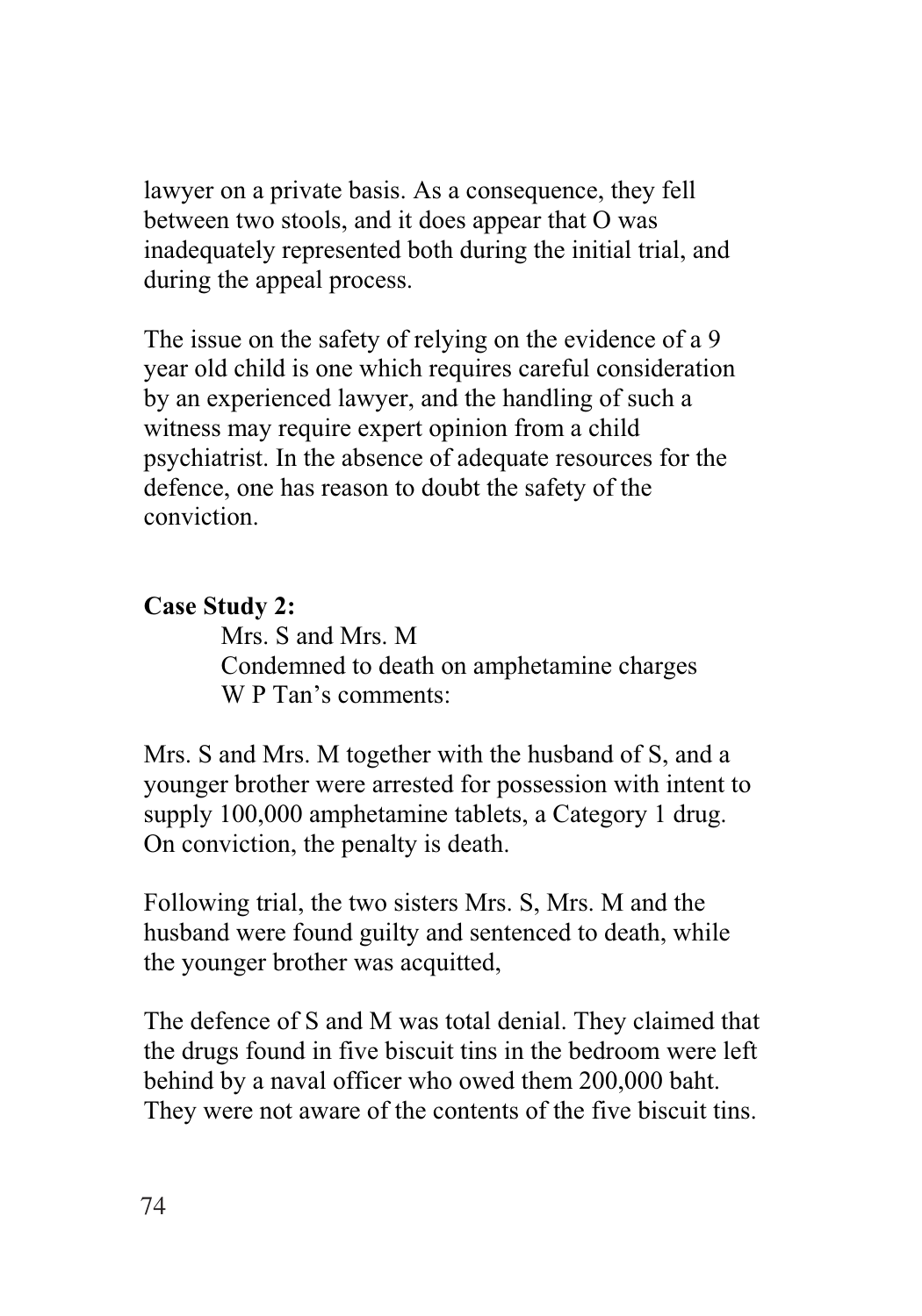lawyer on a private basis. As a consequence, they fell between two stools, and it does appear that O was inadequately represented both during the initial trial, and during the appeal process.

The issue on the safety of relying on the evidence of a 9 year old child is one which requires careful consideration by an experienced lawyer, and the handling of such a witness may require expert opinion from a child psychiatrist. In the absence of adequate resources for the defence, one has reason to doubt the safety of the conviction.

**Case Study 2:**

Mrs. S and Mrs. M
Condemned to death on amphetamine charges
W P Tan's comments:

Mrs. S and Mrs. M together with the husband of S, and a younger brother were arrested for possession with intent to supply 100,000 amphetamine tablets, a Category 1 drug. On conviction, the penalty is death.

Following trial, the two sisters Mrs. S, Mrs. M and the husband were found guilty and sentenced to death, while the younger brother was acquitted,

The defence of S and M was total denial. They claimed that the drugs found in five biscuit tins in the bedroom were left behind by a naval officer who owed them 200,000 baht. They were not aware of the contents of the five biscuit tins.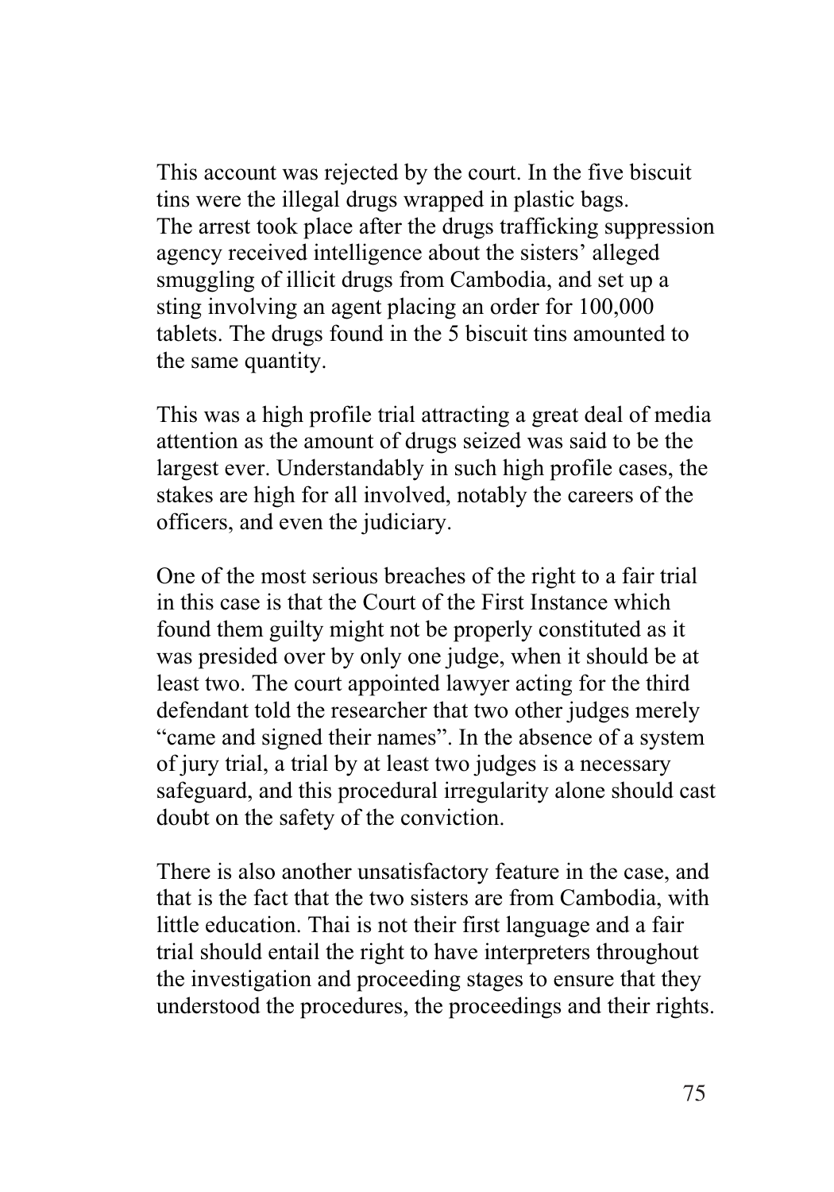This account was rejected by the court. In the five biscuit tins were the illegal drugs wrapped in plastic bags. The arrest took place after the drugs trafficking suppression agency received intelligence about the sisters' alleged smuggling of illicit drugs from Cambodia, and set up a sting involving an agent placing an order for 100,000 tablets. The drugs found in the 5 biscuit tins amounted to the same quantity.

This was a high profile trial attracting a great deal of media attention as the amount of drugs seized was said to be the largest ever. Understandably in such high profile cases, the stakes are high for all involved, notably the careers of the officers, and even the judiciary.

One of the most serious breaches of the right to a fair trial in this case is that the Court of the First Instance which found them guilty might not be properly constituted as it was presided over by only one judge, when it should be at least two. The court appointed lawyer acting for the third defendant told the researcher that two other judges merely "came and signed their names". In the absence of a system of jury trial, a trial by at least two judges is a necessary safeguard, and this procedural irregularity alone should cast doubt on the safety of the conviction.

There is also another unsatisfactory feature in the case, and that is the fact that the two sisters are from Cambodia, with little education. Thai is not their first language and a fair trial should entail the right to have interpreters throughout the investigation and proceeding stages to ensure that they understood the procedures, the proceedings and their rights.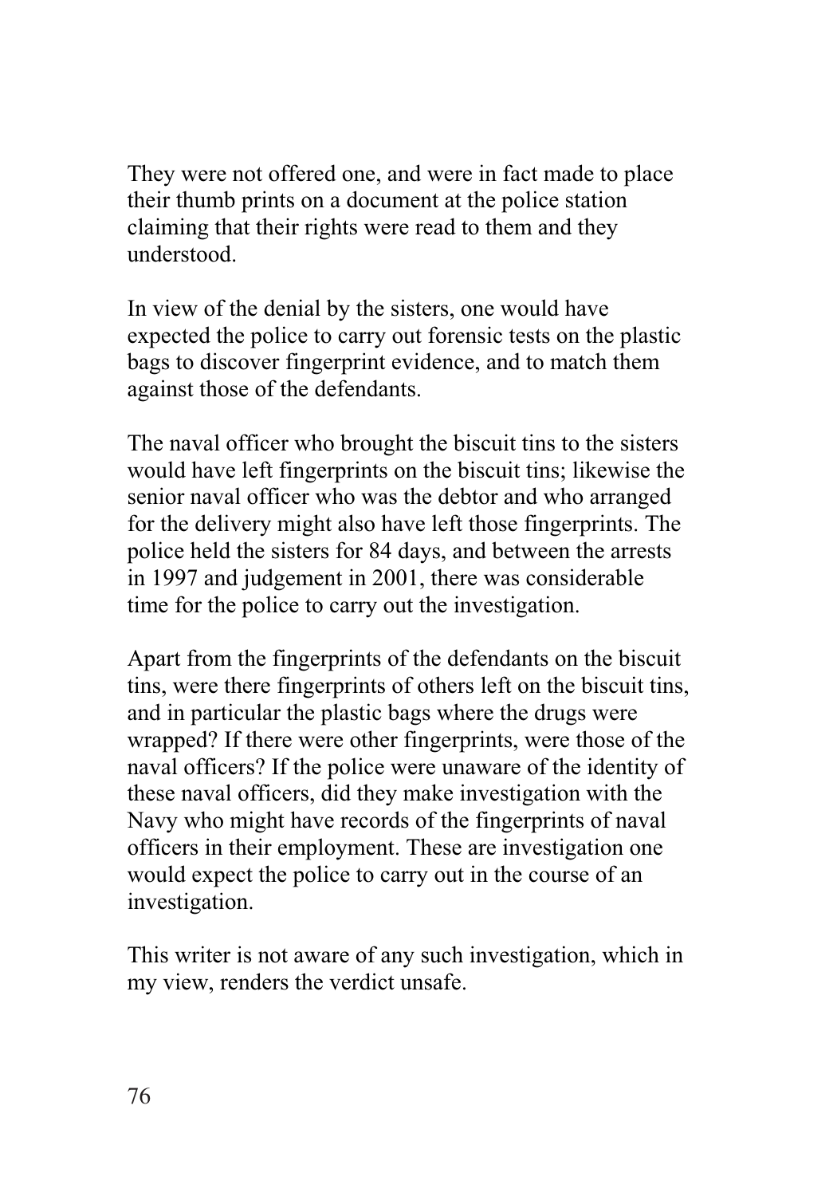They were not offered one, and were in fact made to place their thumb prints on a document at the police station claiming that their rights were read to them and they understood.

In view of the denial by the sisters, one would have expected the police to carry out forensic tests on the plastic bags to discover fingerprint evidence, and to match them against those of the defendants.

The naval officer who brought the biscuit tins to the sisters would have left fingerprints on the biscuit tins; likewise the senior naval officer who was the debtor and who arranged for the delivery might also have left those fingerprints. The police held the sisters for 84 days, and between the arrests in 1997 and judgement in 2001, there was considerable time for the police to carry out the investigation.

Apart from the fingerprints of the defendants on the biscuit tins, were there fingerprints of others left on the biscuit tins, and in particular the plastic bags where the drugs were wrapped? If there were other fingerprints, were those of the naval officers? If the police were unaware of the identity of these naval officers, did they make investigation with the Navy who might have records of the fingerprints of naval officers in their employment. These are investigation one would expect the police to carry out in the course of an investigation.

This writer is not aware of any such investigation, which in my view, renders the verdict unsafe.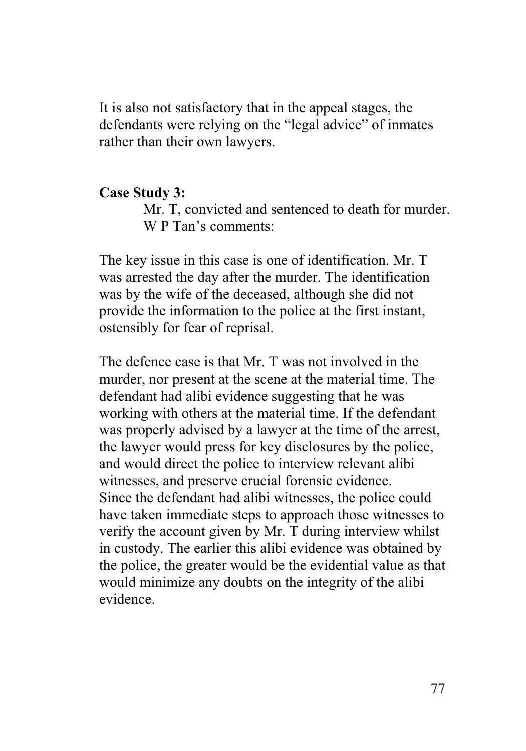It is also not satisfactory that in the appeal stages, the defendants were relying on the "legal advice" of inmates rather than their own lawyers.

**Case Study 3:**

Mr. T, convicted and sentenced to death for murder.
W P Tan's comments:

The key issue in this case is one of identification. Mr. T was arrested the day after the murder. The identification was by the wife of the deceased, although she did not provide the information to the police at the first instant, ostensibly for fear of reprisal.

The defence case is that Mr. T was not involved in the murder, nor present at the scene at the material time. The defendant had alibi evidence suggesting that he was working with others at the material time. If the defendant was properly advised by a lawyer at the time of the arrest, the lawyer would press for key disclosures by the police, and would direct the police to interview relevant alibi witnesses, and preserve crucial forensic evidence.
Since the defendant had alibi witnesses, the police could have taken immediate steps to approach those witnesses to verify the account given by Mr. T during interview whilst in custody. The earlier this alibi evidence was obtained by the police, the greater would be the evidential value as that would minimize any doubts on the integrity of the alibi evidence.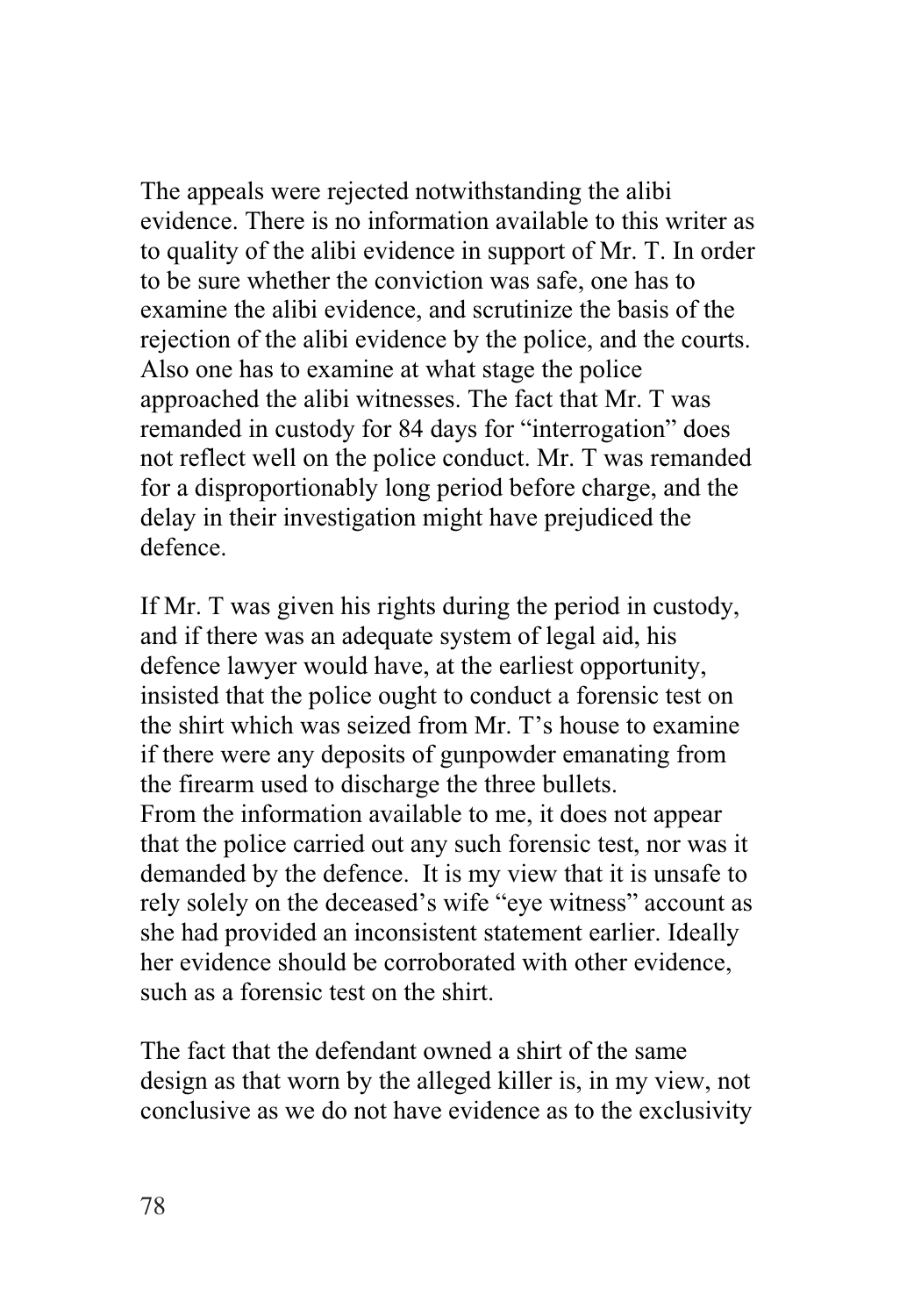The appeals were rejected notwithstanding the alibi evidence. There is no information available to this writer as to quality of the alibi evidence in support of Mr. T. In order to be sure whether the conviction was safe, one has to examine the alibi evidence, and scrutinize the basis of the rejection of the alibi evidence by the police, and the courts. Also one has to examine at what stage the police approached the alibi witnesses. The fact that Mr. T was remanded in custody for 84 days for "interrogation" does not reflect well on the police conduct. Mr. T was remanded for a disproportionably long period before charge, and the delay in their investigation might have prejudiced the defence.

If Mr. T was given his rights during the period in custody, and if there was an adequate system of legal aid, his defence lawyer would have, at the earliest opportunity, insisted that the police ought to conduct a forensic test on the shirt which was seized from Mr. T's house to examine if there were any deposits of gunpowder emanating from the firearm used to discharge the three bullets.
From the information available to me, it does not appear that the police carried out any such forensic test, nor was it demanded by the defence. It is my view that it is unsafe to rely solely on the deceased's wife "eye witness" account as she had provided an inconsistent statement earlier. Ideally her evidence should be corroborated with other evidence, such as a forensic test on the shirt.

The fact that the defendant owned a shirt of the same design as that worn by the alleged killer is, in my view, not conclusive as we do not have evidence as to the exclusivity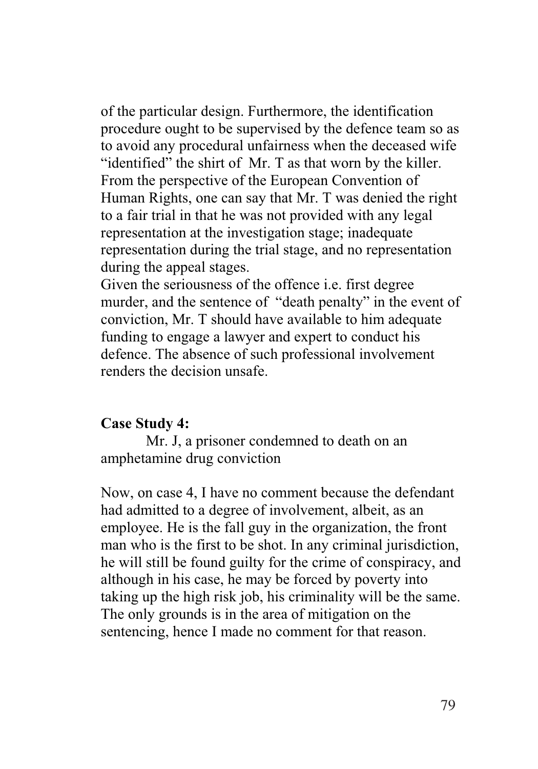of the particular design. Furthermore, the identification procedure ought to be supervised by the defence team so as to avoid any procedural unfairness when the deceased wife "identified" the shirt of Mr. T as that worn by the killer. From the perspective of the European Convention of Human Rights, one can say that Mr. T was denied the right to a fair trial in that he was not provided with any legal representation at the investigation stage; inadequate representation during the trial stage, and no representation during the appeal stages.

Given the seriousness of the offence i.e. first degree murder, and the sentence of "death penalty" in the event of conviction, Mr. T should have available to him adequate funding to engage a lawyer and expert to conduct his defence. The absence of such professional involvement renders the decision unsafe.

**Case Study 4:**

Mr. J, a prisoner condemned to death on an amphetamine drug conviction

Now, on case 4, I have no comment because the defendant had admitted to a degree of involvement, albeit, as an employee. He is the fall guy in the organization, the front man who is the first to be shot. In any criminal jurisdiction, he will still be found guilty for the crime of conspiracy, and although in his case, he may be forced by poverty into taking up the high risk job, his criminality will be the same. The only grounds is in the area of mitigation on the sentencing, hence I made no comment for that reason.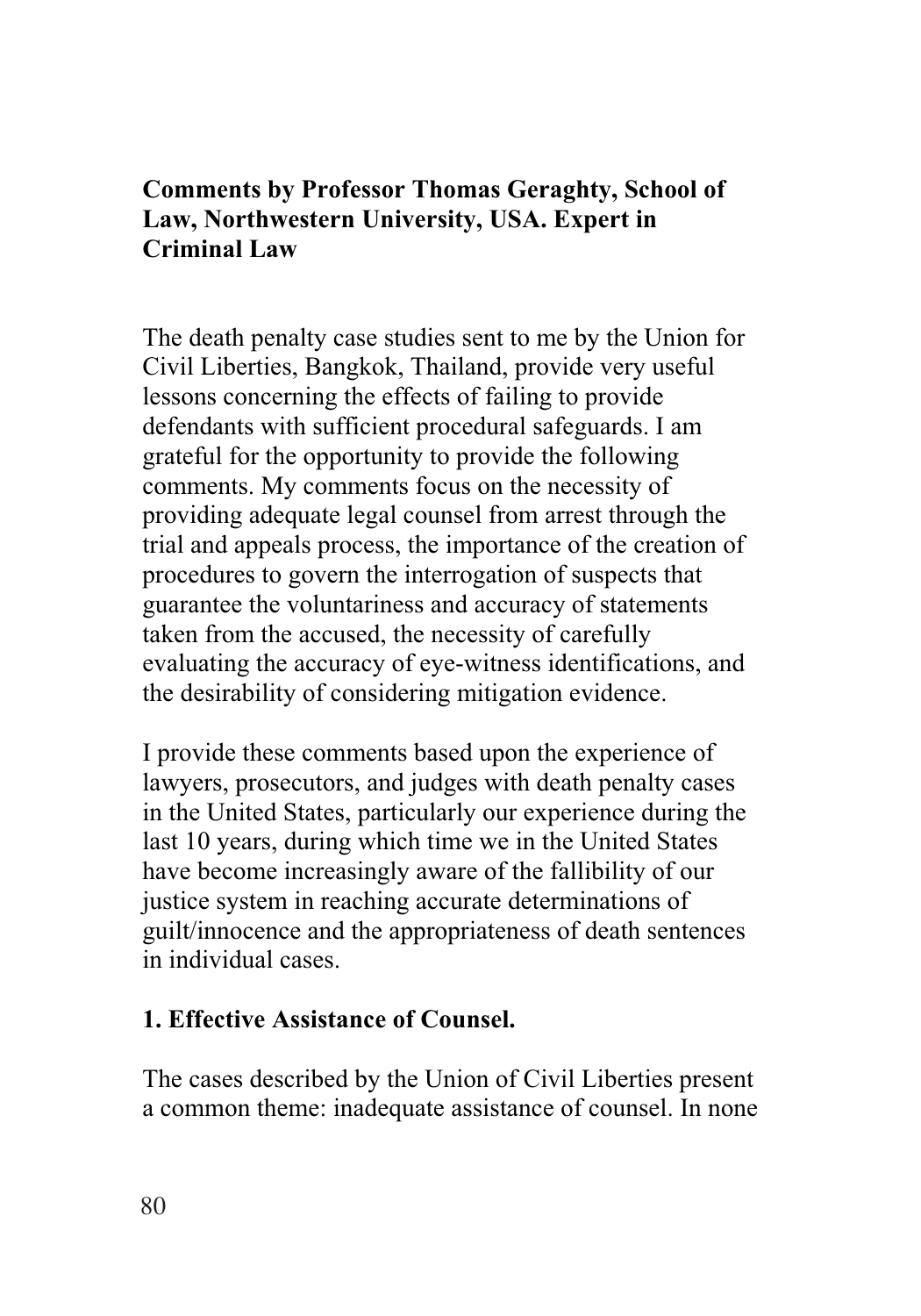**Comments by Professor Thomas Geraghty, School of Law, Northwestern University, USA. Expert in Criminal Law**

The death penalty case studies sent to me by the Union for Civil Liberties, Bangkok, Thailand, provide very useful lessons concerning the effects of failing to provide defendants with sufficient procedural safeguards. I am grateful for the opportunity to provide the following comments. My comments focus on the necessity of providing adequate legal counsel from arrest through the trial and appeals process, the importance of the creation of procedures to govern the interrogation of suspects that guarantee the voluntariness and accuracy of statements taken from the accused, the necessity of carefully evaluating the accuracy of eye-witness identifications, and the desirability of considering mitigation evidence.

I provide these comments based upon the experience of lawyers, prosecutors, and judges with death penalty cases in the United States, particularly our experience during the last 10 years, during which time we in the United States have become increasingly aware of the fallibility of our justice system in reaching accurate determinations of guilt/innocence and the appropriateness of death sentences in individual cases.

**1. Effective Assistance of Counsel.**

The cases described by the Union of Civil Liberties present a common theme: inadequate assistance of counsel. In none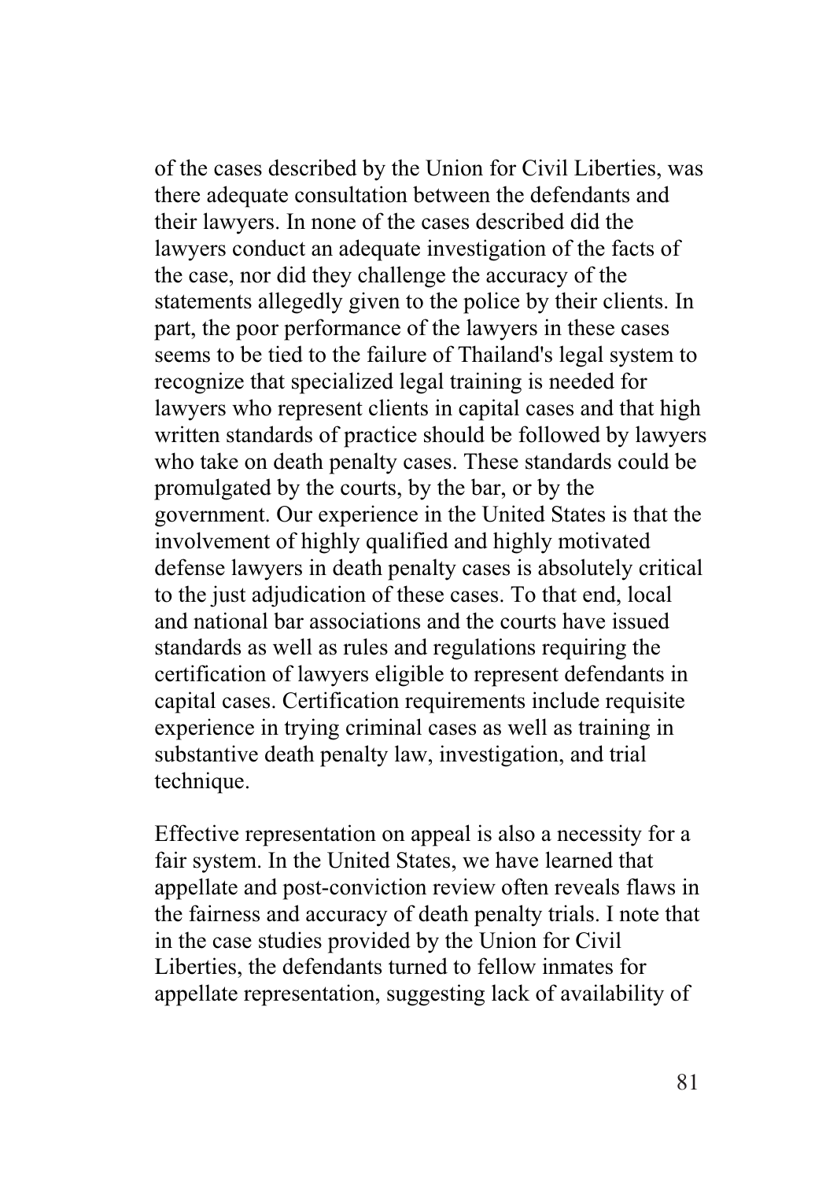of the cases described by the Union for Civil Liberties, was there adequate consultation between the defendants and their lawyers. In none of the cases described did the lawyers conduct an adequate investigation of the facts of the case, nor did they challenge the accuracy of the statements allegedly given to the police by their clients. In part, the poor performance of the lawyers in these cases seems to be tied to the failure of Thailand's legal system to recognize that specialized legal training is needed for lawyers who represent clients in capital cases and that high written standards of practice should be followed by lawyers who take on death penalty cases. These standards could be promulgated by the courts, by the bar, or by the government. Our experience in the United States is that the involvement of highly qualified and highly motivated defense lawyers in death penalty cases is absolutely critical to the just adjudication of these cases. To that end, local and national bar associations and the courts have issued standards as well as rules and regulations requiring the certification of lawyers eligible to represent defendants in capital cases. Certification requirements include requisite experience in trying criminal cases as well as training in substantive death penalty law, investigation, and trial technique.

Effective representation on appeal is also a necessity for a fair system. In the United States, we have learned that appellate and post-conviction review often reveals flaws in the fairness and accuracy of death penalty trials. I note that in the case studies provided by the Union for Civil Liberties, the defendants turned to fellow inmates for appellate representation, suggesting lack of availability of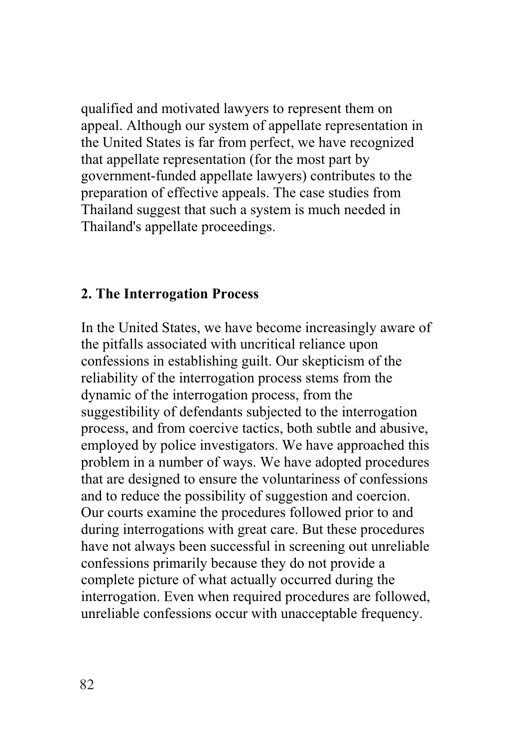qualified and motivated lawyers to represent them on appeal. Although our system of appellate representation in the United States is far from perfect, we have recognized that appellate representation (for the most part by government-funded appellate lawyers) contributes to the preparation of effective appeals. The case studies from Thailand suggest that such a system is much needed in Thailand's appellate proceedings.

## 2. The Interrogation Process

In the United States, we have become increasingly aware of the pitfalls associated with uncritical reliance upon confessions in establishing guilt. Our skepticism of the reliability of the interrogation process stems from the dynamic of the interrogation process, from the suggestibility of defendants subjected to the interrogation process, and from coercive tactics, both subtle and abusive, employed by police investigators. We have approached this problem in a number of ways. We have adopted procedures that are designed to ensure the voluntariness of confessions and to reduce the possibility of suggestion and coercion. Our courts examine the procedures followed prior to and during interrogations with great care. But these procedures have not always been successful in screening out unreliable confessions primarily because they do not provide a complete picture of what actually occurred during the interrogation. Even when required procedures are followed, unreliable confessions occur with unacceptable frequency.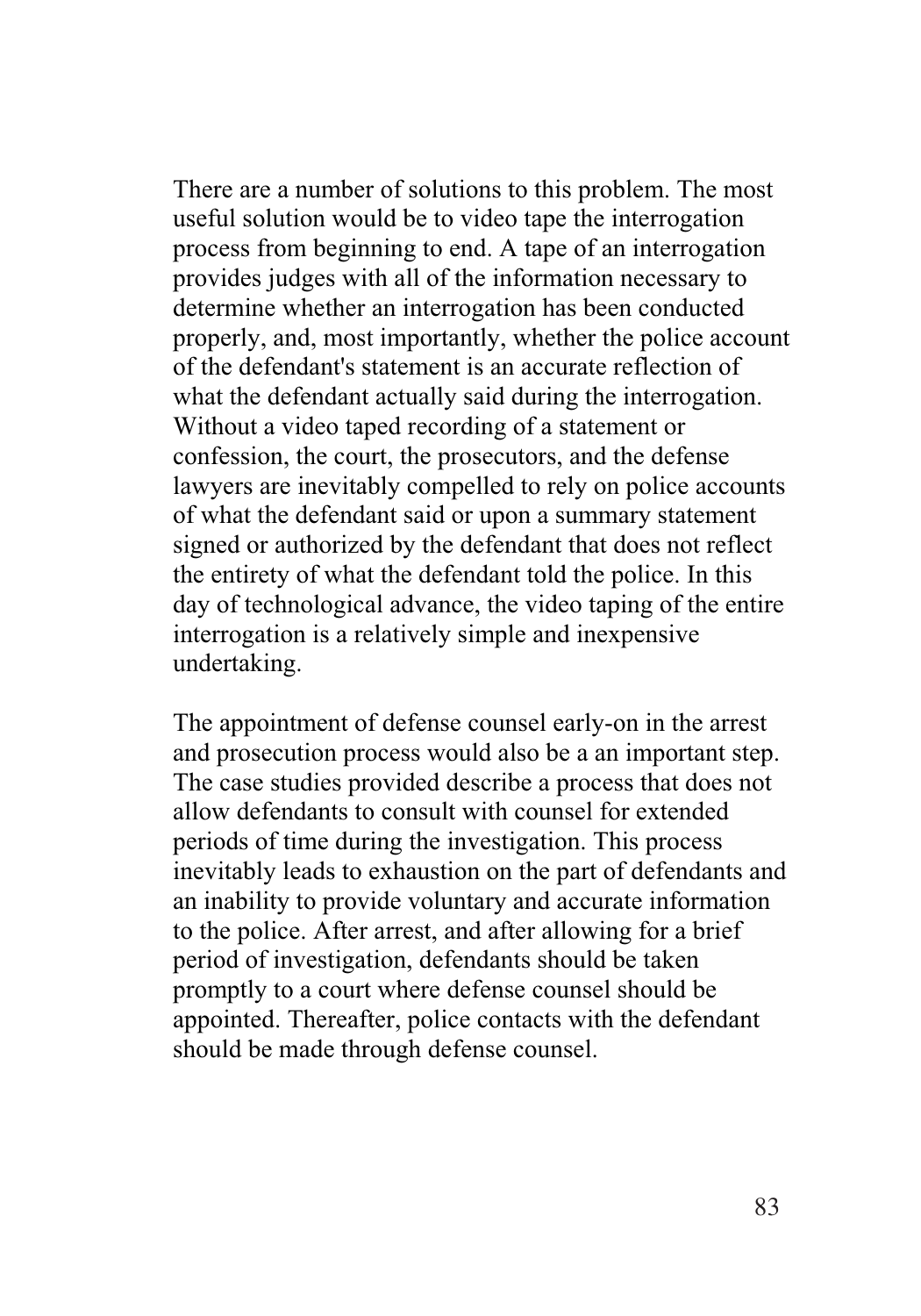There are a number of solutions to this problem. The most useful solution would be to video tape the interrogation process from beginning to end. A tape of an interrogation provides judges with all of the information necessary to determine whether an interrogation has been conducted properly, and, most importantly, whether the police account of the defendant's statement is an accurate reflection of what the defendant actually said during the interrogation. Without a video taped recording of a statement or confession, the court, the prosecutors, and the defense lawyers are inevitably compelled to rely on police accounts of what the defendant said or upon a summary statement signed or authorized by the defendant that does not reflect the entirety of what the defendant told the police. In this day of technological advance, the video taping of the entire interrogation is a relatively simple and inexpensive undertaking.

The appointment of defense counsel early-on in the arrest and prosecution process would also be a an important step. The case studies provided describe a process that does not allow defendants to consult with counsel for extended periods of time during the investigation. This process inevitably leads to exhaustion on the part of defendants and an inability to provide voluntary and accurate information to the police. After arrest, and after allowing for a brief period of investigation, defendants should be taken promptly to a court where defense counsel should be appointed. Thereafter, police contacts with the defendant should be made through defense counsel.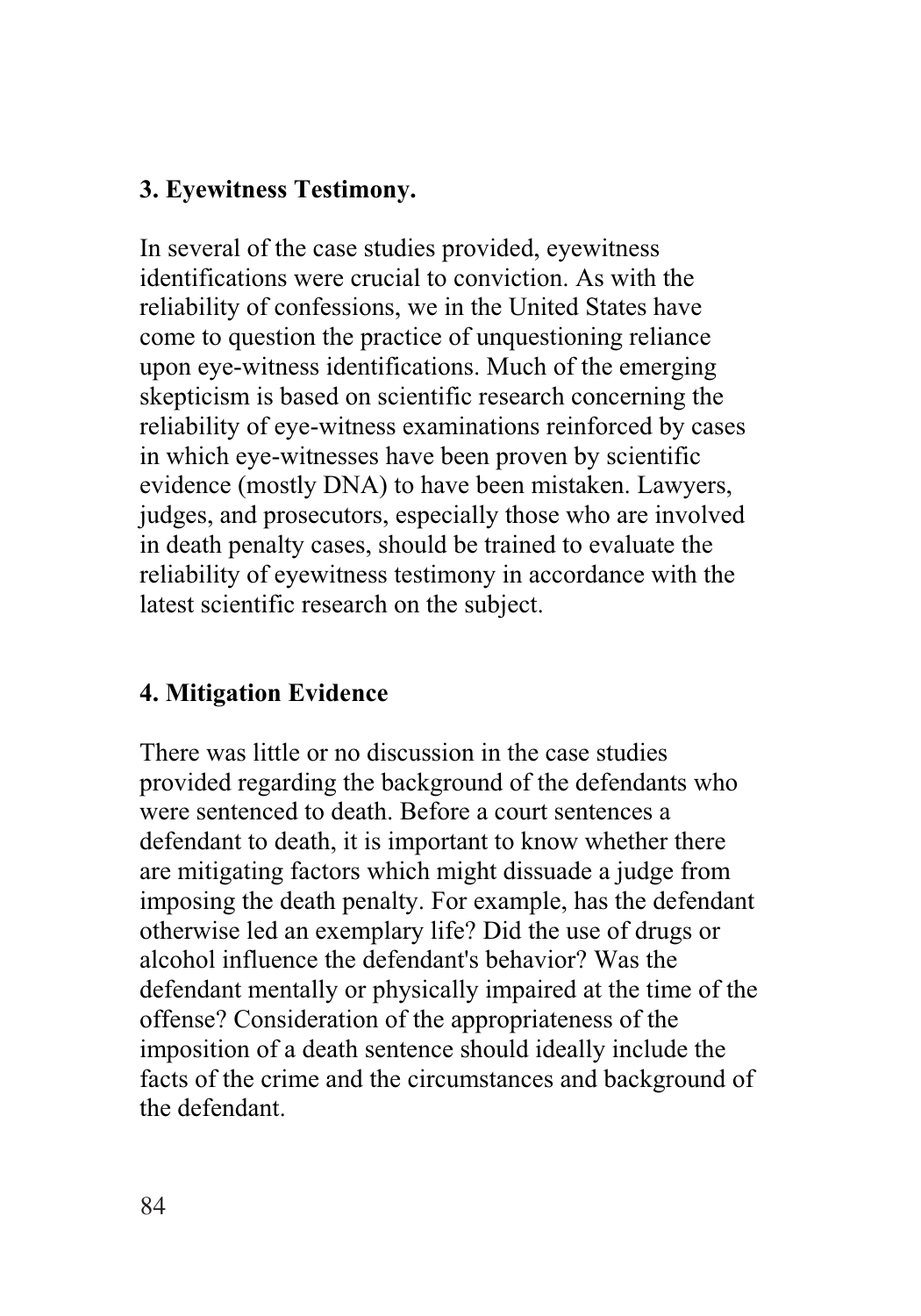**3. Eyewitness Testimony.**

In several of the case studies provided, eyewitness identifications were crucial to conviction. As with the reliability of confessions, we in the United States have come to question the practice of unquestioning reliance upon eye-witness identifications. Much of the emerging skepticism is based on scientific research concerning the reliability of eye-witness examinations reinforced by cases in which eye-witnesses have been proven by scientific evidence (mostly DNA) to have been mistaken. Lawyers, judges, and prosecutors, especially those who are involved in death penalty cases, should be trained to evaluate the reliability of eyewitness testimony in accordance with the latest scientific research on the subject.

**4. Mitigation Evidence**

There was little or no discussion in the case studies provided regarding the background of the defendants who were sentenced to death. Before a court sentences a defendant to death, it is important to know whether there are mitigating factors which might dissuade a judge from imposing the death penalty. For example, has the defendant otherwise led an exemplary life? Did the use of drugs or alcohol influence the defendant's behavior? Was the defendant mentally or physically impaired at the time of the offense? Consideration of the appropriateness of the imposition of a death sentence should ideally include the facts of the crime and the circumstances and background of the defendant.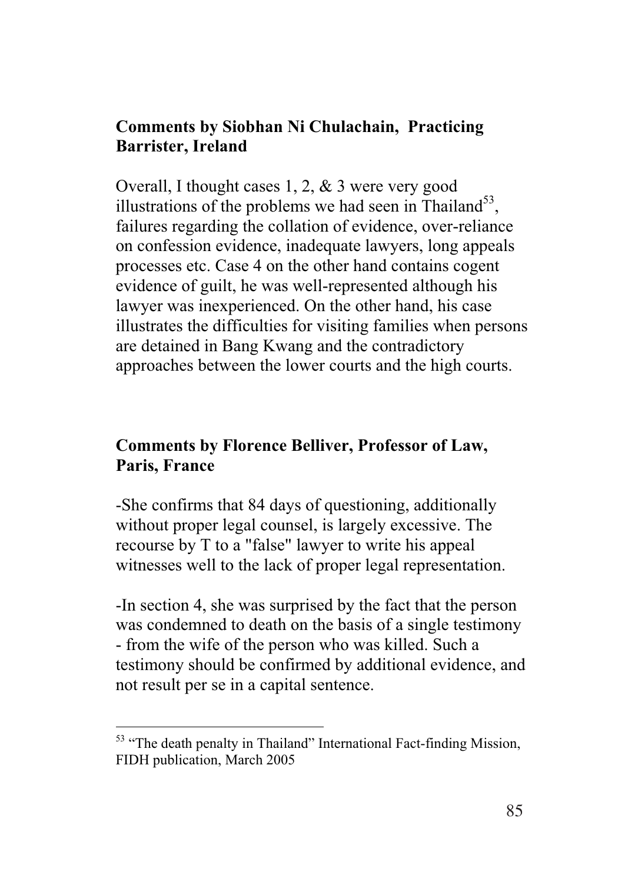### Comments by Siobhan Ni Chulachain, Practicing Barrister, Ireland

Overall, I thought cases 1, 2, & 3 were very good illustrations of the problems we had seen in Thailand[53], failures regarding the collation of evidence, over-reliance on confession evidence, inadequate lawyers, long appeals processes etc. Case 4 on the other hand contains cogent evidence of guilt, he was well-represented although his lawyer was inexperienced. On the other hand, his case illustrates the difficulties for visiting families when persons are detained in Bang Kwang and the contradictory approaches between the lower courts and the high courts.

### Comments by Florence Belliver, Professor of Law, Paris, France

-She confirms that 84 days of questioning, additionally without proper legal counsel, is largely excessive. The recourse by T to a "false" lawyer to write his appeal witnesses well to the lack of proper legal representation.

-In section 4, she was surprised by the fact that the person was condemned to death on the basis of a single testimony - from the wife of the person who was killed. Such a testimony should be confirmed by additional evidence, and not result per se in a capital sentence.

---

[53] "The death penalty in Thailand" International Fact-finding Mission, FIDH publication, March 2005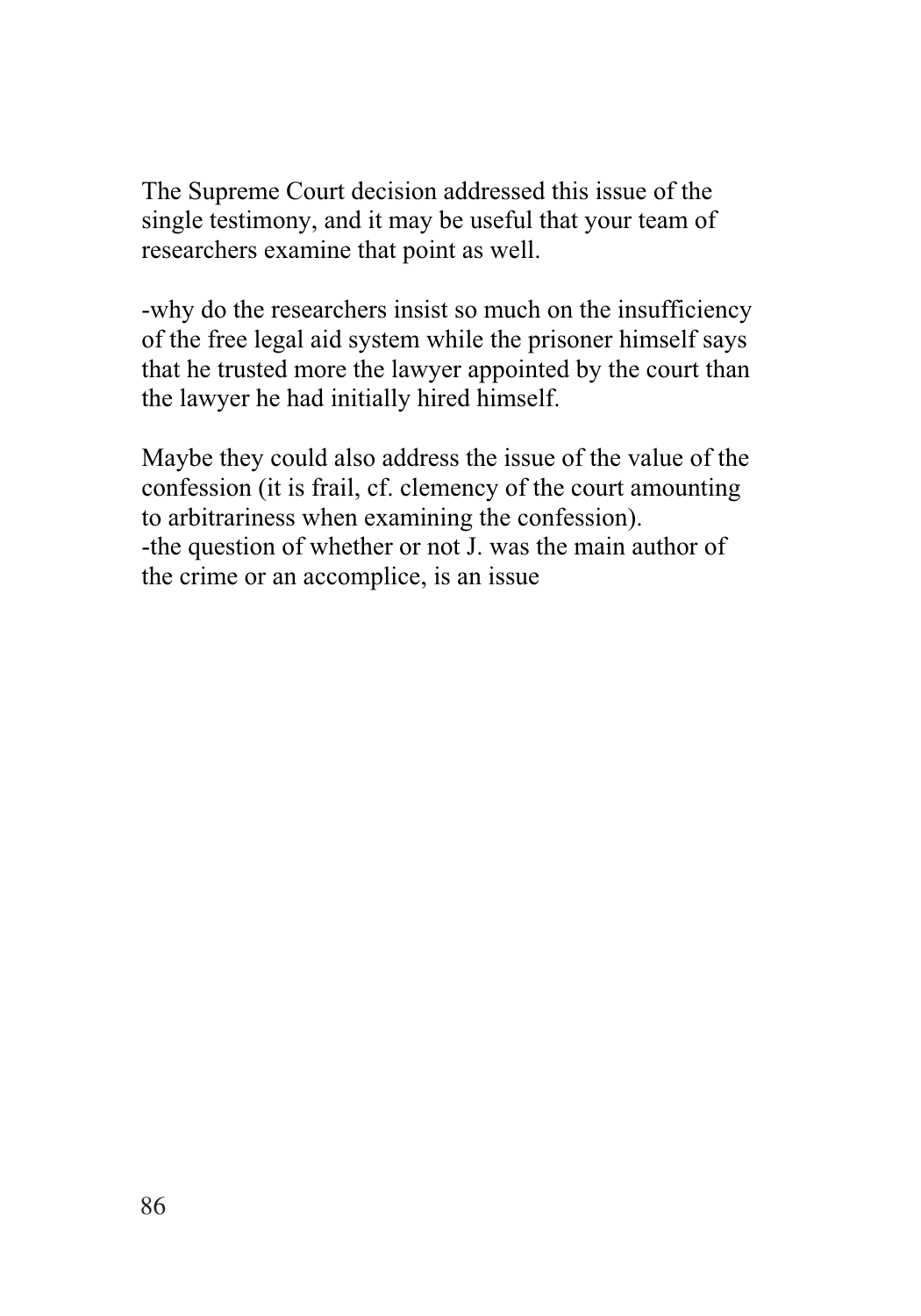The Supreme Court decision addressed this issue of the single testimony, and it may be useful that your team of researchers examine that point as well.

-why do the researchers insist so much on the insufficiency of the free legal aid system while the prisoner himself says that he trusted more the lawyer appointed by the court than the lawyer he had initially hired himself.

Maybe they could also address the issue of the value of the confession (it is frail, cf. clemency of the court amounting to arbitrariness when examining the confession).
-the question of whether or not J. was the main author of the crime or an accomplice, is an issue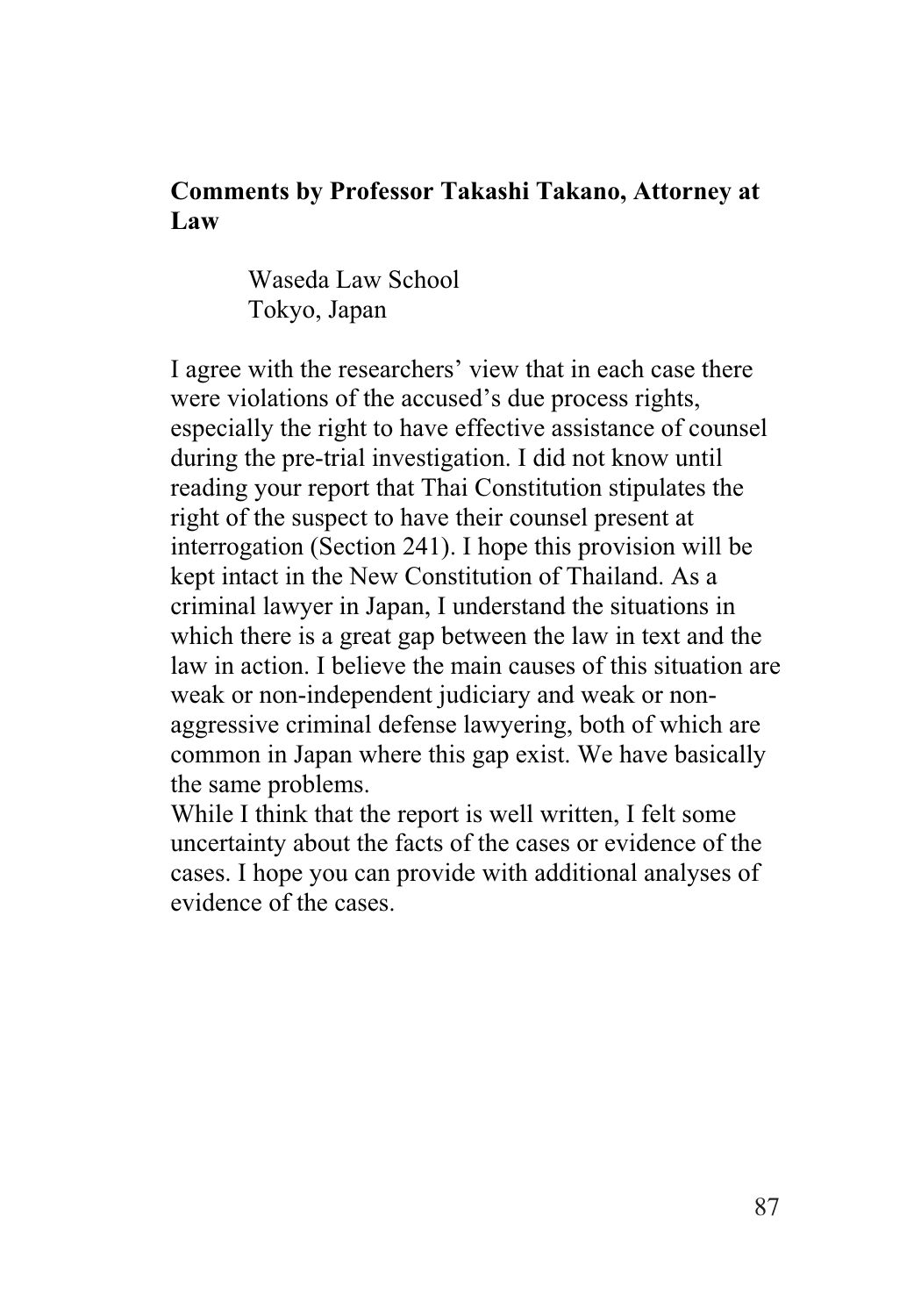**Comments by Professor Takashi Takano, Attorney at Law**

Waseda Law School
Tokyo, Japan

I agree with the researchers' view that in each case there were violations of the accused's due process rights, especially the right to have effective assistance of counsel during the pre-trial investigation. I did not know until reading your report that Thai Constitution stipulates the right of the suspect to have their counsel present at interrogation (Section 241). I hope this provision will be kept intact in the New Constitution of Thailand. As a criminal lawyer in Japan, I understand the situations in which there is a great gap between the law in text and the law in action. I believe the main causes of this situation are weak or non-independent judiciary and weak or non-aggressive criminal defense lawyering, both of which are common in Japan where this gap exist. We have basically the same problems.

While I think that the report is well written, I felt some uncertainty about the facts of the cases or evidence of the cases. I hope you can provide with additional analyses of evidence of the cases.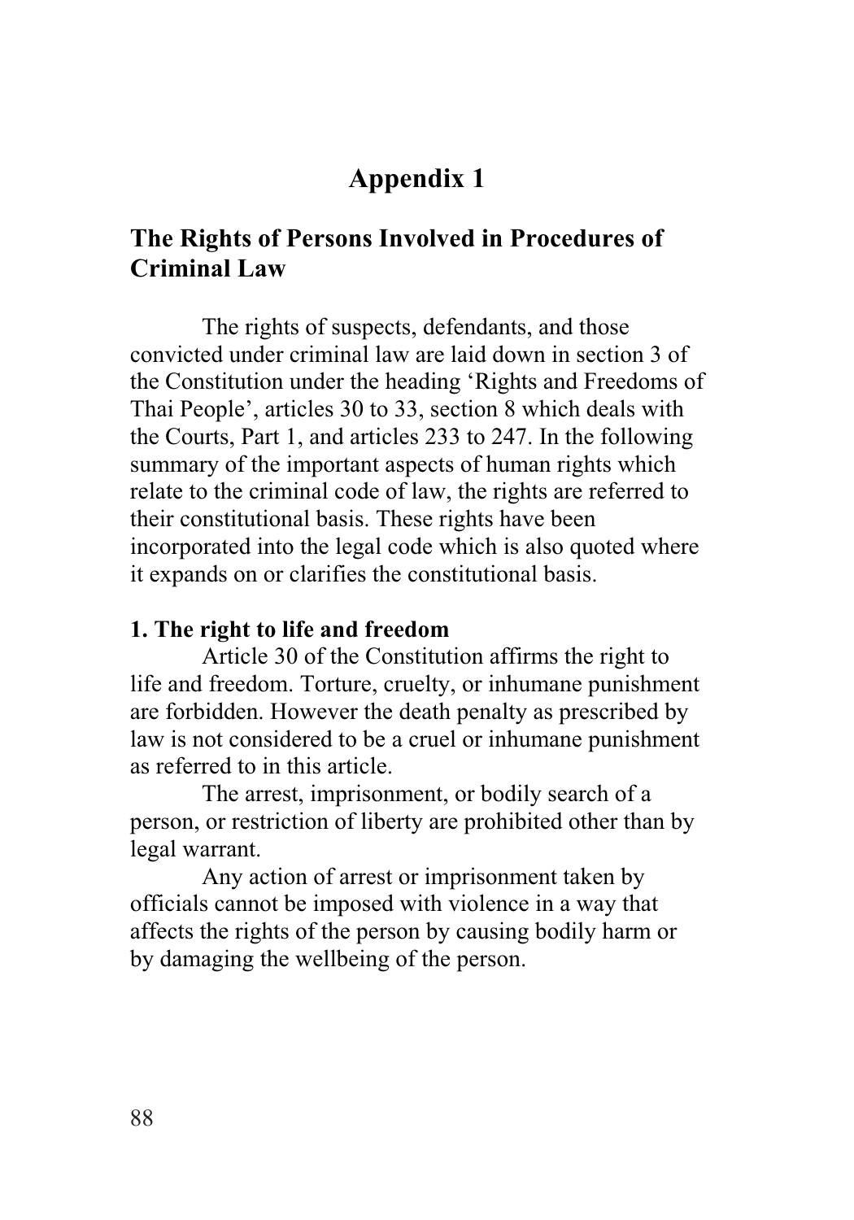# Appendix 1

## The Rights of Persons Involved in Procedures of Criminal Law

The rights of suspects, defendants, and those convicted under criminal law are laid down in section 3 of the Constitution under the heading 'Rights and Freedoms of Thai People', articles 30 to 33, section 8 which deals with the Courts, Part 1, and articles 233 to 247. In the following summary of the important aspects of human rights which relate to the criminal code of law, the rights are referred to their constitutional basis. These rights have been incorporated into the legal code which is also quoted where it expands on or clarifies the constitutional basis.

**1. The right to life and freedom**

Article 30 of the Constitution affirms the right to life and freedom. Torture, cruelty, or inhumane punishment are forbidden. However the death penalty as prescribed by law is not considered to be a cruel or inhumane punishment as referred to in this article.

The arrest, imprisonment, or bodily search of a person, or restriction of liberty are prohibited other than by legal warrant.

Any action of arrest or imprisonment taken by officials cannot be imposed with violence in a way that affects the rights of the person by causing bodily harm or by damaging the wellbeing of the person.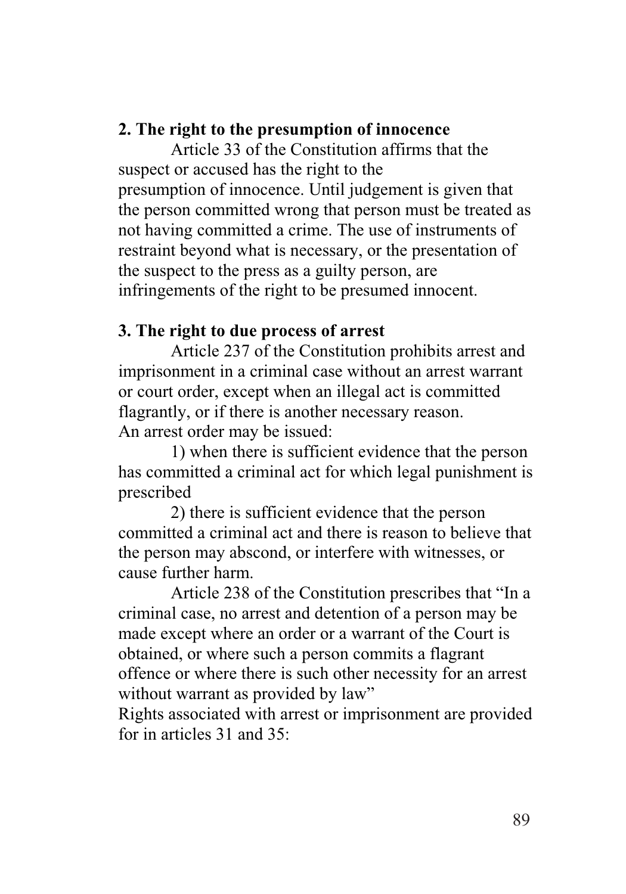**2. The right to the presumption of innocence**

Article 33 of the Constitution affirms that the suspect or accused has the right to the presumption of innocence. Until judgement is given that the person committed wrong that person must be treated as not having committed a crime. The use of instruments of restraint beyond what is necessary, or the presentation of the suspect to the press as a guilty person, are infringements of the right to be presumed innocent.

**3. The right to due process of arrest**

Article 237 of the Constitution prohibits arrest and imprisonment in a criminal case without an arrest warrant or court order, except when an illegal act is committed flagrantly, or if there is another necessary reason.

An arrest order may be issued:

1) when there is sufficient evidence that the person has committed a criminal act for which legal punishment is prescribed

2) there is sufficient evidence that the person committed a criminal act and there is reason to believe that the person may abscond, or interfere with witnesses, or cause further harm.

Article 238 of the Constitution prescribes that "In a criminal case, no arrest and detention of a person may be made except where an order or a warrant of the Court is obtained, or where such a person commits a flagrant offence or where there is such other necessity for an arrest without warrant as provided by law"

Rights associated with arrest or imprisonment are provided for in articles 31 and 35: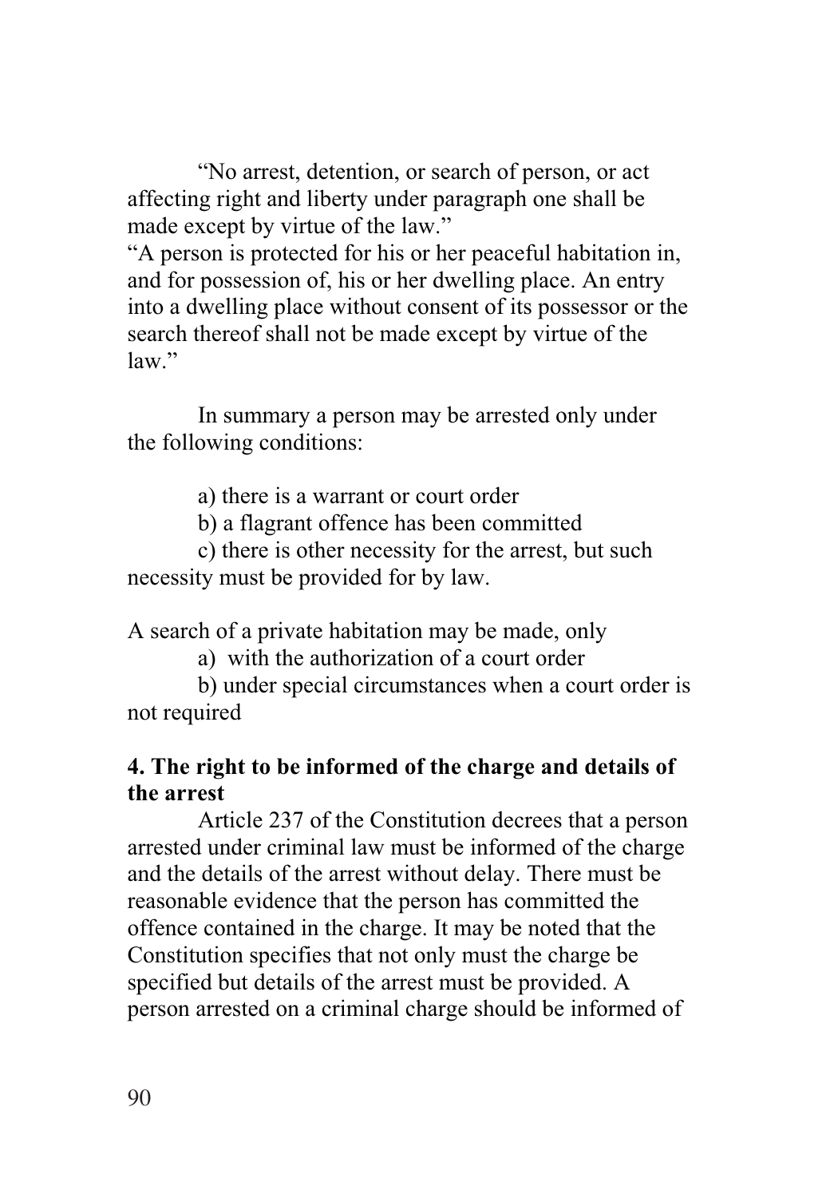“No arrest, detention, or search of person, or act affecting right and liberty under paragraph one shall be made except by virtue of the law.”

“A person is protected for his or her peaceful habitation in, and for possession of, his or her dwelling place. An entry into a dwelling place without consent of its possessor or the search thereof shall not be made except by virtue of the law.”

In summary a person may be arrested only under the following conditions:

a) there is a warrant or court order

b) a flagrant offence has been committed

c) there is other necessity for the arrest, but such necessity must be provided for by law.

A search of a private habitation may be made, only

a) with the authorization of a court order

b) under special circumstances when a court order is not required

**4. The right to be informed of the charge and details of the arrest**

Article 237 of the Constitution decrees that a person arrested under criminal law must be informed of the charge and the details of the arrest without delay. There must be reasonable evidence that the person has committed the offence contained in the charge. It may be noted that the Constitution specifies that not only must the charge be specified but details of the arrest must be provided. A person arrested on a criminal charge should be informed of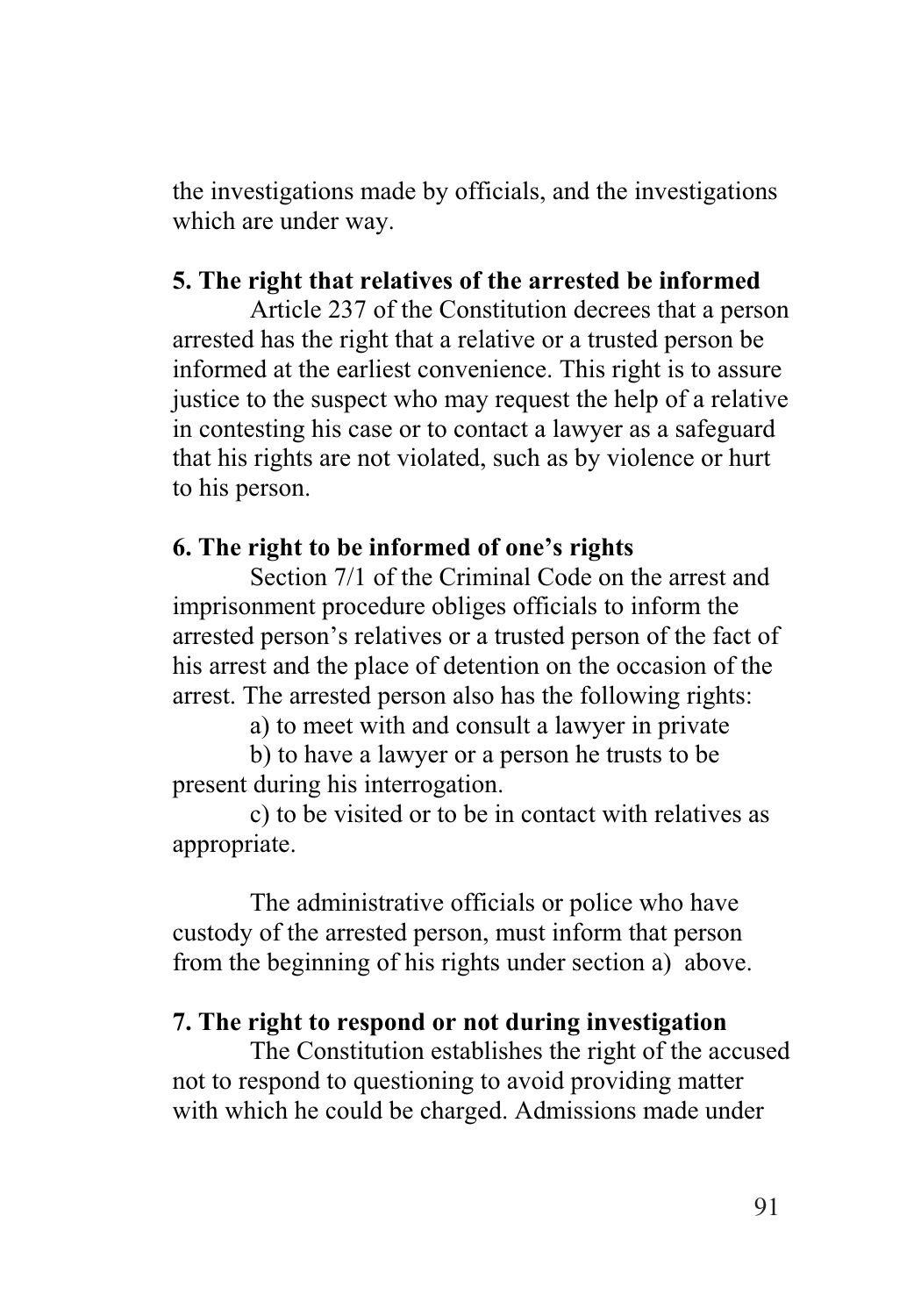the investigations made by officials, and the investigations which are under way.

**5. The right that relatives of the arrested be informed**

Article 237 of the Constitution decrees that a person arrested has the right that a relative or a trusted person be informed at the earliest convenience. This right is to assure justice to the suspect who may request the help of a relative in contesting his case or to contact a lawyer as a safeguard that his rights are not violated, such as by violence or hurt to his person.

**6. The right to be informed of one's rights**

Section 7/1 of the Criminal Code on the arrest and imprisonment procedure obliges officials to inform the arrested person's relatives or a trusted person of the fact of his arrest and the place of detention on the occasion of the arrest. The arrested person also has the following rights:

a) to meet with and consult a lawyer in private

b) to have a lawyer or a person he trusts to be present during his interrogation.

c) to be visited or to be in contact with relatives as appropriate.

The administrative officials or police who have custody of the arrested person, must inform that person from the beginning of his rights under section a) above.

**7. The right to respond or not during investigation**

The Constitution establishes the right of the accused not to respond to questioning to avoid providing matter with which he could be charged. Admissions made under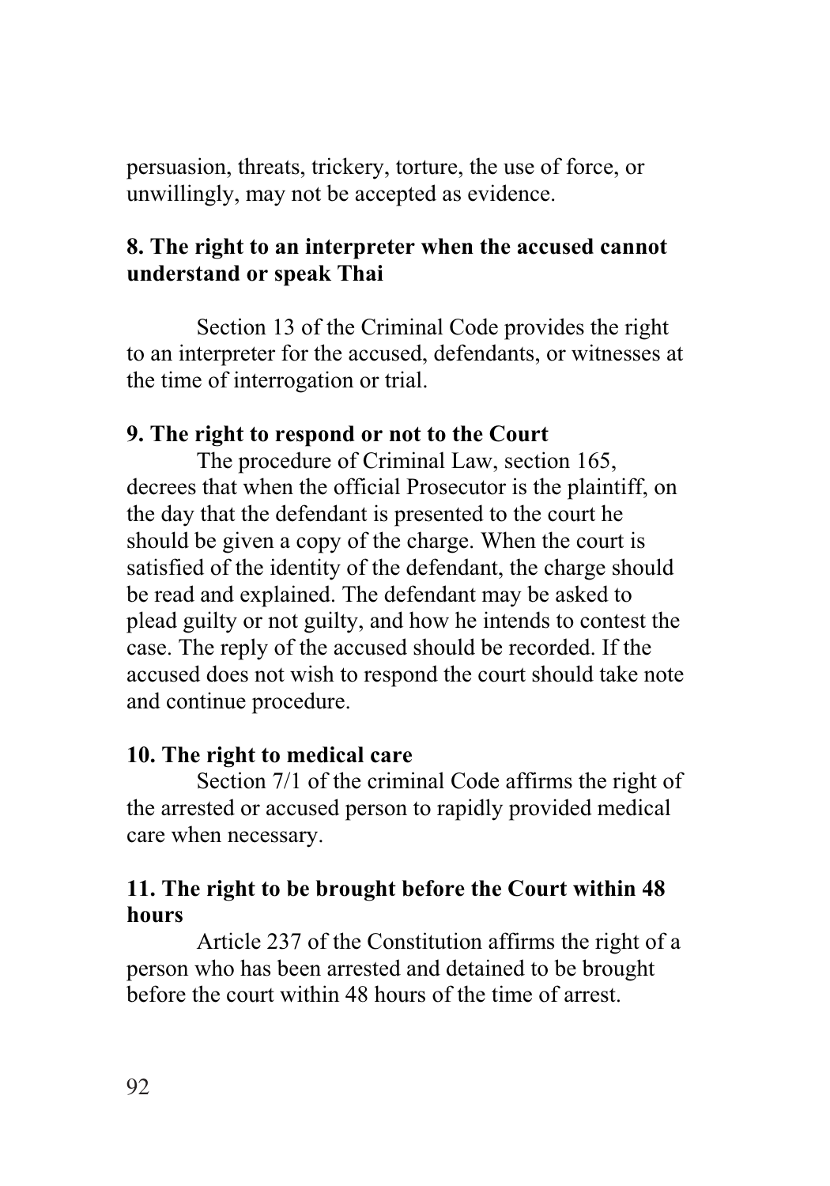persuasion, threats, trickery, torture, the use of force, or unwillingly, may not be accepted as evidence.

**8. The right to an interpreter when the accused cannot understand or speak Thai**

Section 13 of the Criminal Code provides the right to an interpreter for the accused, defendants, or witnesses at the time of interrogation or trial.

**9. The right to respond or not to the Court**

The procedure of Criminal Law, section 165, decrees that when the official Prosecutor is the plaintiff, on the day that the defendant is presented to the court he should be given a copy of the charge. When the court is satisfied of the identity of the defendant, the charge should be read and explained. The defendant may be asked to plead guilty or not guilty, and how he intends to contest the case. The reply of the accused should be recorded. If the accused does not wish to respond the court should take note and continue procedure.

**10. The right to medical care**

Section 7/1 of the criminal Code affirms the right of the arrested or accused person to rapidly provided medical care when necessary.

**11. The right to be brought before the Court within 48 hours**

Article 237 of the Constitution affirms the right of a person who has been arrested and detained to be brought before the court within 48 hours of the time of arrest.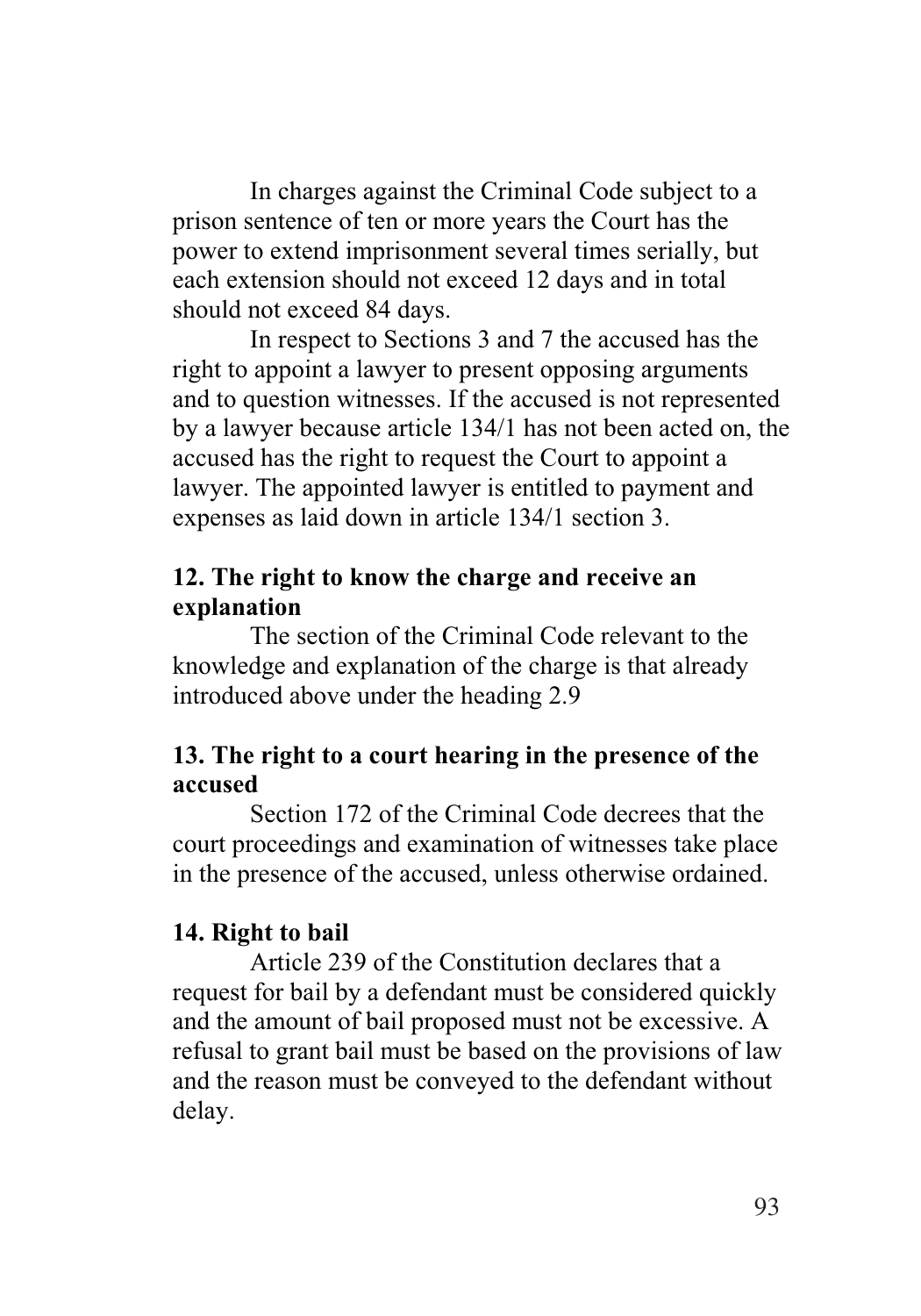In charges against the Criminal Code subject to a prison sentence of ten or more years the Court has the power to extend imprisonment several times serially, but each extension should not exceed 12 days and in total should not exceed 84 days.

In respect to Sections 3 and 7 the accused has the right to appoint a lawyer to present opposing arguments and to question witnesses. If the accused is not represented by a lawyer because article 134/1 has not been acted on, the accused has the right to request the Court to appoint a lawyer. The appointed lawyer is entitled to payment and expenses as laid down in article 134/1 section 3.

**12. The right to know the charge and receive an explanation**

The section of the Criminal Code relevant to the knowledge and explanation of the charge is that already introduced above under the heading 2.9

**13. The right to a court hearing in the presence of the accused**

Section 172 of the Criminal Code decrees that the court proceedings and examination of witnesses take place in the presence of the accused, unless otherwise ordained.

**14. Right to bail**

Article 239 of the Constitution declares that a request for bail by a defendant must be considered quickly and the amount of bail proposed must not be excessive. A refusal to grant bail must be based on the provisions of law and the reason must be conveyed to the defendant without delay.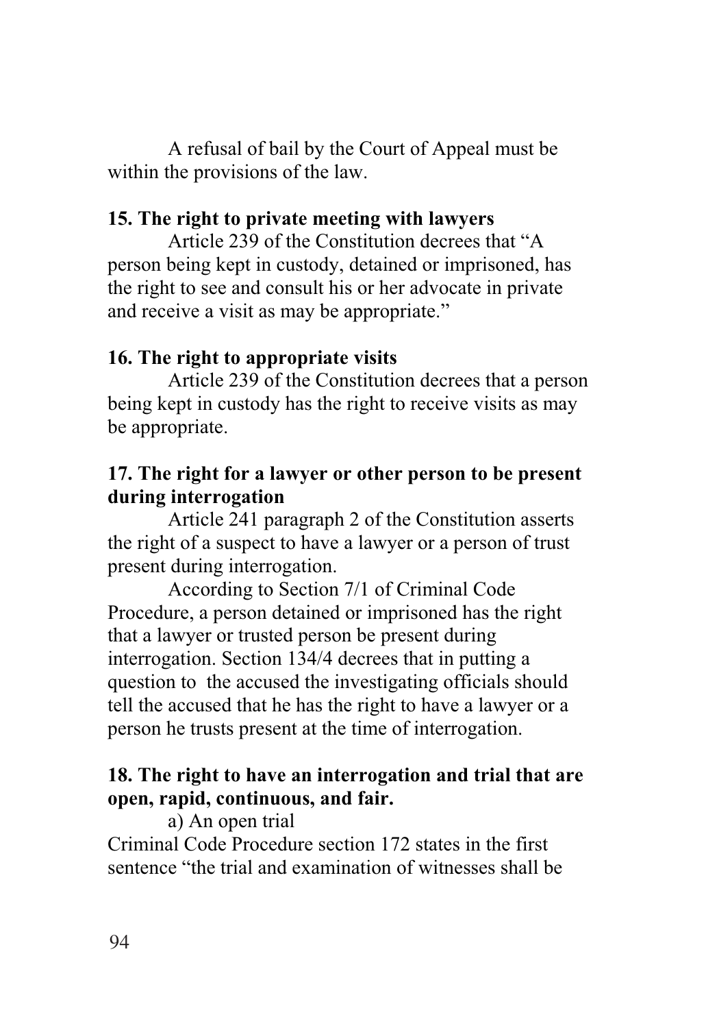A refusal of bail by the Court of Appeal must be within the provisions of the law.

**15. The right to private meeting with lawyers**

Article 239 of the Constitution decrees that "A person being kept in custody, detained or imprisoned, has the right to see and consult his or her advocate in private and receive a visit as may be appropriate."

**16. The right to appropriate visits**

Article 239 of the Constitution decrees that a person being kept in custody has the right to receive visits as may be appropriate.

**17. The right for a lawyer or other person to be present during interrogation**

Article 241 paragraph 2 of the Constitution asserts the right of a suspect to have a lawyer or a person of trust present during interrogation.

According to Section 7/1 of Criminal Code Procedure, a person detained or imprisoned has the right that a lawyer or trusted person be present during interrogation. Section 134/4 decrees that in putting a question to the accused the investigating officials should tell the accused that he has the right to have a lawyer or a person he trusts present at the time of interrogation.

**18. The right to have an interrogation and trial that are open, rapid, continuous, and fair.**

a) An open trial

Criminal Code Procedure section 172 states in the first sentence "the trial and examination of witnesses shall be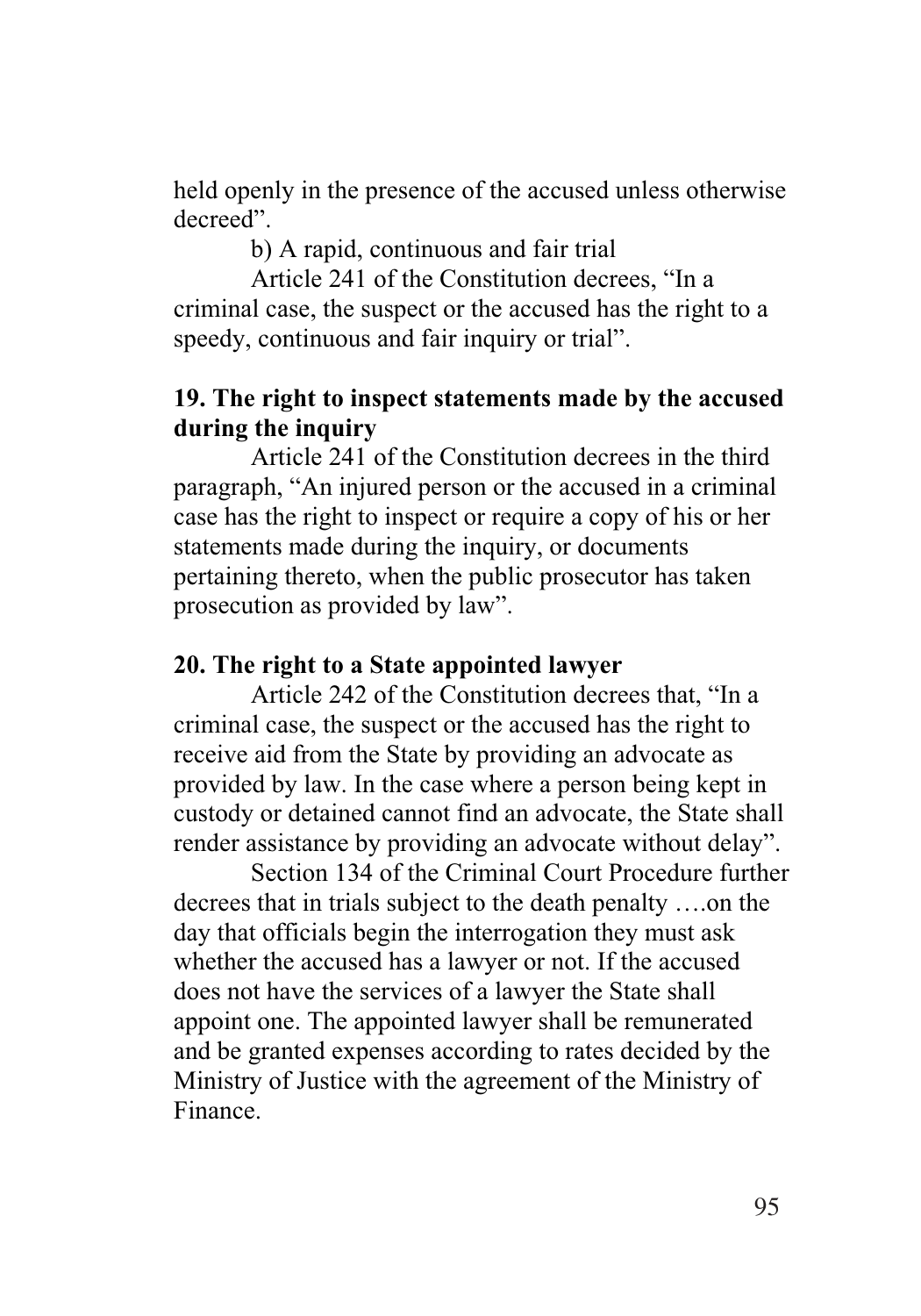held openly in the presence of the accused unless otherwise decreed".

b) A rapid, continuous and fair trial

Article 241 of the Constitution decrees, "In a criminal case, the suspect or the accused has the right to a speedy, continuous and fair inquiry or trial".

**19. The right to inspect statements made by the accused during the inquiry**

Article 241 of the Constitution decrees in the third paragraph, "An injured person or the accused in a criminal case has the right to inspect or require a copy of his or her statements made during the inquiry, or documents pertaining thereto, when the public prosecutor has taken prosecution as provided by law".

**20. The right to a State appointed lawyer**

Article 242 of the Constitution decrees that, "In a criminal case, the suspect or the accused has the right to receive aid from the State by providing an advocate as provided by law. In the case where a person being kept in custody or detained cannot find an advocate, the State shall render assistance by providing an advocate without delay".

Section 134 of the Criminal Court Procedure further decrees that in trials subject to the death penalty ….on the day that officials begin the interrogation they must ask whether the accused has a lawyer or not. If the accused does not have the services of a lawyer the State shall appoint one. The appointed lawyer shall be remunerated and be granted expenses according to rates decided by the Ministry of Justice with the agreement of the Ministry of Finance.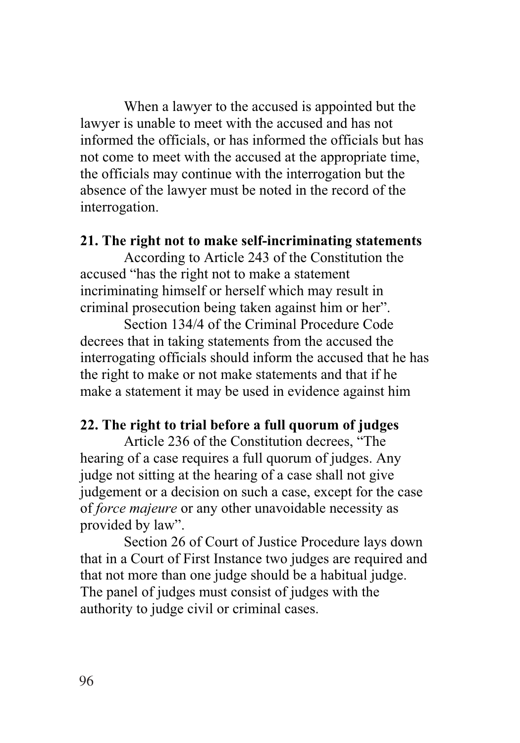When a lawyer to the accused is appointed but the lawyer is unable to meet with the accused and has not informed the officials, or has informed the officials but has not come to meet with the accused at the appropriate time, the officials may continue with the interrogation but the absence of the lawyer must be noted in the record of the interrogation.

**21. The right not to make self-incriminating statements**

According to Article 243 of the Constitution the accused "has the right not to make a statement incriminating himself or herself which may result in criminal prosecution being taken against him or her".

Section 134/4 of the Criminal Procedure Code decrees that in taking statements from the accused the interrogating officials should inform the accused that he has the right to make or not make statements and that if he make a statement it may be used in evidence against him

**22. The right to trial before a full quorum of judges**

Article 236 of the Constitution decrees, "The hearing of a case requires a full quorum of judges. Any judge not sitting at the hearing of a case shall not give judgement or a decision on such a case, except for the case of *force majeure* or any other unavoidable necessity as provided by law".

Section 26 of Court of Justice Procedure lays down that in a Court of First Instance two judges are required and that not more than one judge should be a habitual judge. The panel of judges must consist of judges with the authority to judge civil or criminal cases.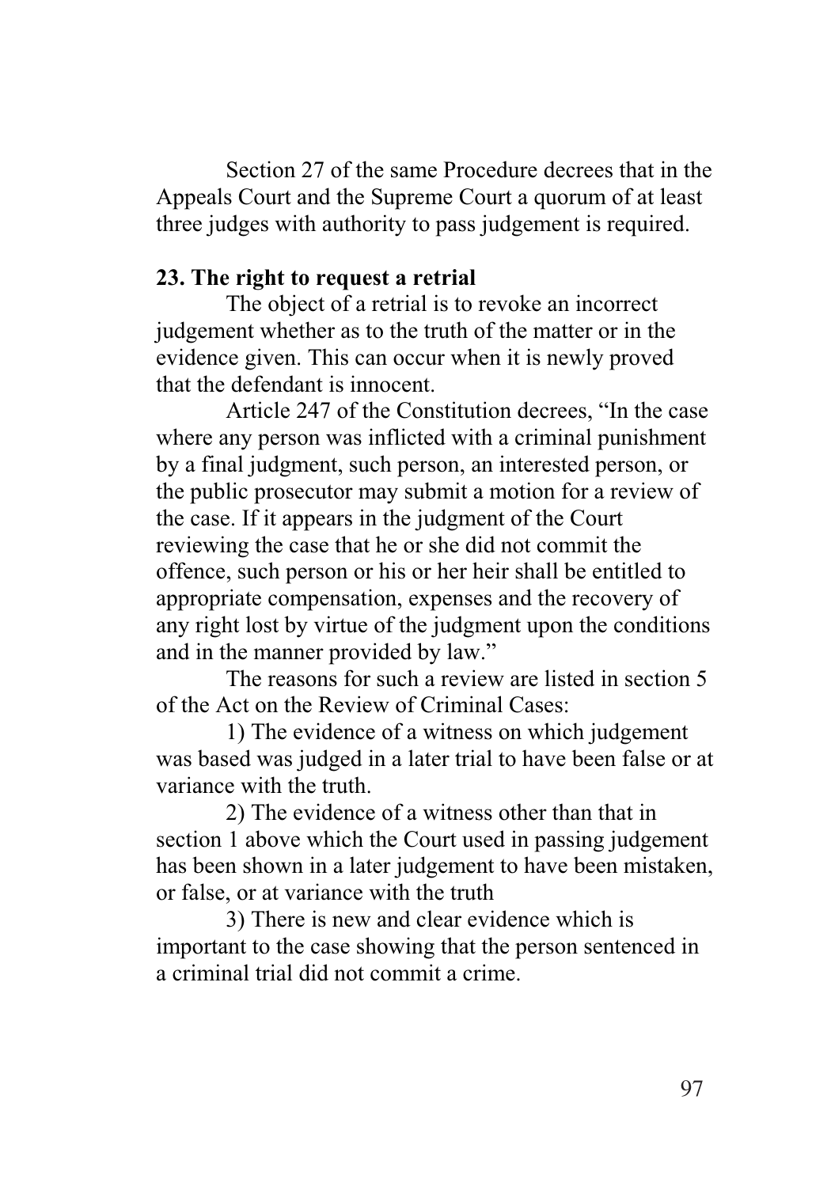Section 27 of the same Procedure decrees that in the Appeals Court and the Supreme Court a quorum of at least three judges with authority to pass judgement is required.

**23. The right to request a retrial**

The object of a retrial is to revoke an incorrect judgement whether as to the truth of the matter or in the evidence given. This can occur when it is newly proved that the defendant is innocent.

Article 247 of the Constitution decrees, "In the case where any person was inflicted with a criminal punishment by a final judgment, such person, an interested person, or the public prosecutor may submit a motion for a review of the case. If it appears in the judgment of the Court reviewing the case that he or she did not commit the offence, such person or his or her heir shall be entitled to appropriate compensation, expenses and the recovery of any right lost by virtue of the judgment upon the conditions and in the manner provided by law."

The reasons for such a review are listed in section 5 of the Act on the Review of Criminal Cases:

1) The evidence of a witness on which judgement was based was judged in a later trial to have been false or at variance with the truth.

2) The evidence of a witness other than that in section 1 above which the Court used in passing judgement has been shown in a later judgement to have been mistaken, or false, or at variance with the truth

3) There is new and clear evidence which is important to the case showing that the person sentenced in a criminal trial did not commit a crime.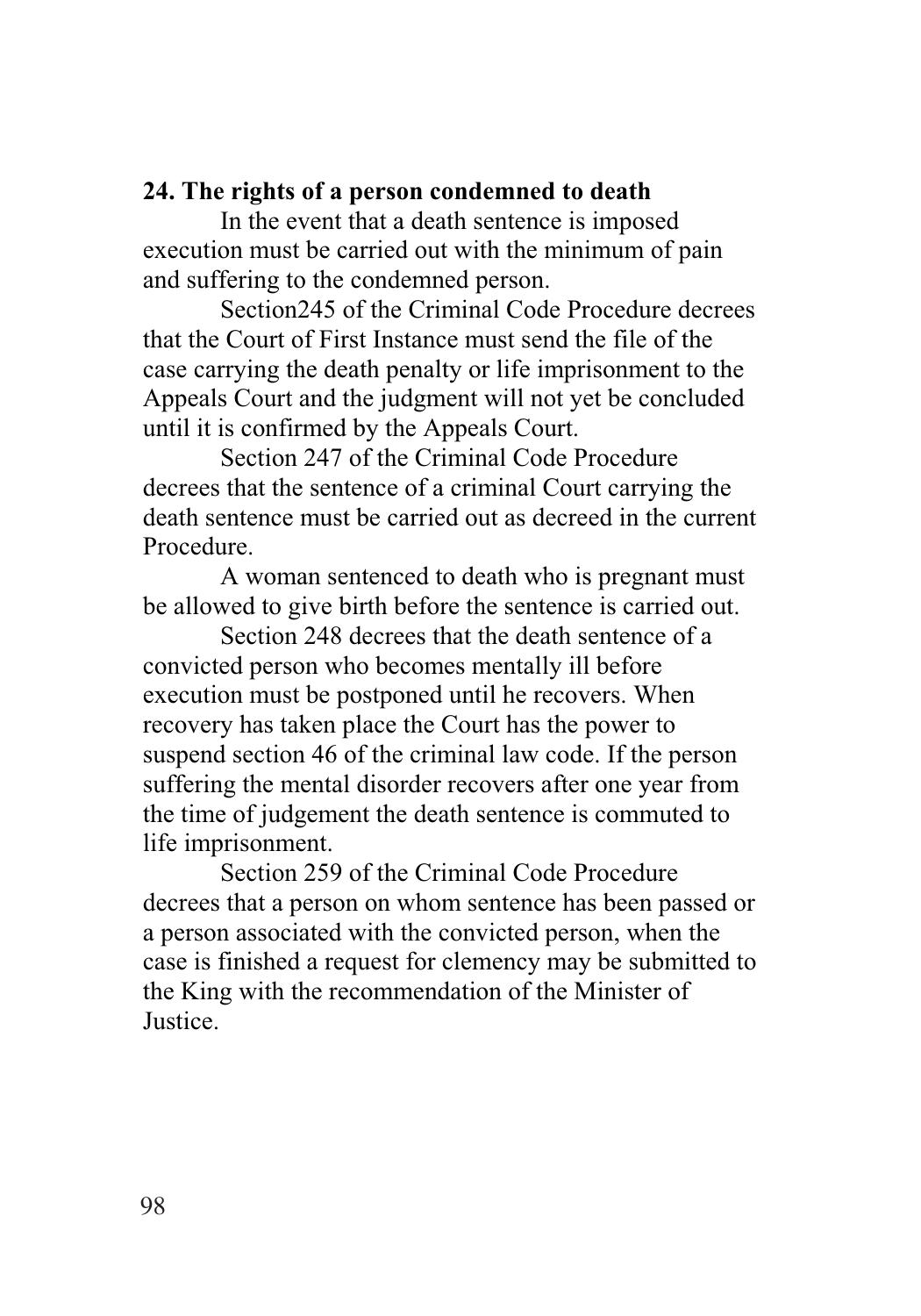**24. The rights of a person condemned to death**

In the event that a death sentence is imposed execution must be carried out with the minimum of pain and suffering to the condemned person.

Section245 of the Criminal Code Procedure decrees that the Court of First Instance must send the file of the case carrying the death penalty or life imprisonment to the Appeals Court and the judgment will not yet be concluded until it is confirmed by the Appeals Court.

Section 247 of the Criminal Code Procedure decrees that the sentence of a criminal Court carrying the death sentence must be carried out as decreed in the current Procedure.

A woman sentenced to death who is pregnant must be allowed to give birth before the sentence is carried out.

Section 248 decrees that the death sentence of a convicted person who becomes mentally ill before execution must be postponed until he recovers. When recovery has taken place the Court has the power to suspend section 46 of the criminal law code. If the person suffering the mental disorder recovers after one year from the time of judgement the death sentence is commuted to life imprisonment.

Section 259 of the Criminal Code Procedure decrees that a person on whom sentence has been passed or a person associated with the convicted person, when the case is finished a request for clemency may be submitted to the King with the recommendation of the Minister of Justice.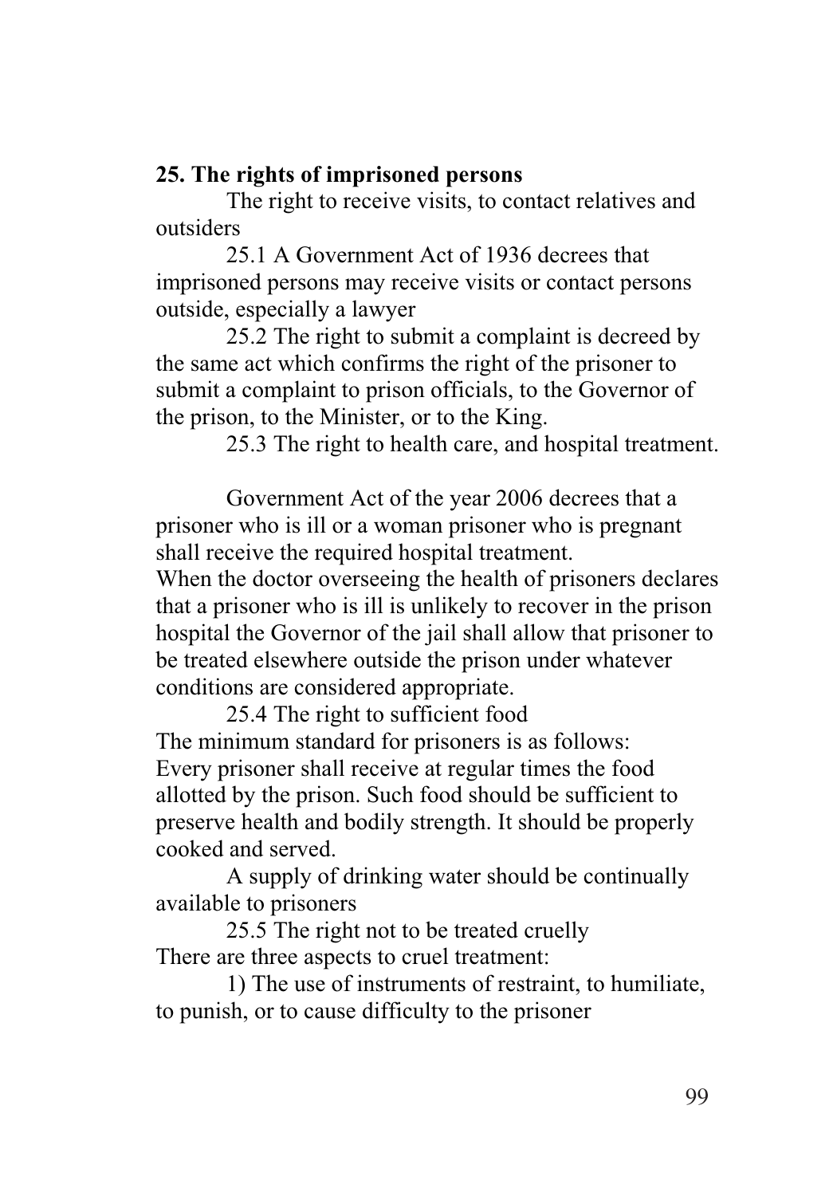**25. The rights of imprisoned persons**

The right to receive visits, to contact relatives and outsiders

25.1 A Government Act of 1936 decrees that imprisoned persons may receive visits or contact persons outside, especially a lawyer

25.2 The right to submit a complaint is decreed by the same act which confirms the right of the prisoner to submit a complaint to prison officials, to the Governor of the prison, to the Minister, or to the King.

25.3 The right to health care, and hospital treatment.

Government Act of the year 2006 decrees that a prisoner who is ill or a woman prisoner who is pregnant shall receive the required hospital treatment.
When the doctor overseeing the health of prisoners declares that a prisoner who is ill is unlikely to recover in the prison hospital the Governor of the jail shall allow that prisoner to be treated elsewhere outside the prison under whatever conditions are considered appropriate.

25.4 The right to sufficient food
The minimum standard for prisoners is as follows:
Every prisoner shall receive at regular times the food allotted by the prison. Such food should be sufficient to preserve health and bodily strength. It should be properly cooked and served.

A supply of drinking water should be continually available to prisoners

25.5 The right not to be treated cruelly
There are three aspects to cruel treatment:

1) The use of instruments of restraint, to humiliate, to punish, or to cause difficulty to the prisoner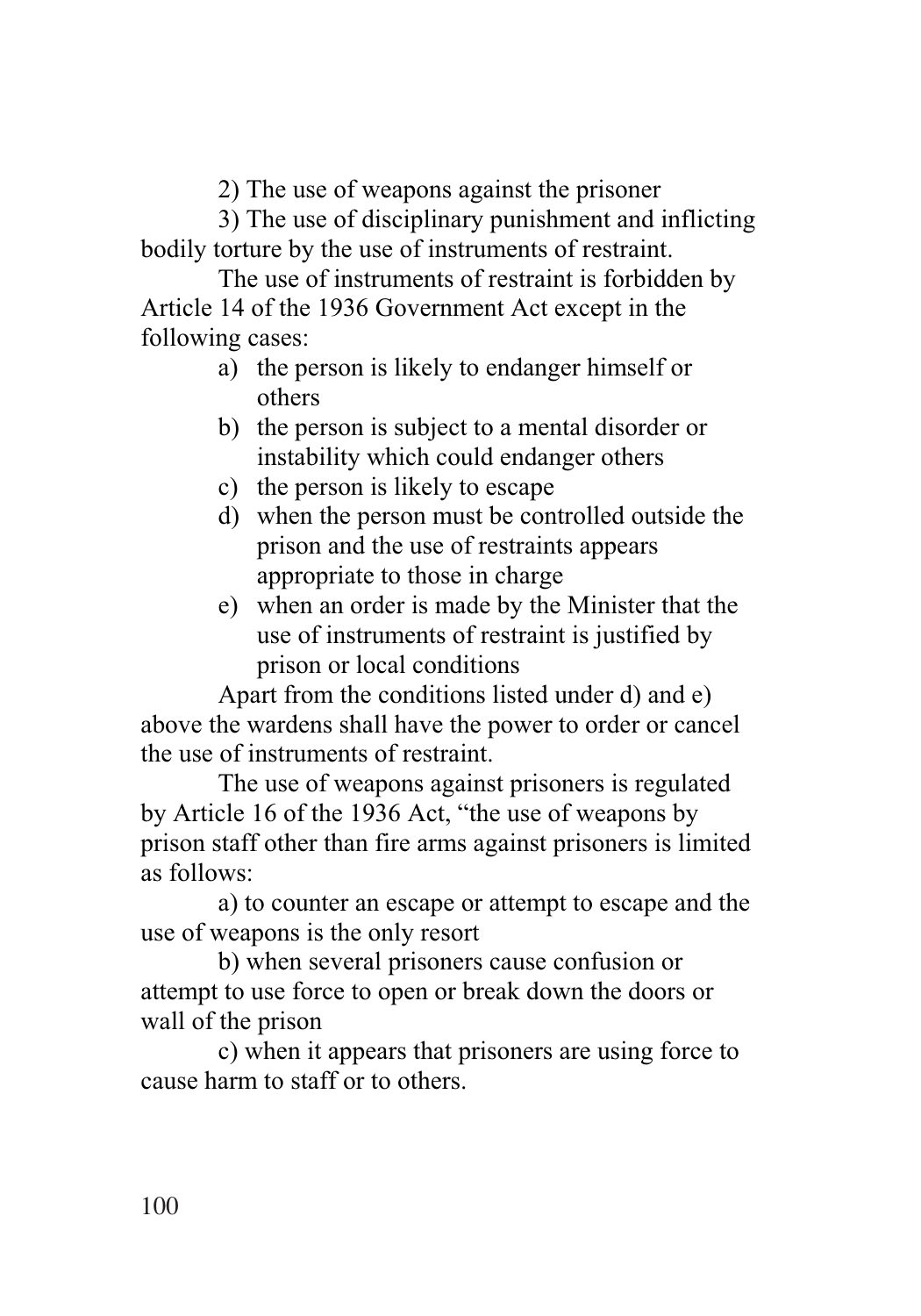2) The use of weapons against the prisoner

3) The use of disciplinary punishment and inflicting bodily torture by the use of instruments of restraint.

The use of instruments of restraint is forbidden by Article 14 of the 1936 Government Act except in the following cases:

a) the person is likely to endanger himself or others
b) the person is subject to a mental disorder or instability which could endanger others
c) the person is likely to escape
d) when the person must be controlled outside the prison and the use of restraints appears appropriate to those in charge
e) when an order is made by the Minister that the use of instruments of restraint is justified by prison or local conditions

Apart from the conditions listed under d) and e) above the wardens shall have the power to order or cancel the use of instruments of restraint.

The use of weapons against prisoners is regulated by Article 16 of the 1936 Act, "the use of weapons by prison staff other than fire arms against prisoners is limited as follows:

a) to counter an escape or attempt to escape and the use of weapons is the only resort

b) when several prisoners cause confusion or attempt to use force to open or break down the doors or wall of the prison

c) when it appears that prisoners are using force to cause harm to staff or to others.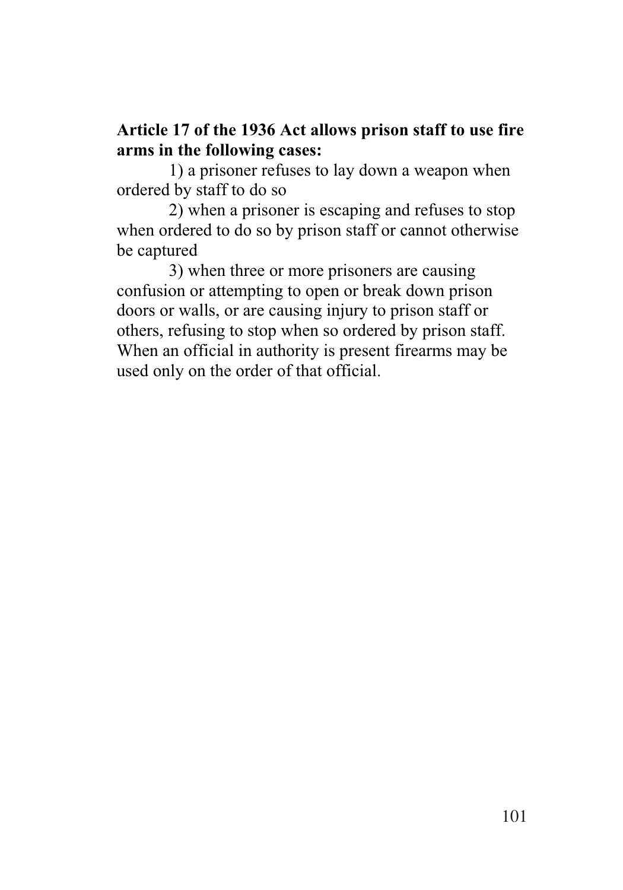**Article 17 of the 1936 Act allows prison staff to use fire arms in the following cases:**

1) a prisoner refuses to lay down a weapon when ordered by staff to do so

2) when a prisoner is escaping and refuses to stop when ordered to do so by prison staff or cannot otherwise be captured

3) when three or more prisoners are causing confusion or attempting to open or break down prison doors or walls, or are causing injury to prison staff or others, refusing to stop when so ordered by prison staff. When an official in authority is present firearms may be used only on the order of that official.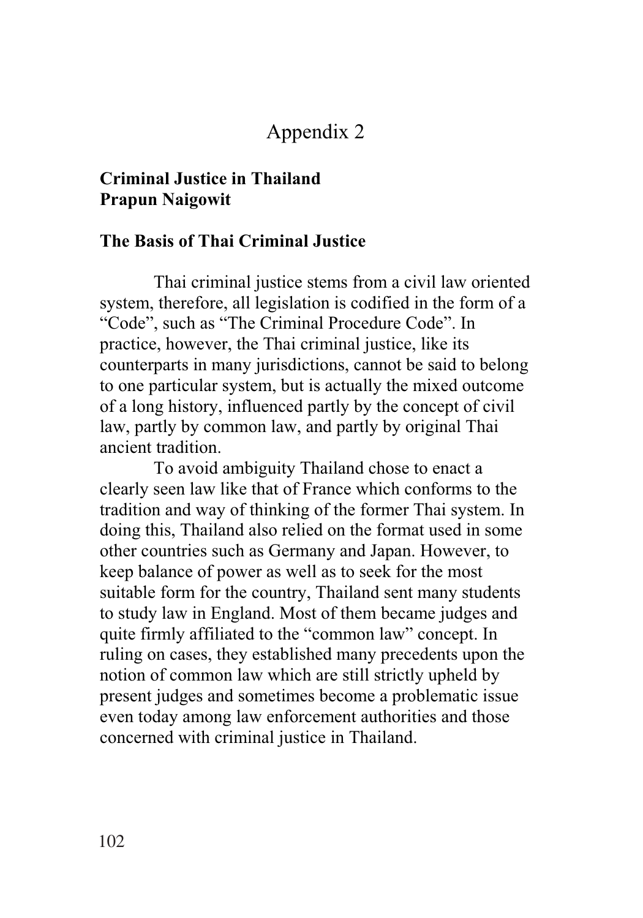# Appendix 2

## Criminal Justice in Thailand
**Prapun Naigowit**

### The Basis of Thai Criminal Justice

Thai criminal justice stems from a civil law oriented system, therefore, all legislation is codified in the form of a "Code", such as "The Criminal Procedure Code". In practice, however, the Thai criminal justice, like its counterparts in many jurisdictions, cannot be said to belong to one particular system, but is actually the mixed outcome of a long history, influenced partly by the concept of civil law, partly by common law, and partly by original Thai ancient tradition.

To avoid ambiguity Thailand chose to enact a clearly seen law like that of France which conforms to the tradition and way of thinking of the former Thai system. In doing this, Thailand also relied on the format used in some other countries such as Germany and Japan. However, to keep balance of power as well as to seek for the most suitable form for the country, Thailand sent many students to study law in England. Most of them became judges and quite firmly affiliated to the "common law" concept. In ruling on cases, they established many precedents upon the notion of common law which are still strictly upheld by present judges and sometimes become a problematic issue even today among law enforcement authorities and those concerned with criminal justice in Thailand.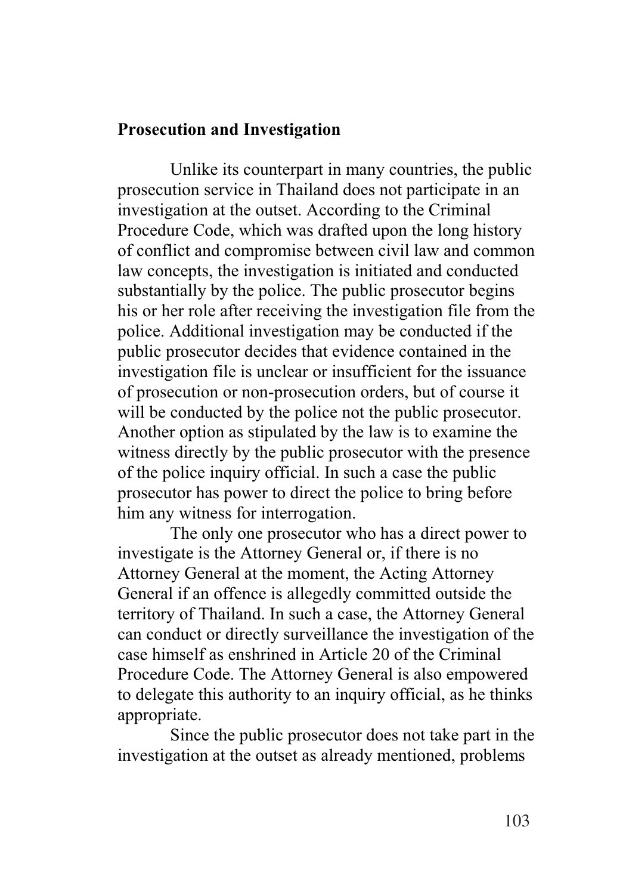**Prosecution and Investigation**

Unlike its counterpart in many countries, the public prosecution service in Thailand does not participate in an investigation at the outset. According to the Criminal Procedure Code, which was drafted upon the long history of conflict and compromise between civil law and common law concepts, the investigation is initiated and conducted substantially by the police. The public prosecutor begins his or her role after receiving the investigation file from the police. Additional investigation may be conducted if the public prosecutor decides that evidence contained in the investigation file is unclear or insufficient for the issuance of prosecution or non-prosecution orders, but of course it will be conducted by the police not the public prosecutor. Another option as stipulated by the law is to examine the witness directly by the public prosecutor with the presence of the police inquiry official. In such a case the public prosecutor has power to direct the police to bring before him any witness for interrogation.

The only one prosecutor who has a direct power to investigate is the Attorney General or, if there is no Attorney General at the moment, the Acting Attorney General if an offence is allegedly committed outside the territory of Thailand. In such a case, the Attorney General can conduct or directly surveillance the investigation of the case himself as enshrined in Article 20 of the Criminal Procedure Code. The Attorney General is also empowered to delegate this authority to an inquiry official, as he thinks appropriate.

Since the public prosecutor does not take part in the investigation at the outset as already mentioned, problems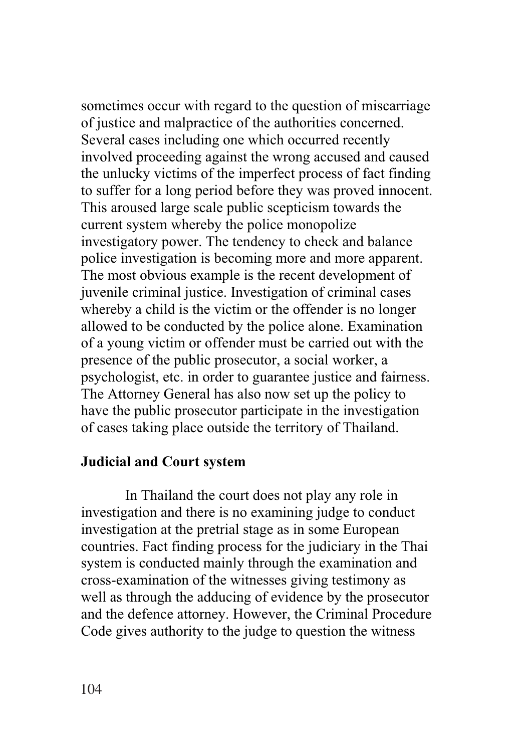sometimes occur with regard to the question of miscarriage of justice and malpractice of the authorities concerned. Several cases including one which occurred recently involved proceeding against the wrong accused and caused the unlucky victims of the imperfect process of fact finding to suffer for a long period before they was proved innocent. This aroused large scale public scepticism towards the current system whereby the police monopolize investigatory power. The tendency to check and balance police investigation is becoming more and more apparent. The most obvious example is the recent development of juvenile criminal justice. Investigation of criminal cases whereby a child is the victim or the offender is no longer allowed to be conducted by the police alone. Examination of a young victim or offender must be carried out with the presence of the public prosecutor, a social worker, a psychologist, etc. in order to guarantee justice and fairness. The Attorney General has also now set up the policy to have the public prosecutor participate in the investigation of cases taking place outside the territory of Thailand.

**Judicial and Court system**

In Thailand the court does not play any role in investigation and there is no examining judge to conduct investigation at the pretrial stage as in some European countries. Fact finding process for the judiciary in the Thai system is conducted mainly through the examination and cross-examination of the witnesses giving testimony as well as through the adducing of evidence by the prosecutor and the defence attorney. However, the Criminal Procedure Code gives authority to the judge to question the witness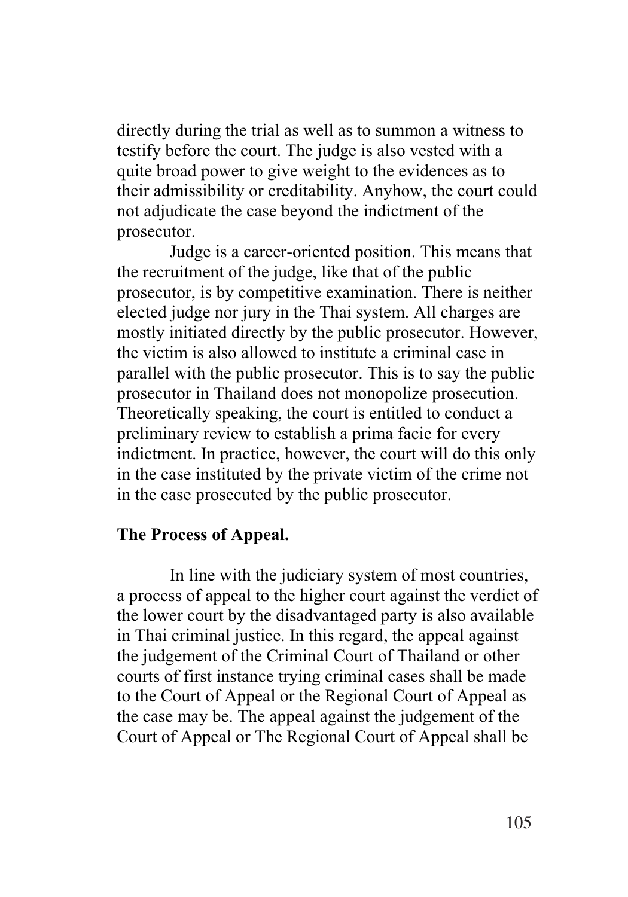directly during the trial as well as to summon a witness to testify before the court. The judge is also vested with a quite broad power to give weight to the evidences as to their admissibility or creditability. Anyhow, the court could not adjudicate the case beyond the indictment of the prosecutor.

Judge is a career-oriented position. This means that the recruitment of the judge, like that of the public prosecutor, is by competitive examination. There is neither elected judge nor jury in the Thai system. All charges are mostly initiated directly by the public prosecutor. However, the victim is also allowed to institute a criminal case in parallel with the public prosecutor. This is to say the public prosecutor in Thailand does not monopolize prosecution. Theoretically speaking, the court is entitled to conduct a preliminary review to establish a prima facie for every indictment. In practice, however, the court will do this only in the case instituted by the private victim of the crime not in the case prosecuted by the public prosecutor.

**The Process of Appeal.**

In line with the judiciary system of most countries, a process of appeal to the higher court against the verdict of the lower court by the disadvantaged party is also available in Thai criminal justice. In this regard, the appeal against the judgement of the Criminal Court of Thailand or other courts of first instance trying criminal cases shall be made to the Court of Appeal or the Regional Court of Appeal as the case may be. The appeal against the judgement of the Court of Appeal or The Regional Court of Appeal shall be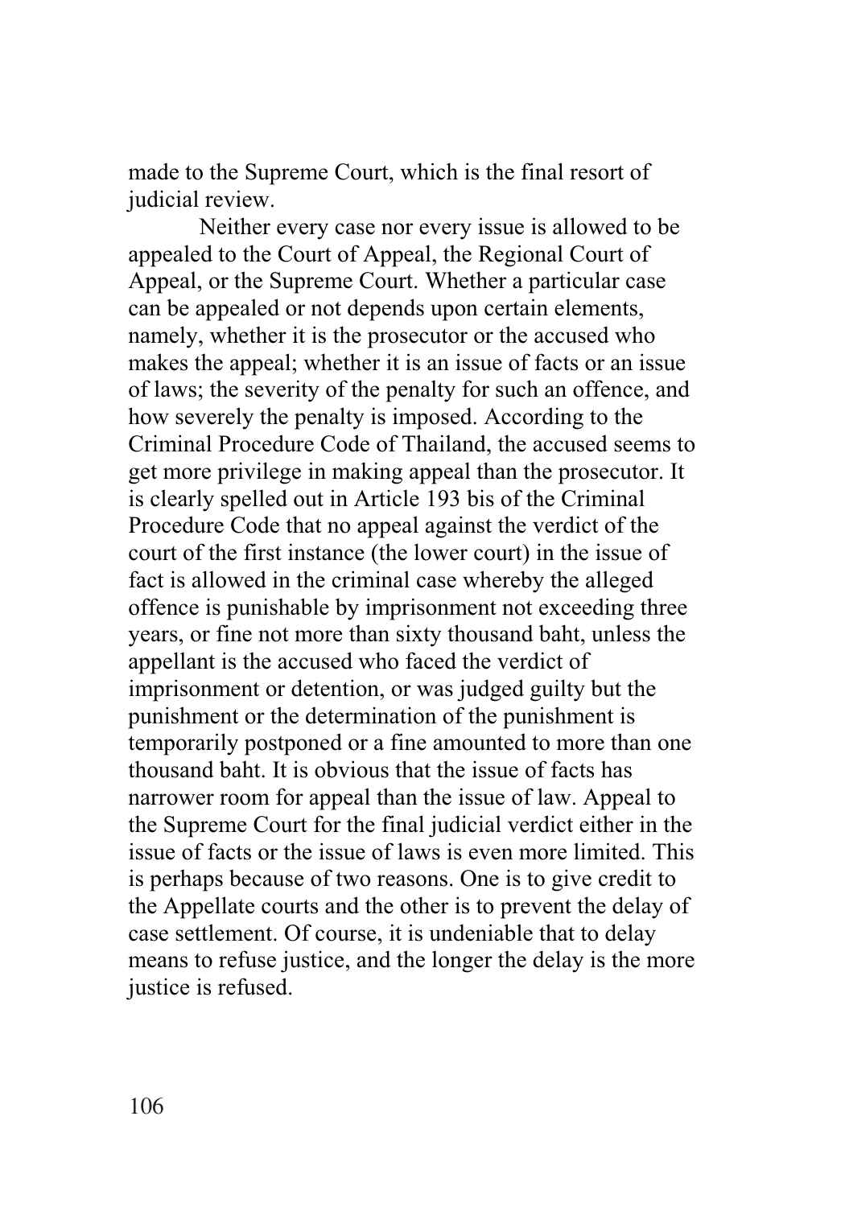made to the Supreme Court, which is the final resort of judicial review.

Neither every case nor every issue is allowed to be appealed to the Court of Appeal, the Regional Court of Appeal, or the Supreme Court. Whether a particular case can be appealed or not depends upon certain elements, namely, whether it is the prosecutor or the accused who makes the appeal; whether it is an issue of facts or an issue of laws; the severity of the penalty for such an offence, and how severely the penalty is imposed. According to the Criminal Procedure Code of Thailand, the accused seems to get more privilege in making appeal than the prosecutor. It is clearly spelled out in Article 193 bis of the Criminal Procedure Code that no appeal against the verdict of the court of the first instance (the lower court) in the issue of fact is allowed in the criminal case whereby the alleged offence is punishable by imprisonment not exceeding three years, or fine not more than sixty thousand baht, unless the appellant is the accused who faced the verdict of imprisonment or detention, or was judged guilty but the punishment or the determination of the punishment is temporarily postponed or a fine amounted to more than one thousand baht. It is obvious that the issue of facts has narrower room for appeal than the issue of law. Appeal to the Supreme Court for the final judicial verdict either in the issue of facts or the issue of laws is even more limited. This is perhaps because of two reasons. One is to give credit to the Appellate courts and the other is to prevent the delay of case settlement. Of course, it is undeniable that to delay means to refuse justice, and the longer the delay is the more justice is refused.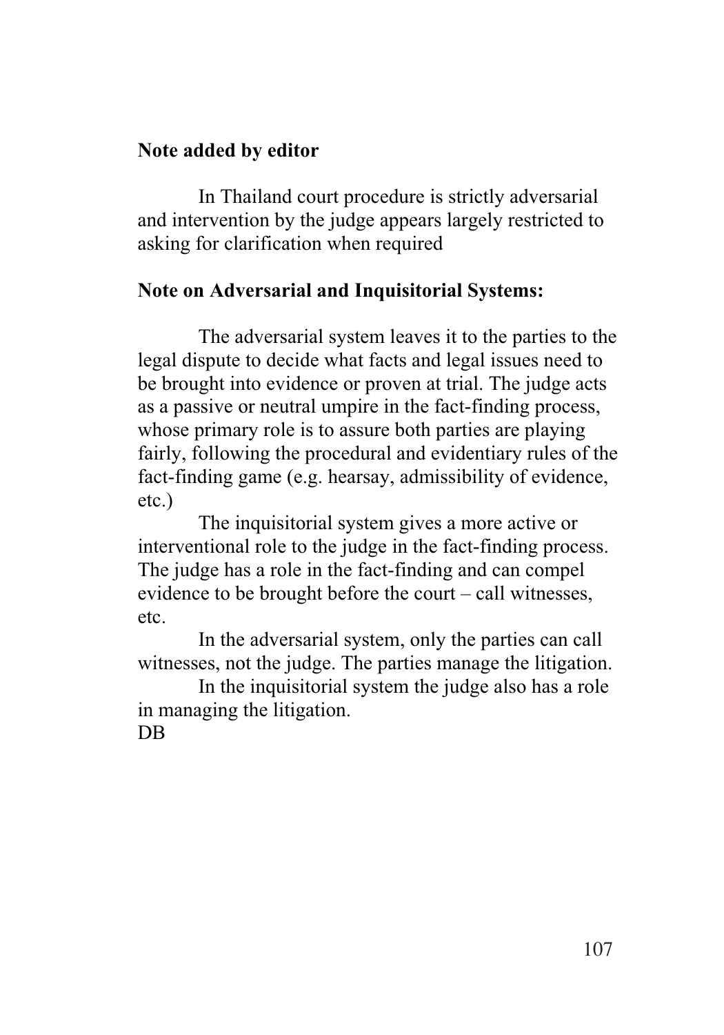**Note added by editor**

In Thailand court procedure is strictly adversarial and intervention by the judge appears largely restricted to asking for clarification when required

**Note on Adversarial and Inquisitorial Systems:**

The adversarial system leaves it to the parties to the legal dispute to decide what facts and legal issues need to be brought into evidence or proven at trial. The judge acts as a passive or neutral umpire in the fact-finding process, whose primary role is to assure both parties are playing fairly, following the procedural and evidentiary rules of the fact-finding game (e.g. hearsay, admissibility of evidence, etc.)

The inquisitorial system gives a more active or interventional role to the judge in the fact-finding process. The judge has a role in the fact-finding and can compel evidence to be brought before the court – call witnesses, etc.

In the adversarial system, only the parties can call witnesses, not the judge. The parties manage the litigation.

In the inquisitorial system the judge also has a role in managing the litigation.

DB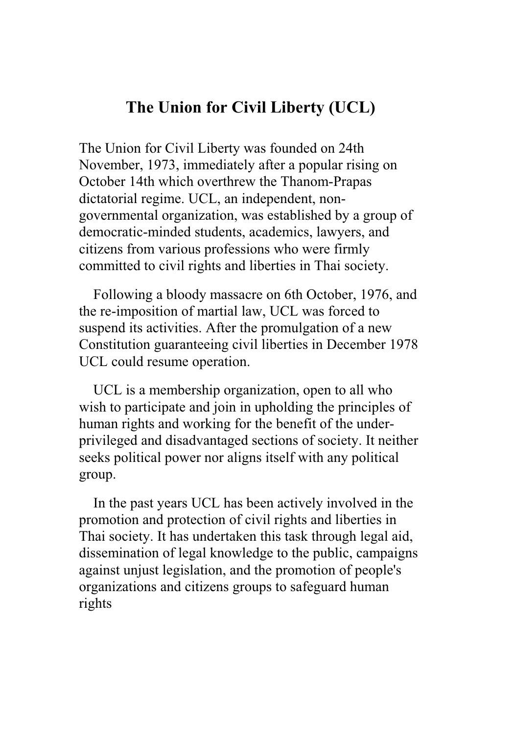# The Union for Civil Liberty (UCL)

The Union for Civil Liberty was founded on 24th November, 1973, immediately after a popular rising on October 14th which overthrew the Thanom-Prapas dictatorial regime. UCL, an independent, non-governmental organization, was established by a group of democratic-minded students, academics, lawyers, and citizens from various professions who were firmly committed to civil rights and liberties in Thai society.

Following a bloody massacre on 6th October, 1976, and the re-imposition of martial law, UCL was forced to suspend its activities. After the promulgation of a new Constitution guaranteeing civil liberties in December 1978 UCL could resume operation.

UCL is a membership organization, open to all who wish to participate and join in upholding the principles of human rights and working for the benefit of the under-privileged and disadvantaged sections of society. It neither seeks political power nor aligns itself with any political group.

In the past years UCL has been actively involved in the promotion and protection of civil rights and liberties in Thai society. It has undertaken this task through legal aid, dissemination of legal knowledge to the public, campaigns against unjust legislation, and the promotion of people's organizations and citizens groups to safeguard human rights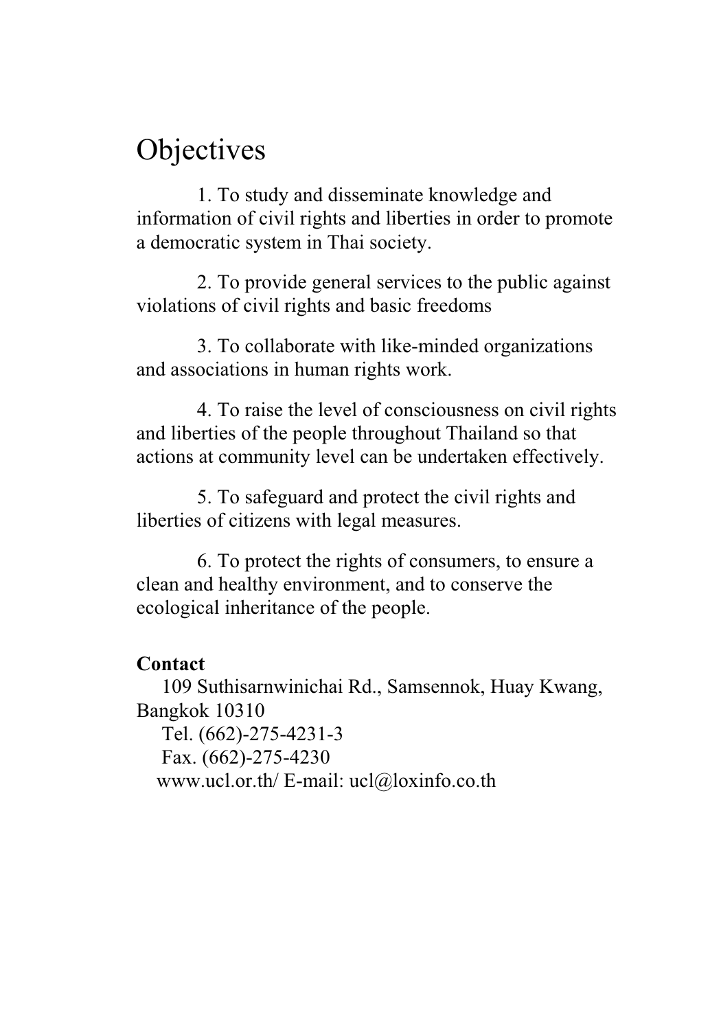# Objectives

1. To study and disseminate knowledge and information of civil rights and liberties in order to promote a democratic system in Thai society.

2. To provide general services to the public against violations of civil rights and basic freedoms

3. To collaborate with like-minded organizations and associations in human rights work.

4. To raise the level of consciousness on civil rights and liberties of the people throughout Thailand so that actions at community level can be undertaken effectively.

5. To safeguard and protect the civil rights and liberties of citizens with legal measures.

6. To protect the rights of consumers, to ensure a clean and healthy environment, and to conserve the ecological inheritance of the people.

**Contact**

109 Suthisarnwinichai Rd., Samsennok, Huay Kwang, Bangkok 10310
Tel. (662)-275-4231-3
Fax. (662)-275-4230
www.ucl.or.th/ E-mail: ucl@loxinfo.co.th